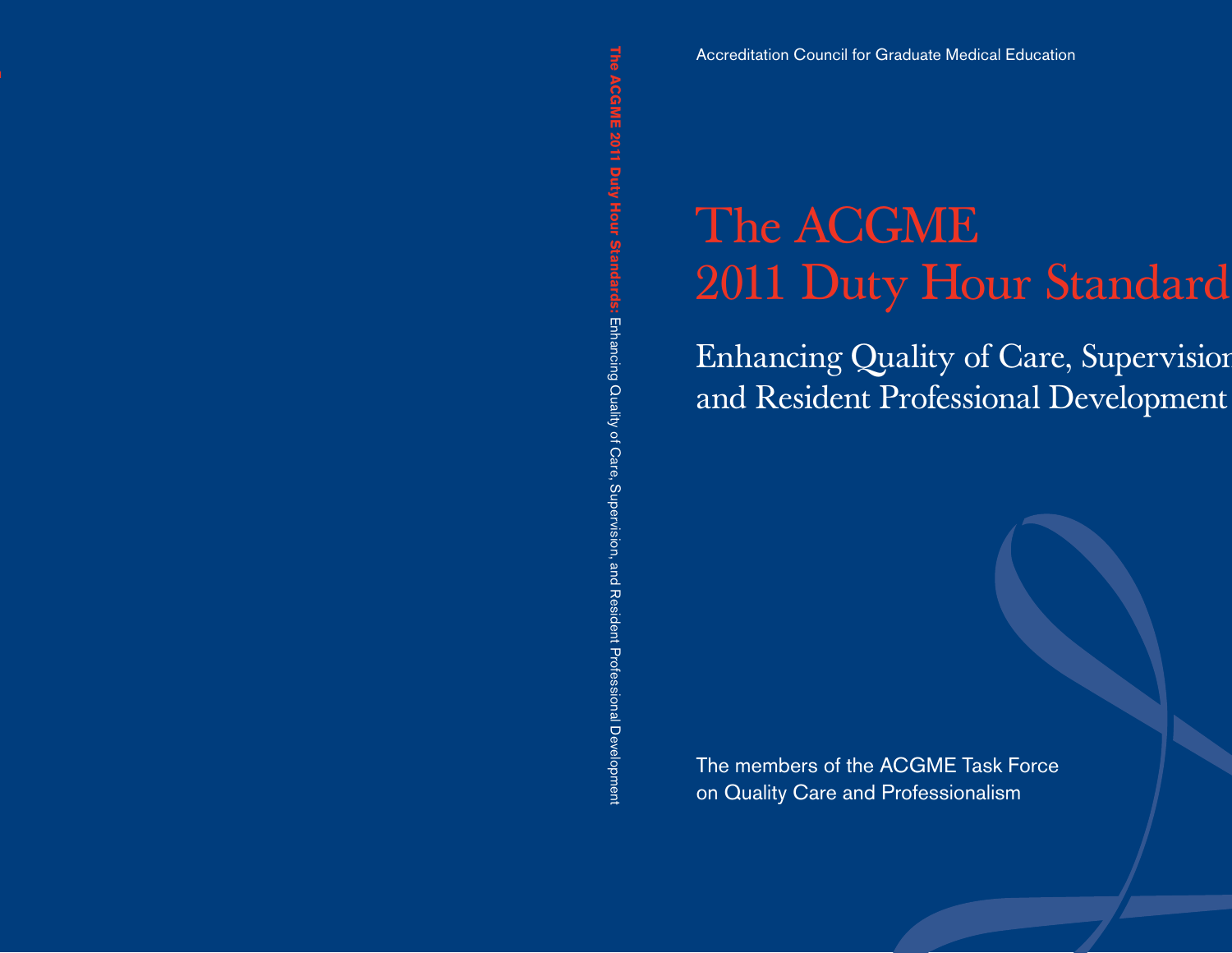Accreditation Council for Graduate Medical Education

# The ACGME 2011 Duty Hour Standards

## Enhancing Quality of Care, Supervision and Resident Professional Development

The members of the ACGME Task Force on Quality Care and Professionalism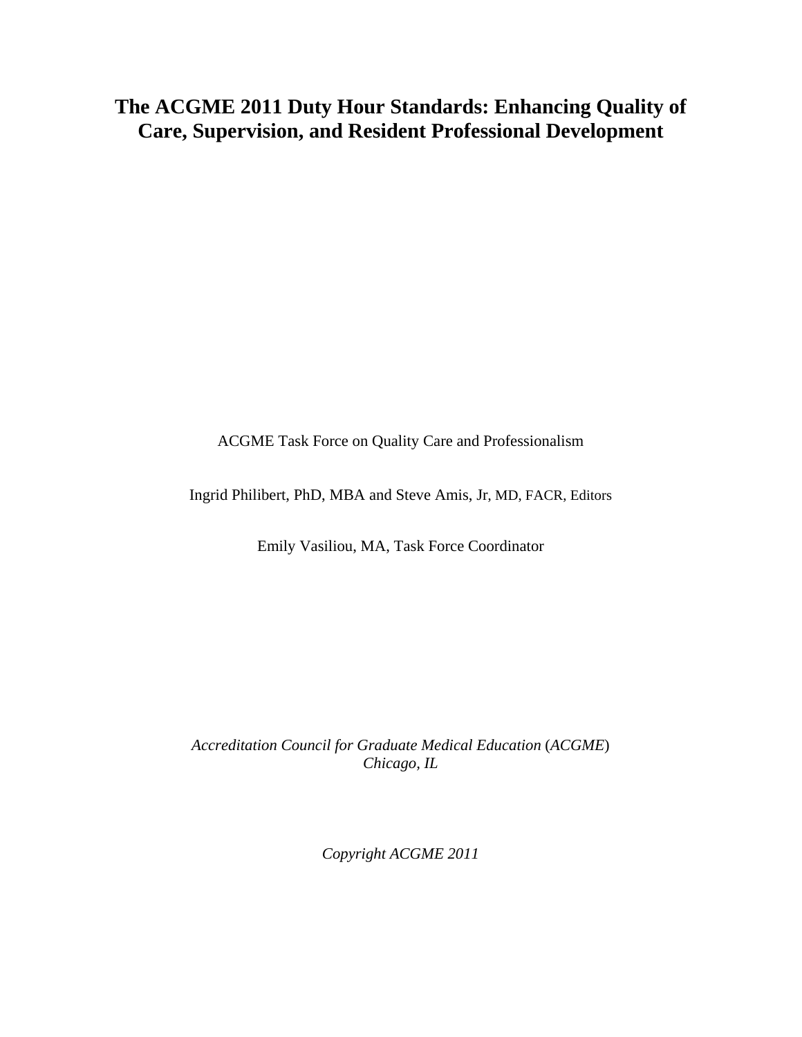# The ACGME 2011 Duty Hour Standards: Enhancing Quality of Care, Supervision, and Resident Professional Development

ACGME Task Force on Quality Care and Professionalism

Ingrid Philibert, PhD, MBA and Steve Amis, Jr, MD, FACR, Editors

Emily Vasiliou, MA, Task Force Coordinator

*Accreditation Council for Graduate Medical Education* (*ACGME*)
*Chicago, IL*

*Copyright ACGME 2011*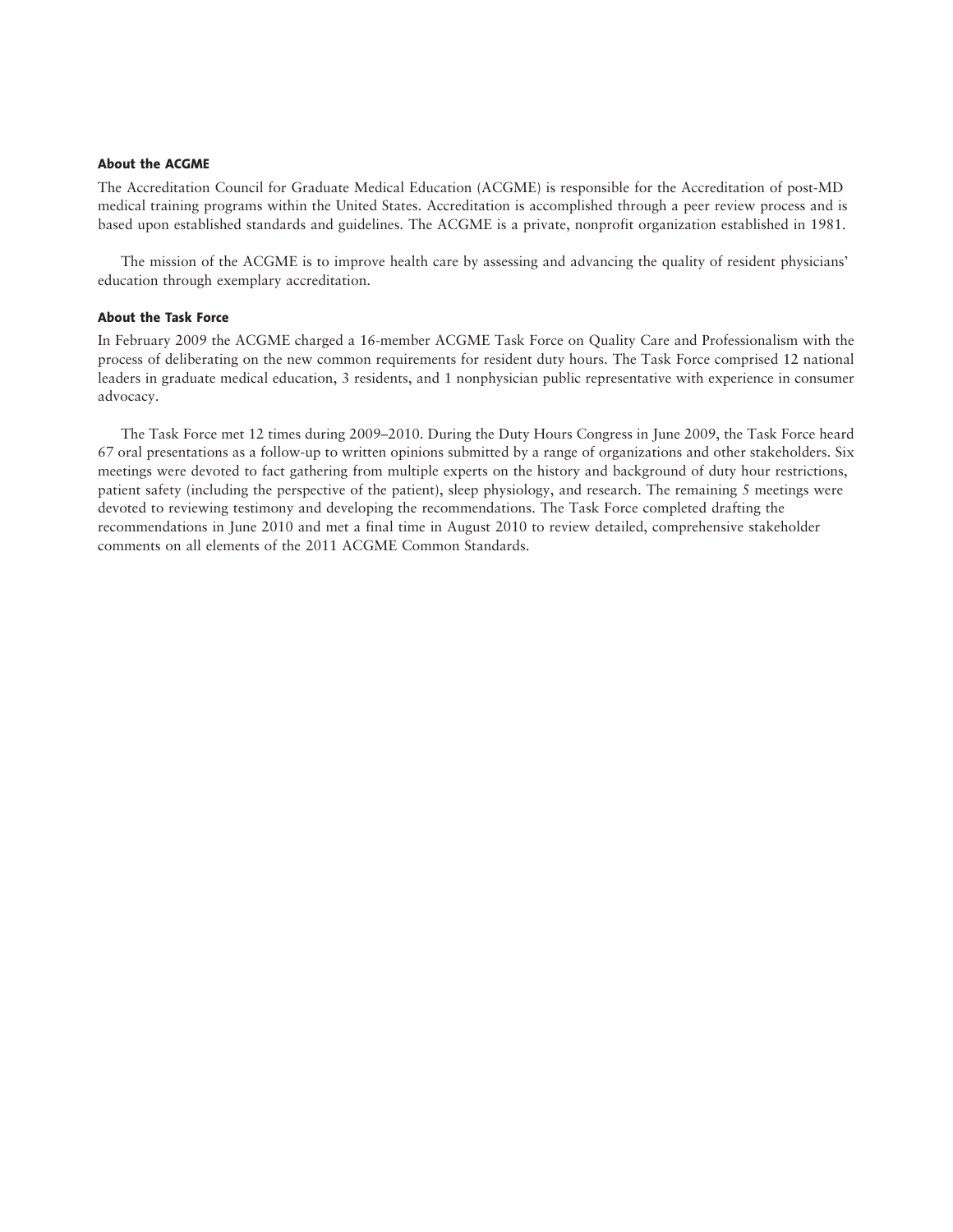### About the ACGME

The Accreditation Council for Graduate Medical Education (ACGME) is responsible for the Accreditation of post-MD medical training programs within the United States. Accreditation is accomplished through a peer review process and is based upon established standards and guidelines. The ACGME is a private, nonprofit organization established in 1981.

The mission of the ACGME is to improve health care by assessing and advancing the quality of resident physicians' education through exemplary accreditation.

### About the Task Force

In February 2009 the ACGME charged a 16-member ACGME Task Force on Quality Care and Professionalism with the process of deliberating on the new common requirements for resident duty hours. The Task Force comprised 12 national leaders in graduate medical education, 3 residents, and 1 nonphysician public representative with experience in consumer advocacy.

The Task Force met 12 times during 2009–2010. During the Duty Hours Congress in June 2009, the Task Force heard 67 oral presentations as a follow-up to written opinions submitted by a range of organizations and other stakeholders. Six meetings were devoted to fact gathering from multiple experts on the history and background of duty hour restrictions, patient safety (including the perspective of the patient), sleep physiology, and research. The remaining 5 meetings were devoted to reviewing testimony and developing the recommendations. The Task Force completed drafting the recommendations in June 2010 and met a final time in August 2010 to review detailed, comprehensive stakeholder comments on all elements of the 2011 ACGME Common Standards.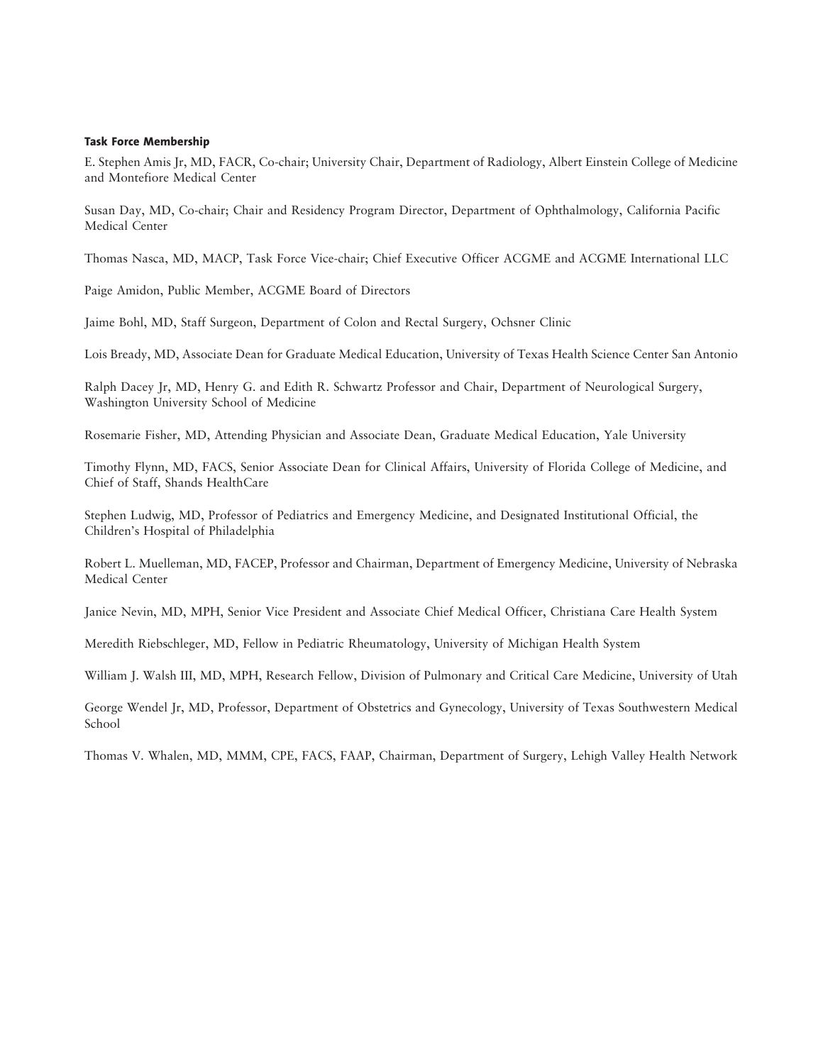### Task Force Membership

E. Stephen Amis Jr, MD, FACR, Co-chair; University Chair, Department of Radiology, Albert Einstein College of Medicine and Montefiore Medical Center

Susan Day, MD, Co-chair; Chair and Residency Program Director, Department of Ophthalmology, California Pacific Medical Center

Thomas Nasca, MD, MACP, Task Force Vice-chair; Chief Executive Officer ACGME and ACGME International LLC

Paige Amidon, Public Member, ACGME Board of Directors

Jaime Bohl, MD, Staff Surgeon, Department of Colon and Rectal Surgery, Ochsner Clinic

Lois Bready, MD, Associate Dean for Graduate Medical Education, University of Texas Health Science Center San Antonio

Ralph Dacey Jr, MD, Henry G. and Edith R. Schwartz Professor and Chair, Department of Neurological Surgery, Washington University School of Medicine

Rosemarie Fisher, MD, Attending Physician and Associate Dean, Graduate Medical Education, Yale University

Timothy Flynn, MD, FACS, Senior Associate Dean for Clinical Affairs, University of Florida College of Medicine, and Chief of Staff, Shands HealthCare

Stephen Ludwig, MD, Professor of Pediatrics and Emergency Medicine, and Designated Institutional Official, the Children's Hospital of Philadelphia

Robert L. Muelleman, MD, FACEP, Professor and Chairman, Department of Emergency Medicine, University of Nebraska Medical Center

Janice Nevin, MD, MPH, Senior Vice President and Associate Chief Medical Officer, Christiana Care Health System

Meredith Riebschleger, MD, Fellow in Pediatric Rheumatology, University of Michigan Health System

William J. Walsh III, MD, MPH, Research Fellow, Division of Pulmonary and Critical Care Medicine, University of Utah

George Wendel Jr, MD, Professor, Department of Obstetrics and Gynecology, University of Texas Southwestern Medical School

Thomas V. Whalen, MD, MMM, CPE, FACS, FAAP, Chairman, Department of Surgery, Lehigh Valley Health Network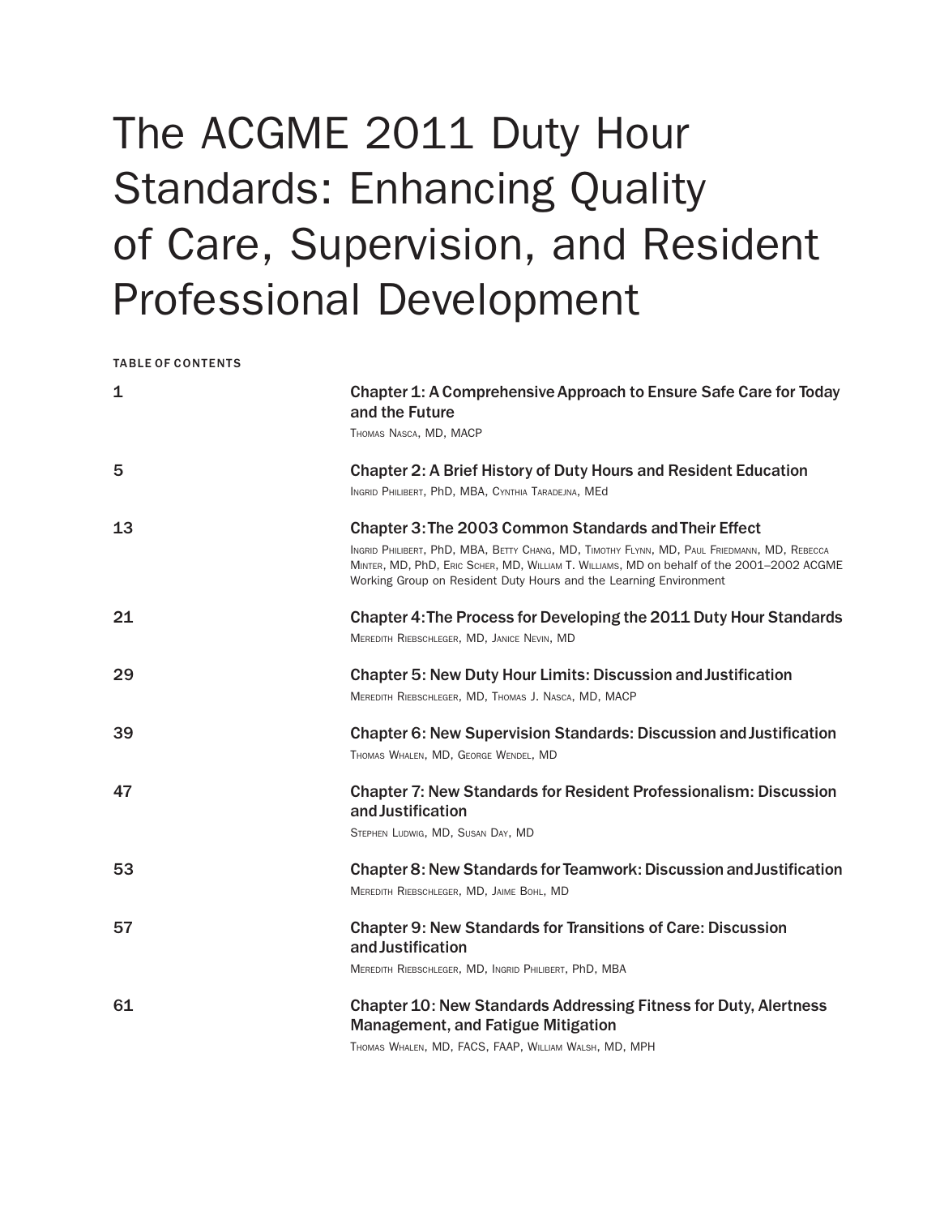# The ACGME 2011 Duty Hour Standards: Enhancing Quality of Care, Supervision, and Resident Professional Development

**TABLE OF CONTENTS**

| | |
|---|---|
| 1 | **Chapter 1: A Comprehensive Approach to Ensure Safe Care for Today and the Future**<br>Thomas Nasca, MD, MACP |
| 5 | **Chapter 2: A Brief History of Duty Hours and Resident Education**<br>Ingrid Philibert, PhD, MBA, Cynthia Taradejna, MEd |
| 13 | **Chapter 3: The 2003 Common Standards and Their Effect**<br>Ingrid Philibert, PhD, MBA, Betty Chang, MD, Timothy Flynn, MD, Paul Friedmann, MD, Rebecca Minter, MD, PhD, Eric Scher, MD, William T. Williams, MD on behalf of the 2001–2002 ACGME Working Group on Resident Duty Hours and the Learning Environment |
| 21 | **Chapter 4: The Process for Developing the 2011 Duty Hour Standards**<br>Meredith Riebschleger, MD, Janice Nevin, MD |
| 29 | **Chapter 5: New Duty Hour Limits: Discussion and Justification**<br>Meredith Riebschleger, MD, Thomas J. Nasca, MD, MACP |
| 39 | **Chapter 6: New Supervision Standards: Discussion and Justification**<br>Thomas Whalen, MD, George Wendel, MD |
| 47 | **Chapter 7: New Standards for Resident Professionalism: Discussion and Justification**<br>Stephen Ludwig, MD, Susan Day, MD |
| 53 | **Chapter 8: New Standards for Teamwork: Discussion and Justification**<br>Meredith Riebschleger, MD, Jaime Bohl, MD |
| 57 | **Chapter 9: New Standards for Transitions of Care: Discussion and Justification**<br>Meredith Riebschleger, MD, Ingrid Philibert, PhD, MBA |
| 61 | **Chapter 10: New Standards Addressing Fitness for Duty, Alertness Management, and Fatigue Mitigation**<br>Thomas Whalen, MD, FACS, FAAP, William Walsh, MD, MPH |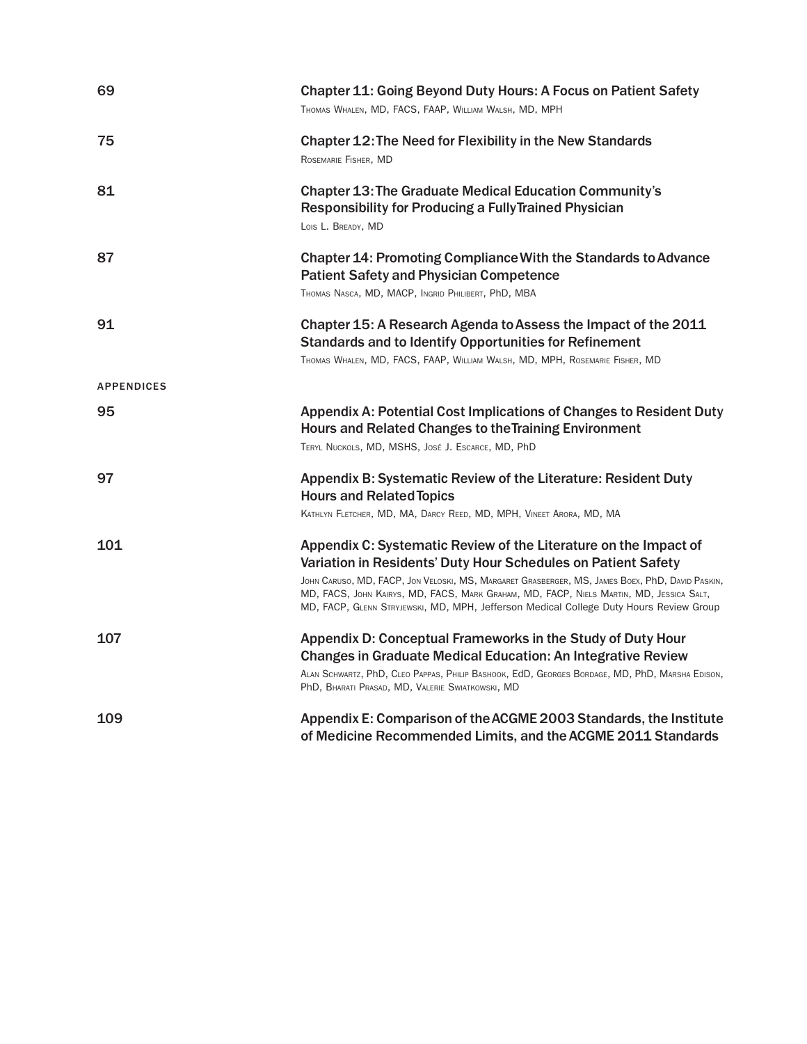69

**Chapter 11: Going Beyond Duty Hours: A Focus on Patient Safety**
Thomas Whalen, MD, FACS, FAAP, William Walsh, MD, MPH

75

**Chapter 12: The Need for Flexibility in the New Standards**
Rosemarie Fisher, MD

81

**Chapter 13: The Graduate Medical Education Community's Responsibility for Producing a Fully Trained Physician**
Lois L. Bready, MD

87

**Chapter 14: Promoting Compliance With the Standards to Advance Patient Safety and Physician Competence**
Thomas Nasca, MD, MACP, Ingrid Philibert, PhD, MBA

91

**Chapter 15: A Research Agenda to Assess the Impact of the 2011 Standards and to Identify Opportunities for Refinement**
Thomas Whalen, MD, FACS, FAAP, William Walsh, MD, MPH, Rosemarie Fisher, MD

APPENDICES

95

**Appendix A: Potential Cost Implications of Changes to Resident Duty Hours and Related Changes to the Training Environment**
Teryl Nuckols, MD, MSHS, José J. Escarce, MD, PhD

97

**Appendix B: Systematic Review of the Literature: Resident Duty Hours and Related Topics**
Kathlyn Fletcher, MD, MA, Darcy Reed, MD, MPH, Vineet Arora, MD, MA

101

**Appendix C: Systematic Review of the Literature on the Impact of Variation in Residents' Duty Hour Schedules on Patient Safety**
John Caruso, MD, FACP, Jon Veloski, MS, Margaret Grasberger, MS, James Boex, PhD, David Paskin, MD, FACS, John Kairys, MD, FACS, Mark Graham, MD, FACP, Niels Martin, MD, Jessica Salt, MD, FACP, Glenn Stryjewski, MD, MPH, Jefferson Medical College Duty Hours Review Group

107

**Appendix D: Conceptual Frameworks in the Study of Duty Hour Changes in Graduate Medical Education: An Integrative Review**
Alan Schwartz, PhD, Cleo Pappas, Philip Bashook, EdD, Georges Bordage, MD, PhD, Marsha Edison, PhD, Bharati Prasad, MD, Valerie Swiatkowski, MD

109

**Appendix E: Comparison of the ACGME 2003 Standards, the Institute of Medicine Recommended Limits, and the ACGME 2011 Standards**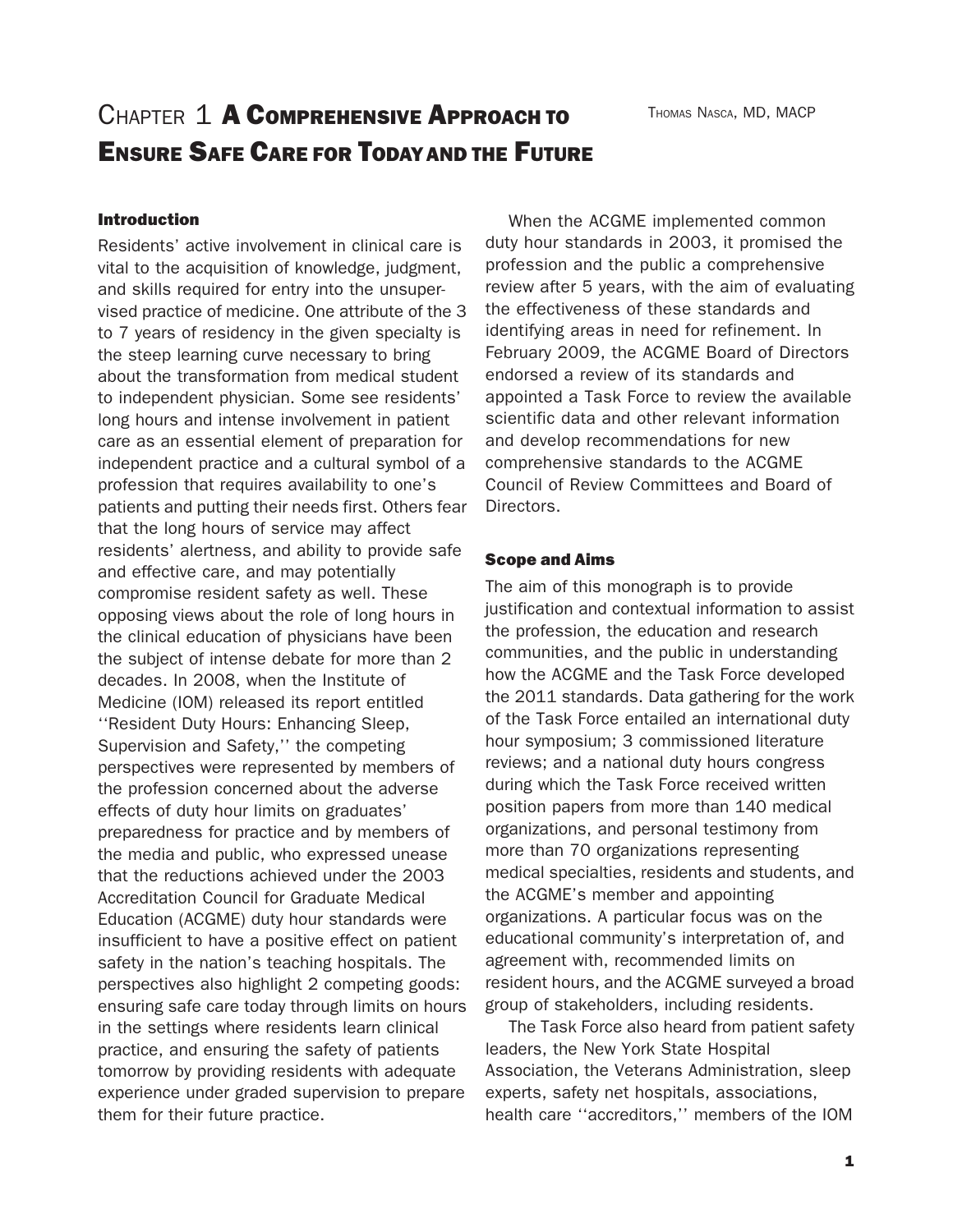# Chapter 1 A Comprehensive Approach to Ensure Safe Care for Today and the Future

Thomas Nasca, MD, MACP

## Introduction

Residents' active involvement in clinical care is vital to the acquisition of knowledge, judgment, and skills required for entry into the unsupervised practice of medicine. One attribute of the 3 to 7 years of residency in the given specialty is the steep learning curve necessary to bring about the transformation from medical student to independent physician. Some see residents' long hours and intense involvement in patient care as an essential element of preparation for independent practice and a cultural symbol of a profession that requires availability to one's patients and putting their needs first. Others fear that the long hours of service may affect residents' alertness, and ability to provide safe and effective care, and may potentially compromise resident safety as well. These opposing views about the role of long hours in the clinical education of physicians have been the subject of intense debate for more than 2 decades. In 2008, when the Institute of Medicine (IOM) released its report entitled ''Resident Duty Hours: Enhancing Sleep, Supervision and Safety,'' the competing perspectives were represented by members of the profession concerned about the adverse effects of duty hour limits on graduates' preparedness for practice and by members of the media and public, who expressed unease that the reductions achieved under the 2003 Accreditation Council for Graduate Medical Education (ACGME) duty hour standards were insufficient to have a positive effect on patient safety in the nation's teaching hospitals. The perspectives also highlight 2 competing goods: ensuring safe care today through limits on hours in the settings where residents learn clinical practice, and ensuring the safety of patients tomorrow by providing residents with adequate experience under graded supervision to prepare them for their future practice.

When the ACGME implemented common duty hour standards in 2003, it promised the profession and the public a comprehensive review after 5 years, with the aim of evaluating the effectiveness of these standards and identifying areas in need for refinement. In February 2009, the ACGME Board of Directors endorsed a review of its standards and appointed a Task Force to review the available scientific data and other relevant information and develop recommendations for new comprehensive standards to the ACGME Council of Review Committees and Board of Directors.

## Scope and Aims

The aim of this monograph is to provide justification and contextual information to assist the profession, the education and research communities, and the public in understanding how the ACGME and the Task Force developed the 2011 standards. Data gathering for the work of the Task Force entailed an international duty hour symposium; 3 commissioned literature reviews; and a national duty hours congress during which the Task Force received written position papers from more than 140 medical organizations, and personal testimony from more than 70 organizations representing medical specialties, residents and students, and the ACGME's member and appointing organizations. A particular focus was on the educational community's interpretation of, and agreement with, recommended limits on resident hours, and the ACGME surveyed a broad group of stakeholders, including residents.

The Task Force also heard from patient safety leaders, the New York State Hospital Association, the Veterans Administration, sleep experts, safety net hospitals, associations, health care ''accreditors,'' members of the IOM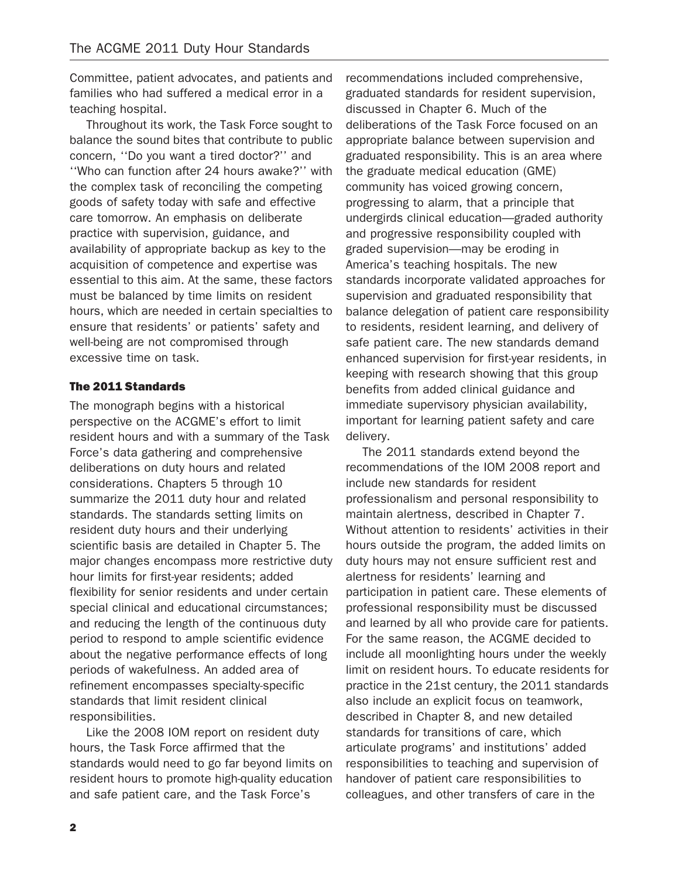Committee, patient advocates, and patients and families who had suffered a medical error in a teaching hospital.

Throughout its work, the Task Force sought to balance the sound bites that contribute to public concern, ''Do you want a tired doctor?'' and ''Who can function after 24 hours awake?'' with the complex task of reconciling the competing goods of safety today with safe and effective care tomorrow. An emphasis on deliberate practice with supervision, guidance, and availability of appropriate backup as key to the acquisition of competence and expertise was essential to this aim. At the same, these factors must be balanced by time limits on resident hours, which are needed in certain specialties to ensure that residents' or patients' safety and well-being are not compromised through excessive time on task.

### The 2011 Standards

The monograph begins with a historical perspective on the ACGME's effort to limit resident hours and with a summary of the Task Force's data gathering and comprehensive deliberations on duty hours and related considerations. Chapters 5 through 10 summarize the 2011 duty hour and related standards. The standards setting limits on resident duty hours and their underlying scientific basis are detailed in Chapter 5. The major changes encompass more restrictive duty hour limits for first-year residents; added flexibility for senior residents and under certain special clinical and educational circumstances; and reducing the length of the continuous duty period to respond to ample scientific evidence about the negative performance effects of long periods of wakefulness. An added area of refinement encompasses specialty-specific standards that limit resident clinical responsibilities.

Like the 2008 IOM report on resident duty hours, the Task Force affirmed that the standards would need to go far beyond limits on resident hours to promote high-quality education and safe patient care, and the Task Force's recommendations included comprehensive, graduated standards for resident supervision, discussed in Chapter 6. Much of the deliberations of the Task Force focused on an appropriate balance between supervision and graduated responsibility. This is an area where the graduate medical education (GME) community has voiced growing concern, progressing to alarm, that a principle that undergirds clinical education—graded authority and progressive responsibility coupled with graded supervision—may be eroding in America's teaching hospitals. The new standards incorporate validated approaches for supervision and graduated responsibility that balance delegation of patient care responsibility to residents, resident learning, and delivery of safe patient care. The new standards demand enhanced supervision for first-year residents, in keeping with research showing that this group benefits from added clinical guidance and immediate supervisory physician availability, important for learning patient safety and care delivery.

The 2011 standards extend beyond the recommendations of the IOM 2008 report and include new standards for resident professionalism and personal responsibility to maintain alertness, described in Chapter 7. Without attention to residents' activities in their hours outside the program, the added limits on duty hours may not ensure sufficient rest and alertness for residents' learning and participation in patient care. These elements of professional responsibility must be discussed and learned by all who provide care for patients. For the same reason, the ACGME decided to include all moonlighting hours under the weekly limit on resident hours. To educate residents for practice in the 21st century, the 2011 standards also include an explicit focus on teamwork, described in Chapter 8, and new detailed standards for transitions of care, which articulate programs' and institutions' added responsibilities to teaching and supervision of handover of patient care responsibilities to colleagues, and other transfers of care in the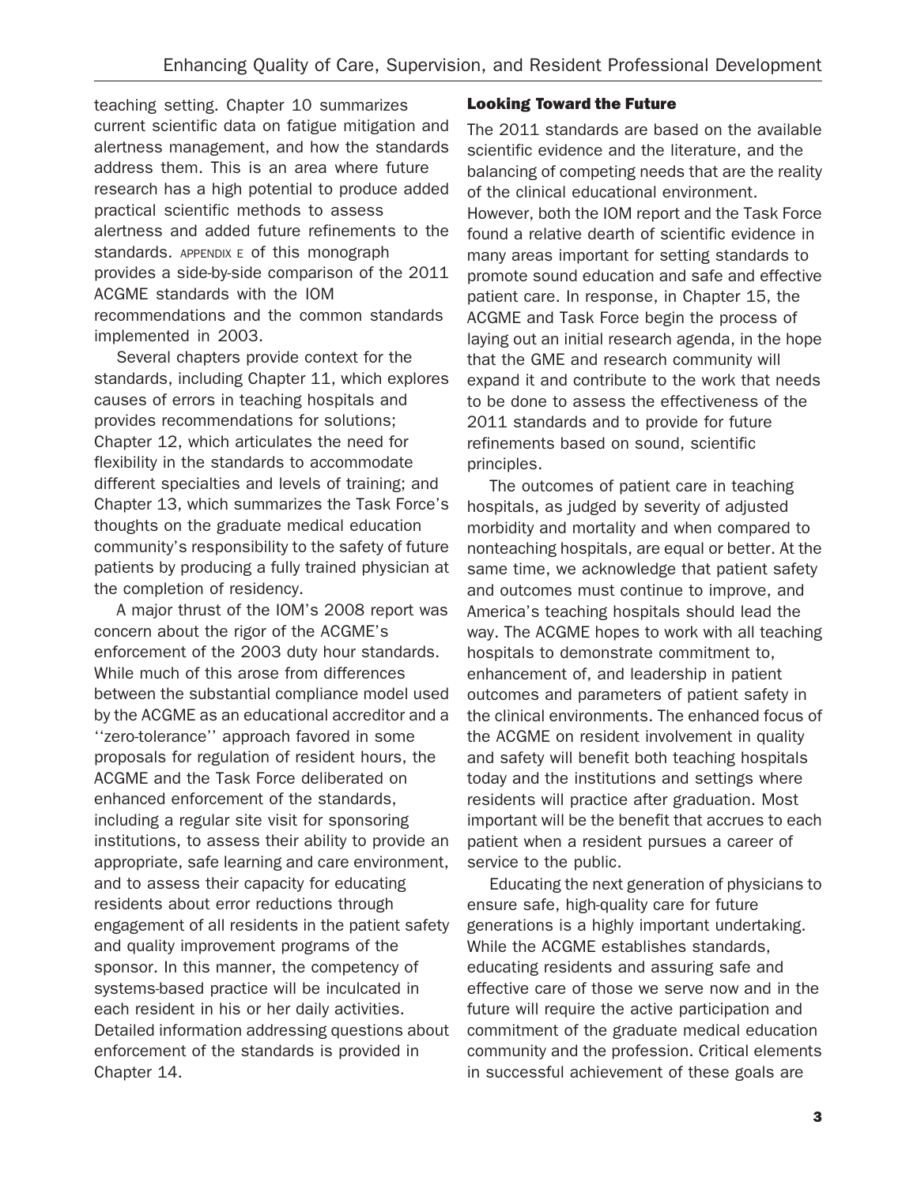teaching setting. Chapter 10 summarizes current scientific data on fatigue mitigation and alertness management, and how the standards address them. This is an area where future research has a high potential to produce added practical scientific methods to assess alertness and added future refinements to the standards. APPENDIX E of this monograph provides a side-by-side comparison of the 2011 ACGME standards with the IOM recommendations and the common standards implemented in 2003.

Several chapters provide context for the standards, including Chapter 11, which explores causes of errors in teaching hospitals and provides recommendations for solutions; Chapter 12, which articulates the need for flexibility in the standards to accommodate different specialties and levels of training; and Chapter 13, which summarizes the Task Force's thoughts on the graduate medical education community's responsibility to the safety of future patients by producing a fully trained physician at the completion of residency.

A major thrust of the IOM's 2008 report was concern about the rigor of the ACGME's enforcement of the 2003 duty hour standards. While much of this arose from differences between the substantial compliance model used by the ACGME as an educational accreditor and a ''zero-tolerance'' approach favored in some proposals for regulation of resident hours, the ACGME and the Task Force deliberated on enhanced enforcement of the standards, including a regular site visit for sponsoring institutions, to assess their ability to provide an appropriate, safe learning and care environment, and to assess their capacity for educating residents about error reductions through engagement of all residents in the patient safety and quality improvement programs of the sponsor. In this manner, the competency of systems-based practice will be inculcated in each resident in his or her daily activities. Detailed information addressing questions about enforcement of the standards is provided in Chapter 14.

## Looking Toward the Future

The 2011 standards are based on the available scientific evidence and the literature, and the balancing of competing needs that are the reality of the clinical educational environment. However, both the IOM report and the Task Force found a relative dearth of scientific evidence in many areas important for setting standards to promote sound education and safe and effective patient care. In response, in Chapter 15, the ACGME and Task Force begin the process of laying out an initial research agenda, in the hope that the GME and research community will expand it and contribute to the work that needs to be done to assess the effectiveness of the 2011 standards and to provide for future refinements based on sound, scientific principles.

The outcomes of patient care in teaching hospitals, as judged by severity of adjusted morbidity and mortality and when compared to nonteaching hospitals, are equal or better. At the same time, we acknowledge that patient safety and outcomes must continue to improve, and America's teaching hospitals should lead the way. The ACGME hopes to work with all teaching hospitals to demonstrate commitment to, enhancement of, and leadership in patient outcomes and parameters of patient safety in the clinical environments. The enhanced focus of the ACGME on resident involvement in quality and safety will benefit both teaching hospitals today and the institutions and settings where residents will practice after graduation. Most important will be the benefit that accrues to each patient when a resident pursues a career of service to the public.

Educating the next generation of physicians to ensure safe, high-quality care for future generations is a highly important undertaking. While the ACGME establishes standards, educating residents and assuring safe and effective care of those we serve now and in the future will require the active participation and commitment of the graduate medical education community and the profession. Critical elements in successful achievement of these goals are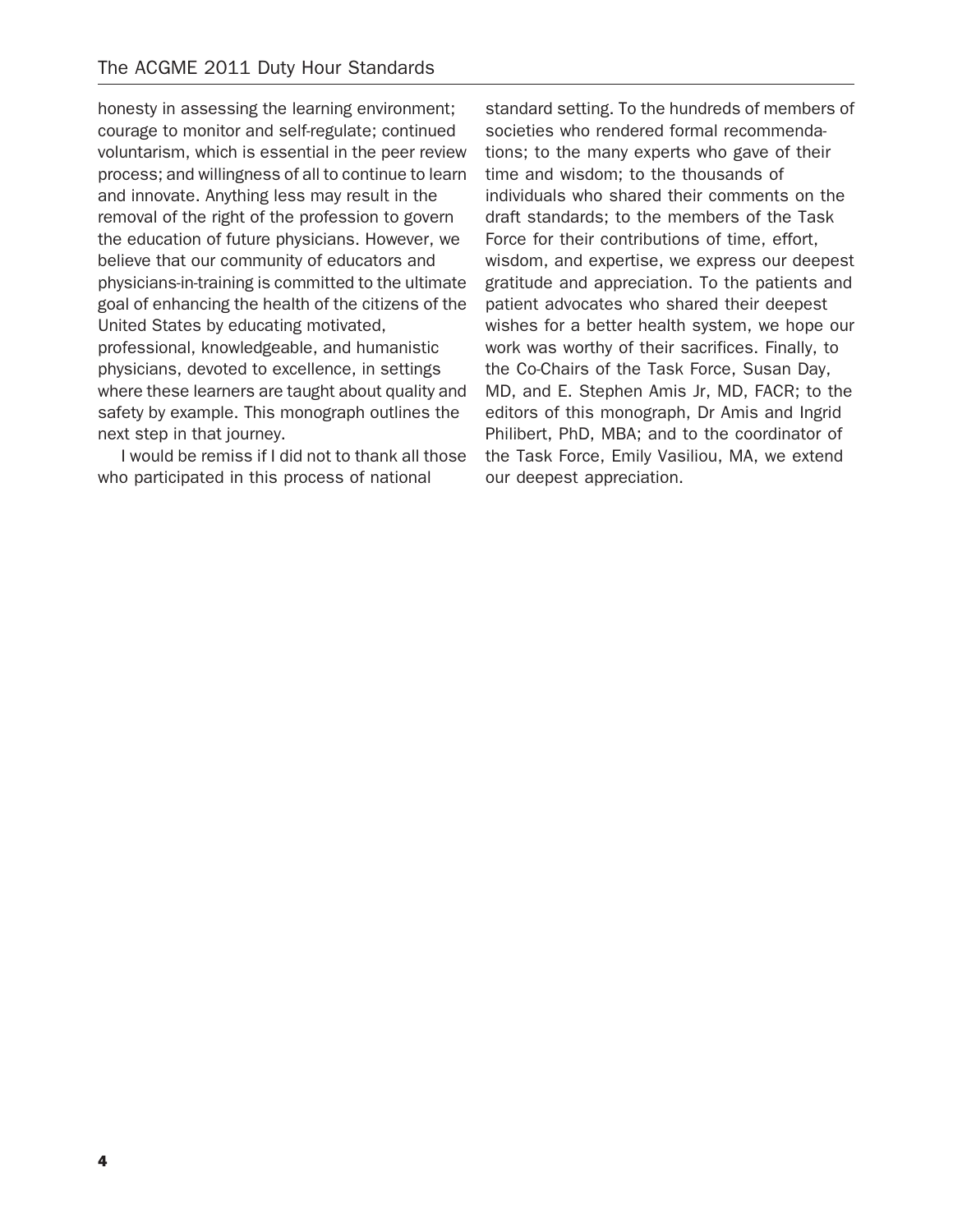honesty in assessing the learning environment; courage to monitor and self-regulate; continued voluntarism, which is essential in the peer review process; and willingness of all to continue to learn and innovate. Anything less may result in the removal of the right of the profession to govern the education of future physicians. However, we believe that our community of educators and physicians-in-training is committed to the ultimate goal of enhancing the health of the citizens of the United States by educating motivated, professional, knowledgeable, and humanistic physicians, devoted to excellence, in settings where these learners are taught about quality and safety by example. This monograph outlines the next step in that journey.

I would be remiss if I did not to thank all those who participated in this process of national standard setting. To the hundreds of members of societies who rendered formal recommendations; to the many experts who gave of their time and wisdom; to the thousands of individuals who shared their comments on the draft standards; to the members of the Task Force for their contributions of time, effort, wisdom, and expertise, we express our deepest gratitude and appreciation. To the patients and patient advocates who shared their deepest wishes for a better health system, we hope our work was worthy of their sacrifices. Finally, to the Co-Chairs of the Task Force, Susan Day, MD, and E. Stephen Amis Jr, MD, FACR; to the editors of this monograph, Dr Amis and Ingrid Philibert, PhD, MBA; and to the coordinator of the Task Force, Emily Vasiliou, MA, we extend our deepest appreciation.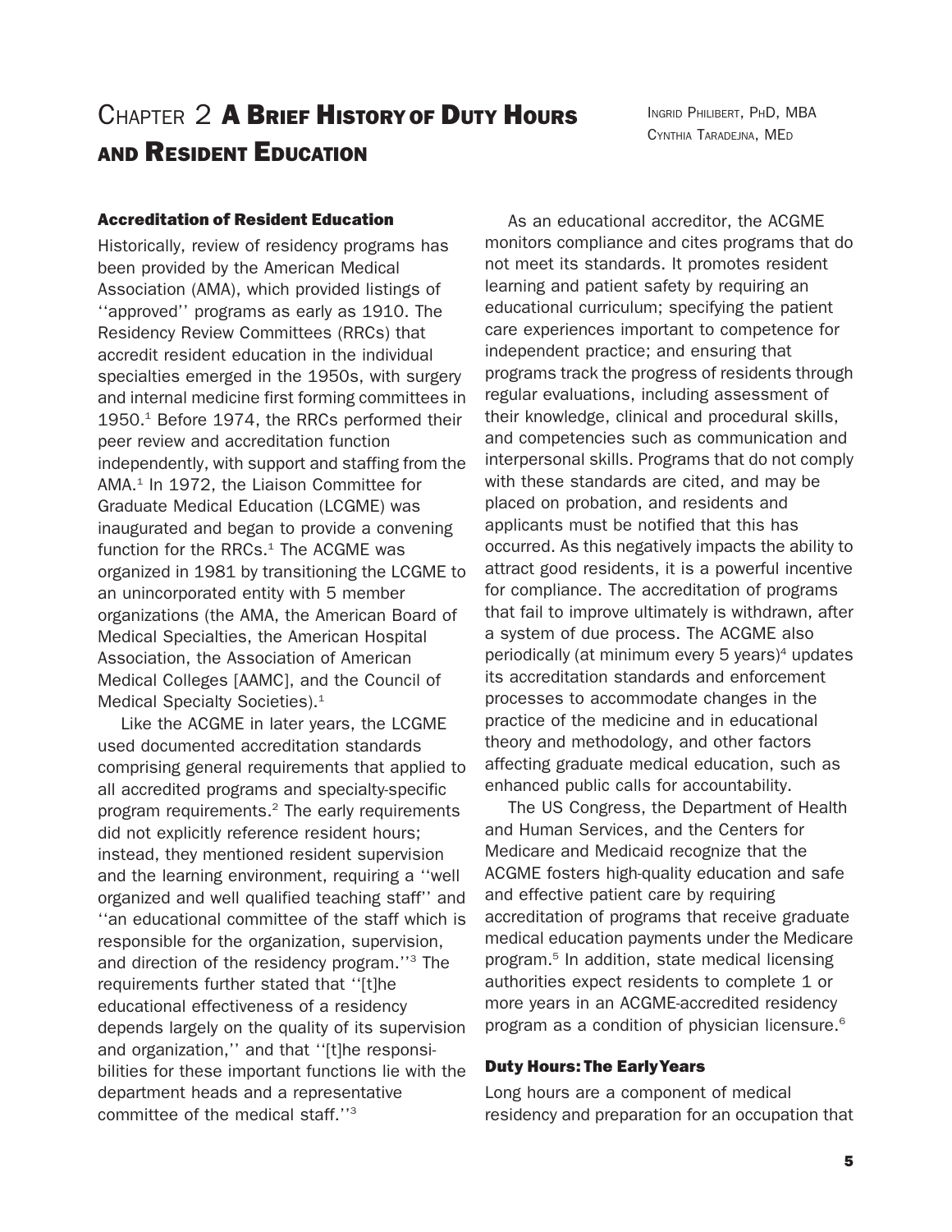# Chapter 2 A Brief History of Duty Hours and Resident Education

Ingrid Philibert, PhD, MBA
Cynthia Taradejna, MEd

### Accreditation of Resident Education

Historically, review of residency programs has been provided by the American Medical Association (AMA), which provided listings of ''approved'' programs as early as 1910. The Residency Review Committees (RRCs) that accredit resident education in the individual specialties emerged in the 1950s, with surgery and internal medicine first forming committees in 1950.[1] Before 1974, the RRCs performed their peer review and accreditation function independently, with support and staffing from the AMA.[1] In 1972, the Liaison Committee for Graduate Medical Education (LCGME) was inaugurated and began to provide a convening function for the RRCs.[1] The ACGME was organized in 1981 by transitioning the LCGME to an unincorporated entity with 5 member organizations (the AMA, the American Board of Medical Specialties, the American Hospital Association, the Association of American Medical Colleges [AAMC], and the Council of Medical Specialty Societies).[1]

Like the ACGME in later years, the LCGME used documented accreditation standards comprising general requirements that applied to all accredited programs and specialty-specific program requirements.[2] The early requirements did not explicitly reference resident hours; instead, they mentioned resident supervision and the learning environment, requiring a ''well organized and well qualified teaching staff'' and ''an educational committee of the staff which is responsible for the organization, supervision, and direction of the residency program.''[3] The requirements further stated that ''[t]he educational effectiveness of a residency depends largely on the quality of its supervision and organization,'' and that ''[t]he responsibilities for these important functions lie with the department heads and a representative committee of the medical staff.''[3]

As an educational accreditor, the ACGME monitors compliance and cites programs that do not meet its standards. It promotes resident learning and patient safety by requiring an educational curriculum; specifying the patient care experiences important to competence for independent practice; and ensuring that programs track the progress of residents through regular evaluations, including assessment of their knowledge, clinical and procedural skills, and competencies such as communication and interpersonal skills. Programs that do not comply with these standards are cited, and may be placed on probation, and residents and applicants must be notified that this has occurred. As this negatively impacts the ability to attract good residents, it is a powerful incentive for compliance. The accreditation of programs that fail to improve ultimately is withdrawn, after a system of due process. The ACGME also periodically (at minimum every 5 years)[4] updates its accreditation standards and enforcement processes to accommodate changes in the practice of the medicine and in educational theory and methodology, and other factors affecting graduate medical education, such as enhanced public calls for accountability.

The US Congress, the Department of Health and Human Services, and the Centers for Medicare and Medicaid recognize that the ACGME fosters high-quality education and safe and effective patient care by requiring accreditation of programs that receive graduate medical education payments under the Medicare program.[5] In addition, state medical licensing authorities expect residents to complete 1 or more years in an ACGME-accredited residency program as a condition of physician licensure.[6]

### Duty Hours: The Early Years

Long hours are a component of medical residency and preparation for an occupation that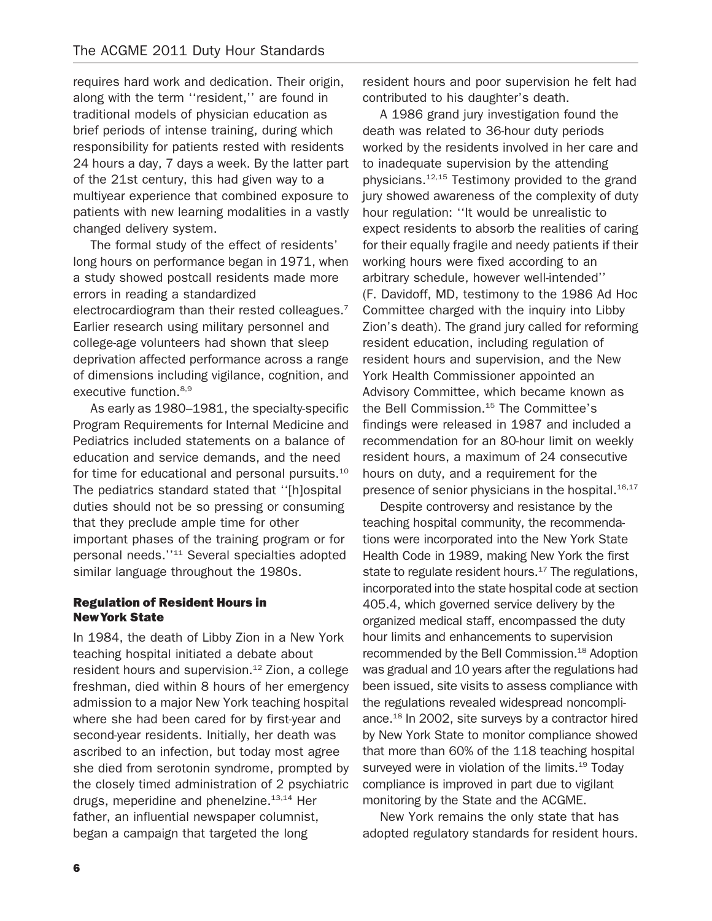requires hard work and dedication. Their origin, along with the term ''resident,'' are found in traditional models of physician education as brief periods of intense training, during which responsibility for patients rested with residents 24 hours a day, 7 days a week. By the latter part of the 21st century, this had given way to a multiyear experience that combined exposure to patients with new learning modalities in a vastly changed delivery system.

The formal study of the effect of residents' long hours on performance began in 1971, when a study showed postcall residents made more errors in reading a standardized electrocardiogram than their rested colleagues.[7] Earlier research using military personnel and college-age volunteers had shown that sleep deprivation affected performance across a range of dimensions including vigilance, cognition, and executive function.[8,9]

As early as 1980–1981, the specialty-specific Program Requirements for Internal Medicine and Pediatrics included statements on a balance of education and service demands, and the need for time for educational and personal pursuits.[10] The pediatrics standard stated that ''[h]ospital duties should not be so pressing or consuming that they preclude ample time for other important phases of the training program or for personal needs.''[11] Several specialties adopted similar language throughout the 1980s.

### Regulation of Resident Hours in New York State

In 1984, the death of Libby Zion in a New York teaching hospital initiated a debate about resident hours and supervision.[12] Zion, a college freshman, died within 8 hours of her emergency admission to a major New York teaching hospital where she had been cared for by first-year and second-year residents. Initially, her death was ascribed to an infection, but today most agree she died from serotonin syndrome, prompted by the closely timed administration of 2 psychiatric drugs, meperidine and phenelzine.[13,14] Her father, an influential newspaper columnist, began a campaign that targeted the long resident hours and poor supervision he felt had contributed to his daughter's death.

A 1986 grand jury investigation found the death was related to 36-hour duty periods worked by the residents involved in her care and to inadequate supervision by the attending physicians.[12,15] Testimony provided to the grand jury showed awareness of the complexity of duty hour regulation: ''It would be unrealistic to expect residents to absorb the realities of caring for their equally fragile and needy patients if their working hours were fixed according to an arbitrary schedule, however well-intended'' (F. Davidoff, MD, testimony to the 1986 Ad Hoc Committee charged with the inquiry into Libby Zion's death). The grand jury called for reforming resident education, including regulation of resident hours and supervision, and the New York Health Commissioner appointed an Advisory Committee, which became known as the Bell Commission.[15] The Committee's findings were released in 1987 and included a recommendation for an 80-hour limit on weekly resident hours, a maximum of 24 consecutive hours on duty, and a requirement for the presence of senior physicians in the hospital.[16,17]

Despite controversy and resistance by the teaching hospital community, the recommendations were incorporated into the New York State Health Code in 1989, making New York the first state to regulate resident hours.[17] The regulations, incorporated into the state hospital code at section 405.4, which governed service delivery by the organized medical staff, encompassed the duty hour limits and enhancements to supervision recommended by the Bell Commission.[18] Adoption was gradual and 10 years after the regulations had been issued, site visits to assess compliance with the regulations revealed widespread noncompliance.[18] In 2002, site surveys by a contractor hired by New York State to monitor compliance showed that more than 60% of the 118 teaching hospital surveyed were in violation of the limits.[19] Today compliance is improved in part due to vigilant monitoring by the State and the ACGME.

New York remains the only state that has adopted regulatory standards for resident hours.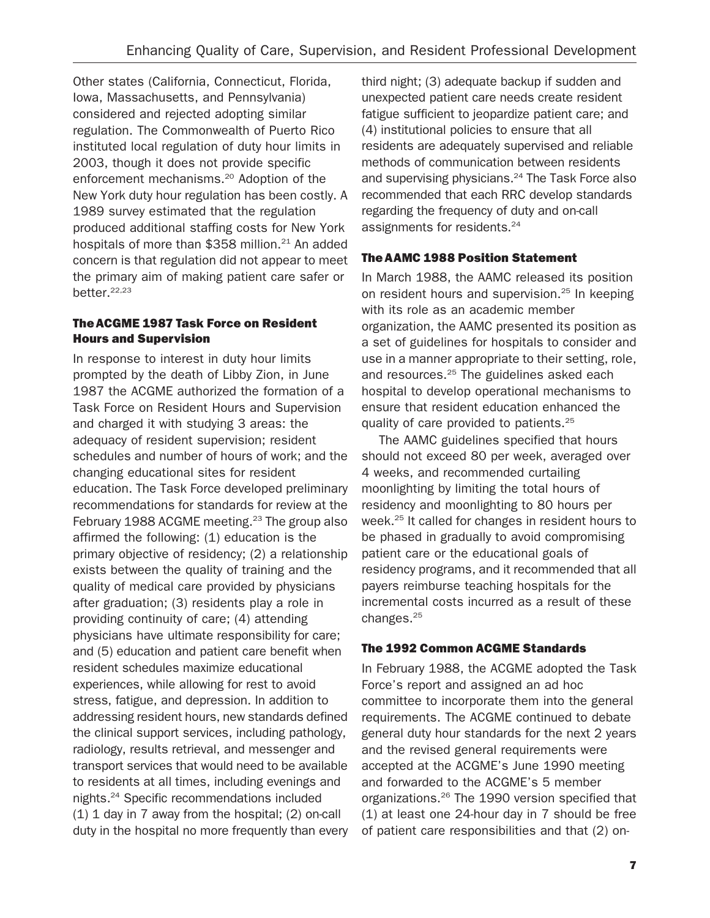Other states (California, Connecticut, Florida, Iowa, Massachusetts, and Pennsylvania) considered and rejected adopting similar regulation. The Commonwealth of Puerto Rico instituted local regulation of duty hour limits in 2003, though it does not provide specific enforcement mechanisms.[20] Adoption of the New York duty hour regulation has been costly. A 1989 survey estimated that the regulation produced additional staffing costs for New York hospitals of more than $358 million.[21] An added concern is that regulation did not appear to meet the primary aim of making patient care safer or better.[22,23]

### The ACGME 1987 Task Force on Resident Hours and Supervision

In response to interest in duty hour limits prompted by the death of Libby Zion, in June 1987 the ACGME authorized the formation of a Task Force on Resident Hours and Supervision and charged it with studying 3 areas: the adequacy of resident supervision; resident schedules and number of hours of work; and the changing educational sites for resident education. The Task Force developed preliminary recommendations for standards for review at the February 1988 ACGME meeting.[23] The group also affirmed the following: (1) education is the primary objective of residency; (2) a relationship exists between the quality of training and the quality of medical care provided by physicians after graduation; (3) residents play a role in providing continuity of care; (4) attending physicians have ultimate responsibility for care; and (5) education and patient care benefit when resident schedules maximize educational experiences, while allowing for rest to avoid stress, fatigue, and depression. In addition to addressing resident hours, new standards defined the clinical support services, including pathology, radiology, results retrieval, and messenger and transport services that would need to be available to residents at all times, including evenings and nights.[24] Specific recommendations included (1) 1 day in 7 away from the hospital; (2) on-call duty in the hospital no more frequently than every third night; (3) adequate backup if sudden and unexpected patient care needs create resident fatigue sufficient to jeopardize patient care; and (4) institutional policies to ensure that all residents are adequately supervised and reliable methods of communication between residents and supervising physicians.[24] The Task Force also recommended that each RRC develop standards regarding the frequency of duty and on-call assignments for residents.[24]

### The AAMC 1988 Position Statement

In March 1988, the AAMC released its position on resident hours and supervision.[25] In keeping with its role as an academic member organization, the AAMC presented its position as a set of guidelines for hospitals to consider and use in a manner appropriate to their setting, role, and resources.[25] The guidelines asked each hospital to develop operational mechanisms to ensure that resident education enhanced the quality of care provided to patients.[25]

The AAMC guidelines specified that hours should not exceed 80 per week, averaged over 4 weeks, and recommended curtailing moonlighting by limiting the total hours of residency and moonlighting to 80 hours per week.[25] It called for changes in resident hours to be phased in gradually to avoid compromising patient care or the educational goals of residency programs, and it recommended that all payers reimburse teaching hospitals for the incremental costs incurred as a result of these changes.[25]

### The 1992 Common ACGME Standards

In February 1988, the ACGME adopted the Task Force's report and assigned an ad hoc committee to incorporate them into the general requirements. The ACGME continued to debate general duty hour standards for the next 2 years and the revised general requirements were accepted at the ACGME's June 1990 meeting and forwarded to the ACGME's 5 member organizations.[26] The 1990 version specified that (1) at least one 24-hour day in 7 should be free of patient care responsibilities and that (2) on-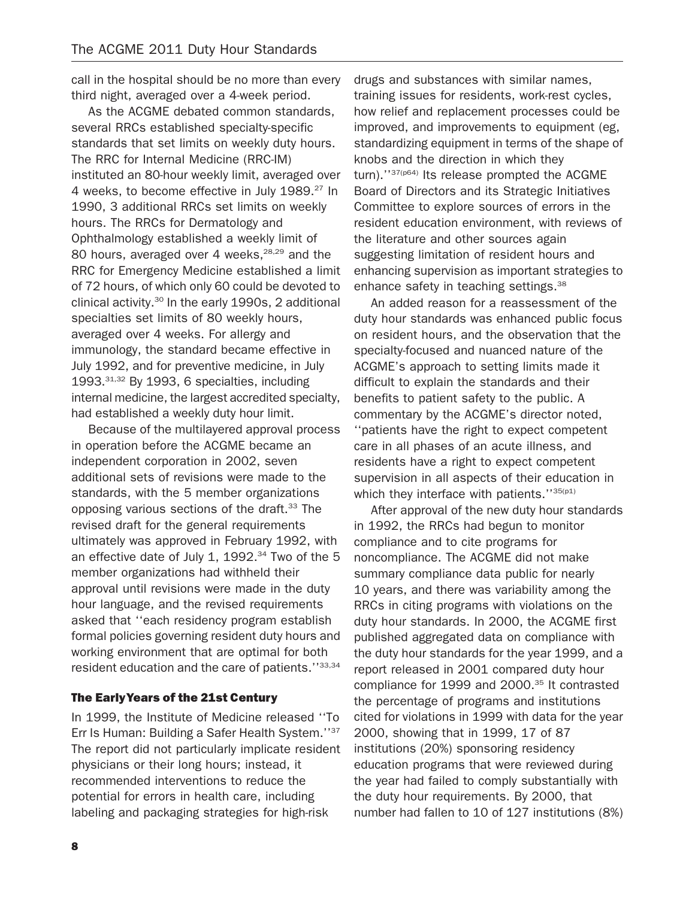call in the hospital should be no more than every third night, averaged over a 4-week period.

As the ACGME debated common standards, several RRCs established specialty-specific standards that set limits on weekly duty hours. The RRC for Internal Medicine (RRC-IM) instituted an 80-hour weekly limit, averaged over 4 weeks, to become effective in July 1989.[27] In 1990, 3 additional RRCs set limits on weekly hours. The RRCs for Dermatology and Ophthalmology established a weekly limit of 80 hours, averaged over 4 weeks,[28,29] and the RRC for Emergency Medicine established a limit of 72 hours, of which only 60 could be devoted to clinical activity.[30] In the early 1990s, 2 additional specialties set limits of 80 weekly hours, averaged over 4 weeks. For allergy and immunology, the standard became effective in July 1992, and for preventive medicine, in July 1993.[31,32] By 1993, 6 specialties, including internal medicine, the largest accredited specialty, had established a weekly duty hour limit.

Because of the multilayered approval process in operation before the ACGME became an independent corporation in 2002, seven additional sets of revisions were made to the standards, with the 5 member organizations opposing various sections of the draft.[33] The revised draft for the general requirements ultimately was approved in February 1992, with an effective date of July 1, 1992.[34] Two of the 5 member organizations had withheld their approval until revisions were made in the duty hour language, and the revised requirements asked that ''each residency program establish formal policies governing resident duty hours and working environment that are optimal for both resident education and the care of patients.''[33,34]

### The Early Years of the 21st Century

In 1999, the Institute of Medicine released ''To Err Is Human: Building a Safer Health System.''[37] The report did not particularly implicate resident physicians or their long hours; instead, it recommended interventions to reduce the potential for errors in health care, including labeling and packaging strategies for high-risk drugs and substances with similar names, training issues for residents, work-rest cycles, how relief and replacement processes could be improved, and improvements to equipment (eg, standardizing equipment in terms of the shape of knobs and the direction in which they turn).''[37(p64)] Its release prompted the ACGME Board of Directors and its Strategic Initiatives Committee to explore sources of errors in the resident education environment, with reviews of the literature and other sources again suggesting limitation of resident hours and enhancing supervision as important strategies to enhance safety in teaching settings.[38]

An added reason for a reassessment of the duty hour standards was enhanced public focus on resident hours, and the observation that the specialty-focused and nuanced nature of the ACGME's approach to setting limits made it difficult to explain the standards and their benefits to patient safety to the public. A commentary by the ACGME's director noted, ''patients have the right to expect competent care in all phases of an acute illness, and residents have a right to expect competent supervision in all aspects of their education in which they interface with patients.''[35(p1)]

After approval of the new duty hour standards in 1992, the RRCs had begun to monitor compliance and to cite programs for noncompliance. The ACGME did not make summary compliance data public for nearly 10 years, and there was variability among the RRCs in citing programs with violations on the duty hour standards. In 2000, the ACGME first published aggregated data on compliance with the duty hour standards for the year 1999, and a report released in 2001 compared duty hour compliance for 1999 and 2000.[35] It contrasted the percentage of programs and institutions cited for violations in 1999 with data for the year 2000, showing that in 1999, 17 of 87 institutions (20%) sponsoring residency education programs that were reviewed during the year had failed to comply substantially with the duty hour requirements. By 2000, that number had fallen to 10 of 127 institutions (8%)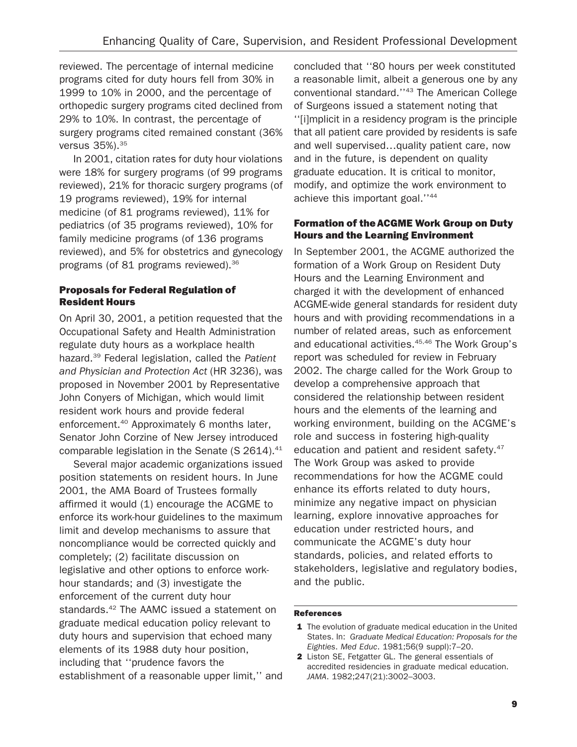reviewed. The percentage of internal medicine programs cited for duty hours fell from 30% in 1999 to 10% in 2000, and the percentage of orthopedic surgery programs cited declined from 29% to 10%. In contrast, the percentage of surgery programs cited remained constant (36% versus 35%).[35]

In 2001, citation rates for duty hour violations were 18% for surgery programs (of 99 programs reviewed), 21% for thoracic surgery programs (of 19 programs reviewed), 19% for internal medicine (of 81 programs reviewed), 11% for pediatrics (of 35 programs reviewed), 10% for family medicine programs (of 136 programs reviewed), and 5% for obstetrics and gynecology programs (of 81 programs reviewed).[36]

### Proposals for Federal Regulation of Resident Hours

On April 30, 2001, a petition requested that the Occupational Safety and Health Administration regulate duty hours as a workplace health hazard.[39] Federal legislation, called the *Patient and Physician and Protection Act* (HR 3236), was proposed in November 2001 by Representative John Conyers of Michigan, which would limit resident work hours and provide federal enforcement.[40] Approximately 6 months later, Senator John Corzine of New Jersey introduced comparable legislation in the Senate (S 2614).[41]

Several major academic organizations issued position statements on resident hours. In June 2001, the AMA Board of Trustees formally affirmed it would (1) encourage the ACGME to enforce its work-hour guidelines to the maximum limit and develop mechanisms to assure that noncompliance would be corrected quickly and completely; (2) facilitate discussion on legislative and other options to enforce work-hour standards; and (3) investigate the enforcement of the current duty hour standards.[42] The AAMC issued a statement on graduate medical education policy relevant to duty hours and supervision that echoed many elements of its 1988 duty hour position, including that ''prudence favors the establishment of a reasonable upper limit,'' and concluded that ''80 hours per week constituted a reasonable limit, albeit a generous one by any conventional standard.''[43] The American College of Surgeons issued a statement noting that ''[i]mplicit in a residency program is the principle that all patient care provided by residents is safe and well supervised…quality patient care, now and in the future, is dependent on quality graduate education. It is critical to monitor, modify, and optimize the work environment to achieve this important goal.''[44]

### Formation of the ACGME Work Group on Duty Hours and the Learning Environment

In September 2001, the ACGME authorized the formation of a Work Group on Resident Duty Hours and the Learning Environment and charged it with the development of enhanced ACGME-wide general standards for resident duty hours and with providing recommendations in a number of related areas, such as enforcement and educational activities.[45,46] The Work Group's report was scheduled for review in February 2002. The charge called for the Work Group to develop a comprehensive approach that considered the relationship between resident hours and the elements of the learning and working environment, building on the ACGME's role and success in fostering high-quality education and patient and resident safety.[47] The Work Group was asked to provide recommendations for how the ACGME could enhance its efforts related to duty hours, minimize any negative impact on physician learning, explore innovative approaches for education under restricted hours, and communicate the ACGME's duty hour standards, policies, and related efforts to stakeholders, legislative and regulatory bodies, and the public.

#### References

1. The evolution of graduate medical education in the United States. In: *Graduate Medical Education: Proposals for the Eighties*. *Med Educ*. 1981;56(9 suppl):7–20.
2. Liston SE, Fetgatter GL. The general essentials of accredited residencies in graduate medical education. *JAMA*. 1982;247(21):3002–3003.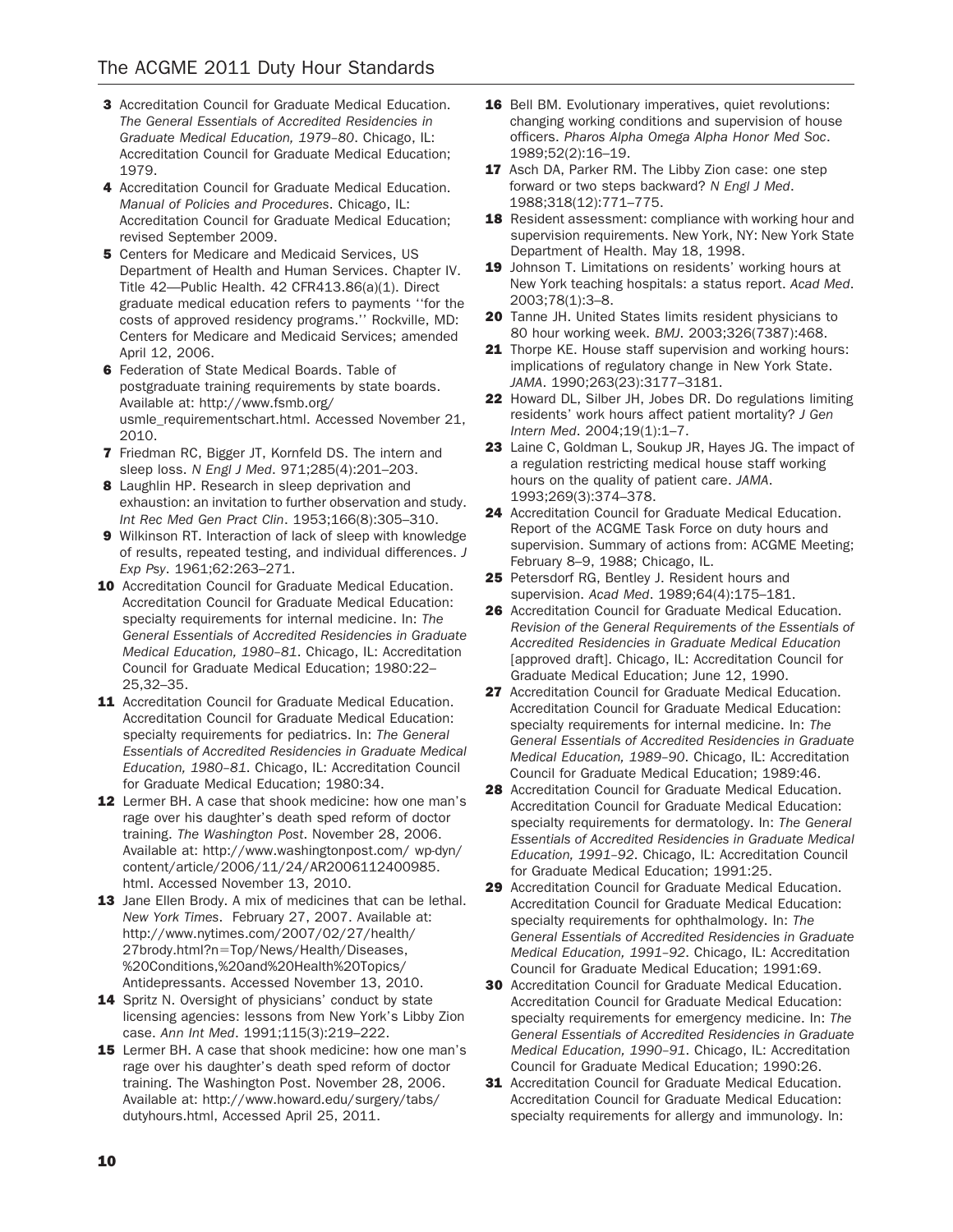3. Accreditation Council for Graduate Medical Education. *The General Essentials of Accredited Residencies in Graduate Medical Education, 1979–80*. Chicago, IL: Accreditation Council for Graduate Medical Education; 1979.
4. Accreditation Council for Graduate Medical Education. *Manual of Policies and Procedures*. Chicago, IL: Accreditation Council for Graduate Medical Education; revised September 2009.
5. Centers for Medicare and Medicaid Services, US Department of Health and Human Services. Chapter IV. Title 42—Public Health. 42 CFR413.86(a)(1). Direct graduate medical education refers to payments ''for the costs of approved residency programs.'' Rockville, MD: Centers for Medicare and Medicaid Services; amended April 12, 2006.
6. Federation of State Medical Boards. Table of postgraduate training requirements by state boards. Available at: http://www.fsmb.org/usmle_requirementschart.html. Accessed November 21, 2010.
7. Friedman RC, Bigger JT, Kornfeld DS. The intern and sleep loss. *N Engl J Med*. 971;285(4):201–203.
8. Laughlin HP. Research in sleep deprivation and exhaustion: an invitation to further observation and study. *Int Rec Med Gen Pract Clin*. 1953;166(8):305–310.
9. Wilkinson RT. Interaction of lack of sleep with knowledge of results, repeated testing, and individual differences. *J Exp Psy*. 1961;62:263–271.
10. Accreditation Council for Graduate Medical Education. Accreditation Council for Graduate Medical Education: specialty requirements for internal medicine. In: *The General Essentials of Accredited Residencies in Graduate Medical Education, 1980–81*. Chicago, IL: Accreditation Council for Graduate Medical Education; 1980:22–25,32–35.
11. Accreditation Council for Graduate Medical Education. Accreditation Council for Graduate Medical Education: specialty requirements for pediatrics. In: *The General Essentials of Accredited Residencies in Graduate Medical Education, 1980–81*. Chicago, IL: Accreditation Council for Graduate Medical Education; 1980:34.
12. Lermer BH. A case that shook medicine: how one man's rage over his daughter's death sped reform of doctor training. *The Washington Post*. November 28, 2006. Available at: http://www.washingtonpost.com/ wp-dyn/content/article/2006/11/24/AR2006112400985.html. Accessed November 13, 2010.
13. Jane Ellen Brody. A mix of medicines that can be lethal. *New York Times*. February 27, 2007. Available at: http://www.nytimes.com/2007/02/27/health/27brody.html?n=Top/News/Health/Diseases,%20Conditions,%20and%20Health%20Topics/Antidepressants. Accessed November 13, 2010.
14. Spritz N. Oversight of physicians' conduct by state licensing agencies: lessons from New York's Libby Zion case. *Ann Int Med*. 1991;115(3):219–222.
15. Lermer BH. A case that shook medicine: how one man's rage over his daughter's death sped reform of doctor training. The Washington Post. November 28, 2006. Available at: http://www.howard.edu/surgery/tabs/dutyhours.html, Accessed April 25, 2011.
16. Bell BM. Evolutionary imperatives, quiet revolutions: changing working conditions and supervision of house officers. *Pharos Alpha Omega Alpha Honor Med Soc*. 1989;52(2):16–19.
17. Asch DA, Parker RM. The Libby Zion case: one step forward or two steps backward? *N Engl J Med*. 1988;318(12):771–775.
18. Resident assessment: compliance with working hour and supervision requirements. New York, NY: New York State Department of Health. May 18, 1998.
19. Johnson T. Limitations on residents' working hours at New York teaching hospitals: a status report. *Acad Med*. 2003;78(1):3–8.
20. Tanne JH. United States limits resident physicians to 80 hour working week. *BMJ*. 2003;326(7387):468.
21. Thorpe KE. House staff supervision and working hours: implications of regulatory change in New York State. *JAMA*. 1990;263(23):3177–3181.
22. Howard DL, Silber JH, Jobes DR. Do regulations limiting residents' work hours affect patient mortality? *J Gen Intern Med*. 2004;19(1):1–7.
23. Laine C, Goldman L, Soukup JR, Hayes JG. The impact of a regulation restricting medical house staff working hours on the quality of patient care. *JAMA*. 1993;269(3):374–378.
24. Accreditation Council for Graduate Medical Education. Report of the ACGME Task Force on duty hours and supervision. Summary of actions from: ACGME Meeting; February 8–9, 1988; Chicago, IL.
25. Petersdorf RG, Bentley J. Resident hours and supervision. *Acad Med*. 1989;64(4):175–181.
26. Accreditation Council for Graduate Medical Education. *Revision of the General Requirements of the Essentials of Accredited Residencies in Graduate Medical Education* [approved draft]. Chicago, IL: Accreditation Council for Graduate Medical Education; June 12, 1990.
27. Accreditation Council for Graduate Medical Education. Accreditation Council for Graduate Medical Education: specialty requirements for internal medicine. In: *The General Essentials of Accredited Residencies in Graduate Medical Education, 1989–90*. Chicago, IL: Accreditation Council for Graduate Medical Education; 1989:46.
28. Accreditation Council for Graduate Medical Education. Accreditation Council for Graduate Medical Education: specialty requirements for dermatology. In: *The General Essentials of Accredited Residencies in Graduate Medical Education, 1991–92*. Chicago, IL: Accreditation Council for Graduate Medical Education; 1991:25.
29. Accreditation Council for Graduate Medical Education. Accreditation Council for Graduate Medical Education: specialty requirements for ophthalmology. In: *The General Essentials of Accredited Residencies in Graduate Medical Education, 1991–92*. Chicago, IL: Accreditation Council for Graduate Medical Education; 1991:69.
30. Accreditation Council for Graduate Medical Education. Accreditation Council for Graduate Medical Education: specialty requirements for emergency medicine. In: *The General Essentials of Accredited Residencies in Graduate Medical Education, 1990–91*. Chicago, IL: Accreditation Council for Graduate Medical Education; 1990:26.
31. Accreditation Council for Graduate Medical Education. Accreditation Council for Graduate Medical Education: specialty requirements for allergy and immunology. In: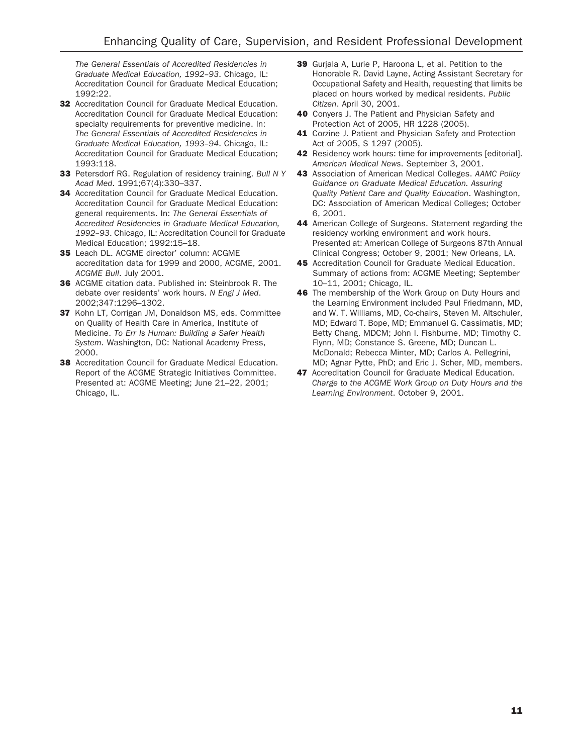*The General Essentials of Accredited Residencies in Graduate Medical Education, 1992–93*. Chicago, IL: Accreditation Council for Graduate Medical Education; 1992:22.

**32** Accreditation Council for Graduate Medical Education. Accreditation Council for Graduate Medical Education: specialty requirements for preventive medicine. In: *The General Essentials of Accredited Residencies in Graduate Medical Education, 1993–94*. Chicago, IL: Accreditation Council for Graduate Medical Education; 1993:118.

**33** Petersdorf RG. Regulation of residency training. *Bull N Y Acad Med*. 1991;67(4):330–337.

**34** Accreditation Council for Graduate Medical Education. Accreditation Council for Graduate Medical Education: general requirements. In: *The General Essentials of Accredited Residencies in Graduate Medical Education, 1992–93*. Chicago, IL: Accreditation Council for Graduate Medical Education; 1992:15–18.

**35** Leach DL. ACGME director' column: ACGME accreditation data for 1999 and 2000, ACGME, 2001. *ACGME Bull*. July 2001.

**36** ACGME citation data. Published in: Steinbrook R. The debate over residents' work hours. *N Engl J Med*. 2002;347:1296–1302.

**37** Kohn LT, Corrigan JM, Donaldson MS, eds. Committee on Quality of Health Care in America, Institute of Medicine. *To Err Is Human: Building a Safer Health System*. Washington, DC: National Academy Press, 2000.

**38** Accreditation Council for Graduate Medical Education. Report of the ACGME Strategic Initiatives Committee. Presented at: ACGME Meeting; June 21–22, 2001; Chicago, IL.

**39** Gurjala A, Lurie P, Haroona L, et al. Petition to the Honorable R. David Layne, Acting Assistant Secretary for Occupational Safety and Health, requesting that limits be placed on hours worked by medical residents. *Public Citizen*. April 30, 2001.

**40** Conyers J. The Patient and Physician Safety and Protection Act of 2005, HR 1228 (2005).

**41** Corzine J. Patient and Physician Safety and Protection Act of 2005, S 1297 (2005).

**42** Residency work hours: time for improvements [editorial]. *American Medical News*. September 3, 2001.

**43** Association of American Medical Colleges. *AAMC Policy Guidance on Graduate Medical Education. Assuring Quality Patient Care and Quality Education*. Washington, DC: Association of American Medical Colleges; October 6, 2001.

**44** American College of Surgeons. Statement regarding the residency working environment and work hours. Presented at: American College of Surgeons 87th Annual Clinical Congress; October 9, 2001; New Orleans, LA.

**45** Accreditation Council for Graduate Medical Education. Summary of actions from: ACGME Meeting; September 10–11, 2001; Chicago, IL.

**46** The membership of the Work Group on Duty Hours and the Learning Environment included Paul Friedmann, MD, and W. T. Williams, MD, Co-chairs, Steven M. Altschuler, MD; Edward T. Bope, MD; Emmanuel G. Cassimatis, MD; Betty Chang, MDCM; John I. Fishburne, MD; Timothy C. Flynn, MD; Constance S. Greene, MD; Duncan L. McDonald; Rebecca Minter, MD; Carlos A. Pellegrini, MD; Agnar Pytte, PhD; and Eric J. Scher, MD, members.

**47** Accreditation Council for Graduate Medical Education. *Charge to the ACGME Work Group on Duty Hours and the Learning Environment*. October 9, 2001.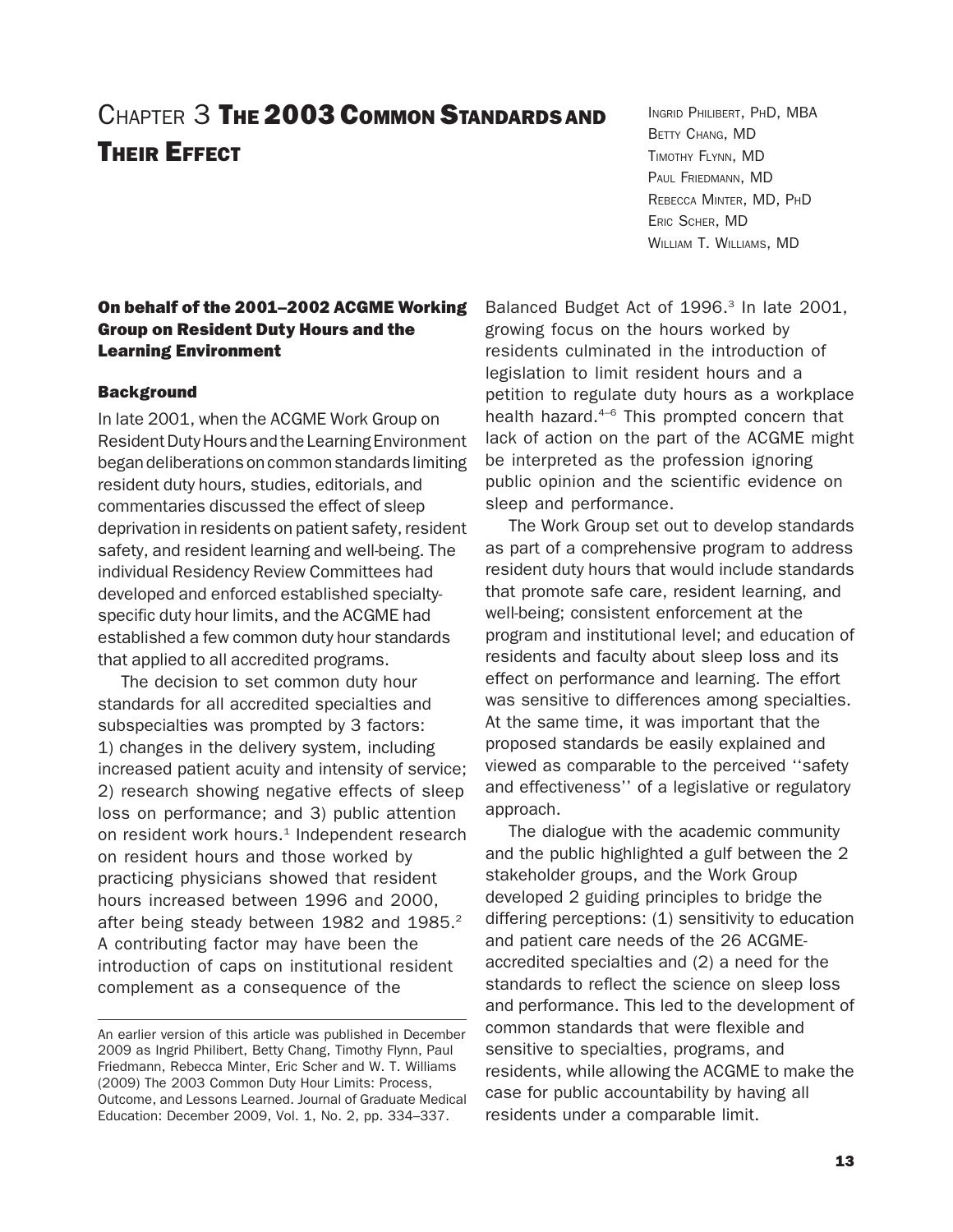# Chapter 3 The 2003 Common Standards and Their Effect

Ingrid Philibert, PhD, MBA
Betty Chang, MD
Timothy Flynn, MD
Paul Friedmann, MD
Rebecca Minter, MD, PhD
Eric Scher, MD
William T. Williams, MD

**On behalf of the 2001–2002 ACGME Working Group on Resident Duty Hours and the Learning Environment**

## Background

In late 2001, when the ACGME Work Group on Resident Duty Hours and the Learning Environment began deliberations on common standards limiting resident duty hours, studies, editorials, and commentaries discussed the effect of sleep deprivation in residents on patient safety, resident safety, and resident learning and well-being. The individual Residency Review Committees had developed and enforced established specialty-specific duty hour limits, and the ACGME had established a few common duty hour standards that applied to all accredited programs.

The decision to set common duty hour standards for all accredited specialties and subspecialties was prompted by 3 factors: 1) changes in the delivery system, including increased patient acuity and intensity of service; 2) research showing negative effects of sleep loss on performance; and 3) public attention on resident work hours.[1] Independent research on resident hours and those worked by practicing physicians showed that resident hours increased between 1996 and 2000, after being steady between 1982 and 1985.[2] A contributing factor may have been the introduction of caps on institutional resident complement as a consequence of the Balanced Budget Act of 1996.[3] In late 2001, growing focus on the hours worked by residents culminated in the introduction of legislation to limit resident hours and a petition to regulate duty hours as a workplace health hazard.[4–6] This prompted concern that lack of action on the part of the ACGME might be interpreted as the profession ignoring public opinion and the scientific evidence on sleep and performance.

The Work Group set out to develop standards as part of a comprehensive program to address resident duty hours that would include standards that promote safe care, resident learning, and well-being; consistent enforcement at the program and institutional level; and education of residents and faculty about sleep loss and its effect on performance and learning. The effort was sensitive to differences among specialties. At the same time, it was important that the proposed standards be easily explained and viewed as comparable to the perceived ''safety and effectiveness'' of a legislative or regulatory approach.

The dialogue with the academic community and the public highlighted a gulf between the 2 stakeholder groups, and the Work Group developed 2 guiding principles to bridge the differing perceptions: (1) sensitivity to education and patient care needs of the 26 ACGME-accredited specialties and (2) a need for the standards to reflect the science on sleep loss and performance. This led to the development of common standards that were flexible and sensitive to specialties, programs, and residents, while allowing the ACGME to make the case for public accountability by having all residents under a comparable limit.

---

An earlier version of this article was published in December 2009 as Ingrid Philibert, Betty Chang, Timothy Flynn, Paul Friedmann, Rebecca Minter, Eric Scher and W. T. Williams (2009) The 2003 Common Duty Hour Limits: Process, Outcome, and Lessons Learned. Journal of Graduate Medical Education: December 2009, Vol. 1, No. 2, pp. 334–337.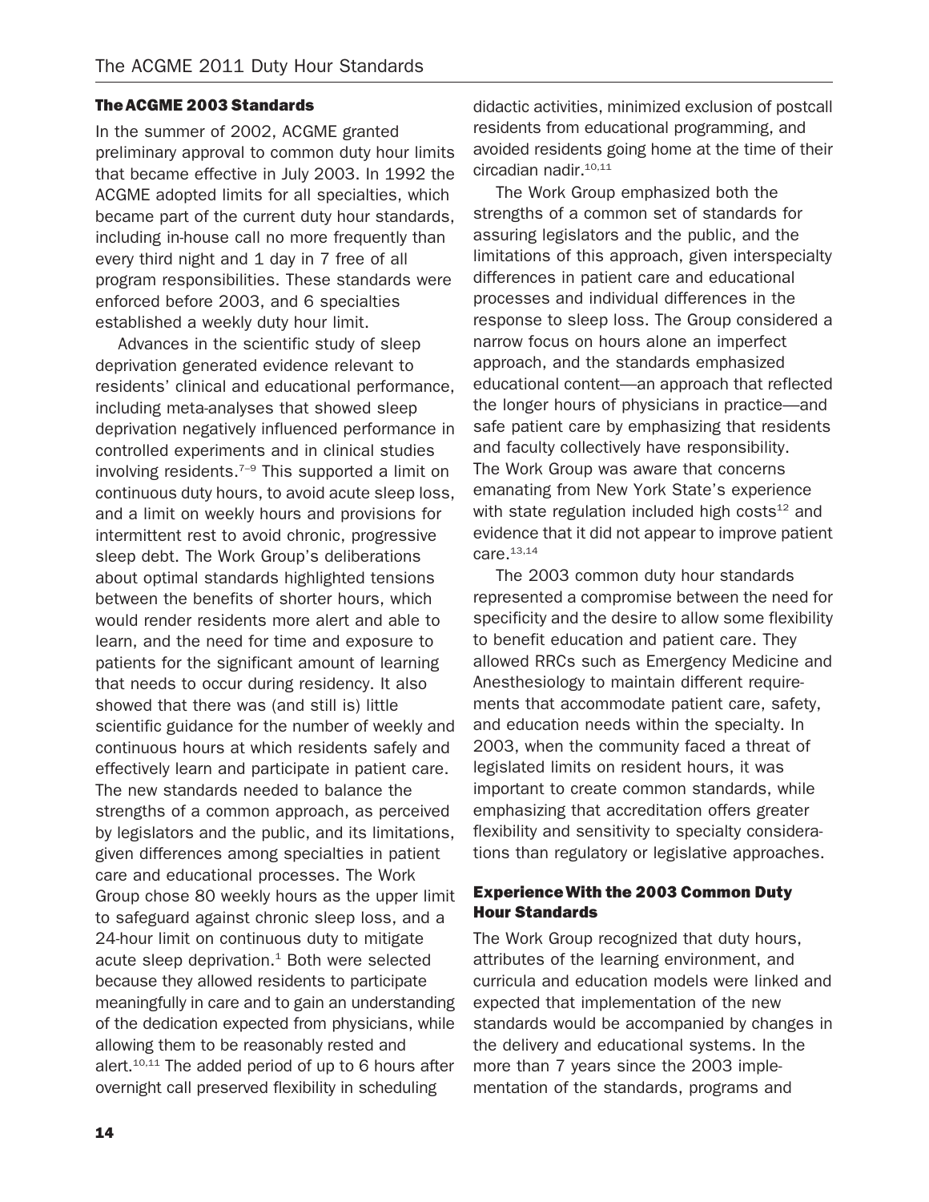### The ACGME 2003 Standards

In the summer of 2002, ACGME granted preliminary approval to common duty hour limits that became effective in July 2003. In 1992 the ACGME adopted limits for all specialties, which became part of the current duty hour standards, including in-house call no more frequently than every third night and 1 day in 7 free of all program responsibilities. These standards were enforced before 2003, and 6 specialties established a weekly duty hour limit.

Advances in the scientific study of sleep deprivation generated evidence relevant to residents' clinical and educational performance, including meta-analyses that showed sleep deprivation negatively influenced performance in controlled experiments and in clinical studies involving residents.[7–9] This supported a limit on continuous duty hours, to avoid acute sleep loss, and a limit on weekly hours and provisions for intermittent rest to avoid chronic, progressive sleep debt. The Work Group's deliberations about optimal standards highlighted tensions between the benefits of shorter hours, which would render residents more alert and able to learn, and the need for time and exposure to patients for the significant amount of learning that needs to occur during residency. It also showed that there was (and still is) little scientific guidance for the number of weekly and continuous hours at which residents safely and effectively learn and participate in patient care. The new standards needed to balance the strengths of a common approach, as perceived by legislators and the public, and its limitations, given differences among specialties in patient care and educational processes. The Work Group chose 80 weekly hours as the upper limit to safeguard against chronic sleep loss, and a 24-hour limit on continuous duty to mitigate acute sleep deprivation.[1] Both were selected because they allowed residents to participate meaningfully in care and to gain an understanding of the dedication expected from physicians, while allowing them to be reasonably rested and alert.[10,11] The added period of up to 6 hours after overnight call preserved flexibility in scheduling didactic activities, minimized exclusion of postcall residents from educational programming, and avoided residents going home at the time of their circadian nadir.[10,11]

The Work Group emphasized both the strengths of a common set of standards for assuring legislators and the public, and the limitations of this approach, given interspecialty differences in patient care and educational processes and individual differences in the response to sleep loss. The Group considered a narrow focus on hours alone an imperfect approach, and the standards emphasized educational content—an approach that reflected the longer hours of physicians in practice—and safe patient care by emphasizing that residents and faculty collectively have responsibility. The Work Group was aware that concerns emanating from New York State's experience with state regulation included high costs[12] and evidence that it did not appear to improve patient care.[13,14]

The 2003 common duty hour standards represented a compromise between the need for specificity and the desire to allow some flexibility to benefit education and patient care. They allowed RRCs such as Emergency Medicine and Anesthesiology to maintain different requirements that accommodate patient care, safety, and education needs within the specialty. In 2003, when the community faced a threat of legislated limits on resident hours, it was important to create common standards, while emphasizing that accreditation offers greater flexibility and sensitivity to specialty considerations than regulatory or legislative approaches.

### Experience With the 2003 Common Duty Hour Standards

The Work Group recognized that duty hours, attributes of the learning environment, and curricula and education models were linked and expected that implementation of the new standards would be accompanied by changes in the delivery and educational systems. In the more than 7 years since the 2003 implementation of the standards, programs and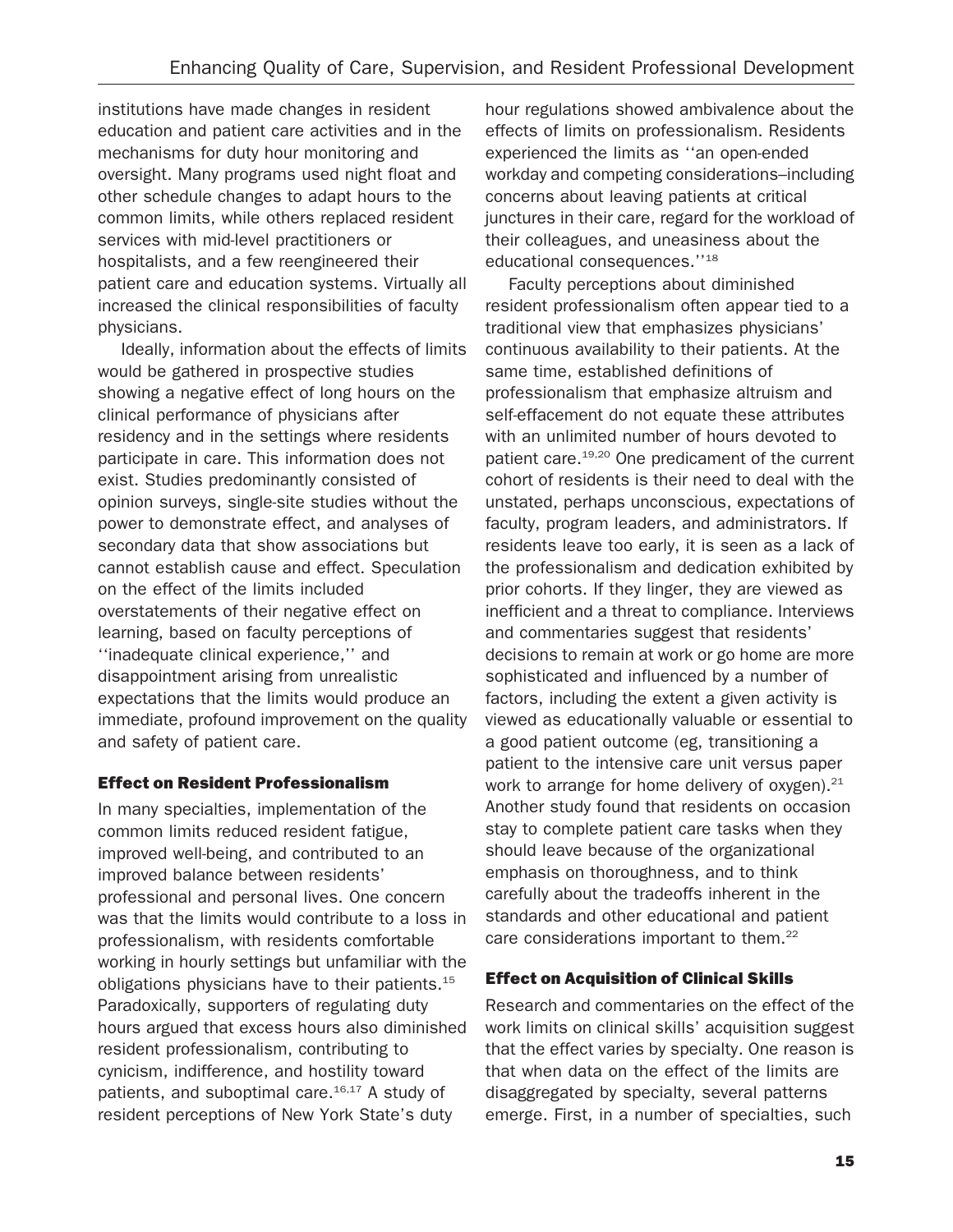institutions have made changes in resident education and patient care activities and in the mechanisms for duty hour monitoring and oversight. Many programs used night float and other schedule changes to adapt hours to the common limits, while others replaced resident services with mid-level practitioners or hospitalists, and a few reengineered their patient care and education systems. Virtually all increased the clinical responsibilities of faculty physicians.

Ideally, information about the effects of limits would be gathered in prospective studies showing a negative effect of long hours on the clinical performance of physicians after residency and in the settings where residents participate in care. This information does not exist. Studies predominantly consisted of opinion surveys, single-site studies without the power to demonstrate effect, and analyses of secondary data that show associations but cannot establish cause and effect. Speculation on the effect of the limits included overstatements of their negative effect on learning, based on faculty perceptions of ''inadequate clinical experience,'' and disappointment arising from unrealistic expectations that the limits would produce an immediate, profound improvement on the quality and safety of patient care.

### Effect on Resident Professionalism

In many specialties, implementation of the common limits reduced resident fatigue, improved well-being, and contributed to an improved balance between residents' professional and personal lives. One concern was that the limits would contribute to a loss in professionalism, with residents comfortable working in hourly settings but unfamiliar with the obligations physicians have to their patients.[15] Paradoxically, supporters of regulating duty hours argued that excess hours also diminished resident professionalism, contributing to cynicism, indifference, and hostility toward patients, and suboptimal care.[16,17] A study of resident perceptions of New York State's duty hour regulations showed ambivalence about the effects of limits on professionalism. Residents experienced the limits as ''an open-ended workday and competing considerations–including concerns about leaving patients at critical junctures in their care, regard for the workload of their colleagues, and uneasiness about the educational consequences.''[18]

Faculty perceptions about diminished resident professionalism often appear tied to a traditional view that emphasizes physicians' continuous availability to their patients. At the same time, established definitions of professionalism that emphasize altruism and self-effacement do not equate these attributes with an unlimited number of hours devoted to patient care.[19,20] One predicament of the current cohort of residents is their need to deal with the unstated, perhaps unconscious, expectations of faculty, program leaders, and administrators. If residents leave too early, it is seen as a lack of the professionalism and dedication exhibited by prior cohorts. If they linger, they are viewed as inefficient and a threat to compliance. Interviews and commentaries suggest that residents' decisions to remain at work or go home are more sophisticated and influenced by a number of factors, including the extent a given activity is viewed as educationally valuable or essential to a good patient outcome (eg, transitioning a patient to the intensive care unit versus paper work to arrange for home delivery of oxygen).[21] Another study found that residents on occasion stay to complete patient care tasks when they should leave because of the organizational emphasis on thoroughness, and to think carefully about the tradeoffs inherent in the standards and other educational and patient care considerations important to them.[22]

### Effect on Acquisition of Clinical Skills

Research and commentaries on the effect of the work limits on clinical skills' acquisition suggest that the effect varies by specialty. One reason is that when data on the effect of the limits are disaggregated by specialty, several patterns emerge. First, in a number of specialties, such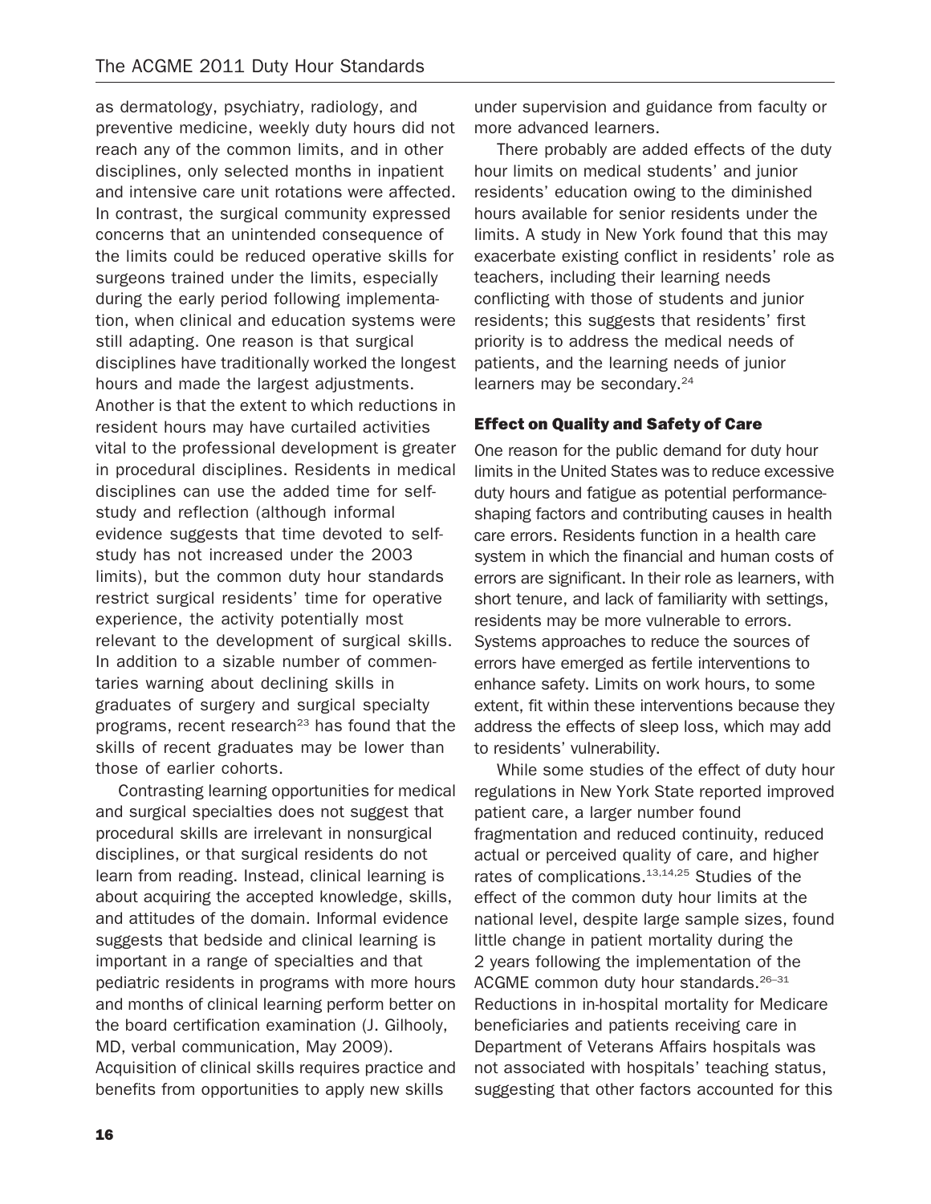as dermatology, psychiatry, radiology, and preventive medicine, weekly duty hours did not reach any of the common limits, and in other disciplines, only selected months in inpatient and intensive care unit rotations were affected. In contrast, the surgical community expressed concerns that an unintended consequence of the limits could be reduced operative skills for surgeons trained under the limits, especially during the early period following implementation, when clinical and education systems were still adapting. One reason is that surgical disciplines have traditionally worked the longest hours and made the largest adjustments. Another is that the extent to which reductions in resident hours may have curtailed activities vital to the professional development is greater in procedural disciplines. Residents in medical disciplines can use the added time for self-study and reflection (although informal evidence suggests that time devoted to self-study has not increased under the 2003 limits), but the common duty hour standards restrict surgical residents' time for operative experience, the activity potentially most relevant to the development of surgical skills. In addition to a sizable number of commentaries warning about declining skills in graduates of surgery and surgical specialty programs, recent research[23] has found that the skills of recent graduates may be lower than those of earlier cohorts.

Contrasting learning opportunities for medical and surgical specialties does not suggest that procedural skills are irrelevant in nonsurgical disciplines, or that surgical residents do not learn from reading. Instead, clinical learning is about acquiring the accepted knowledge, skills, and attitudes of the domain. Informal evidence suggests that bedside and clinical learning is important in a range of specialties and that pediatric residents in programs with more hours and months of clinical learning perform better on the board certification examination (J. Gilhooly, MD, verbal communication, May 2009). Acquisition of clinical skills requires practice and benefits from opportunities to apply new skills under supervision and guidance from faculty or more advanced learners.

There probably are added effects of the duty hour limits on medical students' and junior residents' education owing to the diminished hours available for senior residents under the limits. A study in New York found that this may exacerbate existing conflict in residents' role as teachers, including their learning needs conflicting with those of students and junior residents; this suggests that residents' first priority is to address the medical needs of patients, and the learning needs of junior learners may be secondary.[24]

### Effect on Quality and Safety of Care

One reason for the public demand for duty hour limits in the United States was to reduce excessive duty hours and fatigue as potential performance-shaping factors and contributing causes in health care errors. Residents function in a health care system in which the financial and human costs of errors are significant. In their role as learners, with short tenure, and lack of familiarity with settings, residents may be more vulnerable to errors. Systems approaches to reduce the sources of errors have emerged as fertile interventions to enhance safety. Limits on work hours, to some extent, fit within these interventions because they address the effects of sleep loss, which may add to residents' vulnerability.

While some studies of the effect of duty hour regulations in New York State reported improved patient care, a larger number found fragmentation and reduced continuity, reduced actual or perceived quality of care, and higher rates of complications.[13,14,25] Studies of the effect of the common duty hour limits at the national level, despite large sample sizes, found little change in patient mortality during the 2 years following the implementation of the ACGME common duty hour standards.[26–31] Reductions in in-hospital mortality for Medicare beneficiaries and patients receiving care in Department of Veterans Affairs hospitals was not associated with hospitals' teaching status, suggesting that other factors accounted for this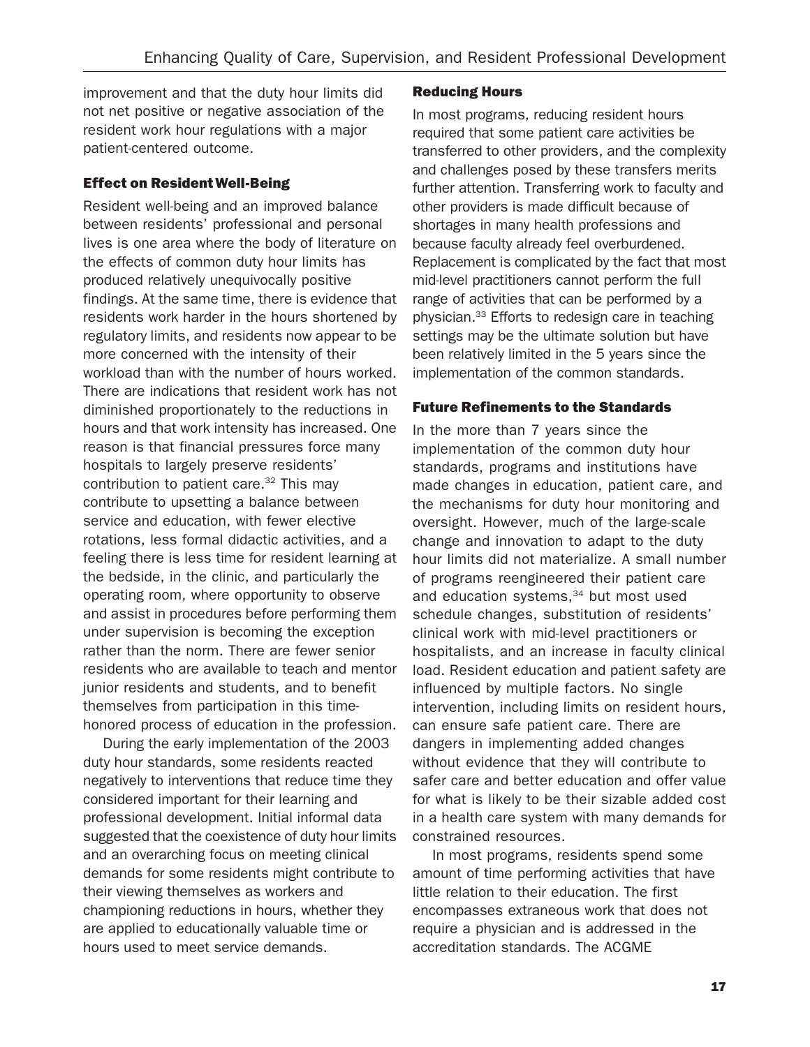improvement and that the duty hour limits did not net positive or negative association of the resident work hour regulations with a major patient-centered outcome.

### Effect on Resident Well-Being

Resident well-being and an improved balance between residents' professional and personal lives is one area where the body of literature on the effects of common duty hour limits has produced relatively unequivocally positive findings. At the same time, there is evidence that residents work harder in the hours shortened by regulatory limits, and residents now appear to be more concerned with the intensity of their workload than with the number of hours worked. There are indications that resident work has not diminished proportionately to the reductions in hours and that work intensity has increased. One reason is that financial pressures force many hospitals to largely preserve residents' contribution to patient care.[32] This may contribute to upsetting a balance between service and education, with fewer elective rotations, less formal didactic activities, and a feeling there is less time for resident learning at the bedside, in the clinic, and particularly the operating room, where opportunity to observe and assist in procedures before performing them under supervision is becoming the exception rather than the norm. There are fewer senior residents who are available to teach and mentor junior residents and students, and to benefit themselves from participation in this time-honored process of education in the profession.

During the early implementation of the 2003 duty hour standards, some residents reacted negatively to interventions that reduce time they considered important for their learning and professional development. Initial informal data suggested that the coexistence of duty hour limits and an overarching focus on meeting clinical demands for some residents might contribute to their viewing themselves as workers and championing reductions in hours, whether they are applied to educationally valuable time or hours used to meet service demands.

### Reducing Hours

In most programs, reducing resident hours required that some patient care activities be transferred to other providers, and the complexity and challenges posed by these transfers merits further attention. Transferring work to faculty and other providers is made difficult because of shortages in many health professions and because faculty already feel overburdened. Replacement is complicated by the fact that most mid-level practitioners cannot perform the full range of activities that can be performed by a physician.[33] Efforts to redesign care in teaching settings may be the ultimate solution but have been relatively limited in the 5 years since the implementation of the common standards.

### Future Refinements to the Standards

In the more than 7 years since the implementation of the common duty hour standards, programs and institutions have made changes in education, patient care, and the mechanisms for duty hour monitoring and oversight. However, much of the large-scale change and innovation to adapt to the duty hour limits did not materialize. A small number of programs reengineered their patient care and education systems,[34] but most used schedule changes, substitution of residents' clinical work with mid-level practitioners or hospitalists, and an increase in faculty clinical load. Resident education and patient safety are influenced by multiple factors. No single intervention, including limits on resident hours, can ensure safe patient care. There are dangers in implementing added changes without evidence that they will contribute to safer care and better education and offer value for what is likely to be their sizable added cost in a health care system with many demands for constrained resources.

In most programs, residents spend some amount of time performing activities that have little relation to their education. The first encompasses extraneous work that does not require a physician and is addressed in the accreditation standards. The ACGME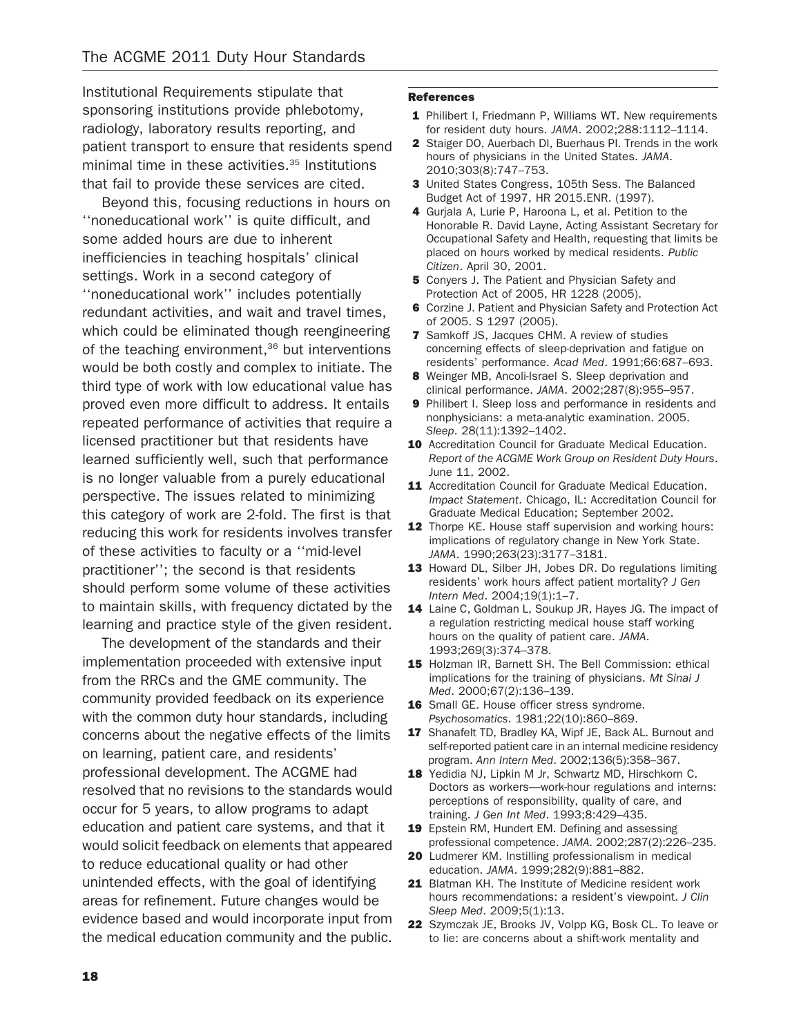Institutional Requirements stipulate that sponsoring institutions provide phlebotomy, radiology, laboratory results reporting, and patient transport to ensure that residents spend minimal time in these activities.[35] Institutions that fail to provide these services are cited.

Beyond this, focusing reductions in hours on ''noneducational work'' is quite difficult, and some added hours are due to inherent inefficiencies in teaching hospitals' clinical settings. Work in a second category of ''noneducational work'' includes potentially redundant activities, and wait and travel times, which could be eliminated though reengineering of the teaching environment,[36] but interventions would be both costly and complex to initiate. The third type of work with low educational value has proved even more difficult to address. It entails repeated performance of activities that require a licensed practitioner but that residents have learned sufficiently well, such that performance is no longer valuable from a purely educational perspective. The issues related to minimizing this category of work are 2-fold. The first is that reducing this work for residents involves transfer of these activities to faculty or a ''mid-level practitioner''; the second is that residents should perform some volume of these activities to maintain skills, with frequency dictated by the learning and practice style of the given resident.

The development of the standards and their implementation proceeded with extensive input from the RRCs and the GME community. The community provided feedback on its experience with the common duty hour standards, including concerns about the negative effects of the limits on learning, patient care, and residents' professional development. The ACGME had resolved that no revisions to the standards would occur for 5 years, to allow programs to adapt education and patient care systems, and that it would solicit feedback on elements that appeared to reduce educational quality or had other unintended effects, with the goal of identifying areas for refinement. Future changes would be evidence based and would incorporate input from the medical education community and the public.

#### References

1. Philibert I, Friedmann P, Williams WT. New requirements for resident duty hours. *JAMA*. 2002;288:1112–1114.
2. Staiger DO, Auerbach DI, Buerhaus PI. Trends in the work hours of physicians in the United States. *JAMA*. 2010;303(8):747–753.
3. United States Congress, 105th Sess. The Balanced Budget Act of 1997, HR 2015.ENR. (1997).
4. Gurjala A, Lurie P, Haroona L, et al. Petition to the Honorable R. David Layne, Acting Assistant Secretary for Occupational Safety and Health, requesting that limits be placed on hours worked by medical residents. *Public Citizen*. April 30, 2001.
5. Conyers J. The Patient and Physician Safety and Protection Act of 2005, HR 1228 (2005).
6. Corzine J. Patient and Physician Safety and Protection Act of 2005. S 1297 (2005).
7. Samkoff JS, Jacques CHM. A review of studies concerning effects of sleep-deprivation and fatigue on residents' performance. *Acad Med*. 1991;66:687–693.
8. Weinger MB, Ancoli-Israel S. Sleep deprivation and clinical performance. *JAMA*. 2002;287(8):955–957.
9. Philibert I. Sleep loss and performance in residents and nonphysicians: a meta-analytic examination. 2005. *Sleep*. 28(11):1392–1402.
10. Accreditation Council for Graduate Medical Education. *Report of the ACGME Work Group on Resident Duty Hours*. June 11, 2002.
11. Accreditation Council for Graduate Medical Education. *Impact Statement*. Chicago, IL: Accreditation Council for Graduate Medical Education; September 2002.
12. Thorpe KE. House staff supervision and working hours: implications of regulatory change in New York State. *JAMA*. 1990;263(23):3177–3181.
13. Howard DL, Silber JH, Jobes DR. Do regulations limiting residents' work hours affect patient mortality? *J Gen Intern Med*. 2004;19(1):1–7.
14. Laine C, Goldman L, Soukup JR, Hayes JG. The impact of a regulation restricting medical house staff working hours on the quality of patient care. *JAMA*. 1993;269(3):374–378.
15. Holzman IR, Barnett SH. The Bell Commission: ethical implications for the training of physicians. *Mt Sinai J Med*. 2000;67(2):136–139.
16. Small GE. House officer stress syndrome. *Psychosomatics*. 1981;22(10):860–869.
17. Shanafelt TD, Bradley KA, Wipf JE, Back AL. Burnout and self-reported patient care in an internal medicine residency program. *Ann Intern Med*. 2002;136(5):358–367.
18. Yedidia NJ, Lipkin M Jr, Schwartz MD, Hirschkorn C. Doctors as workers—work-hour regulations and interns: perceptions of responsibility, quality of care, and training. *J Gen Int Med*. 1993;8:429–435.
19. Epstein RM, Hundert EM. Defining and assessing professional competence. *JAMA*. 2002;287(2):226–235.
20. Ludmerer KM. Instilling professionalism in medical education. *JAMA*. 1999;282(9):881–882.
21. Blatman KH. The Institute of Medicine resident work hours recommendations: a resident's viewpoint. *J Clin Sleep Med*. 2009;5(1):13.
22. Szymczak JE, Brooks JV, Volpp KG, Bosk CL. To leave or to lie: are concerns about a shift-work mentality and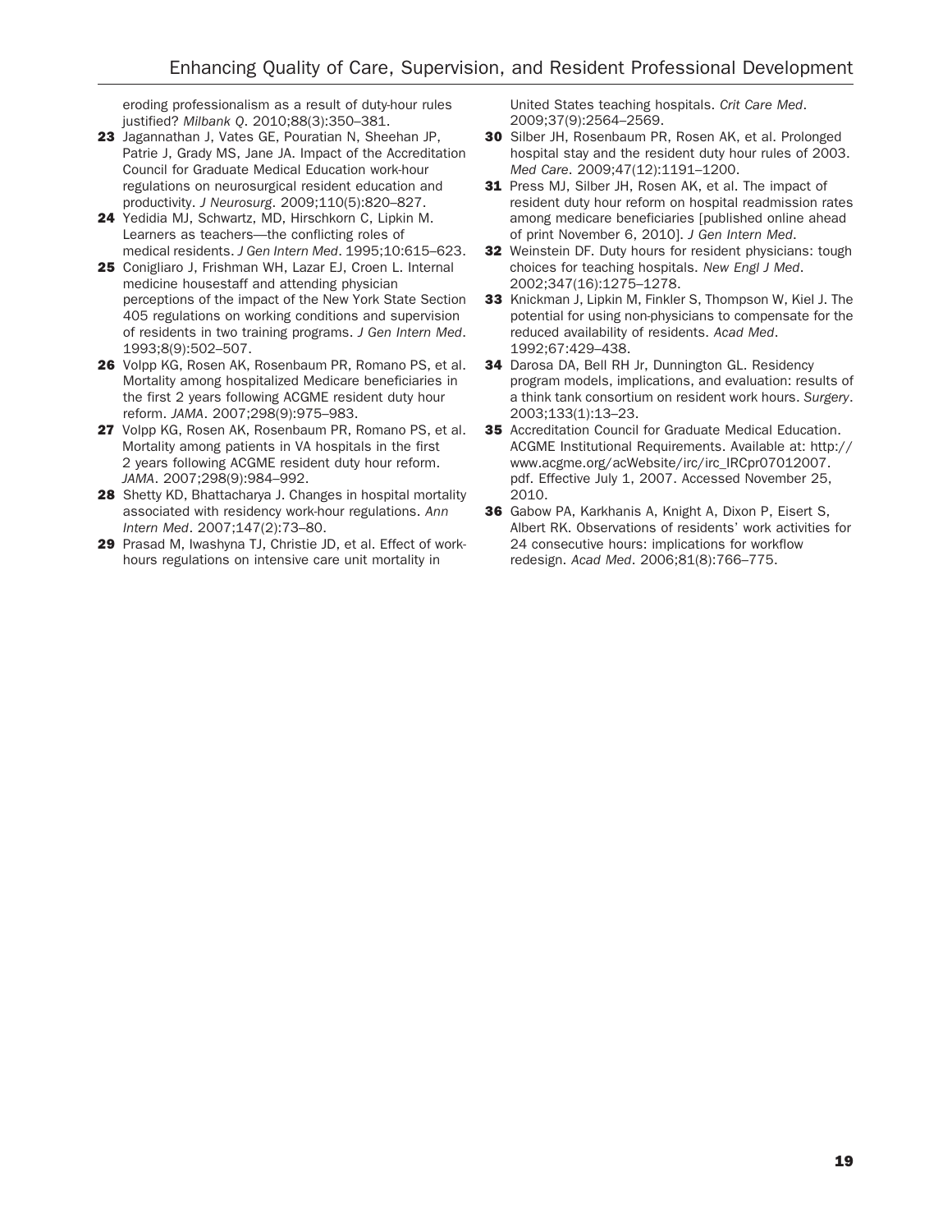eroding professionalism as a result of duty-hour rules justified? *Milbank Q*. 2010;88(3):350–381.

**23** Jagannathan J, Vates GE, Pouratian N, Sheehan JP, Patrie J, Grady MS, Jane JA. Impact of the Accreditation Council for Graduate Medical Education work-hour regulations on neurosurgical resident education and productivity. *J Neurosurg*. 2009;110(5):820–827.

**24** Yedidia MJ, Schwartz, MD, Hirschkorn C, Lipkin M. Learners as teachers—the conflicting roles of medical residents. *J Gen Intern Med*. 1995;10:615–623.

**25** Conigliaro J, Frishman WH, Lazar EJ, Croen L. Internal medicine housestaff and attending physician perceptions of the impact of the New York State Section 405 regulations on working conditions and supervision of residents in two training programs. *J Gen Intern Med*. 1993;8(9):502–507.

**26** Volpp KG, Rosen AK, Rosenbaum PR, Romano PS, et al. Mortality among hospitalized Medicare beneficiaries in the first 2 years following ACGME resident duty hour reform. *JAMA*. 2007;298(9):975–983.

**27** Volpp KG, Rosen AK, Rosenbaum PR, Romano PS, et al. Mortality among patients in VA hospitals in the first 2 years following ACGME resident duty hour reform. *JAMA*. 2007;298(9):984–992.

**28** Shetty KD, Bhattacharya J. Changes in hospital mortality associated with residency work-hour regulations. *Ann Intern Med*. 2007;147(2):73–80.

**29** Prasad M, Iwashyna TJ, Christie JD, et al. Effect of work-hours regulations on intensive care unit mortality in United States teaching hospitals. *Crit Care Med*. 2009;37(9):2564–2569.

**30** Silber JH, Rosenbaum PR, Rosen AK, et al. Prolonged hospital stay and the resident duty hour rules of 2003. *Med Care*. 2009;47(12):1191–1200.

**31** Press MJ, Silber JH, Rosen AK, et al. The impact of resident duty hour reform on hospital readmission rates among medicare beneficiaries [published online ahead of print November 6, 2010]. *J Gen Intern Med*.

**32** Weinstein DF. Duty hours for resident physicians: tough choices for teaching hospitals. *New Engl J Med*. 2002;347(16):1275–1278.

**33** Knickman J, Lipkin M, Finkler S, Thompson W, Kiel J. The potential for using non-physicians to compensate for the reduced availability of residents. *Acad Med*. 1992;67:429–438.

**34** Darosa DA, Bell RH Jr, Dunnington GL. Residency program models, implications, and evaluation: results of a think tank consortium on resident work hours. *Surgery*. 2003;133(1):13–23.

**35** Accreditation Council for Graduate Medical Education. ACGME Institutional Requirements. Available at: http://www.acgme.org/acWebsite/irc/irc_IRCpr07012007.pdf. Effective July 1, 2007. Accessed November 25, 2010.

**36** Gabow PA, Karkhanis A, Knight A, Dixon P, Eisert S, Albert RK. Observations of residents' work activities for 24 consecutive hours: implications for workflow redesign. *Acad Med*. 2006;81(8):766–775.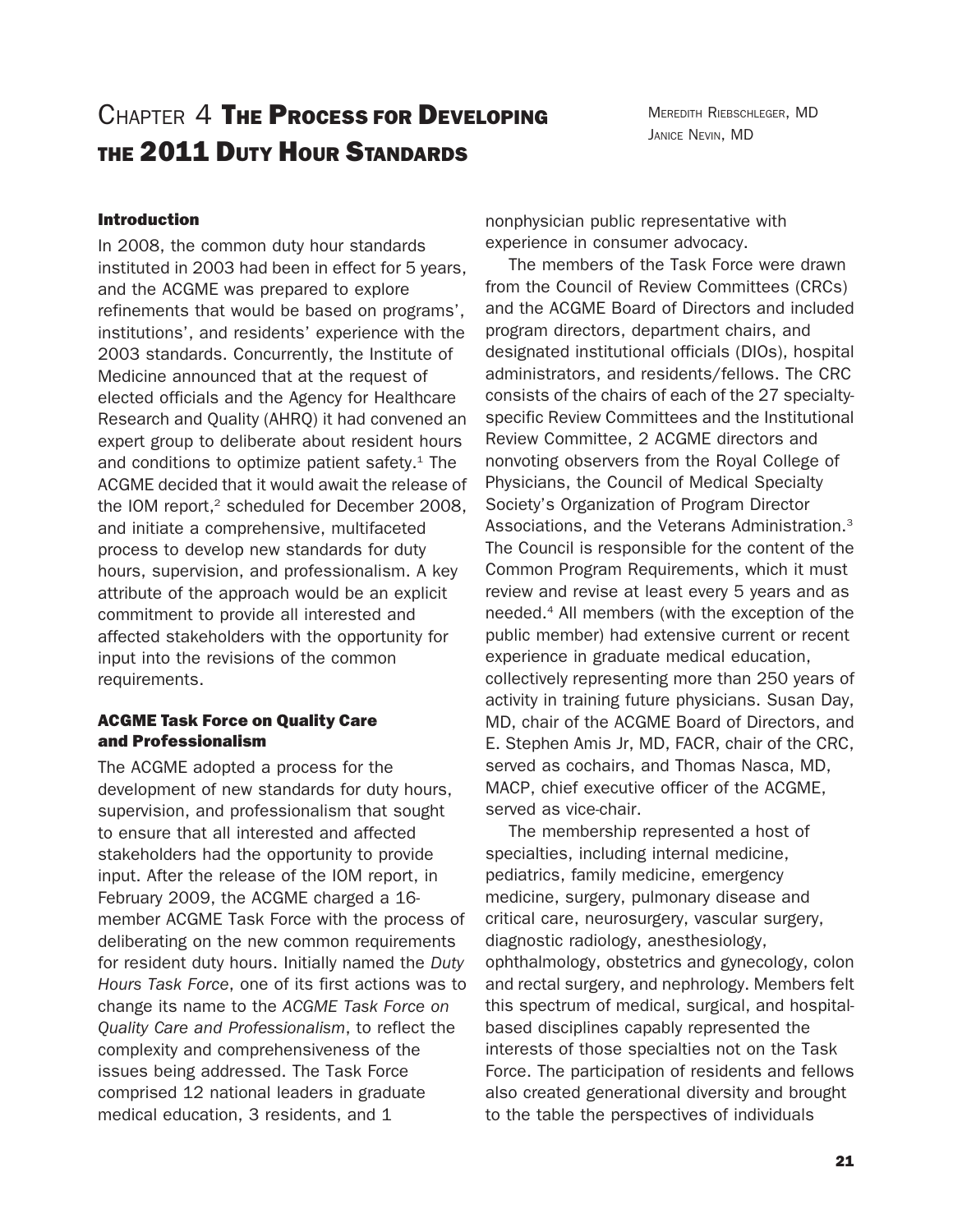# Chapter 4 The Process for Developing the 2011 Duty Hour Standards

Meredith Riebschleger, MD
Janice Nevin, MD

## Introduction

In 2008, the common duty hour standards instituted in 2003 had been in effect for 5 years, and the ACGME was prepared to explore refinements that would be based on programs', institutions', and residents' experience with the 2003 standards. Concurrently, the Institute of Medicine announced that at the request of elected officials and the Agency for Healthcare Research and Quality (AHRQ) it had convened an expert group to deliberate about resident hours and conditions to optimize patient safety.[1] The ACGME decided that it would await the release of the IOM report,[2] scheduled for December 2008, and initiate a comprehensive, multifaceted process to develop new standards for duty hours, supervision, and professionalism. A key attribute of the approach would be an explicit commitment to provide all interested and affected stakeholders with the opportunity for input into the revisions of the common requirements.

## ACGME Task Force on Quality Care and Professionalism

The ACGME adopted a process for the development of new standards for duty hours, supervision, and professionalism that sought to ensure that all interested and affected stakeholders had the opportunity to provide input. After the release of the IOM report, in February 2009, the ACGME charged a 16-member ACGME Task Force with the process of deliberating on the new common requirements for resident duty hours. Initially named the *Duty Hours Task Force*, one of its first actions was to change its name to the *ACGME Task Force on Quality Care and Professionalism*, to reflect the complexity and comprehensiveness of the issues being addressed. The Task Force comprised 12 national leaders in graduate medical education, 3 residents, and 1 nonphysician public representative with experience in consumer advocacy.

The members of the Task Force were drawn from the Council of Review Committees (CRCs) and the ACGME Board of Directors and included program directors, department chairs, and designated institutional officials (DIOs), hospital administrators, and residents/fellows. The CRC consists of the chairs of each of the 27 specialty-specific Review Committees and the Institutional Review Committee, 2 ACGME directors and nonvoting observers from the Royal College of Physicians, the Council of Medical Specialty Society's Organization of Program Director Associations, and the Veterans Administration.[3] The Council is responsible for the content of the Common Program Requirements, which it must review and revise at least every 5 years and as needed.[4] All members (with the exception of the public member) had extensive current or recent experience in graduate medical education, collectively representing more than 250 years of activity in training future physicians. Susan Day, MD, chair of the ACGME Board of Directors, and E. Stephen Amis Jr, MD, FACR, chair of the CRC, served as cochairs, and Thomas Nasca, MD, MACP, chief executive officer of the ACGME, served as vice-chair.

The membership represented a host of specialties, including internal medicine, pediatrics, family medicine, emergency medicine, surgery, pulmonary disease and critical care, neurosurgery, vascular surgery, diagnostic radiology, anesthesiology, ophthalmology, obstetrics and gynecology, colon and rectal surgery, and nephrology. Members felt this spectrum of medical, surgical, and hospital-based disciplines capably represented the interests of those specialties not on the Task Force. The participation of residents and fellows also created generational diversity and brought to the table the perspectives of individuals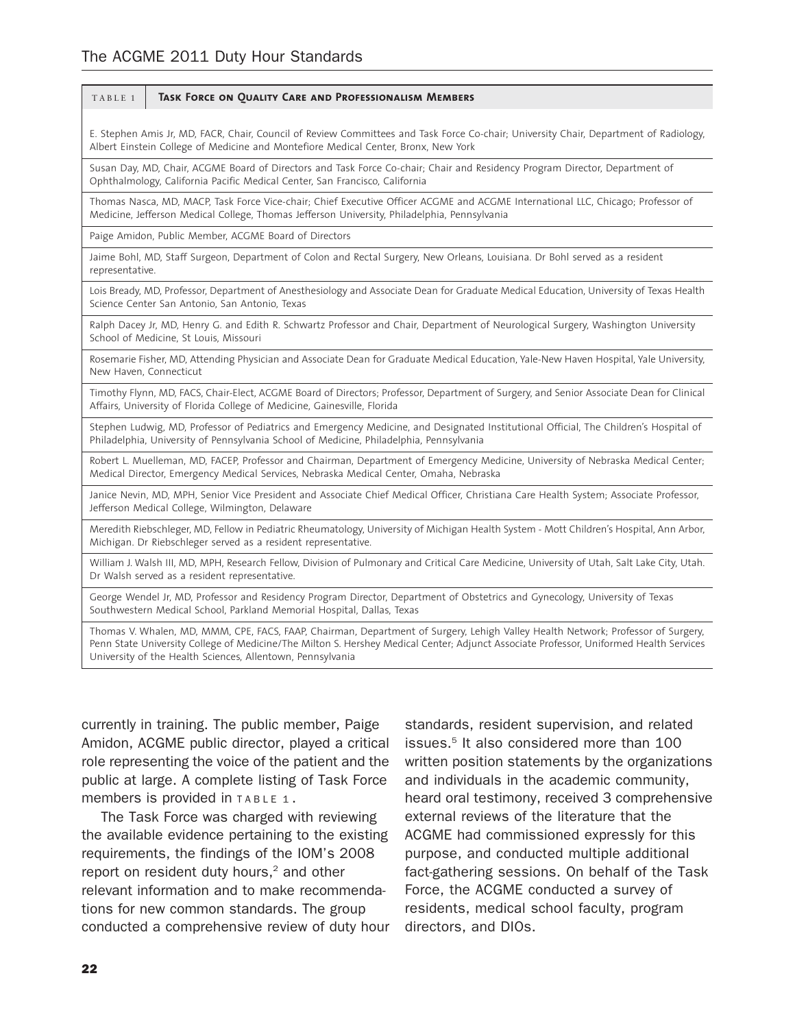| TABLE 1 | Task Force on Quality Care and Professionalism Members |
|---|---|
| E. Stephen Amis Jr, MD, FACR, Chair, Council of Review Committees and Task Force Co-chair; University Chair, Department of Radiology, Albert Einstein College of Medicine and Montefiore Medical Center, Bronx, New York | |
| Susan Day, MD, Chair, ACGME Board of Directors and Task Force Co-chair; Chair and Residency Program Director, Department of Ophthalmology, California Pacific Medical Center, San Francisco, California | |
| Thomas Nasca, MD, MACP, Task Force Vice-chair; Chief Executive Officer ACGME and ACGME International LLC, Chicago; Professor of Medicine, Jefferson Medical College, Thomas Jefferson University, Philadelphia, Pennsylvania | |
| Paige Amidon, Public Member, ACGME Board of Directors | |
| Jaime Bohl, MD, Staff Surgeon, Department of Colon and Rectal Surgery, New Orleans, Louisiana. Dr Bohl served as a resident representative. | |
| Lois Bready, MD, Professor, Department of Anesthesiology and Associate Dean for Graduate Medical Education, University of Texas Health Science Center San Antonio, San Antonio, Texas | |
| Ralph Dacey Jr, MD, Henry G. and Edith R. Schwartz Professor and Chair, Department of Neurological Surgery, Washington University School of Medicine, St Louis, Missouri | |
| Rosemarie Fisher, MD, Attending Physician and Associate Dean for Graduate Medical Education, Yale-New Haven Hospital, Yale University, New Haven, Connecticut | |
| Timothy Flynn, MD, FACS, Chair-Elect, ACGME Board of Directors; Professor, Department of Surgery, and Senior Associate Dean for Clinical Affairs, University of Florida College of Medicine, Gainesville, Florida | |
| Stephen Ludwig, MD, Professor of Pediatrics and Emergency Medicine, and Designated Institutional Official, The Children's Hospital of Philadelphia, University of Pennsylvania School of Medicine, Philadelphia, Pennsylvania | |
| Robert L. Muelleman, MD, FACEP, Professor and Chairman, Department of Emergency Medicine, University of Nebraska Medical Center; Medical Director, Emergency Medical Services, Nebraska Medical Center, Omaha, Nebraska | |
| Janice Nevin, MD, MPH, Senior Vice President and Associate Chief Medical Officer, Christiana Care Health System; Associate Professor, Jefferson Medical College, Wilmington, Delaware | |
| Meredith Riebschleger, MD, Fellow in Pediatric Rheumatology, University of Michigan Health System - Mott Children's Hospital, Ann Arbor, Michigan. Dr Riebschleger served as a resident representative. | |
| William J. Walsh III, MD, MPH, Research Fellow, Division of Pulmonary and Critical Care Medicine, University of Utah, Salt Lake City, Utah. Dr Walsh served as a resident representative. | |
| George Wendel Jr, MD, Professor and Residency Program Director, Department of Obstetrics and Gynecology, University of Texas Southwestern Medical School, Parkland Memorial Hospital, Dallas, Texas | |
| Thomas V. Whalen, MD, MMM, CPE, FACS, FAAP, Chairman, Department of Surgery, Lehigh Valley Health Network; Professor of Surgery, Penn State University College of Medicine/The Milton S. Hershey Medical Center; Adjunct Associate Professor, Uniformed Health Services University of the Health Sciences, Allentown, Pennsylvania | |

currently in training. The public member, Paige Amidon, ACGME public director, played a critical role representing the voice of the patient and the public at large. A complete listing of Task Force members is provided in TABLE 1.

The Task Force was charged with reviewing the available evidence pertaining to the existing requirements, the findings of the IOM's 2008 report on resident duty hours,[2] and other relevant information and to make recommendations for new common standards. The group conducted a comprehensive review of duty hour standards, resident supervision, and related issues.[5] It also considered more than 100 written position statements by the organizations and individuals in the academic community, heard oral testimony, received 3 comprehensive external reviews of the literature that the ACGME had commissioned expressly for this purpose, and conducted multiple additional fact-gathering sessions. On behalf of the Task Force, the ACGME conducted a survey of residents, medical school faculty, program directors, and DIOs.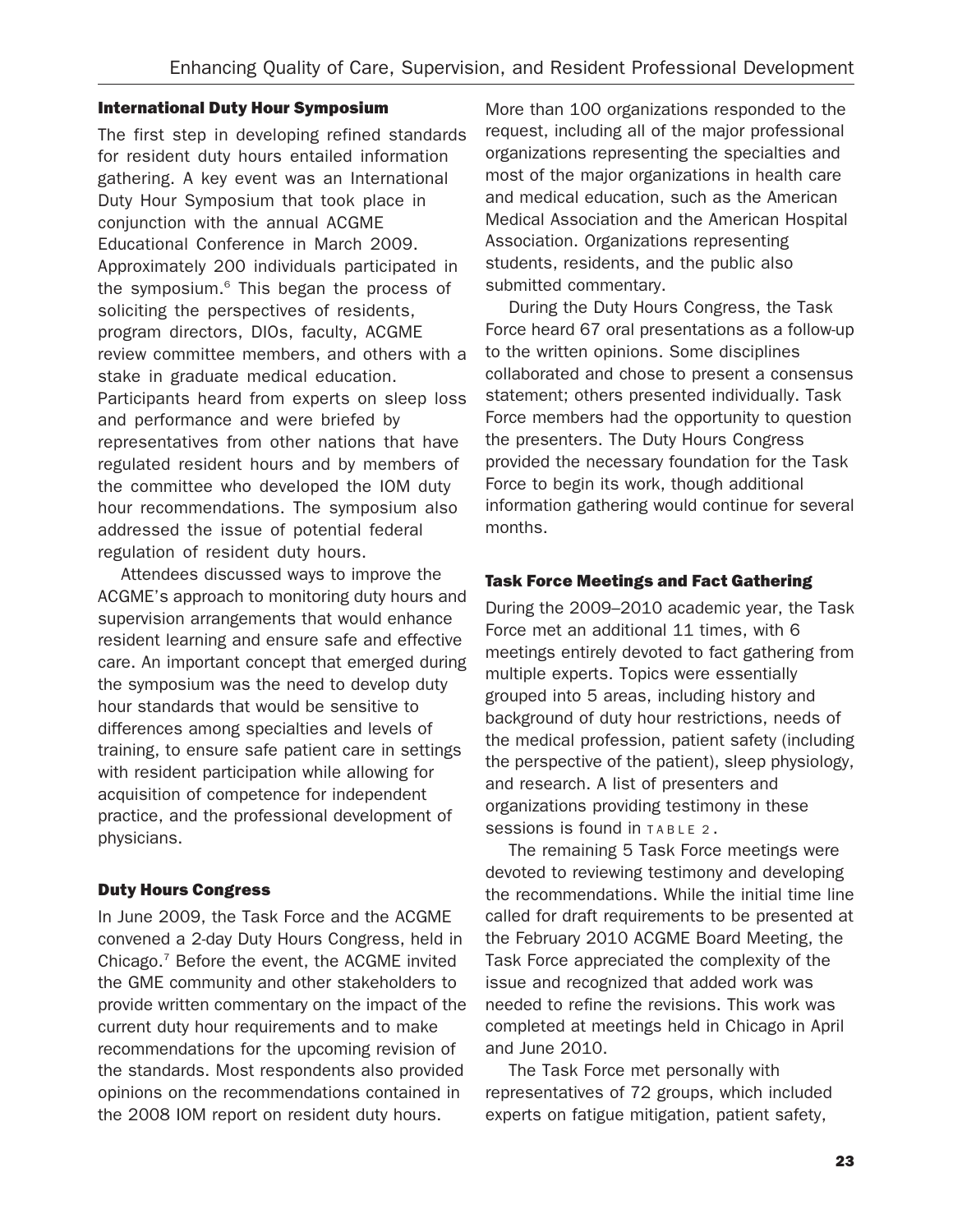### International Duty Hour Symposium

The first step in developing refined standards for resident duty hours entailed information gathering. A key event was an International Duty Hour Symposium that took place in conjunction with the annual ACGME Educational Conference in March 2009. Approximately 200 individuals participated in the symposium.[6] This began the process of soliciting the perspectives of residents, program directors, DIOs, faculty, ACGME review committee members, and others with a stake in graduate medical education. Participants heard from experts on sleep loss and performance and were briefed by representatives from other nations that have regulated resident hours and by members of the committee who developed the IOM duty hour recommendations. The symposium also addressed the issue of potential federal regulation of resident duty hours.

Attendees discussed ways to improve the ACGME's approach to monitoring duty hours and supervision arrangements that would enhance resident learning and ensure safe and effective care. An important concept that emerged during the symposium was the need to develop duty hour standards that would be sensitive to differences among specialties and levels of training, to ensure safe patient care in settings with resident participation while allowing for acquisition of competence for independent practice, and the professional development of physicians.

### Duty Hours Congress

In June 2009, the Task Force and the ACGME convened a 2-day Duty Hours Congress, held in Chicago.[7] Before the event, the ACGME invited the GME community and other stakeholders to provide written commentary on the impact of the current duty hour requirements and to make recommendations for the upcoming revision of the standards. Most respondents also provided opinions on the recommendations contained in the 2008 IOM report on resident duty hours. More than 100 organizations responded to the request, including all of the major professional organizations representing the specialties and most of the major organizations in health care and medical education, such as the American Medical Association and the American Hospital Association. Organizations representing students, residents, and the public also submitted commentary.

During the Duty Hours Congress, the Task Force heard 67 oral presentations as a follow-up to the written opinions. Some disciplines collaborated and chose to present a consensus statement; others presented individually. Task Force members had the opportunity to question the presenters. The Duty Hours Congress provided the necessary foundation for the Task Force to begin its work, though additional information gathering would continue for several months.

### Task Force Meetings and Fact Gathering

During the 2009–2010 academic year, the Task Force met an additional 11 times, with 6 meetings entirely devoted to fact gathering from multiple experts. Topics were essentially grouped into 5 areas, including history and background of duty hour restrictions, needs of the medical profession, patient safety (including the perspective of the patient), sleep physiology, and research. A list of presenters and organizations providing testimony in these sessions is found in TABLE 2.

The remaining 5 Task Force meetings were devoted to reviewing testimony and developing the recommendations. While the initial time line called for draft requirements to be presented at the February 2010 ACGME Board Meeting, the Task Force appreciated the complexity of the issue and recognized that added work was needed to refine the revisions. This work was completed at meetings held in Chicago in April and June 2010.

The Task Force met personally with representatives of 72 groups, which included experts on fatigue mitigation, patient safety,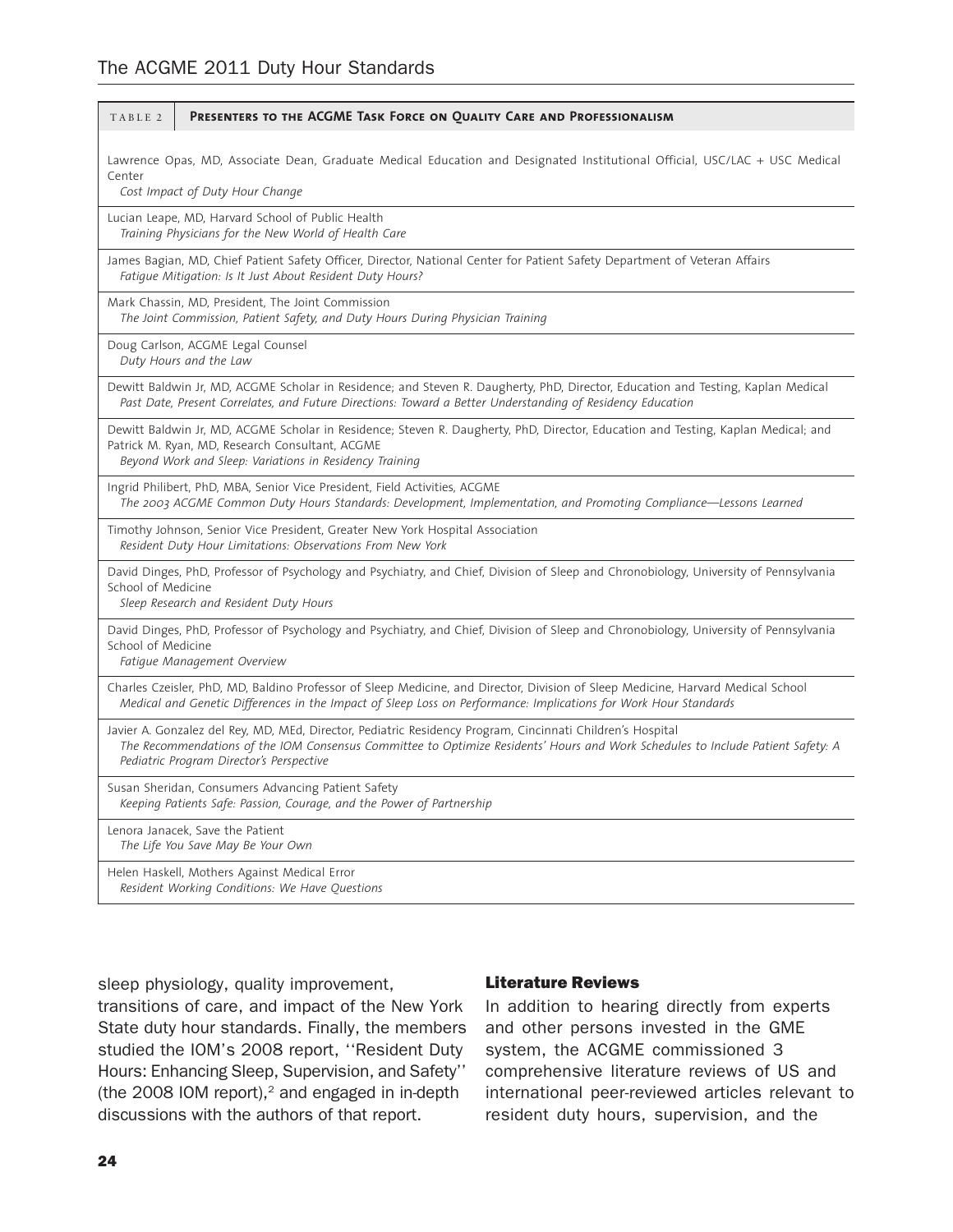**TABLE 2 Presenters to the ACGME Task Force on Quality Care and Professionalism**

| Presenter / Presentation |
|---|
| Lawrence Opas, MD, Associate Dean, Graduate Medical Education and Designated Institutional Official, USC/LAC + USC Medical Center<br>*Cost Impact of Duty Hour Change* |
| Lucian Leape, MD, Harvard School of Public Health<br>*Training Physicians for the New World of Health Care* |
| James Bagian, MD, Chief Patient Safety Officer, Director, National Center for Patient Safety Department of Veteran Affairs<br>*Fatigue Mitigation: Is It Just About Resident Duty Hours?* |
| Mark Chassin, MD, President, The Joint Commission<br>*The Joint Commission, Patient Safety, and Duty Hours During Physician Training* |
| Doug Carlson, ACGME Legal Counsel<br>*Duty Hours and the Law* |
| Dewitt Baldwin Jr, MD, ACGME Scholar in Residence; and Steven R. Daugherty, PhD, Director, Education and Testing, Kaplan Medical<br>*Past Date, Present Correlates, and Future Directions: Toward a Better Understanding of Residency Education* |
| Dewitt Baldwin Jr, MD, ACGME Scholar in Residence; Steven R. Daugherty, PhD, Director, Education and Testing, Kaplan Medical; and Patrick M. Ryan, MD, Research Consultant, ACGME<br>*Beyond Work and Sleep: Variations in Residency Training* |
| Ingrid Philibert, PhD, MBA, Senior Vice President, Field Activities, ACGME<br>*The 2003 ACGME Common Duty Hours Standards: Development, Implementation, and Promoting Compliance—Lessons Learned* |
| Timothy Johnson, Senior Vice President, Greater New York Hospital Association<br>*Resident Duty Hour Limitations: Observations From New York* |
| David Dinges, PhD, Professor of Psychology and Psychiatry, and Chief, Division of Sleep and Chronobiology, University of Pennsylvania School of Medicine<br>*Sleep Research and Resident Duty Hours* |
| David Dinges, PhD, Professor of Psychology and Psychiatry, and Chief, Division of Sleep and Chronobiology, University of Pennsylvania School of Medicine<br>*Fatigue Management Overview* |
| Charles Czeisler, PhD, MD, Baldino Professor of Sleep Medicine, and Director, Division of Sleep Medicine, Harvard Medical School<br>*Medical and Genetic Differences in the Impact of Sleep Loss on Performance: Implications for Work Hour Standards* |
| Javier A. Gonzalez del Rey, MD, MEd, Director, Pediatric Residency Program, Cincinnati Children's Hospital<br>*The Recommendations of the IOM Consensus Committee to Optimize Residents' Hours and Work Schedules to Include Patient Safety: A Pediatric Program Director's Perspective* |
| Susan Sheridan, Consumers Advancing Patient Safety<br>*Keeping Patients Safe: Passion, Courage, and the Power of Partnership* |
| Lenora Janacek, Save the Patient<br>*The Life You Save May Be Your Own* |
| Helen Haskell, Mothers Against Medical Error<br>*Resident Working Conditions: We Have Questions* |

sleep physiology, quality improvement, transitions of care, and impact of the New York State duty hour standards. Finally, the members studied the IOM's 2008 report, ''Resident Duty Hours: Enhancing Sleep, Supervision, and Safety'' (the 2008 IOM report),[2] and engaged in in-depth discussions with the authors of that report.

### Literature Reviews

In addition to hearing directly from experts and other persons invested in the GME system, the ACGME commissioned 3 comprehensive literature reviews of US and international peer-reviewed articles relevant to resident duty hours, supervision, and the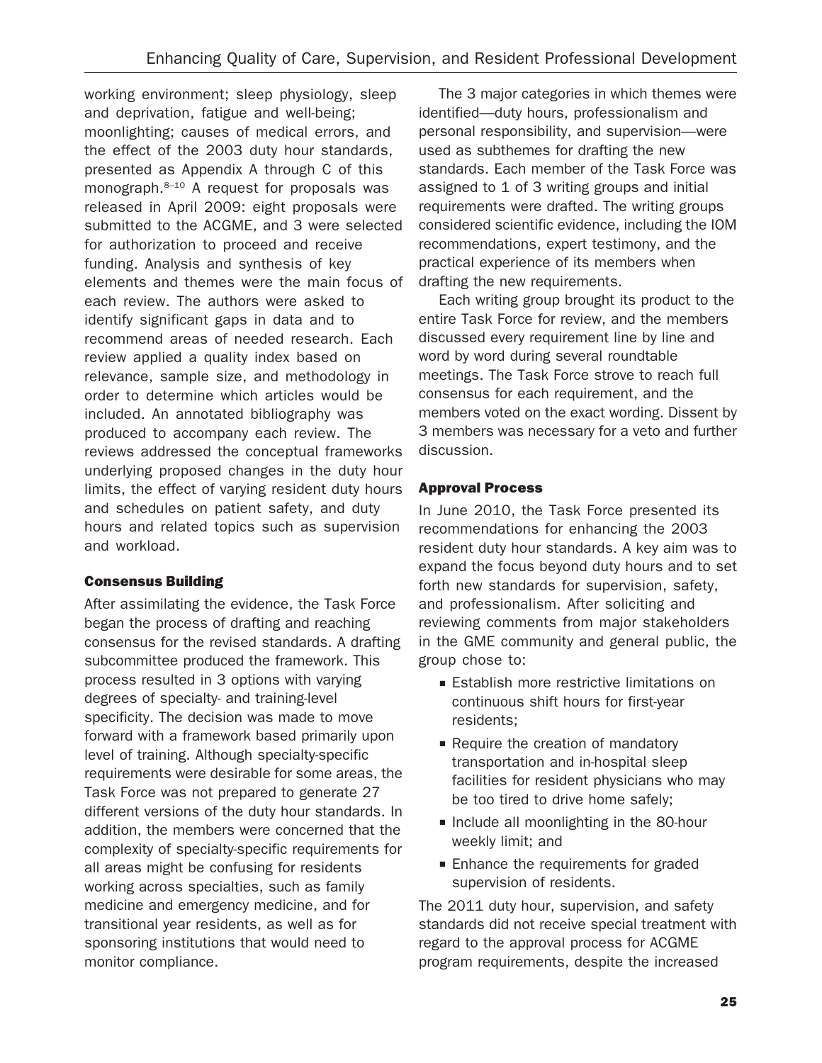working environment; sleep physiology, sleep and deprivation, fatigue and well-being; moonlighting; causes of medical errors, and the effect of the 2003 duty hour standards, presented as Appendix A through C of this monograph.[8–10] A request for proposals was released in April 2009: eight proposals were submitted to the ACGME, and 3 were selected for authorization to proceed and receive funding. Analysis and synthesis of key elements and themes were the main focus of each review. The authors were asked to identify significant gaps in data and to recommend areas of needed research. Each review applied a quality index based on relevance, sample size, and methodology in order to determine which articles would be included. An annotated bibliography was produced to accompany each review. The reviews addressed the conceptual frameworks underlying proposed changes in the duty hour limits, the effect of varying resident duty hours and schedules on patient safety, and duty hours and related topics such as supervision and workload.

### Consensus Building

After assimilating the evidence, the Task Force began the process of drafting and reaching consensus for the revised standards. A drafting subcommittee produced the framework. This process resulted in 3 options with varying degrees of specialty- and training-level specificity. The decision was made to move forward with a framework based primarily upon level of training. Although specialty-specific requirements were desirable for some areas, the Task Force was not prepared to generate 27 different versions of the duty hour standards. In addition, the members were concerned that the complexity of specialty-specific requirements for all areas might be confusing for residents working across specialties, such as family medicine and emergency medicine, and for transitional year residents, as well as for sponsoring institutions that would need to monitor compliance.

The 3 major categories in which themes were identified—duty hours, professionalism and personal responsibility, and supervision—were used as subthemes for drafting the new standards. Each member of the Task Force was assigned to 1 of 3 writing groups and initial requirements were drafted. The writing groups considered scientific evidence, including the IOM recommendations, expert testimony, and the practical experience of its members when drafting the new requirements.

Each writing group brought its product to the entire Task Force for review, and the members discussed every requirement line by line and word by word during several roundtable meetings. The Task Force strove to reach full consensus for each requirement, and the members voted on the exact wording. Dissent by 3 members was necessary for a veto and further discussion.

### Approval Process

In June 2010, the Task Force presented its recommendations for enhancing the 2003 resident duty hour standards. A key aim was to expand the focus beyond duty hours and to set forth new standards for supervision, safety, and professionalism. After soliciting and reviewing comments from major stakeholders in the GME community and general public, the group chose to:

- Establish more restrictive limitations on continuous shift hours for first-year residents;
- Require the creation of mandatory transportation and in-hospital sleep facilities for resident physicians who may be too tired to drive home safely;
- Include all moonlighting in the 80-hour weekly limit; and
- Enhance the requirements for graded supervision of residents.

The 2011 duty hour, supervision, and safety standards did not receive special treatment with regard to the approval process for ACGME program requirements, despite the increased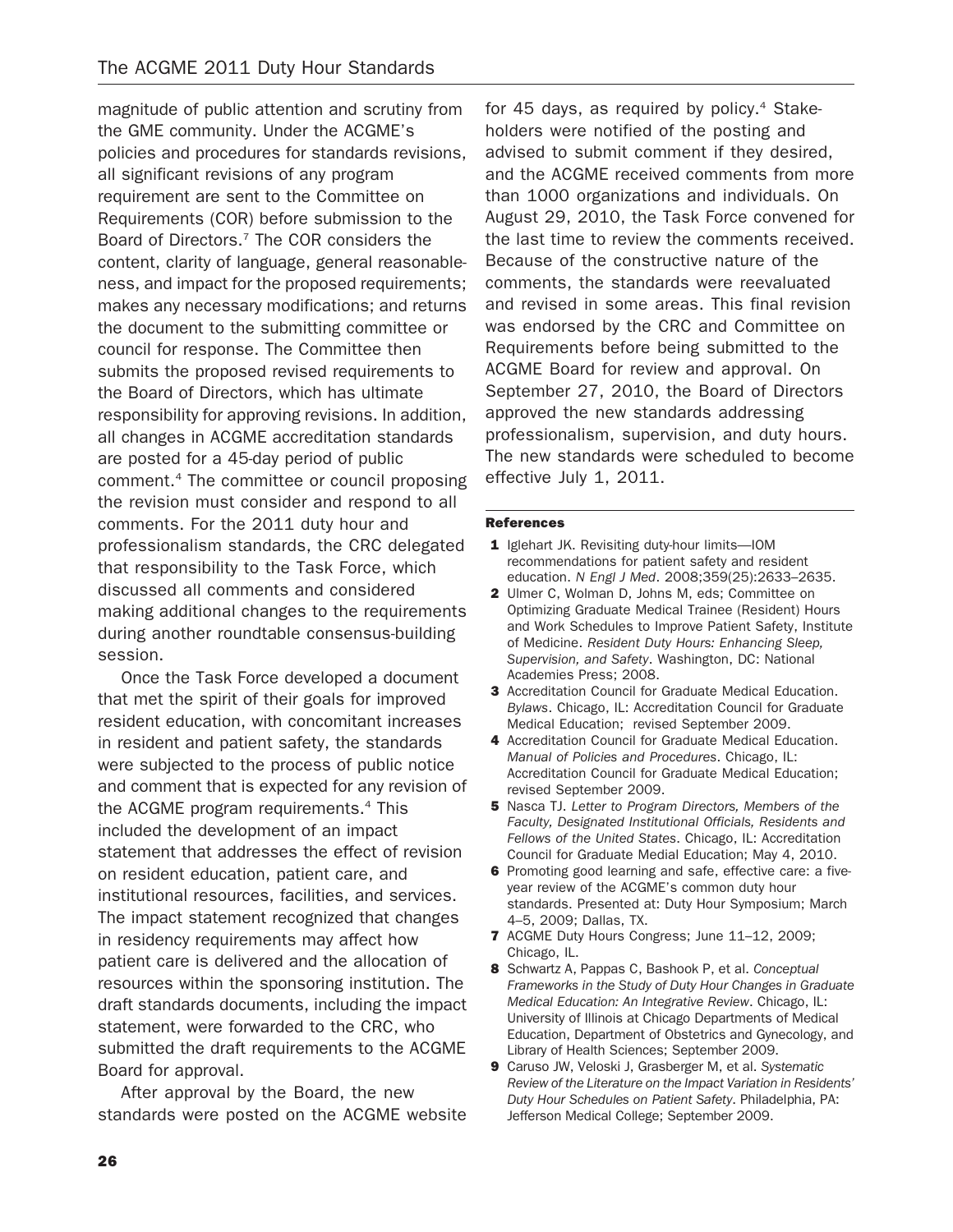magnitude of public attention and scrutiny from the GME community. Under the ACGME's policies and procedures for standards revisions, all significant revisions of any program requirement are sent to the Committee on Requirements (COR) before submission to the Board of Directors.[7] The COR considers the content, clarity of language, general reasonableness, and impact for the proposed requirements; makes any necessary modifications; and returns the document to the submitting committee or council for response. The Committee then submits the proposed revised requirements to the Board of Directors, which has ultimate responsibility for approving revisions. In addition, all changes in ACGME accreditation standards are posted for a 45-day period of public comment.[4] The committee or council proposing the revision must consider and respond to all comments. For the 2011 duty hour and professionalism standards, the CRC delegated that responsibility to the Task Force, which discussed all comments and considered making additional changes to the requirements during another roundtable consensus-building session.

Once the Task Force developed a document that met the spirit of their goals for improved resident education, with concomitant increases in resident and patient safety, the standards were subjected to the process of public notice and comment that is expected for any revision of the ACGME program requirements.[4] This included the development of an impact statement that addresses the effect of revision on resident education, patient care, and institutional resources, facilities, and services. The impact statement recognized that changes in residency requirements may affect how patient care is delivered and the allocation of resources within the sponsoring institution. The draft standards documents, including the impact statement, were forwarded to the CRC, who submitted the draft requirements to the ACGME Board for approval.

After approval by the Board, the new standards were posted on the ACGME website for 45 days, as required by policy.[4] Stakeholders were notified of the posting and advised to submit comment if they desired, and the ACGME received comments from more than 1000 organizations and individuals. On August 29, 2010, the Task Force convened for the last time to review the comments received. Because of the constructive nature of the comments, the standards were reevaluated and revised in some areas. This final revision was endorsed by the CRC and Committee on Requirements before being submitted to the ACGME Board for review and approval. On September 27, 2010, the Board of Directors approved the new standards addressing professionalism, supervision, and duty hours. The new standards were scheduled to become effective July 1, 2011.

### References

1. Iglehart JK. Revisiting duty-hour limits—IOM recommendations for patient safety and resident education. *N Engl J Med*. 2008;359(25):2633–2635.
2. Ulmer C, Wolman D, Johns M, eds; Committee on Optimizing Graduate Medical Trainee (Resident) Hours and Work Schedules to Improve Patient Safety, Institute of Medicine. *Resident Duty Hours: Enhancing Sleep, Supervision, and Safety*. Washington, DC: National Academies Press; 2008.
3. Accreditation Council for Graduate Medical Education. *Bylaws*. Chicago, IL: Accreditation Council for Graduate Medical Education; revised September 2009.
4. Accreditation Council for Graduate Medical Education. *Manual of Policies and Procedures*. Chicago, IL: Accreditation Council for Graduate Medical Education; revised September 2009.
5. Nasca TJ. *Letter to Program Directors, Members of the Faculty, Designated Institutional Officials, Residents and Fellows of the United States*. Chicago, IL: Accreditation Council for Graduate Medial Education; May 4, 2010.
6. Promoting good learning and safe, effective care: a five-year review of the ACGME's common duty hour standards. Presented at: Duty Hour Symposium; March 4–5, 2009; Dallas, TX.
7. ACGME Duty Hours Congress; June 11–12, 2009; Chicago, IL.
8. Schwartz A, Pappas C, Bashook P, et al. *Conceptual Frameworks in the Study of Duty Hour Changes in Graduate Medical Education: An Integrative Review*. Chicago, IL: University of Illinois at Chicago Departments of Medical Education, Department of Obstetrics and Gynecology, and Library of Health Sciences; September 2009.
9. Caruso JW, Veloski J, Grasberger M, et al. *Systematic Review of the Literature on the Impact Variation in Residents' Duty Hour Schedules on Patient Safety*. Philadelphia, PA: Jefferson Medical College; September 2009.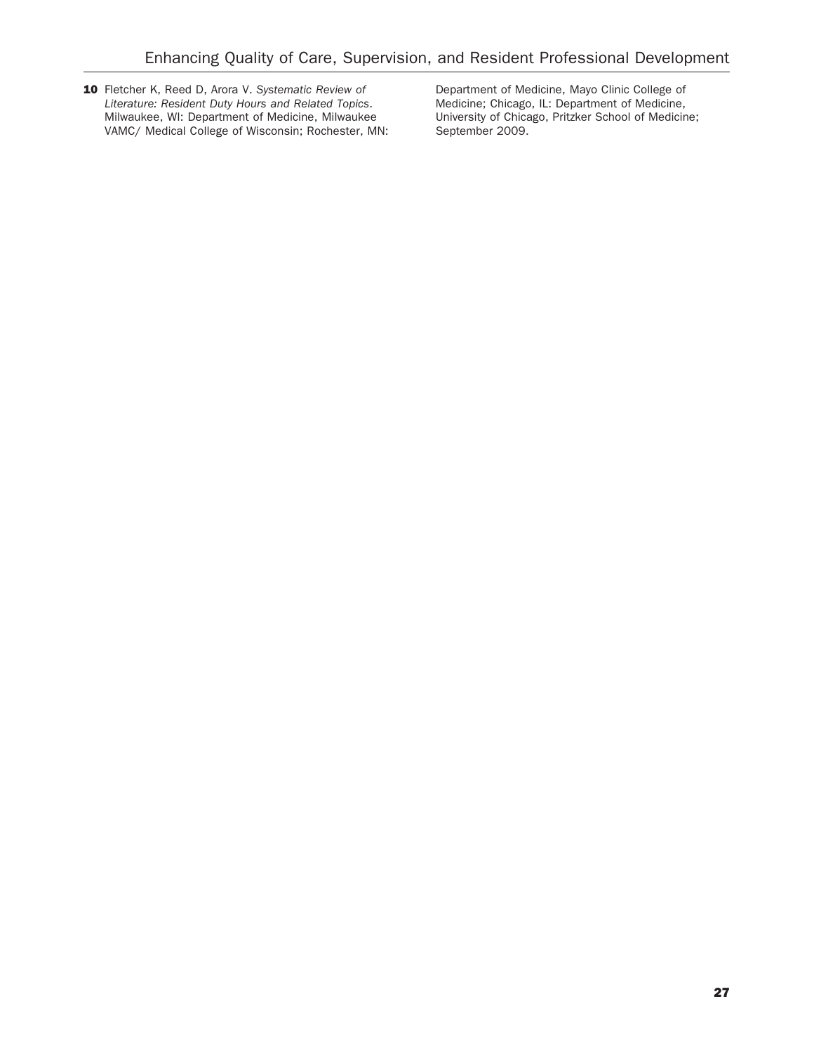**10** Fletcher K, Reed D, Arora V. *Systematic Review of Literature: Resident Duty Hours and Related Topics*. Milwaukee, WI: Department of Medicine, Milwaukee VAMC/ Medical College of Wisconsin; Rochester, MN: Department of Medicine, Mayo Clinic College of Medicine; Chicago, IL: Department of Medicine, University of Chicago, Pritzker School of Medicine; September 2009.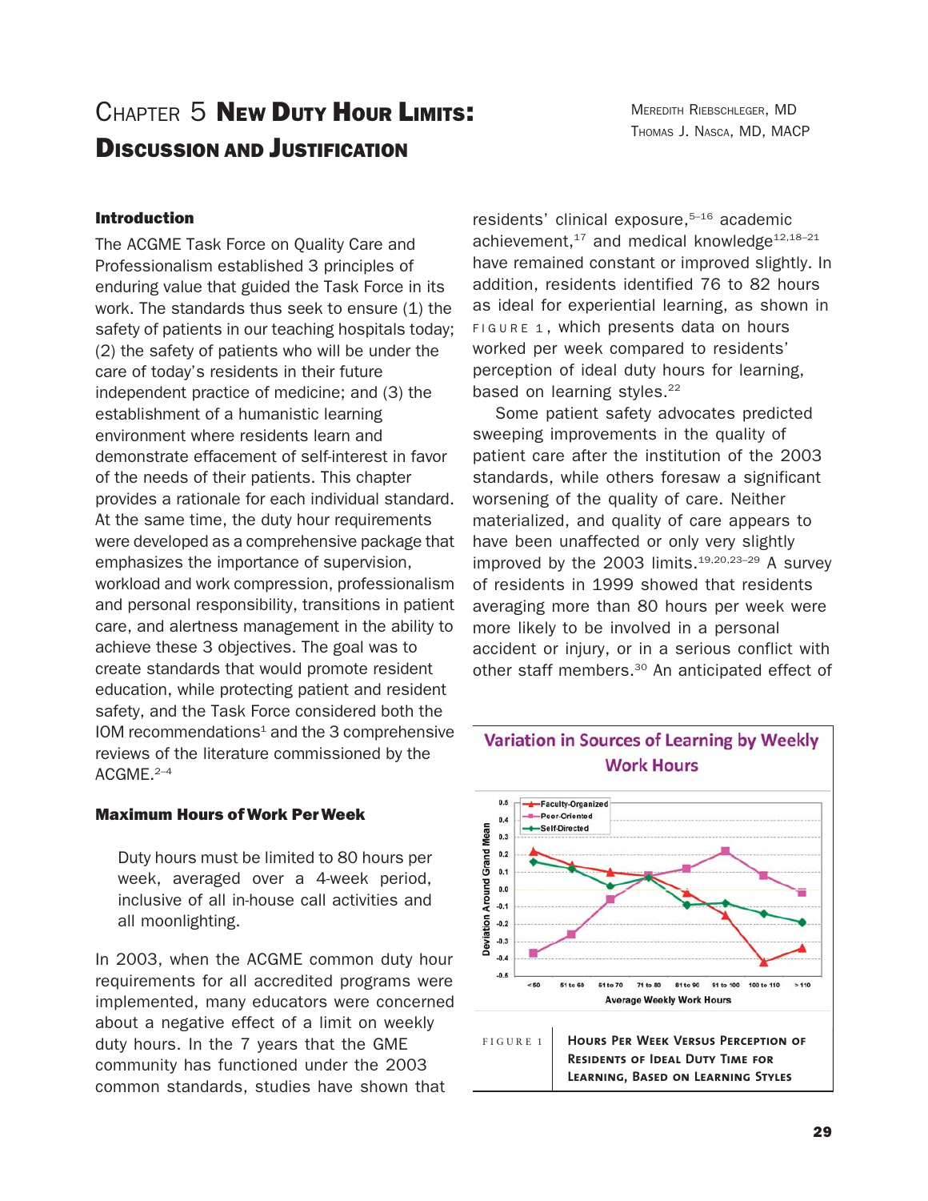# Chapter 5 New Duty Hour Limits: Discussion and Justification

Meredith Riebschleger, MD
Thomas J. Nasca, MD, MACP

### Introduction

The ACGME Task Force on Quality Care and Professionalism established 3 principles of enduring value that guided the Task Force in its work. The standards thus seek to ensure (1) the safety of patients in our teaching hospitals today; (2) the safety of patients who will be under the care of today's residents in their future independent practice of medicine; and (3) the establishment of a humanistic learning environment where residents learn and demonstrate effacement of self-interest in favor of the needs of their patients. This chapter provides a rationale for each individual standard. At the same time, the duty hour requirements were developed as a comprehensive package that emphasizes the importance of supervision, workload and work compression, professionalism and personal responsibility, transitions in patient care, and alertness management in the ability to achieve these 3 objectives. The goal was to create standards that would promote resident education, while protecting patient and resident safety, and the Task Force considered both the IOM recommendations[1] and the 3 comprehensive reviews of the literature commissioned by the ACGME.[2–4]

### Maximum Hours of Work Per Week

> Duty hours must be limited to 80 hours per week, averaged over a 4-week period, inclusive of all in-house call activities and all moonlighting.

In 2003, when the ACGME common duty hour requirements for all accredited programs were implemented, many educators were concerned about a negative effect of a limit on weekly duty hours. In the 7 years that the GME community has functioned under the 2003 common standards, studies have shown that residents' clinical exposure,[5–16] academic achievement,[17] and medical knowledge[12,18–21] have remained constant or improved slightly. In addition, residents identified 76 to 82 hours as ideal for experiential learning, as shown in FIGURE 1, which presents data on hours worked per week compared to residents' perception of ideal duty hours for learning, based on learning styles.[22]

Some patient safety advocates predicted sweeping improvements in the quality of patient care after the institution of the 2003 standards, while others foresaw a significant worsening of the quality of care. Neither materialized, and quality of care appears to have been unaffected or only very slightly improved by the 2003 limits.[19,20,23–29] A survey of residents in 1999 showed that residents averaging more than 80 hours per week were more likely to be involved in a personal accident or injury, or in a serious conflict with other staff members.[30] An anticipated effect of

**Variation in Sources of Learning by Weekly Work Hours**

FIGURE 1 Hours Per Week Versus Perception of Residents of Ideal Duty Time for Learning, Based on Learning Styles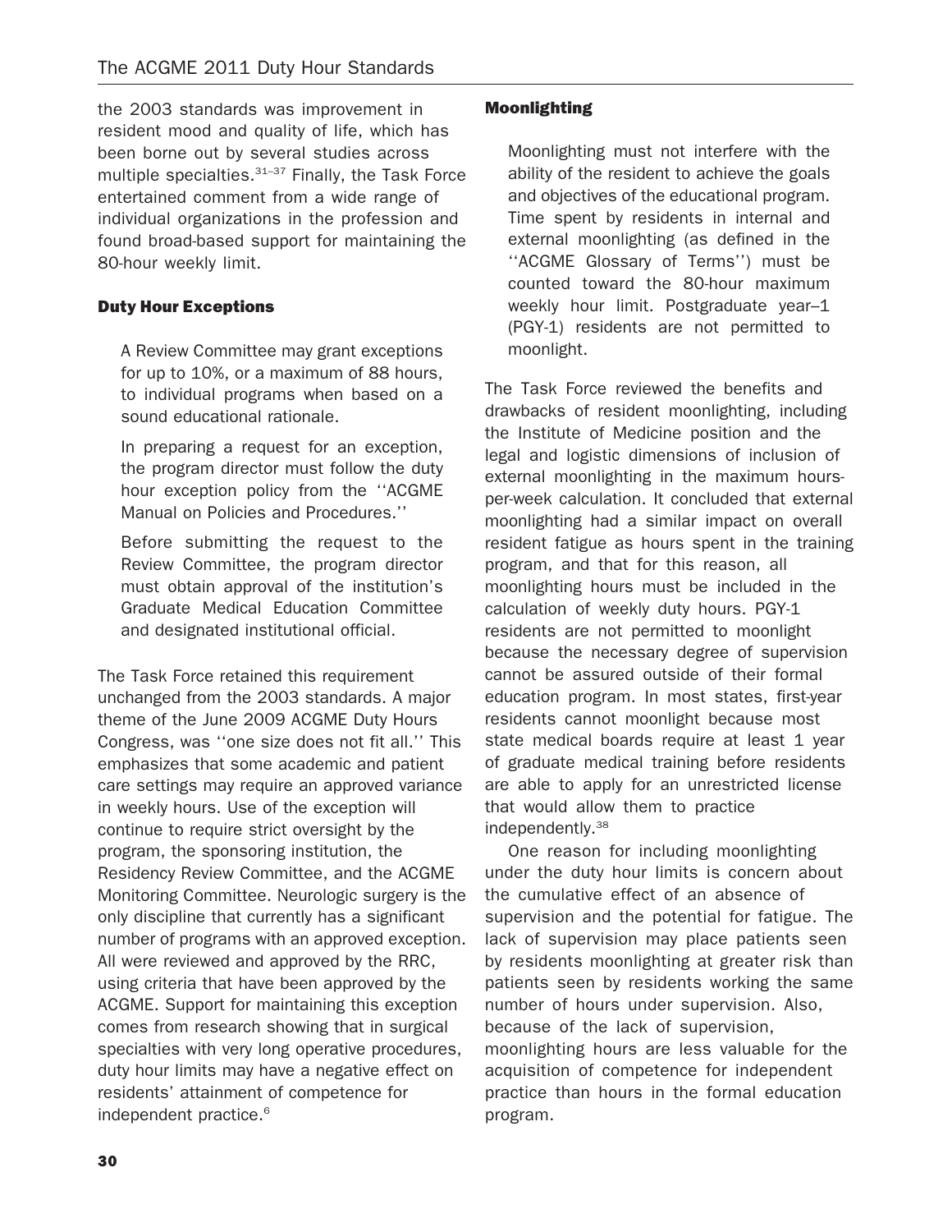the 2003 standards was improvement in resident mood and quality of life, which has been borne out by several studies across multiple specialties.[31–37] Finally, the Task Force entertained comment from a wide range of individual organizations in the profession and found broad-based support for maintaining the 80-hour weekly limit.

### Duty Hour Exceptions

> A Review Committee may grant exceptions for up to 10%, or a maximum of 88 hours, to individual programs when based on a sound educational rationale.
>
> In preparing a request for an exception, the program director must follow the duty hour exception policy from the ''ACGME Manual on Policies and Procedures.''
>
> Before submitting the request to the Review Committee, the program director must obtain approval of the institution's Graduate Medical Education Committee and designated institutional official.

The Task Force retained this requirement unchanged from the 2003 standards. A major theme of the June 2009 ACGME Duty Hours Congress, was ''one size does not fit all.'' This emphasizes that some academic and patient care settings may require an approved variance in weekly hours. Use of the exception will continue to require strict oversight by the program, the sponsoring institution, the Residency Review Committee, and the ACGME Monitoring Committee. Neurologic surgery is the only discipline that currently has a significant number of programs with an approved exception. All were reviewed and approved by the RRC, using criteria that have been approved by the ACGME. Support for maintaining this exception comes from research showing that in surgical specialties with very long operative procedures, duty hour limits may have a negative effect on residents' attainment of competence for independent practice.[6]

### Moonlighting

> Moonlighting must not interfere with the ability of the resident to achieve the goals and objectives of the educational program. Time spent by residents in internal and external moonlighting (as defined in the ''ACGME Glossary of Terms'') must be counted toward the 80-hour maximum weekly hour limit. Postgraduate year–1 (PGY-1) residents are not permitted to moonlight.

The Task Force reviewed the benefits and drawbacks of resident moonlighting, including the Institute of Medicine position and the legal and logistic dimensions of inclusion of external moonlighting in the maximum hours-per-week calculation. It concluded that external moonlighting had a similar impact on overall resident fatigue as hours spent in the training program, and that for this reason, all moonlighting hours must be included in the calculation of weekly duty hours. PGY-1 residents are not permitted to moonlight because the necessary degree of supervision cannot be assured outside of their formal education program. In most states, first-year residents cannot moonlight because most state medical boards require at least 1 year of graduate medical training before residents are able to apply for an unrestricted license that would allow them to practice independently.[38]

One reason for including moonlighting under the duty hour limits is concern about the cumulative effect of an absence of supervision and the potential for fatigue. The lack of supervision may place patients seen by residents moonlighting at greater risk than patients seen by residents working the same number of hours under supervision. Also, because of the lack of supervision, moonlighting hours are less valuable for the acquisition of competence for independent practice than hours in the formal education program.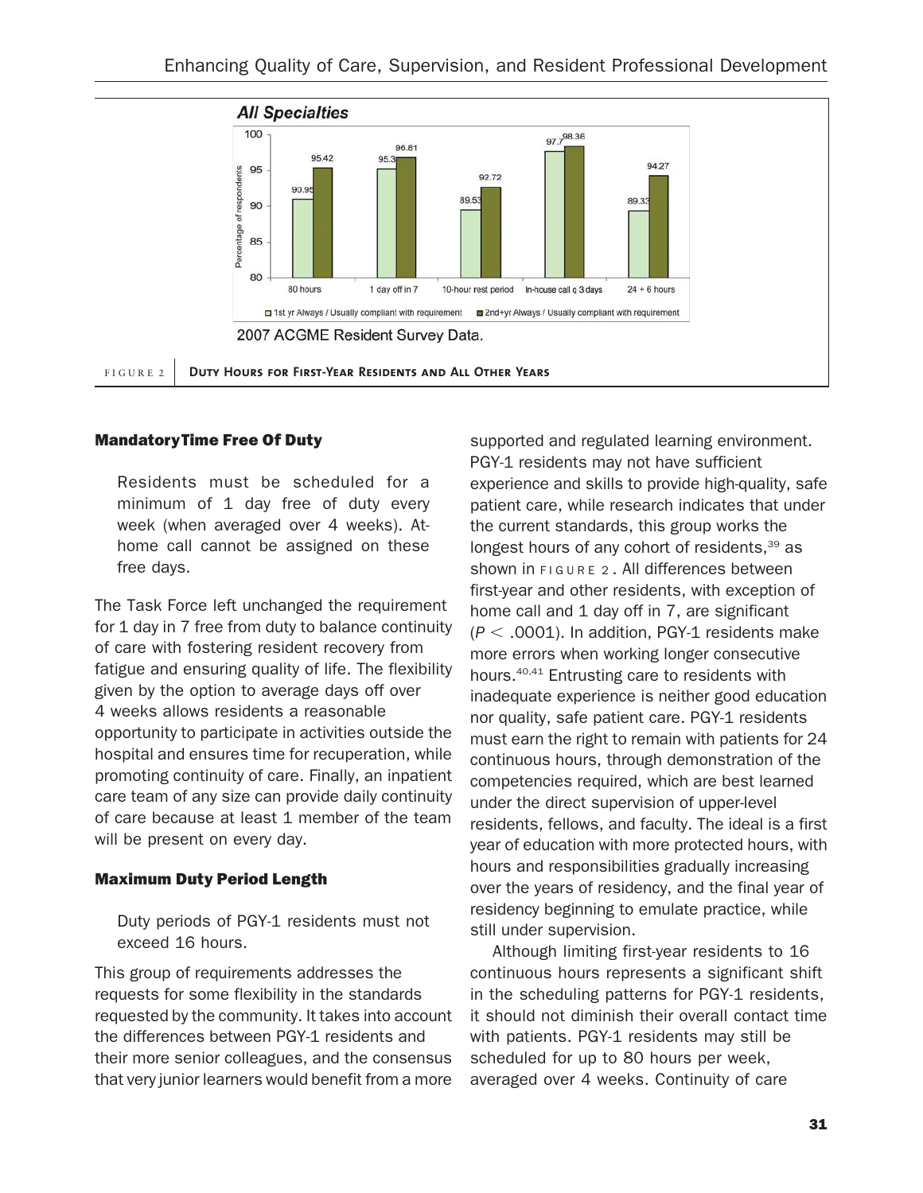All Specialties

| | 80 hours | 1 day off in 7 | 10-hour rest period | In-house call q 3 days | 24 + 6 hours |
|---|---|---|---|---|---|
| 1st yr Always / Usually compliant with requirement | 90.95 | 95.3 | 89.53 | 97.7 | 89.33 |
| 2nd+yr Always / Usually compliant with requirement | 95.42 | 96.81 | 92.72 | 98.36 | 94.27 |

2007 ACGME Resident Survey Data.

FIGURE 2 **Duty Hours for First-Year Residents and All Other Years**

#### Mandatory Time Free Of Duty

> Residents must be scheduled for a minimum of 1 day free of duty every week (when averaged over 4 weeks). At-home call cannot be assigned on these free days.

The Task Force left unchanged the requirement for 1 day in 7 free from duty to balance continuity of care with fostering resident recovery from fatigue and ensuring quality of life. The flexibility given by the option to average days off over 4 weeks allows residents a reasonable opportunity to participate in activities outside the hospital and ensures time for recuperation, while promoting continuity of care. Finally, an inpatient care team of any size can provide daily continuity of care because at least 1 member of the team will be present on every day.

#### Maximum Duty Period Length

> Duty periods of PGY-1 residents must not exceed 16 hours.

This group of requirements addresses the requests for some flexibility in the standards requested by the community. It takes into account the differences between PGY-1 residents and their more senior colleagues, and the consensus that very junior learners would benefit from a more supported and regulated learning environment. PGY-1 residents may not have sufficient experience and skills to provide high-quality, safe patient care, while research indicates that under the current standards, this group works the longest hours of any cohort of residents,[39] as shown in FIGURE 2. All differences between first-year and other residents, with exception of home call and 1 day off in 7, are significant ($P < .0001$). In addition, PGY-1 residents make more errors when working longer consecutive hours.[40,41] Entrusting care to residents with inadequate experience is neither good education nor quality, safe patient care. PGY-1 residents must earn the right to remain with patients for 24 continuous hours, through demonstration of the competencies required, which are best learned under the direct supervision of upper-level residents, fellows, and faculty. The ideal is a first year of education with more protected hours, with hours and responsibilities gradually increasing over the years of residency, and the final year of residency beginning to emulate practice, while still under supervision.

Although limiting first-year residents to 16 continuous hours represents a significant shift in the scheduling patterns for PGY-1 residents, it should not diminish their overall contact time with patients. PGY-1 residents may still be scheduled for up to 80 hours per week, averaged over 4 weeks. Continuity of care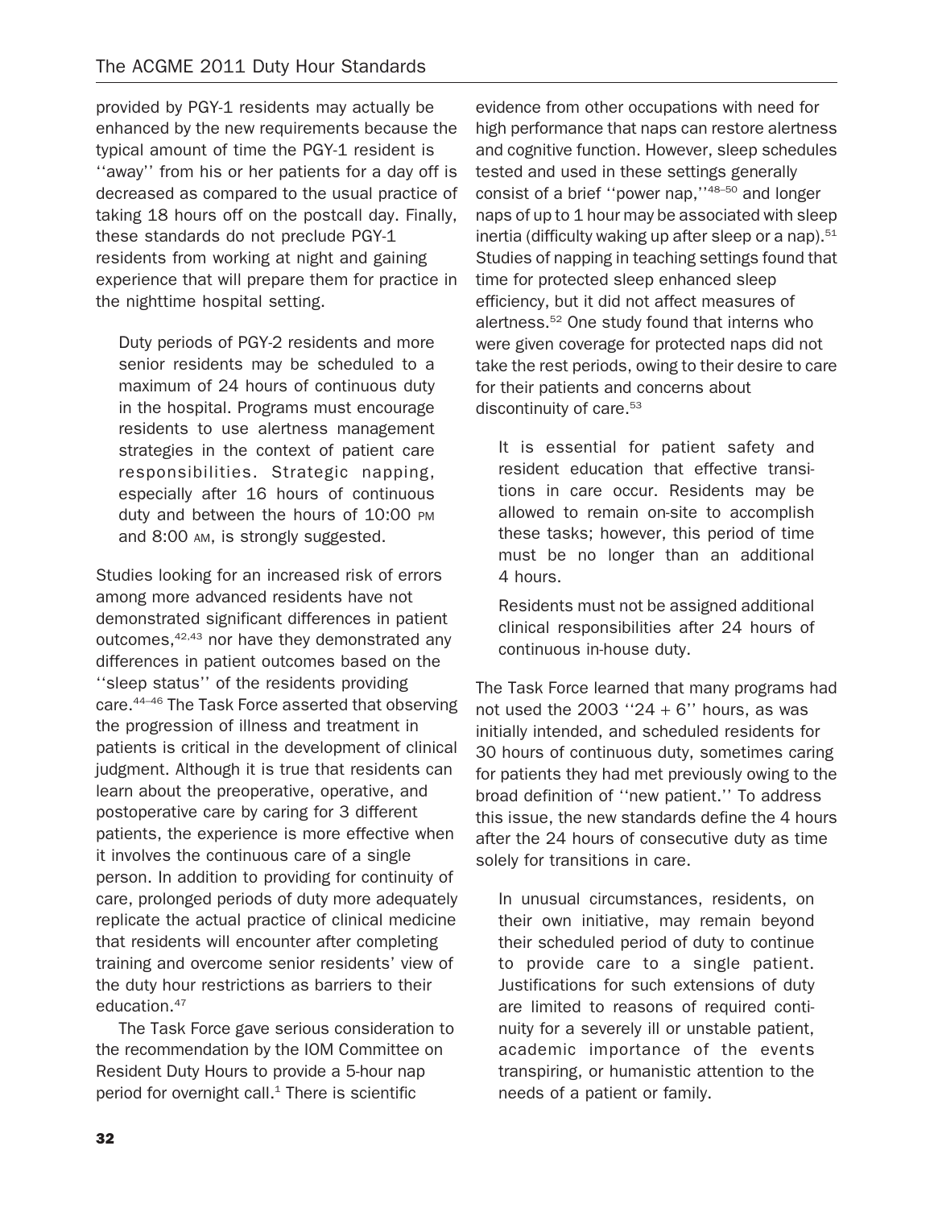provided by PGY-1 residents may actually be enhanced by the new requirements because the typical amount of time the PGY-1 resident is ''away'' from his or her patients for a day off is decreased as compared to the usual practice of taking 18 hours off on the postcall day. Finally, these standards do not preclude PGY-1 residents from working at night and gaining experience that will prepare them for practice in the nighttime hospital setting.

> Duty periods of PGY-2 residents and more senior residents may be scheduled to a maximum of 24 hours of continuous duty in the hospital. Programs must encourage residents to use alertness management strategies in the context of patient care responsibilities. Strategic napping, especially after 16 hours of continuous duty and between the hours of 10:00 PM and 8:00 AM, is strongly suggested.

Studies looking for an increased risk of errors among more advanced residents have not demonstrated significant differences in patient outcomes,[42,43] nor have they demonstrated any differences in patient outcomes based on the ''sleep status'' of the residents providing care.[44–46] The Task Force asserted that observing the progression of illness and treatment in patients is critical in the development of clinical judgment. Although it is true that residents can learn about the preoperative, operative, and postoperative care by caring for 3 different patients, the experience is more effective when it involves the continuous care of a single person. In addition to providing for continuity of care, prolonged periods of duty more adequately replicate the actual practice of clinical medicine that residents will encounter after completing training and overcome senior residents' view of the duty hour restrictions as barriers to their education.[47]

The Task Force gave serious consideration to the recommendation by the IOM Committee on Resident Duty Hours to provide a 5-hour nap period for overnight call.[1] There is scientific evidence from other occupations with need for high performance that naps can restore alertness and cognitive function. However, sleep schedules tested and used in these settings generally consist of a brief ''power nap,''[48–50] and longer naps of up to 1 hour may be associated with sleep inertia (difficulty waking up after sleep or a nap).[51] Studies of napping in teaching settings found that time for protected sleep enhanced sleep efficiency, but it did not affect measures of alertness.[52] One study found that interns who were given coverage for protected naps did not take the rest periods, owing to their desire to care for their patients and concerns about discontinuity of care.[53]

> It is essential for patient safety and resident education that effective transitions in care occur. Residents may be allowed to remain on-site to accomplish these tasks; however, this period of time must be no longer than an additional 4 hours.
>
> Residents must not be assigned additional clinical responsibilities after 24 hours of continuous in-house duty.

The Task Force learned that many programs had not used the 2003 ''24 + 6'' hours, as was initially intended, and scheduled residents for 30 hours of continuous duty, sometimes caring for patients they had met previously owing to the broad definition of ''new patient.'' To address this issue, the new standards define the 4 hours after the 24 hours of consecutive duty as time solely for transitions in care.

> In unusual circumstances, residents, on their own initiative, may remain beyond their scheduled period of duty to continue to provide care to a single patient. Justifications for such extensions of duty are limited to reasons of required continuity for a severely ill or unstable patient, academic importance of the events transpiring, or humanistic attention to the needs of a patient or family.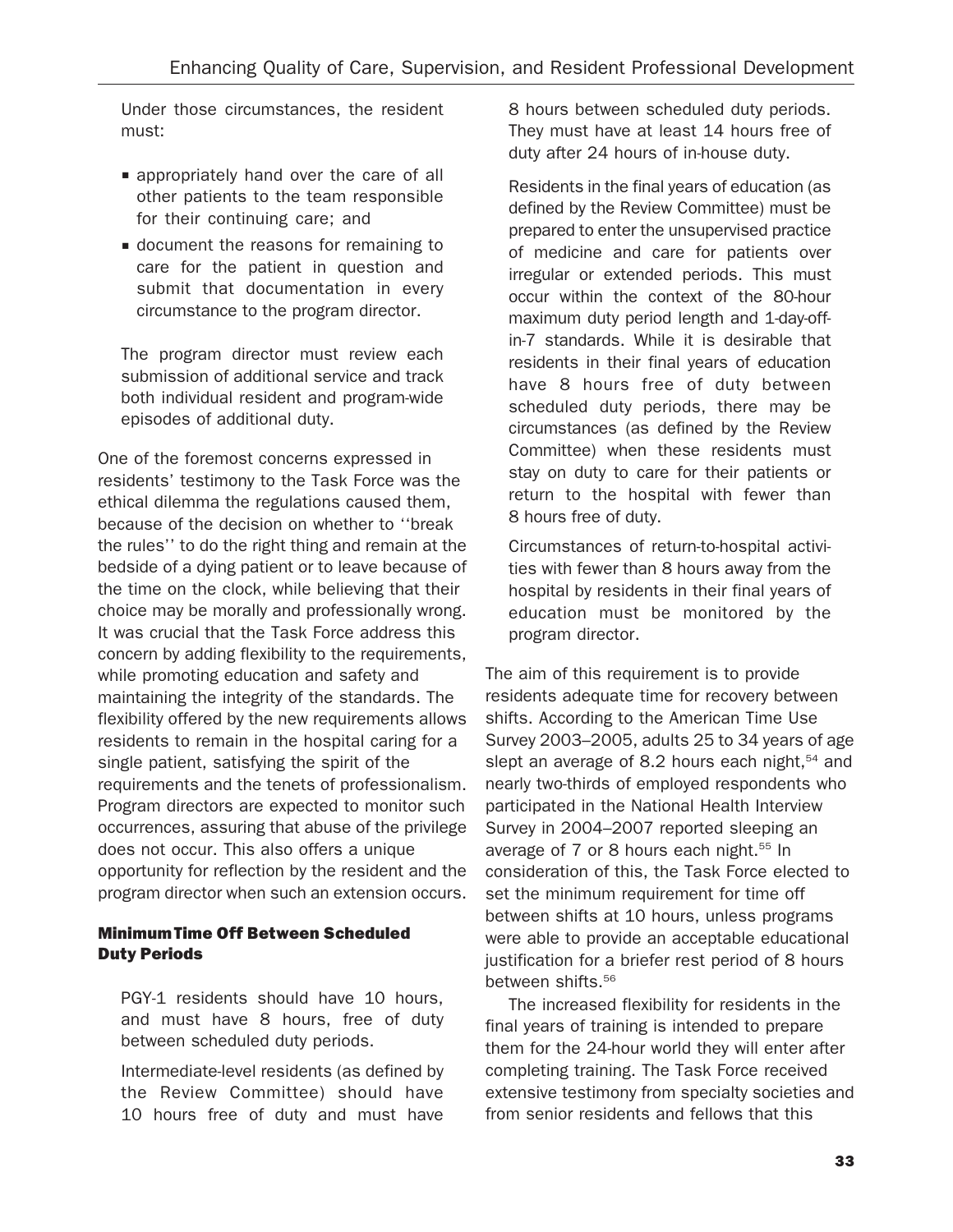Under those circumstances, the resident must:

- appropriately hand over the care of all other patients to the team responsible for their continuing care; and
- document the reasons for remaining to care for the patient in question and submit that documentation in every circumstance to the program director.

The program director must review each submission of additional service and track both individual resident and program-wide episodes of additional duty.

One of the foremost concerns expressed in residents' testimony to the Task Force was the ethical dilemma the regulations caused them, because of the decision on whether to ''break the rules'' to do the right thing and remain at the bedside of a dying patient or to leave because of the time on the clock, while believing that their choice may be morally and professionally wrong. It was crucial that the Task Force address this concern by adding flexibility to the requirements, while promoting education and safety and maintaining the integrity of the standards. The flexibility offered by the new requirements allows residents to remain in the hospital caring for a single patient, satisfying the spirit of the requirements and the tenets of professionalism. Program directors are expected to monitor such occurrences, assuring that abuse of the privilege does not occur. This also offers a unique opportunity for reflection by the resident and the program director when such an extension occurs.

#### Minimum Time Off Between Scheduled Duty Periods

PGY-1 residents should have 10 hours, and must have 8 hours, free of duty between scheduled duty periods.

Intermediate-level residents (as defined by the Review Committee) should have 10 hours free of duty and must have 8 hours between scheduled duty periods. They must have at least 14 hours free of duty after 24 hours of in-house duty.

Residents in the final years of education (as defined by the Review Committee) must be prepared to enter the unsupervised practice of medicine and care for patients over irregular or extended periods. This must occur within the context of the 80-hour maximum duty period length and 1-day-off-in-7 standards. While it is desirable that residents in their final years of education have 8 hours free of duty between scheduled duty periods, there may be circumstances (as defined by the Review Committee) when these residents must stay on duty to care for their patients or return to the hospital with fewer than 8 hours free of duty.

Circumstances of return-to-hospital activities with fewer than 8 hours away from the hospital by residents in their final years of education must be monitored by the program director.

The aim of this requirement is to provide residents adequate time for recovery between shifts. According to the American Time Use Survey 2003–2005, adults 25 to 34 years of age slept an average of 8.2 hours each night,[54] and nearly two-thirds of employed respondents who participated in the National Health Interview Survey in 2004–2007 reported sleeping an average of 7 or 8 hours each night.[55] In consideration of this, the Task Force elected to set the minimum requirement for time off between shifts at 10 hours, unless programs were able to provide an acceptable educational justification for a briefer rest period of 8 hours between shifts.[56]

The increased flexibility for residents in the final years of training is intended to prepare them for the 24-hour world they will enter after completing training. The Task Force received extensive testimony from specialty societies and from senior residents and fellows that this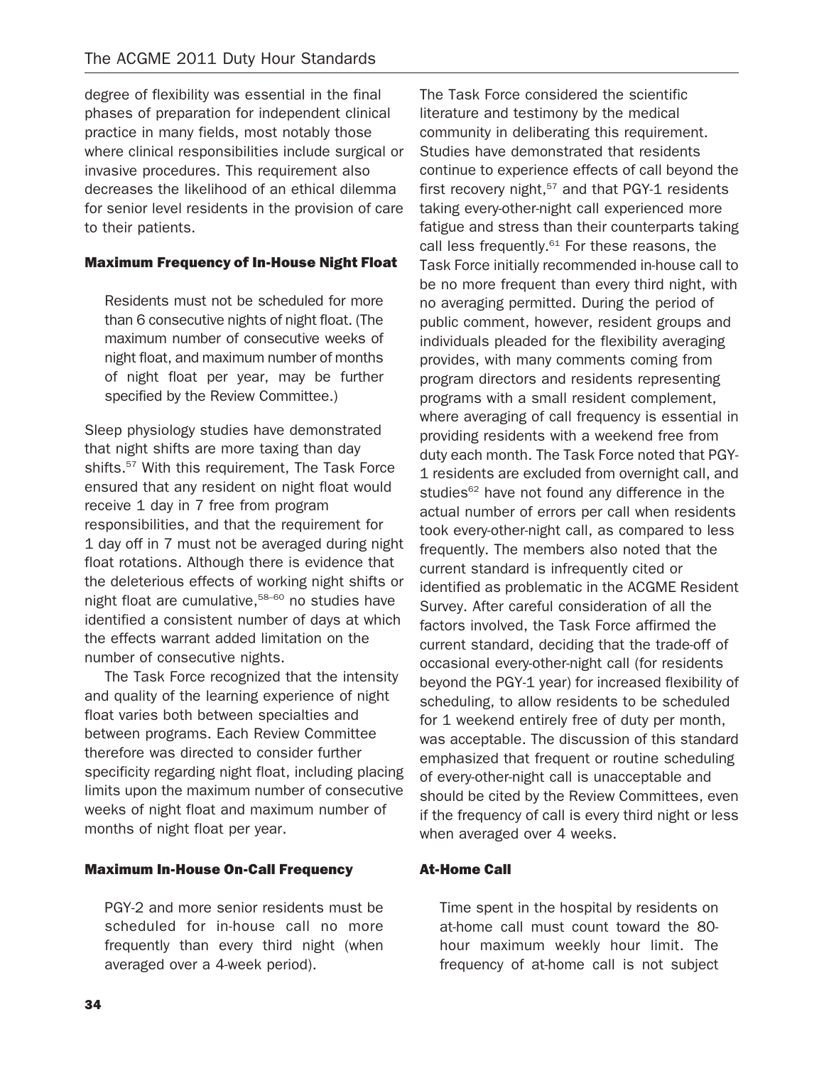degree of flexibility was essential in the final phases of preparation for independent clinical practice in many fields, most notably those where clinical responsibilities include surgical or invasive procedures. This requirement also decreases the likelihood of an ethical dilemma for senior level residents in the provision of care to their patients.

### Maximum Frequency of In-House Night Float

> Residents must not be scheduled for more than 6 consecutive nights of night float. (The maximum number of consecutive weeks of night float, and maximum number of months of night float per year, may be further specified by the Review Committee.)

Sleep physiology studies have demonstrated that night shifts are more taxing than day shifts.[57] With this requirement, The Task Force ensured that any resident on night float would receive 1 day in 7 free from program responsibilities, and that the requirement for 1 day off in 7 must not be averaged during night float rotations. Although there is evidence that the deleterious effects of working night shifts or night float are cumulative,[58–60] no studies have identified a consistent number of days at which the effects warrant added limitation on the number of consecutive nights.

The Task Force recognized that the intensity and quality of the learning experience of night float varies both between specialties and between programs. Each Review Committee therefore was directed to consider further specificity regarding night float, including placing limits upon the maximum number of consecutive weeks of night float and maximum number of months of night float per year.

### Maximum In-House On-Call Frequency

> PGY-2 and more senior residents must be scheduled for in-house call no more frequently than every third night (when averaged over a 4-week period).

The Task Force considered the scientific literature and testimony by the medical community in deliberating this requirement. Studies have demonstrated that residents continue to experience effects of call beyond the first recovery night,[57] and that PGY-1 residents taking every-other-night call experienced more fatigue and stress than their counterparts taking call less frequently.[61] For these reasons, the Task Force initially recommended in-house call to be no more frequent than every third night, with no averaging permitted. During the period of public comment, however, resident groups and individuals pleaded for the flexibility averaging provides, with many comments coming from program directors and residents representing programs with a small resident complement, where averaging of call frequency is essential in providing residents with a weekend free from duty each month. The Task Force noted that PGY-1 residents are excluded from overnight call, and studies[62] have not found any difference in the actual number of errors per call when residents took every-other-night call, as compared to less frequently. The members also noted that the current standard is infrequently cited or identified as problematic in the ACGME Resident Survey. After careful consideration of all the factors involved, the Task Force affirmed the current standard, deciding that the trade-off of occasional every-other-night call (for residents beyond the PGY-1 year) for increased flexibility of scheduling, to allow residents to be scheduled for 1 weekend entirely free of duty per month, was acceptable. The discussion of this standard emphasized that frequent or routine scheduling of every-other-night call is unacceptable and should be cited by the Review Committees, even if the frequency of call is every third night or less when averaged over 4 weeks.

### At-Home Call

> Time spent in the hospital by residents on at-home call must count toward the 80-hour maximum weekly hour limit. The frequency of at-home call is not subject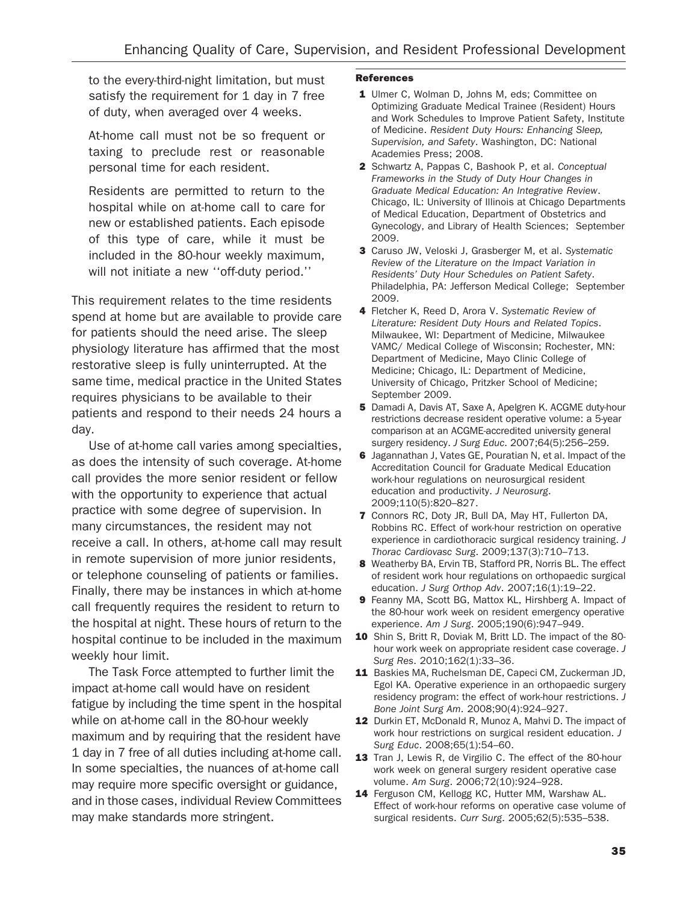to the every-third-night limitation, but must satisfy the requirement for 1 day in 7 free of duty, when averaged over 4 weeks.

At-home call must not be so frequent or taxing to preclude rest or reasonable personal time for each resident.

Residents are permitted to return to the hospital while on at-home call to care for new or established patients. Each episode of this type of care, while it must be included in the 80-hour weekly maximum, will not initiate a new ''off-duty period.''

This requirement relates to the time residents spend at home but are available to provide care for patients should the need arise. The sleep physiology literature has affirmed that the most restorative sleep is fully uninterrupted. At the same time, medical practice in the United States requires physicians to be available to their patients and respond to their needs 24 hours a day.

Use of at-home call varies among specialties, as does the intensity of such coverage. At-home call provides the more senior resident or fellow with the opportunity to experience that actual practice with some degree of supervision. In many circumstances, the resident may not receive a call. In others, at-home call may result in remote supervision of more junior residents, or telephone counseling of patients or families. Finally, there may be instances in which at-home call frequently requires the resident to return to the hospital at night. These hours of return to the hospital continue to be included in the maximum weekly hour limit.

The Task Force attempted to further limit the impact at-home call would have on resident fatigue by including the time spent in the hospital while on at-home call in the 80-hour weekly maximum and by requiring that the resident have 1 day in 7 free of all duties including at-home call. In some specialties, the nuances of at-home call may require more specific oversight or guidance, and in those cases, individual Review Committees may make standards more stringent.

#### References

1. Ulmer C, Wolman D, Johns M, eds; Committee on Optimizing Graduate Medical Trainee (Resident) Hours and Work Schedules to Improve Patient Safety, Institute of Medicine. *Resident Duty Hours: Enhancing Sleep, Supervision, and Safety*. Washington, DC: National Academies Press; 2008.
2. Schwartz A, Pappas C, Bashook P, et al. *Conceptual Frameworks in the Study of Duty Hour Changes in Graduate Medical Education: An Integrative Review*. Chicago, IL: University of Illinois at Chicago Departments of Medical Education, Department of Obstetrics and Gynecology, and Library of Health Sciences; September 2009.
3. Caruso JW, Veloski J, Grasberger M, et al. *Systematic Review of the Literature on the Impact Variation in Residents' Duty Hour Schedules on Patient Safety*. Philadelphia, PA: Jefferson Medical College; September 2009.
4. Fletcher K, Reed D, Arora V. *Systematic Review of Literature: Resident Duty Hours and Related Topics*. Milwaukee, WI: Department of Medicine, Milwaukee VAMC/ Medical College of Wisconsin; Rochester, MN: Department of Medicine, Mayo Clinic College of Medicine; Chicago, IL: Department of Medicine, University of Chicago, Pritzker School of Medicine; September 2009.
5. Damadi A, Davis AT, Saxe A, Apelgren K. ACGME duty-hour restrictions decrease resident operative volume: a 5-year comparison at an ACGME-accredited university general surgery residency. *J Surg Educ*. 2007;64(5):256–259.
6. Jagannathan J, Vates GE, Pouratian N, et al. Impact of the Accreditation Council for Graduate Medical Education work-hour regulations on neurosurgical resident education and productivity. *J Neurosurg*. 2009;110(5):820–827.
7. Connors RC, Doty JR, Bull DA, May HT, Fullerton DA, Robbins RC. Effect of work-hour restriction on operative experience in cardiothoracic surgical residency training. *J Thorac Cardiovasc Surg*. 2009;137(3):710–713.
8. Weatherby BA, Ervin TB, Stafford PR, Norris BL. The effect of resident work hour regulations on orthopaedic surgical education. *J Surg Orthop Adv*. 2007;16(1):19–22.
9. Feanny MA, Scott BG, Mattox KL, Hirshberg A. Impact of the 80-hour work week on resident emergency operative experience. *Am J Surg*. 2005;190(6):947–949.
10. Shin S, Britt R, Doviak M, Britt LD. The impact of the 80-hour work week on appropriate resident case coverage. *J Surg Res*. 2010;162(1):33–36.
11. Baskies MA, Ruchelsman DE, Capeci CM, Zuckerman JD, Egol KA. Operative experience in an orthopaedic surgery residency program: the effect of work-hour restrictions. *J Bone Joint Surg Am*. 2008;90(4):924–927.
12. Durkin ET, McDonald R, Munoz A, Mahvi D. The impact of work hour restrictions on surgical resident education. *J Surg Educ*. 2008;65(1):54–60.
13. Tran J, Lewis R, de Virgilio C. The effect of the 80-hour work week on general surgery resident operative case volume. *Am Surg*. 2006;72(10):924–928.
14. Ferguson CM, Kellogg KC, Hutter MM, Warshaw AL. Effect of work-hour reforms on operative case volume of surgical residents. *Curr Surg*. 2005;62(5):535–538.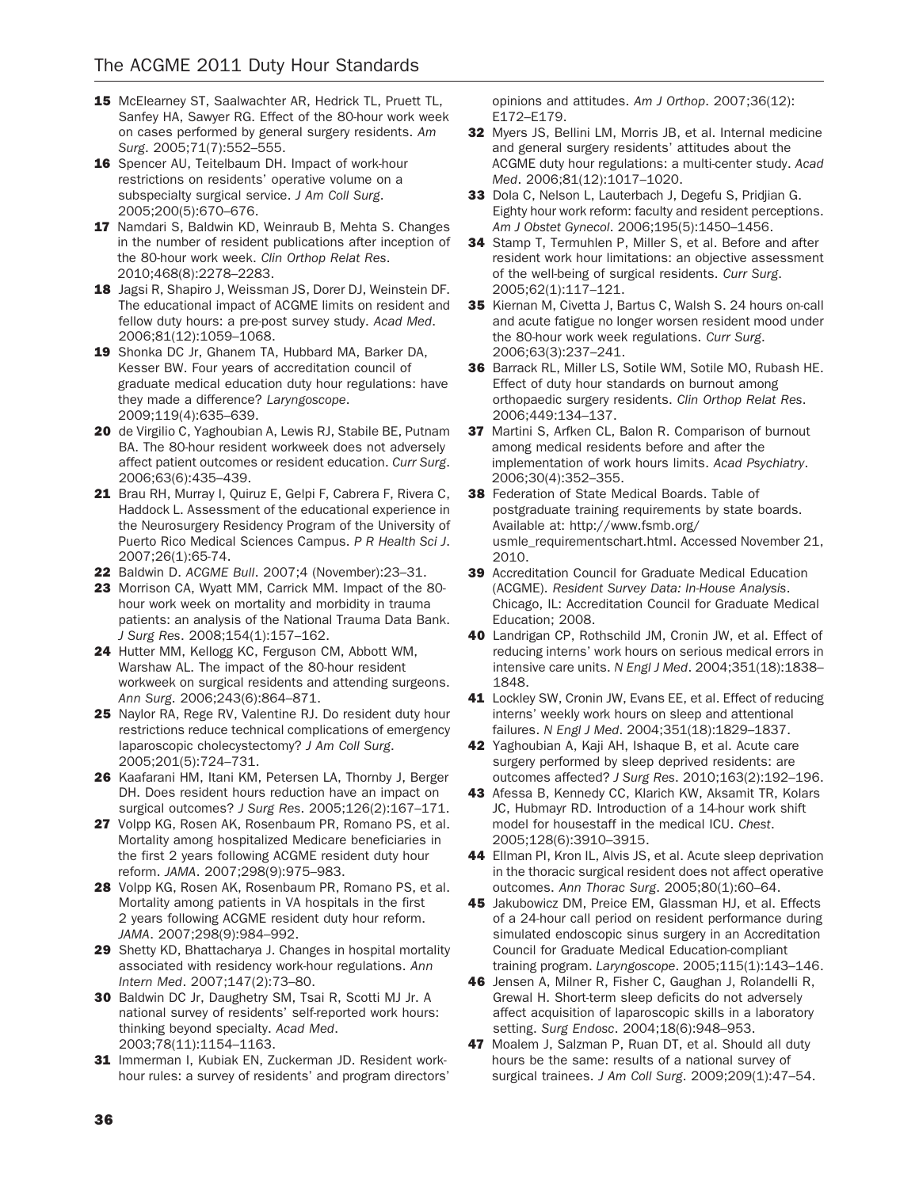15 McElearney ST, Saalwachter AR, Hedrick TL, Pruett TL, Sanfey HA, Sawyer RG. Effect of the 80-hour work week on cases performed by general surgery residents. *Am Surg*. 2005;71(7):552–555.

16 Spencer AU, Teitelbaum DH. Impact of work-hour restrictions on residents' operative volume on a subspecialty surgical service. *J Am Coll Surg*. 2005;200(5):670–676.

17 Namdari S, Baldwin KD, Weinraub B, Mehta S. Changes in the number of resident publications after inception of the 80-hour work week. *Clin Orthop Relat Res*. 2010;468(8):2278–2283.

18 Jagsi R, Shapiro J, Weissman JS, Dorer DJ, Weinstein DF. The educational impact of ACGME limits on resident and fellow duty hours: a pre-post survey study. *Acad Med*. 2006;81(12):1059–1068.

19 Shonka DC Jr, Ghanem TA, Hubbard MA, Barker DA, Kesser BW. Four years of accreditation council of graduate medical education duty hour regulations: have they made a difference? *Laryngoscope*. 2009;119(4):635–639.

20 de Virgilio C, Yaghoubian A, Lewis RJ, Stabile BE, Putnam BA. The 80-hour resident workweek does not adversely affect patient outcomes or resident education. *Curr Surg*. 2006;63(6):435–439.

21 Brau RH, Murray I, Quiruz E, Gelpi F, Cabrera F, Rivera C, Haddock L. Assessment of the educational experience in the Neurosurgery Residency Program of the University of Puerto Rico Medical Sciences Campus. *P R Health Sci J*. 2007;26(1):65-74.

22 Baldwin D. *ACGME Bull*. 2007;4 (November):23–31.

23 Morrison CA, Wyatt MM, Carrick MM. Impact of the 80-hour work week on mortality and morbidity in trauma patients: an analysis of the National Trauma Data Bank. *J Surg Res*. 2008;154(1):157–162.

24 Hutter MM, Kellogg KC, Ferguson CM, Abbott WM, Warshaw AL. The impact of the 80-hour resident workweek on surgical residents and attending surgeons. *Ann Surg*. 2006;243(6):864–871.

25 Naylor RA, Rege RV, Valentine RJ. Do resident duty hour restrictions reduce technical complications of emergency laparoscopic cholecystectomy? *J Am Coll Surg*. 2005;201(5):724–731.

26 Kaafarani HM, Itani KM, Petersen LA, Thornby J, Berger DH. Does resident hours reduction have an impact on surgical outcomes? *J Surg Res*. 2005;126(2):167–171.

27 Volpp KG, Rosen AK, Rosenbaum PR, Romano PS, et al. Mortality among hospitalized Medicare beneficiaries in the first 2 years following ACGME resident duty hour reform. *JAMA*. 2007;298(9):975–983.

28 Volpp KG, Rosen AK, Rosenbaum PR, Romano PS, et al. Mortality among patients in VA hospitals in the first 2 years following ACGME resident duty hour reform. *JAMA*. 2007;298(9):984–992.

29 Shetty KD, Bhattacharya J. Changes in hospital mortality associated with residency work-hour regulations. *Ann Intern Med*. 2007;147(2):73–80.

30 Baldwin DC Jr, Daughetry SM, Tsai R, Scotti MJ Jr. A national survey of residents' self-reported work hours: thinking beyond specialty. *Acad Med*. 2003;78(11):1154–1163.

31 Immerman I, Kubiak EN, Zuckerman JD. Resident work-hour rules: a survey of residents' and program directors' opinions and attitudes. *Am J Orthop*. 2007;36(12): E172–E179.

32 Myers JS, Bellini LM, Morris JB, et al. Internal medicine and general surgery residents' attitudes about the ACGME duty hour regulations: a multi-center study. *Acad Med*. 2006;81(12):1017–1020.

33 Dola C, Nelson L, Lauterbach J, Degefu S, Pridjian G. Eighty hour work reform: faculty and resident perceptions. *Am J Obstet Gynecol*. 2006;195(5):1450–1456.

34 Stamp T, Termuhlen P, Miller S, et al. Before and after resident work hour limitations: an objective assessment of the well-being of surgical residents. *Curr Surg*. 2005;62(1):117–121.

35 Kiernan M, Civetta J, Bartus C, Walsh S. 24 hours on-call and acute fatigue no longer worsen resident mood under the 80-hour work week regulations. *Curr Surg*. 2006;63(3):237–241.

36 Barrack RL, Miller LS, Sotile WM, Sotile MO, Rubash HE. Effect of duty hour standards on burnout among orthopaedic surgery residents. *Clin Orthop Relat Res*. 2006;449:134–137.

37 Martini S, Arfken CL, Balon R. Comparison of burnout among medical residents before and after the implementation of work hours limits. *Acad Psychiatry*. 2006;30(4):352–355.

38 Federation of State Medical Boards. Table of postgraduate training requirements by state boards. Available at: http://www.fsmb.org/usmle_requirementschart.html. Accessed November 21, 2010.

39 Accreditation Council for Graduate Medical Education (ACGME). *Resident Survey Data: In-House Analysis*. Chicago, IL: Accreditation Council for Graduate Medical Education; 2008.

40 Landrigan CP, Rothschild JM, Cronin JW, et al. Effect of reducing interns' work hours on serious medical errors in intensive care units. *N Engl J Med*. 2004;351(18):1838–1848.

41 Lockley SW, Cronin JW, Evans EE, et al. Effect of reducing interns' weekly work hours on sleep and attentional failures. *N Engl J Med*. 2004;351(18):1829–1837.

42 Yaghoubian A, Kaji AH, Ishaque B, et al. Acute care surgery performed by sleep deprived residents: are outcomes affected? *J Surg Res*. 2010;163(2):192–196.

43 Afessa B, Kennedy CC, Klarich KW, Aksamit TR, Kolars JC, Hubmayr RD. Introduction of a 14-hour work shift model for housestaff in the medical ICU. *Chest*. 2005;128(6):3910–3915.

44 Ellman PI, Kron IL, Alvis JS, et al. Acute sleep deprivation in the thoracic surgical resident does not affect operative outcomes. *Ann Thorac Surg*. 2005;80(1):60–64.

45 Jakubowicz DM, Preice EM, Glassman HJ, et al. Effects of a 24-hour call period on resident performance during simulated endoscopic sinus surgery in an Accreditation Council for Graduate Medical Education-compliant training program. *Laryngoscope*. 2005;115(1):143–146.

46 Jensen A, Milner R, Fisher C, Gaughan J, Rolandelli R, Grewal H. Short-term sleep deficits do not adversely affect acquisition of laparoscopic skills in a laboratory setting. *Surg Endosc*. 2004;18(6):948–953.

47 Moalem J, Salzman P, Ruan DT, et al. Should all duty hours be the same: results of a national survey of surgical trainees. *J Am Coll Surg*. 2009;209(1):47–54.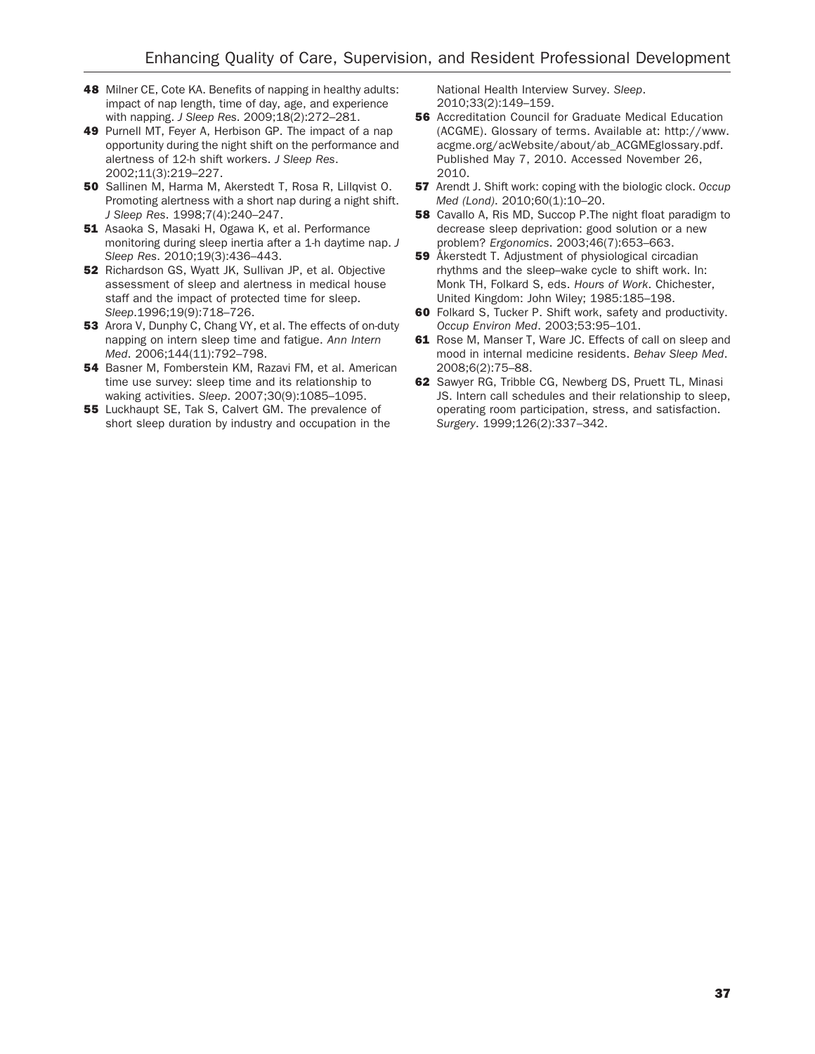48 Milner CE, Cote KA. Benefits of napping in healthy adults: impact of nap length, time of day, age, and experience with napping. *J Sleep Res*. 2009;18(2):272–281.

49 Purnell MT, Feyer A, Herbison GP. The impact of a nap opportunity during the night shift on the performance and alertness of 12-h shift workers. *J Sleep Res*. 2002;11(3):219–227.

50 Sallinen M, Harma M, Akerstedt T, Rosa R, Lillqvist O. Promoting alertness with a short nap during a night shift. *J Sleep Res*. 1998;7(4):240–247.

51 Asaoka S, Masaki H, Ogawa K, et al. Performance monitoring during sleep inertia after a 1-h daytime nap. *J Sleep Res*. 2010;19(3):436–443.

52 Richardson GS, Wyatt JK, Sullivan JP, et al. Objective assessment of sleep and alertness in medical house staff and the impact of protected time for sleep. *Sleep*.1996;19(9):718–726.

53 Arora V, Dunphy C, Chang VY, et al. The effects of on-duty napping on intern sleep time and fatigue. *Ann Intern Med*. 2006;144(11):792–798.

54 Basner M, Fomberstein KM, Razavi FM, et al. American time use survey: sleep time and its relationship to waking activities. *Sleep*. 2007;30(9):1085–1095.

55 Luckhaupt SE, Tak S, Calvert GM. The prevalence of short sleep duration by industry and occupation in the National Health Interview Survey. *Sleep*. 2010;33(2):149–159.

56 Accreditation Council for Graduate Medical Education (ACGME). Glossary of terms. Available at: http://www.acgme.org/acWebsite/about/ab_ACGMEglossary.pdf. Published May 7, 2010. Accessed November 26, 2010.

57 Arendt J. Shift work: coping with the biologic clock. *Occup Med (Lond)*. 2010;60(1):10–20.

58 Cavallo A, Ris MD, Succop P.The night float paradigm to decrease sleep deprivation: good solution or a new problem? *Ergonomics*. 2003;46(7):653–663.

59 Åkerstedt T. Adjustment of physiological circadian rhythms and the sleep–wake cycle to shift work. In: Monk TH, Folkard S, eds. *Hours of Work*. Chichester, United Kingdom: John Wiley; 1985:185–198.

60 Folkard S, Tucker P. Shift work, safety and productivity. *Occup Environ Med*. 2003;53:95–101.

61 Rose M, Manser T, Ware JC. Effects of call on sleep and mood in internal medicine residents. *Behav Sleep Med*. 2008;6(2):75–88.

62 Sawyer RG, Tribble CG, Newberg DS, Pruett TL, Minasi JS. Intern call schedules and their relationship to sleep, operating room participation, stress, and satisfaction. *Surgery*. 1999;126(2):337–342.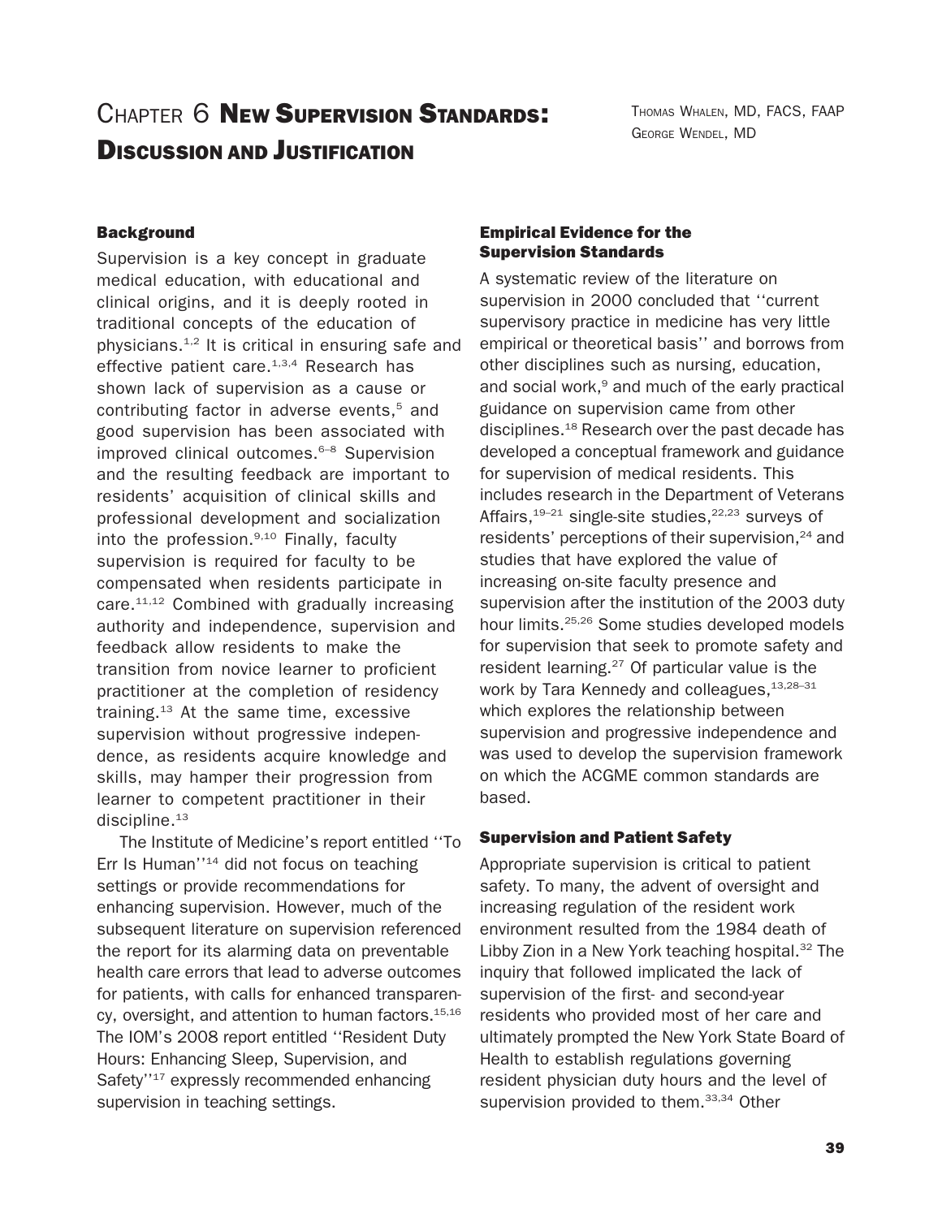# Chapter 6 New Supervision Standards: Discussion and Justification

Thomas Whalen, MD, FACS, FAAP
George Wendel, MD

## Background

Supervision is a key concept in graduate medical education, with educational and clinical origins, and it is deeply rooted in traditional concepts of the education of physicians.[1,2] It is critical in ensuring safe and effective patient care.[1,3,4] Research has shown lack of supervision as a cause or contributing factor in adverse events,[5] and good supervision has been associated with improved clinical outcomes.[6–8] Supervision and the resulting feedback are important to residents' acquisition of clinical skills and professional development and socialization into the profession.[9,10] Finally, faculty supervision is required for faculty to be compensated when residents participate in care.[11,12] Combined with gradually increasing authority and independence, supervision and feedback allow residents to make the transition from novice learner to proficient practitioner at the completion of residency training.[13] At the same time, excessive supervision without progressive independence, as residents acquire knowledge and skills, may hamper their progression from learner to competent practitioner in their discipline.[13]

The Institute of Medicine's report entitled ''To Err Is Human''[14] did not focus on teaching settings or provide recommendations for enhancing supervision. However, much of the subsequent literature on supervision referenced the report for its alarming data on preventable health care errors that lead to adverse outcomes for patients, with calls for enhanced transparency, oversight, and attention to human factors.[15,16] The IOM's 2008 report entitled ''Resident Duty Hours: Enhancing Sleep, Supervision, and Safety''[17] expressly recommended enhancing supervision in teaching settings.

## Empirical Evidence for the Supervision Standards

A systematic review of the literature on supervision in 2000 concluded that ''current supervisory practice in medicine has very little empirical or theoretical basis'' and borrows from other disciplines such as nursing, education, and social work,[9] and much of the early practical guidance on supervision came from other disciplines.[18] Research over the past decade has developed a conceptual framework and guidance for supervision of medical residents. This includes research in the Department of Veterans Affairs,[19–21] single-site studies,[22,23] surveys of residents' perceptions of their supervision,[24] and studies that have explored the value of increasing on-site faculty presence and supervision after the institution of the 2003 duty hour limits.[25,26] Some studies developed models for supervision that seek to promote safety and resident learning.[27] Of particular value is the work by Tara Kennedy and colleagues,[13,28–31] which explores the relationship between supervision and progressive independence and was used to develop the supervision framework on which the ACGME common standards are based.

## Supervision and Patient Safety

Appropriate supervision is critical to patient safety. To many, the advent of oversight and increasing regulation of the resident work environment resulted from the 1984 death of Libby Zion in a New York teaching hospital.[32] The inquiry that followed implicated the lack of supervision of the first- and second-year residents who provided most of her care and ultimately prompted the New York State Board of Health to establish regulations governing resident physician duty hours and the level of supervision provided to them.[33,34] Other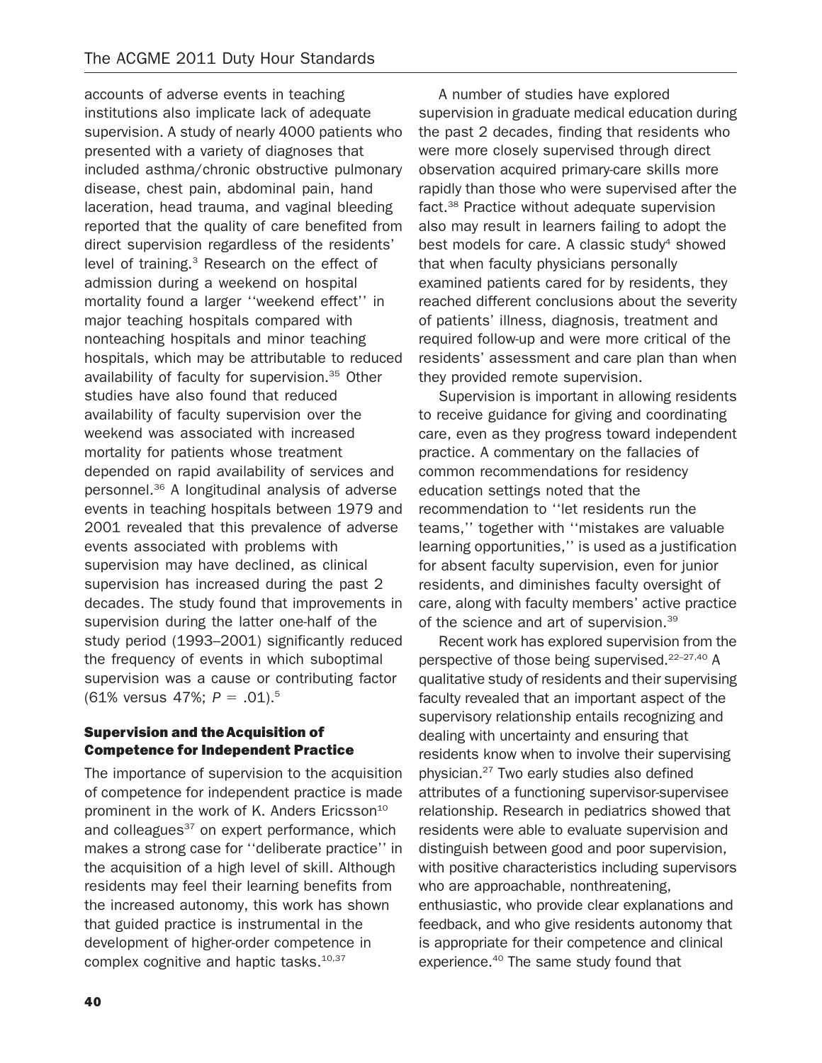accounts of adverse events in teaching institutions also implicate lack of adequate supervision. A study of nearly 4000 patients who presented with a variety of diagnoses that included asthma/chronic obstructive pulmonary disease, chest pain, abdominal pain, hand laceration, head trauma, and vaginal bleeding reported that the quality of care benefited from direct supervision regardless of the residents' level of training.[3] Research on the effect of admission during a weekend on hospital mortality found a larger ''weekend effect'' in major teaching hospitals compared with nonteaching hospitals and minor teaching hospitals, which may be attributable to reduced availability of faculty for supervision.[35] Other studies have also found that reduced availability of faculty supervision over the weekend was associated with increased mortality for patients whose treatment depended on rapid availability of services and personnel.[36] A longitudinal analysis of adverse events in teaching hospitals between 1979 and 2001 revealed that this prevalence of adverse events associated with problems with supervision may have declined, as clinical supervision has increased during the past 2 decades. The study found that improvements in supervision during the latter one-half of the study period (1993–2001) significantly reduced the frequency of events in which suboptimal supervision was a cause or contributing factor (61% versus 47%; $P = .01$).[5]

### Supervision and the Acquisition of Competence for Independent Practice

The importance of supervision to the acquisition of competence for independent practice is made prominent in the work of K. Anders Ericsson[10] and colleagues[37] on expert performance, which makes a strong case for ''deliberate practice'' in the acquisition of a high level of skill. Although residents may feel their learning benefits from the increased autonomy, this work has shown that guided practice is instrumental in the development of higher-order competence in complex cognitive and haptic tasks.[10,37]

A number of studies have explored supervision in graduate medical education during the past 2 decades, finding that residents who were more closely supervised through direct observation acquired primary-care skills more rapidly than those who were supervised after the fact.[38] Practice without adequate supervision also may result in learners failing to adopt the best models for care. A classic study[4] showed that when faculty physicians personally examined patients cared for by residents, they reached different conclusions about the severity of patients' illness, diagnosis, treatment and required follow-up and were more critical of the residents' assessment and care plan than when they provided remote supervision.

Supervision is important in allowing residents to receive guidance for giving and coordinating care, even as they progress toward independent practice. A commentary on the fallacies of common recommendations for residency education settings noted that the recommendation to ''let residents run the teams,'' together with ''mistakes are valuable learning opportunities,'' is used as a justification for absent faculty supervision, even for junior residents, and diminishes faculty oversight of care, along with faculty members' active practice of the science and art of supervision.[39]

Recent work has explored supervision from the perspective of those being supervised.[22–27,40] A qualitative study of residents and their supervising faculty revealed that an important aspect of the supervisory relationship entails recognizing and dealing with uncertainty and ensuring that residents know when to involve their supervising physician.[27] Two early studies also defined attributes of a functioning supervisor-supervisee relationship. Research in pediatrics showed that residents were able to evaluate supervision and distinguish between good and poor supervision, with positive characteristics including supervisors who are approachable, nonthreatening, enthusiastic, who provide clear explanations and feedback, and who give residents autonomy that is appropriate for their competence and clinical experience.[40] The same study found that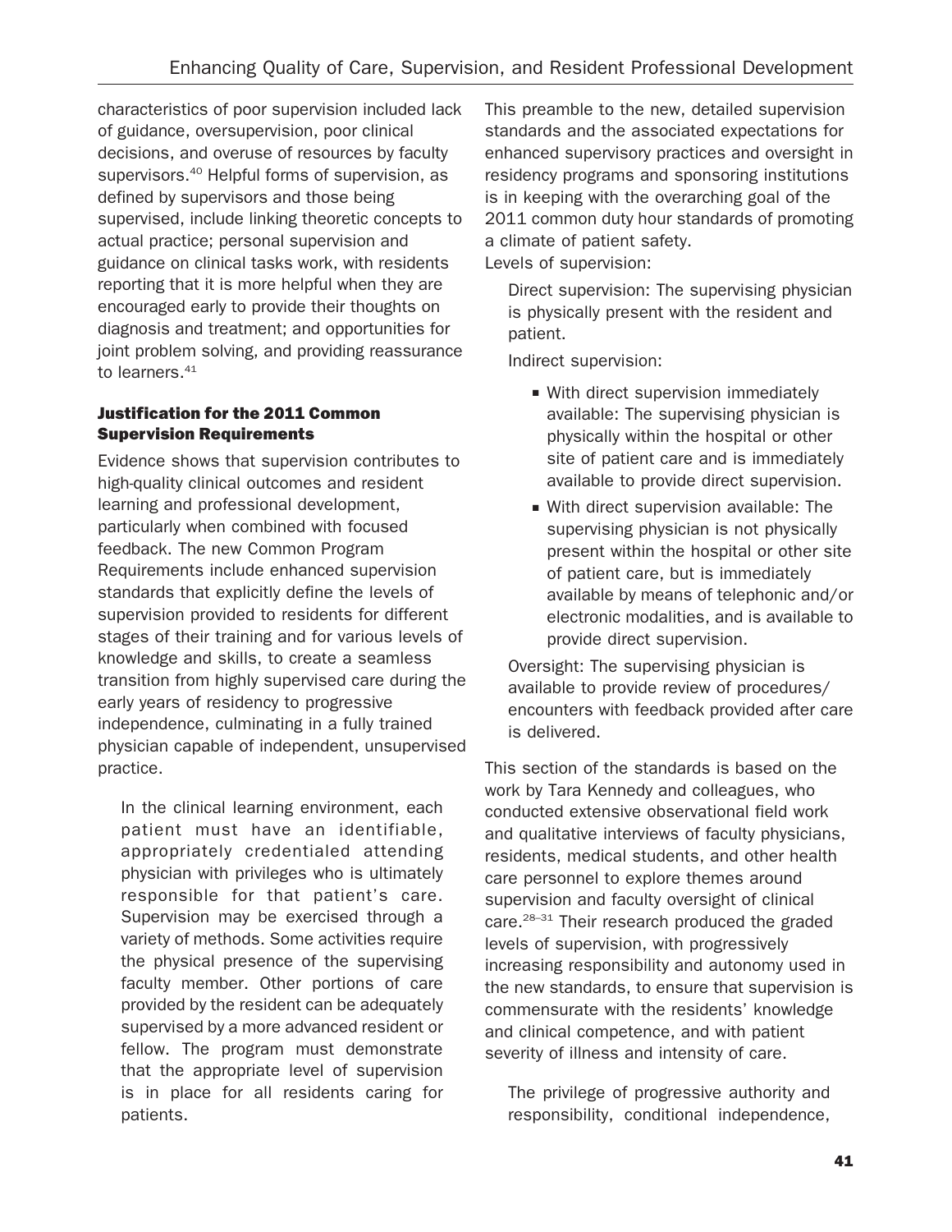characteristics of poor supervision included lack of guidance, oversupervision, poor clinical decisions, and overuse of resources by faculty supervisors.[40] Helpful forms of supervision, as defined by supervisors and those being supervised, include linking theoretic concepts to actual practice; personal supervision and guidance on clinical tasks work, with residents reporting that it is more helpful when they are encouraged early to provide their thoughts on diagnosis and treatment; and opportunities for joint problem solving, and providing reassurance to learners.[41]

### Justification for the 2011 Common Supervision Requirements

Evidence shows that supervision contributes to high-quality clinical outcomes and resident learning and professional development, particularly when combined with focused feedback. The new Common Program Requirements include enhanced supervision standards that explicitly define the levels of supervision provided to residents for different stages of their training and for various levels of knowledge and skills, to create a seamless transition from highly supervised care during the early years of residency to progressive independence, culminating in a fully trained physician capable of independent, unsupervised practice.

> In the clinical learning environment, each patient must have an identifiable, appropriately credentialed attending physician with privileges who is ultimately responsible for that patient's care. Supervision may be exercised through a variety of methods. Some activities require the physical presence of the supervising faculty member. Other portions of care provided by the resident can be adequately supervised by a more advanced resident or fellow. The program must demonstrate that the appropriate level of supervision is in place for all residents caring for patients.

This preamble to the new, detailed supervision standards and the associated expectations for enhanced supervisory practices and oversight in residency programs and sponsoring institutions is in keeping with the overarching goal of the 2011 common duty hour standards of promoting a climate of patient safety.

Levels of supervision:

> Direct supervision: The supervising physician is physically present with the resident and patient.
>
> Indirect supervision:
>
> - With direct supervision immediately available: The supervising physician is physically within the hospital or other site of patient care and is immediately available to provide direct supervision.
> - With direct supervision available: The supervising physician is not physically present within the hospital or other site of patient care, but is immediately available by means of telephonic and/or electronic modalities, and is available to provide direct supervision.
>
> Oversight: The supervising physician is available to provide review of procedures/encounters with feedback provided after care is delivered.

This section of the standards is based on the work by Tara Kennedy and colleagues, who conducted extensive observational field work and qualitative interviews of faculty physicians, residents, medical students, and other health care personnel to explore themes around supervision and faculty oversight of clinical care.[28–31] Their research produced the graded levels of supervision, with progressively increasing responsibility and autonomy used in the new standards, to ensure that supervision is commensurate with the residents' knowledge and clinical competence, and with patient severity of illness and intensity of care.

> The privilege of progressive authority and responsibility, conditional independence,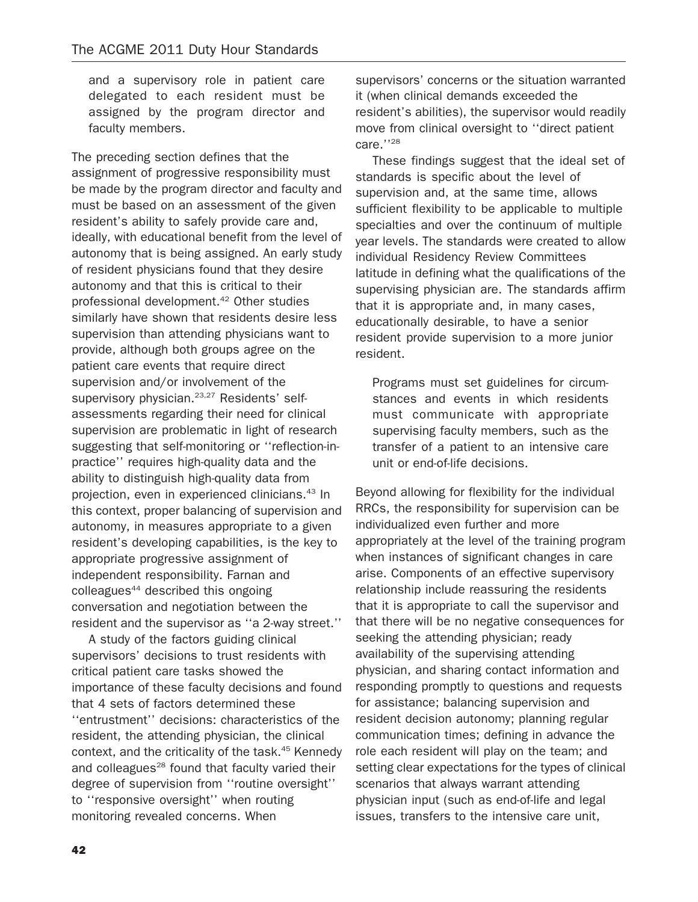> and a supervisory role in patient care delegated to each resident must be assigned by the program director and faculty members.

The preceding section defines that the assignment of progressive responsibility must be made by the program director and faculty and must be based on an assessment of the given resident's ability to safely provide care and, ideally, with educational benefit from the level of autonomy that is being assigned. An early study of resident physicians found that they desire autonomy and that this is critical to their professional development.[42] Other studies similarly have shown that residents desire less supervision than attending physicians want to provide, although both groups agree on the patient care events that require direct supervision and/or involvement of the supervisory physician.[23,27] Residents' self-assessments regarding their need for clinical supervision are problematic in light of research suggesting that self-monitoring or ''reflection-in-practice'' requires high-quality data and the ability to distinguish high-quality data from projection, even in experienced clinicians.[43] In this context, proper balancing of supervision and autonomy, in measures appropriate to a given resident's developing capabilities, is the key to appropriate progressive assignment of independent responsibility. Farnan and colleagues[44] described this ongoing conversation and negotiation between the resident and the supervisor as ''a 2-way street.''

A study of the factors guiding clinical supervisors' decisions to trust residents with critical patient care tasks showed the importance of these faculty decisions and found that 4 sets of factors determined these ''entrustment'' decisions: characteristics of the resident, the attending physician, the clinical context, and the criticality of the task.[45] Kennedy and colleagues[28] found that faculty varied their degree of supervision from ''routine oversight'' to ''responsive oversight'' when routing monitoring revealed concerns. When supervisors' concerns or the situation warranted it (when clinical demands exceeded the resident's abilities), the supervisor would readily move from clinical oversight to ''direct patient care.''[28]

These findings suggest that the ideal set of standards is specific about the level of supervision and, at the same time, allows sufficient flexibility to be applicable to multiple specialties and over the continuum of multiple year levels. The standards were created to allow individual Residency Review Committees latitude in defining what the qualifications of the supervising physician are. The standards affirm that it is appropriate and, in many cases, educationally desirable, to have a senior resident provide supervision to a more junior resident.

> Programs must set guidelines for circumstances and events in which residents must communicate with appropriate supervising faculty members, such as the transfer of a patient to an intensive care unit or end-of-life decisions.

Beyond allowing for flexibility for the individual RRCs, the responsibility for supervision can be individualized even further and more appropriately at the level of the training program when instances of significant changes in care arise. Components of an effective supervisory relationship include reassuring the residents that it is appropriate to call the supervisor and that there will be no negative consequences for seeking the attending physician; ready availability of the supervising attending physician, and sharing contact information and responding promptly to questions and requests for assistance; balancing supervision and resident decision autonomy; planning regular communication times; defining in advance the role each resident will play on the team; and setting clear expectations for the types of clinical scenarios that always warrant attending physician input (such as end-of-life and legal issues, transfers to the intensive care unit,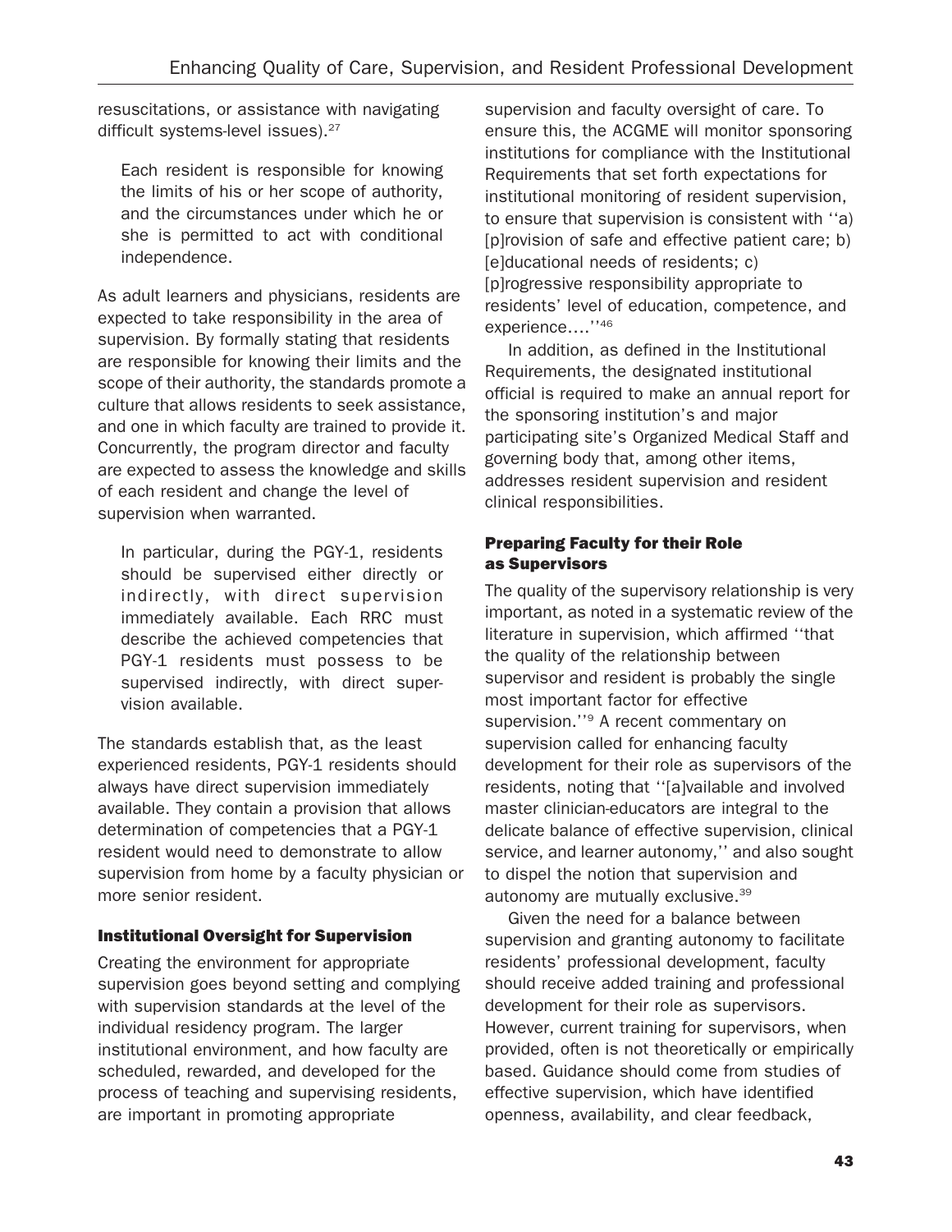resuscitations, or assistance with navigating difficult systems-level issues).[27]

> Each resident is responsible for knowing the limits of his or her scope of authority, and the circumstances under which he or she is permitted to act with conditional independence.

As adult learners and physicians, residents are expected to take responsibility in the area of supervision. By formally stating that residents are responsible for knowing their limits and the scope of their authority, the standards promote a culture that allows residents to seek assistance, and one in which faculty are trained to provide it. Concurrently, the program director and faculty are expected to assess the knowledge and skills of each resident and change the level of supervision when warranted.

> In particular, during the PGY-1, residents should be supervised either directly or indirectly, with direct supervision immediately available. Each RRC must describe the achieved competencies that PGY-1 residents must possess to be supervised indirectly, with direct supervision available.

The standards establish that, as the least experienced residents, PGY-1 residents should always have direct supervision immediately available. They contain a provision that allows determination of competencies that a PGY-1 resident would need to demonstrate to allow supervision from home by a faculty physician or more senior resident.

### Institutional Oversight for Supervision

Creating the environment for appropriate supervision goes beyond setting and complying with supervision standards at the level of the individual residency program. The larger institutional environment, and how faculty are scheduled, rewarded, and developed for the process of teaching and supervising residents, are important in promoting appropriate supervision and faculty oversight of care. To ensure this, the ACGME will monitor sponsoring institutions for compliance with the Institutional Requirements that set forth expectations for institutional monitoring of resident supervision, to ensure that supervision is consistent with ''a) [p]rovision of safe and effective patient care; b) [e]ducational needs of residents; c) [p]rogressive responsibility appropriate to residents' level of education, competence, and experience….''[46]

In addition, as defined in the Institutional Requirements, the designated institutional official is required to make an annual report for the sponsoring institution's and major participating site's Organized Medical Staff and governing body that, among other items, addresses resident supervision and resident clinical responsibilities.

### Preparing Faculty for their Role as Supervisors

The quality of the supervisory relationship is very important, as noted in a systematic review of the literature in supervision, which affirmed ''that the quality of the relationship between supervisor and resident is probably the single most important factor for effective supervision.''[9] A recent commentary on supervision called for enhancing faculty development for their role as supervisors of the residents, noting that ''[a]vailable and involved master clinician-educators are integral to the delicate balance of effective supervision, clinical service, and learner autonomy,'' and also sought to dispel the notion that supervision and autonomy are mutually exclusive.[39]

Given the need for a balance between supervision and granting autonomy to facilitate residents' professional development, faculty should receive added training and professional development for their role as supervisors. However, current training for supervisors, when provided, often is not theoretically or empirically based. Guidance should come from studies of effective supervision, which have identified openness, availability, and clear feedback,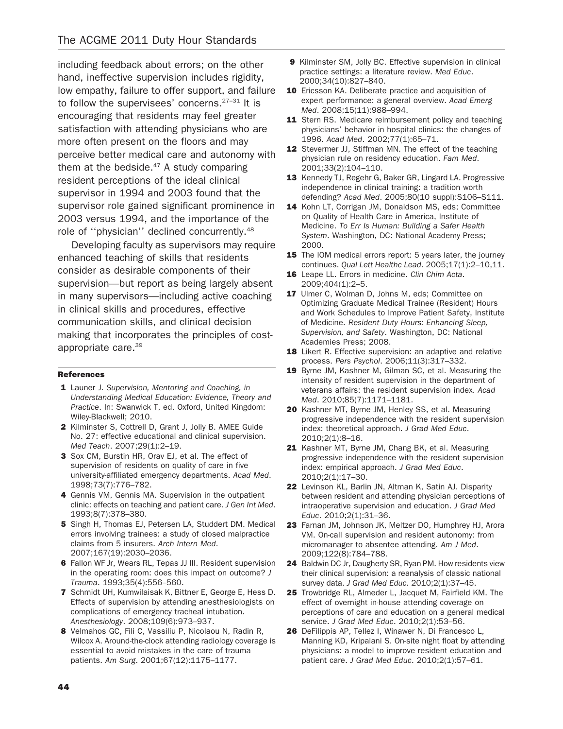including feedback about errors; on the other hand, ineffective supervision includes rigidity, low empathy, failure to offer support, and failure to follow the supervisees' concerns.[27–31] It is encouraging that residents may feel greater satisfaction with attending physicians who are more often present on the floors and may perceive better medical care and autonomy with them at the bedside.[47] A study comparing resident perceptions of the ideal clinical supervisor in 1994 and 2003 found that the supervisor role gained significant prominence in 2003 versus 1994, and the importance of the role of ''physician'' declined concurrently.[48]

Developing faculty as supervisors may require enhanced teaching of skills that residents consider as desirable components of their supervision—but report as being largely absent in many supervisors—including active coaching in clinical skills and procedures, effective communication skills, and clinical decision making that incorporates the principles of cost-appropriate care.[39]

#### References

1. Launer J. *Supervision, Mentoring and Coaching, in Understanding Medical Education: Evidence, Theory and Practice*. In: Swanwick T, ed. Oxford, United Kingdom: Wiley-Blackwell; 2010.
2. Kilminster S, Cottrell D, Grant J, Jolly B. AMEE Guide No. 27: effective educational and clinical supervision. *Med Teach*. 2007;29(1):2–19.
3. Sox CM, Burstin HR, Orav EJ, et al. The effect of supervision of residents on quality of care in five university-affiliated emergency departments. *Acad Med*. 1998;73(7):776–782.
4. Gennis VM, Gennis MA. Supervision in the outpatient clinic: effects on teaching and patient care. *J Gen Int Med*. 1993;8(7):378–380.
5. Singh H, Thomas EJ, Petersen LA, Studdert DM. Medical errors involving trainees: a study of closed malpractice claims from 5 insurers. *Arch Intern Med*. 2007;167(19):2030–2036.
6. Fallon WF Jr, Wears RL, Tepas JJ III. Resident supervision in the operating room: does this impact on outcome? *J Trauma*. 1993;35(4):556–560.
7. Schmidt UH, Kumwilaisak K, Bittner E, George E, Hess D. Effects of supervision by attending anesthesiologists on complications of emergency tracheal intubation. *Anesthesiology*. 2008;109(6):973–937.
8. Velmahos GC, Fili C, Vassiliu P, Nicolaou N, Radin R, Wilcox A. Around-the-clock attending radiology coverage is essential to avoid mistakes in the care of trauma patients. *Am Surg*. 2001;67(12):1175–1177.
9. Kilminster SM, Jolly BC. Effective supervision in clinical practice settings: a literature review. *Med Educ*. 2000;34(10):827–840.
10. Ericsson KA. Deliberate practice and acquisition of expert performance: a general overview. *Acad Emerg Med*. 2008;15(11):988–994.
11. Stern RS. Medicare reimbursement policy and teaching physicians' behavior in hospital clinics: the changes of 1996. *Acad Med*. 2002;77(1):65–71.
12. Stevermer JJ, Stiffman MN. The effect of the teaching physician rule on residency education. *Fam Med*. 2001;33(2):104–110.
13. Kennedy TJ, Regehr G, Baker GR, Lingard LA. Progressive independence in clinical training: a tradition worth defending? *Acad Med*. 2005;80(10 suppl):S106–S111.
14. Kohn LT, Corrigan JM, Donaldson MS, eds; Committee on Quality of Health Care in America, Institute of Medicine. *To Err Is Human: Building a Safer Health System*. Washington, DC: National Academy Press; 2000.
15. The IOM medical errors report: 5 years later, the journey continues. *Qual Lett Healthc Lead*. 2005;17(1):2–10,11.
16. Leape LL. Errors in medicine. *Clin Chim Acta*. 2009;404(1):2–5.
17. Ulmer C, Wolman D, Johns M, eds; Committee on Optimizing Graduate Medical Trainee (Resident) Hours and Work Schedules to Improve Patient Safety, Institute of Medicine. *Resident Duty Hours: Enhancing Sleep, Supervision, and Safety*. Washington, DC: National Academies Press; 2008.
18. Likert R. Effective supervision: an adaptive and relative process. *Pers Psychol*. 2006;11(3):317–332.
19. Byrne JM, Kashner M, Gilman SC, et al. Measuring the intensity of resident supervision in the department of veterans affairs: the resident supervision index. *Acad Med*. 2010;85(7):1171–1181.
20. Kashner MT, Byrne JM, Henley SS, et al. Measuring progressive independence with the resident supervision index: theoretical approach. *J Grad Med Educ*. 2010;2(1):8–16.
21. Kashner MT, Byrne JM, Chang BK, et al. Measuring progressive independence with the resident supervision index: empirical approach. *J Grad Med Educ*. 2010;2(1):17–30.
22. Levinson KL, Barlin JN, Altman K, Satin AJ. Disparity between resident and attending physician perceptions of intraoperative supervision and education. *J Grad Med Educ*. 2010;2(1):31–36.
23. Farnan JM, Johnson JK, Meltzer DO, Humphrey HJ, Arora VM. On-call supervision and resident autonomy: from micromanager to absentee attending. *Am J Med*. 2009;122(8):784–788.
24. Baldwin DC Jr, Daugherty SR, Ryan PM. How residents view their clinical supervision: a reanalysis of classic national survey data. *J Grad Med Educ*. 2010;2(1):37–45.
25. Trowbridge RL, Almeder L, Jacquet M, Fairfield KM. The effect of overnight in-house attending coverage on perceptions of care and education on a general medical service. *J Grad Med Educ*. 2010;2(1):53–56.
26. DeFilippis AP, Tellez I, Winawer N, Di Francesco L, Manning KD, Kripalani S. On-site night float by attending physicians: a model to improve resident education and patient care. *J Grad Med Educ*. 2010;2(1):57–61.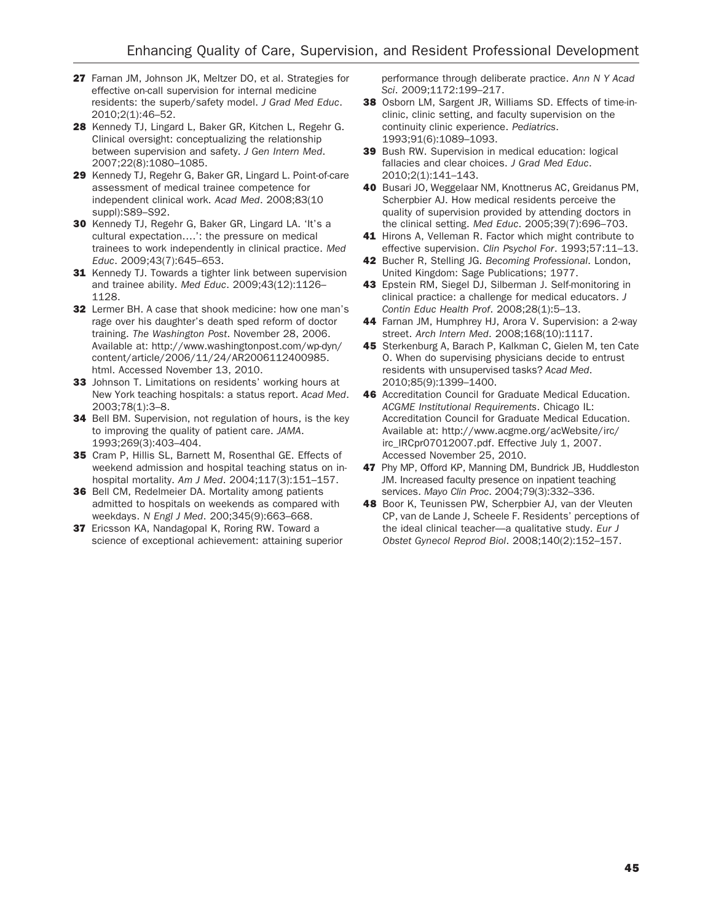27 Farnan JM, Johnson JK, Meltzer DO, et al. Strategies for effective on-call supervision for internal medicine residents: the superb/safety model. *J Grad Med Educ*. 2010;2(1):46–52.

28 Kennedy TJ, Lingard L, Baker GR, Kitchen L, Regehr G. Clinical oversight: conceptualizing the relationship between supervision and safety. *J Gen Intern Med*. 2007;22(8):1080–1085.

29 Kennedy TJ, Regehr G, Baker GR, Lingard L. Point-of-care assessment of medical trainee competence for independent clinical work. *Acad Med*. 2008;83(10 suppl):S89–S92.

30 Kennedy TJ, Regehr G, Baker GR, Lingard LA. 'It's a cultural expectation….': the pressure on medical trainees to work independently in clinical practice. *Med Educ*. 2009;43(7):645–653.

31 Kennedy TJ. Towards a tighter link between supervision and trainee ability. *Med Educ*. 2009;43(12):1126–1128.

32 Lermer BH. A case that shook medicine: how one man's rage over his daughter's death sped reform of doctor training. *The Washington Post*. November 28, 2006. Available at: http://www.washingtonpost.com/wp-dyn/content/article/2006/11/24/AR2006112400985.html. Accessed November 13, 2010.

33 Johnson T. Limitations on residents' working hours at New York teaching hospitals: a status report. *Acad Med*. 2003;78(1):3–8.

34 Bell BM. Supervision, not regulation of hours, is the key to improving the quality of patient care. *JAMA*. 1993;269(3):403–404.

35 Cram P, Hillis SL, Barnett M, Rosenthal GE. Effects of weekend admission and hospital teaching status on in-hospital mortality. *Am J Med*. 2004;117(3):151–157.

36 Bell CM, Redelmeier DA. Mortality among patients admitted to hospitals on weekends as compared with weekdays. *N Engl J Med*. 200;345(9):663–668.

37 Ericsson KA, Nandagopal K, Roring RW. Toward a science of exceptional achievement: attaining superior performance through deliberate practice. *Ann N Y Acad Sci*. 2009;1172:199–217.

38 Osborn LM, Sargent JR, Williams SD. Effects of time-in-clinic, clinic setting, and faculty supervision on the continuity clinic experience. *Pediatrics*. 1993;91(6):1089–1093.

39 Bush RW. Supervision in medical education: logical fallacies and clear choices. *J Grad Med Educ*. 2010;2(1):141–143.

40 Busari JO, Weggelaar NM, Knottnerus AC, Greidanus PM, Scherpbier AJ. How medical residents perceive the quality of supervision provided by attending doctors in the clinical setting. *Med Educ*. 2005;39(7):696–703.

41 Hirons A, Velleman R. Factor which might contribute to effective supervision. *Clin Psychol For*. 1993;57:11–13.

42 Bucher R, Stelling JG. *Becoming Professional*. London, United Kingdom: Sage Publications; 1977.

43 Epstein RM, Siegel DJ, Silberman J. Self-monitoring in clinical practice: a challenge for medical educators. *J Contin Educ Health Prof*. 2008;28(1):5–13.

44 Farnan JM, Humphrey HJ, Arora V. Supervision: a 2-way street. *Arch Intern Med*. 2008;168(10):1117.

45 Sterkenburg A, Barach P, Kalkman C, Gielen M, ten Cate O. When do supervising physicians decide to entrust residents with unsupervised tasks? *Acad Med*. 2010;85(9):1399–1400.

46 Accreditation Council for Graduate Medical Education. *ACGME Institutional Requirements*. Chicago IL: Accreditation Council for Graduate Medical Education. Available at: http://www.acgme.org/acWebsite/irc/irc_IRCpr07012007.pdf. Effective July 1, 2007. Accessed November 25, 2010.

47 Phy MP, Offord KP, Manning DM, Bundrick JB, Huddleston JM. Increased faculty presence on inpatient teaching services. *Mayo Clin Proc*. 2004;79(3):332–336.

48 Boor K, Teunissen PW, Scherpbier AJ, van der Vleuten CP, van de Lande J, Scheele F. Residents' perceptions of the ideal clinical teacher—a qualitative study. *Eur J Obstet Gynecol Reprod Biol*. 2008;140(2):152–157.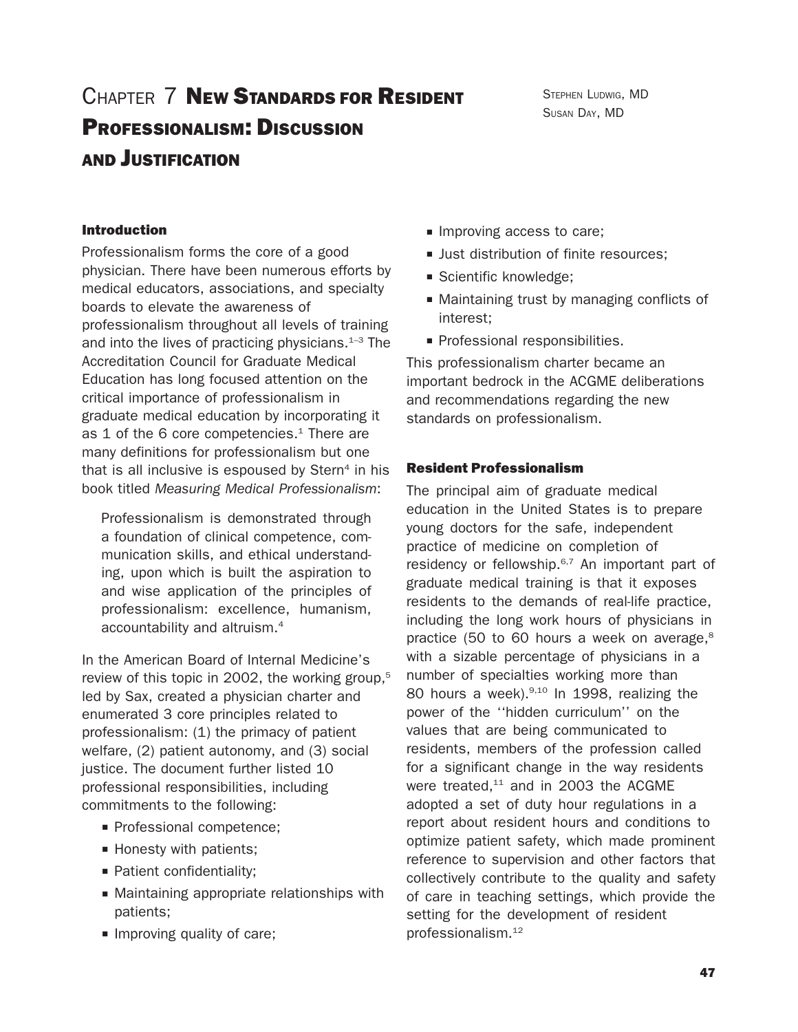# Chapter 7 New Standards for Resident Professionalism: Discussion and Justification

Stephen Ludwig, MD
Susan Day, MD

## Introduction

Professionalism forms the core of a good physician. There have been numerous efforts by medical educators, associations, and specialty boards to elevate the awareness of professionalism throughout all levels of training and into the lives of practicing physicians.[1–3] The Accreditation Council for Graduate Medical Education has long focused attention on the critical importance of professionalism in graduate medical education by incorporating it as 1 of the 6 core competencies.[1] There are many definitions for professionalism but one that is all inclusive is espoused by Stern[4] in his book titled *Measuring Medical Professionalism*:

> Professionalism is demonstrated through a foundation of clinical competence, communication skills, and ethical understanding, upon which is built the aspiration to and wise application of the principles of professionalism: excellence, humanism, accountability and altruism.[4]

In the American Board of Internal Medicine's review of this topic in 2002, the working group,[5] led by Sax, created a physician charter and enumerated 3 core principles related to professionalism: (1) the primacy of patient welfare, (2) patient autonomy, and (3) social justice. The document further listed 10 professional responsibilities, including commitments to the following:

- Professional competence;
- Honesty with patients;
- Patient confidentiality;
- Maintaining appropriate relationships with patients;
- Improving quality of care;
- Improving access to care;
- Just distribution of finite resources;
- Scientific knowledge;
- Maintaining trust by managing conflicts of interest;
- Professional responsibilities.

This professionalism charter became an important bedrock in the ACGME deliberations and recommendations regarding the new standards on professionalism.

## Resident Professionalism

The principal aim of graduate medical education in the United States is to prepare young doctors for the safe, independent practice of medicine on completion of residency or fellowship.[6,7] An important part of graduate medical training is that it exposes residents to the demands of real-life practice, including the long work hours of physicians in practice (50 to 60 hours a week on average,[8] with a sizable percentage of physicians in a number of specialties working more than 80 hours a week).[9,10] In 1998, realizing the power of the ''hidden curriculum'' on the values that are being communicated to residents, members of the profession called for a significant change in the way residents were treated,[11] and in 2003 the ACGME adopted a set of duty hour regulations in a report about resident hours and conditions to optimize patient safety, which made prominent reference to supervision and other factors that collectively contribute to the quality and safety of care in teaching settings, which provide the setting for the development of resident professionalism.[12]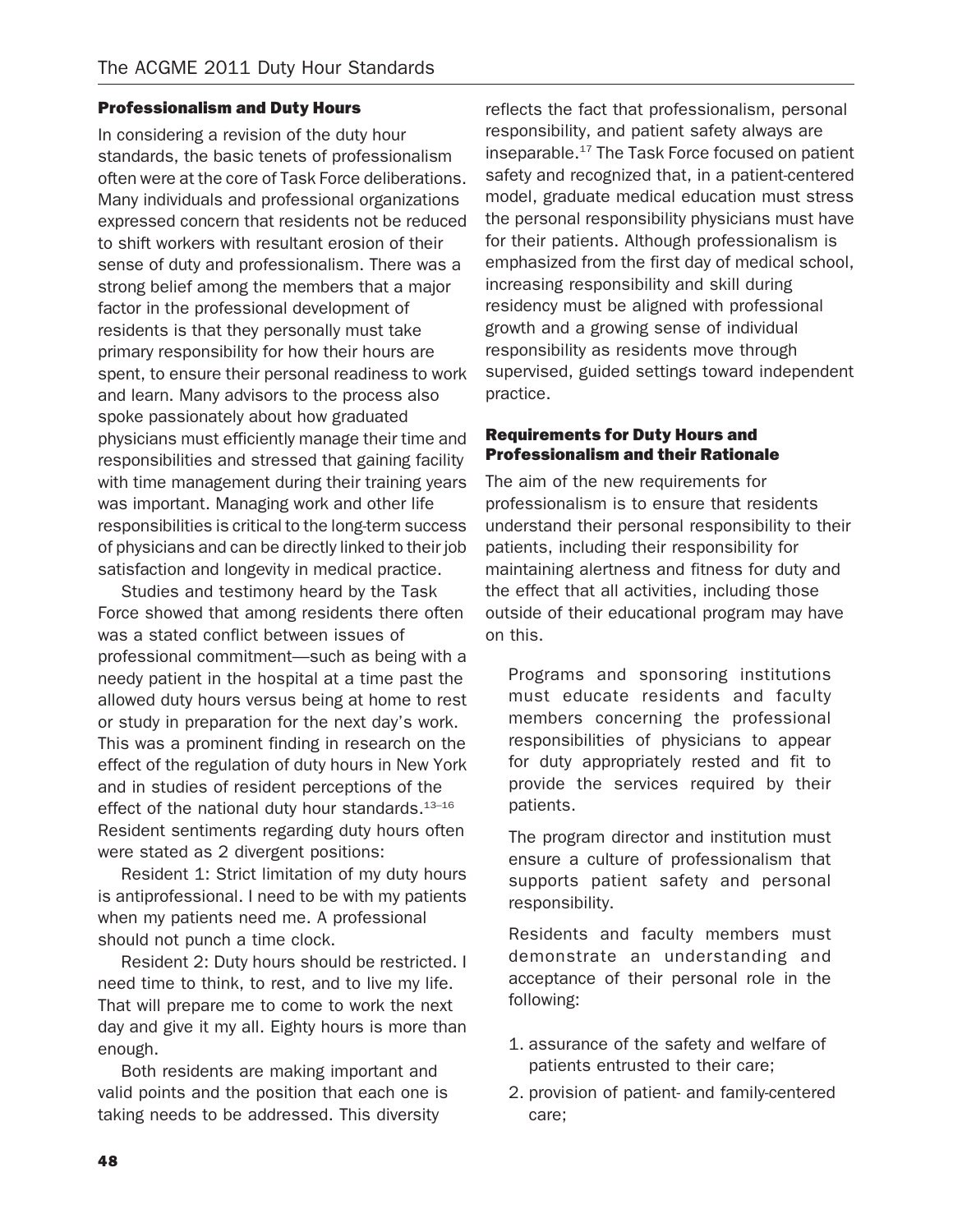### Professionalism and Duty Hours

In considering a revision of the duty hour standards, the basic tenets of professionalism often were at the core of Task Force deliberations. Many individuals and professional organizations expressed concern that residents not be reduced to shift workers with resultant erosion of their sense of duty and professionalism. There was a strong belief among the members that a major factor in the professional development of residents is that they personally must take primary responsibility for how their hours are spent, to ensure their personal readiness to work and learn. Many advisors to the process also spoke passionately about how graduated physicians must efficiently manage their time and responsibilities and stressed that gaining facility with time management during their training years was important. Managing work and other life responsibilities is critical to the long-term success of physicians and can be directly linked to their job satisfaction and longevity in medical practice.

Studies and testimony heard by the Task Force showed that among residents there often was a stated conflict between issues of professional commitment—such as being with a needy patient in the hospital at a time past the allowed duty hours versus being at home to rest or study in preparation for the next day's work. This was a prominent finding in research on the effect of the regulation of duty hours in New York and in studies of resident perceptions of the effect of the national duty hour standards.[13–16] Resident sentiments regarding duty hours often were stated as 2 divergent positions:

Resident 1: Strict limitation of my duty hours is antiprofessional. I need to be with my patients when my patients need me. A professional should not punch a time clock.

Resident 2: Duty hours should be restricted. I need time to think, to rest, and to live my life. That will prepare me to come to work the next day and give it my all. Eighty hours is more than enough.

Both residents are making important and valid points and the position that each one is taking needs to be addressed. This diversity reflects the fact that professionalism, personal responsibility, and patient safety always are inseparable.[17] The Task Force focused on patient safety and recognized that, in a patient-centered model, graduate medical education must stress the personal responsibility physicians must have for their patients. Although professionalism is emphasized from the first day of medical school, increasing responsibility and skill during residency must be aligned with professional growth and a growing sense of individual responsibility as residents move through supervised, guided settings toward independent practice.

### Requirements for Duty Hours and Professionalism and their Rationale

The aim of the new requirements for professionalism is to ensure that residents understand their personal responsibility to their patients, including their responsibility for maintaining alertness and fitness for duty and the effect that all activities, including those outside of their educational program may have on this.

> Programs and sponsoring institutions must educate residents and faculty members concerning the professional responsibilities of physicians to appear for duty appropriately rested and fit to provide the services required by their patients.
>
> The program director and institution must ensure a culture of professionalism that supports patient safety and personal responsibility.
>
> Residents and faculty members must demonstrate an understanding and acceptance of their personal role in the following:
>
> 1. assurance of the safety and welfare of patients entrusted to their care;
> 2. provision of patient- and family-centered care;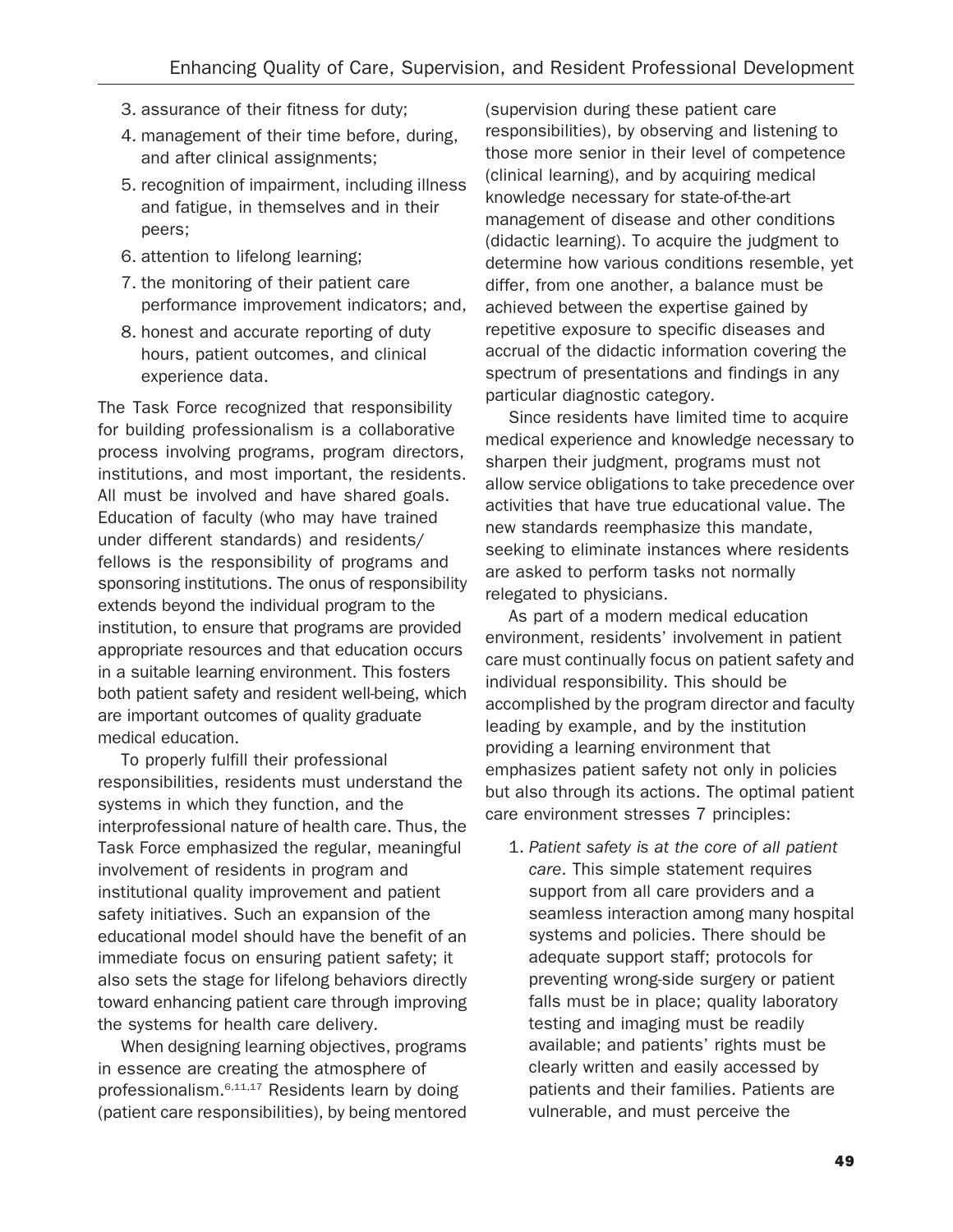3. assurance of their fitness for duty;
4. management of their time before, during, and after clinical assignments;
5. recognition of impairment, including illness and fatigue, in themselves and in their peers;
6. attention to lifelong learning;
7. the monitoring of their patient care performance improvement indicators; and,
8. honest and accurate reporting of duty hours, patient outcomes, and clinical experience data.

The Task Force recognized that responsibility for building professionalism is a collaborative process involving programs, program directors, institutions, and most important, the residents. All must be involved and have shared goals. Education of faculty (who may have trained under different standards) and residents/fellows is the responsibility of programs and sponsoring institutions. The onus of responsibility extends beyond the individual program to the institution, to ensure that programs are provided appropriate resources and that education occurs in a suitable learning environment. This fosters both patient safety and resident well-being, which are important outcomes of quality graduate medical education.

To properly fulfill their professional responsibilities, residents must understand the systems in which they function, and the interprofessional nature of health care. Thus, the Task Force emphasized the regular, meaningful involvement of residents in program and institutional quality improvement and patient safety initiatives. Such an expansion of the educational model should have the benefit of an immediate focus on ensuring patient safety; it also sets the stage for lifelong behaviors directly toward enhancing patient care through improving the systems for health care delivery.

When designing learning objectives, programs in essence are creating the atmosphere of professionalism.[6,11,17] Residents learn by doing (patient care responsibilities), by being mentored (supervision during these patient care responsibilities), by observing and listening to those more senior in their level of competence (clinical learning), and by acquiring medical knowledge necessary for state-of-the-art management of disease and other conditions (didactic learning). To acquire the judgment to determine how various conditions resemble, yet differ, from one another, a balance must be achieved between the expertise gained by repetitive exposure to specific diseases and accrual of the didactic information covering the spectrum of presentations and findings in any particular diagnostic category.

Since residents have limited time to acquire medical experience and knowledge necessary to sharpen their judgment, programs must not allow service obligations to take precedence over activities that have true educational value. The new standards reemphasize this mandate, seeking to eliminate instances where residents are asked to perform tasks not normally relegated to physicians.

As part of a modern medical education environment, residents' involvement in patient care must continually focus on patient safety and individual responsibility. This should be accomplished by the program director and faculty leading by example, and by the institution providing a learning environment that emphasizes patient safety not only in policies but also through its actions. The optimal patient care environment stresses 7 principles:

1. *Patient safety is at the core of all patient care*. This simple statement requires support from all care providers and a seamless interaction among many hospital systems and policies. There should be adequate support staff; protocols for preventing wrong-side surgery or patient falls must be in place; quality laboratory testing and imaging must be readily available; and patients' rights must be clearly written and easily accessed by patients and their families. Patients are vulnerable, and must perceive the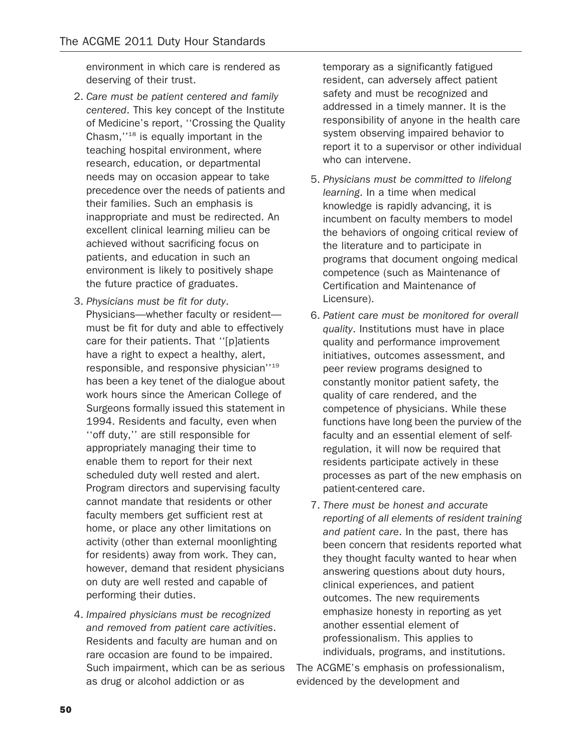environment in which care is rendered as deserving of their trust.

2. *Care must be patient centered and family centered*. This key concept of the Institute of Medicine's report, ''Crossing the Quality Chasm,''[18] is equally important in the teaching hospital environment, where research, education, or departmental needs may on occasion appear to take precedence over the needs of patients and their families. Such an emphasis is inappropriate and must be redirected. An excellent clinical learning milieu can be achieved without sacrificing focus on patients, and education in such an environment is likely to positively shape the future practice of graduates.

3. *Physicians must be fit for duty*. Physicians—whether faculty or resident—must be fit for duty and able to effectively care for their patients. That ''[p]atients have a right to expect a healthy, alert, responsible, and responsive physician''[19] has been a key tenet of the dialogue about work hours since the American College of Surgeons formally issued this statement in 1994. Residents and faculty, even when ''off duty,'' are still responsible for appropriately managing their time to enable them to report for their next scheduled duty well rested and alert. Program directors and supervising faculty cannot mandate that residents or other faculty members get sufficient rest at home, or place any other limitations on activity (other than external moonlighting for residents) away from work. They can, however, demand that resident physicians on duty are well rested and capable of performing their duties.

4. *Impaired physicians must be recognized and removed from patient care activities*. Residents and faculty are human and on rare occasion are found to be impaired. Such impairment, which can be as serious as drug or alcohol addiction or as temporary as a significantly fatigued resident, can adversely affect patient safety and must be recognized and addressed in a timely manner. It is the responsibility of anyone in the health care system observing impaired behavior to report it to a supervisor or other individual who can intervene.

5. *Physicians must be committed to lifelong learning*. In a time when medical knowledge is rapidly advancing, it is incumbent on faculty members to model the behaviors of ongoing critical review of the literature and to participate in programs that document ongoing medical competence (such as Maintenance of Certification and Maintenance of Licensure).

6. *Patient care must be monitored for overall quality*. Institutions must have in place quality and performance improvement initiatives, outcomes assessment, and peer review programs designed to constantly monitor patient safety, the quality of care rendered, and the competence of physicians. While these functions have long been the purview of the faculty and an essential element of self-regulation, it will now be required that residents participate actively in these processes as part of the new emphasis on patient-centered care.

7. *There must be honest and accurate reporting of all elements of resident training and patient care*. In the past, there has been concern that residents reported what they thought faculty wanted to hear when answering questions about duty hours, clinical experiences, and patient outcomes. The new requirements emphasize honesty in reporting as yet another essential element of professionalism. This applies to individuals, programs, and institutions.

The ACGME's emphasis on professionalism, evidenced by the development and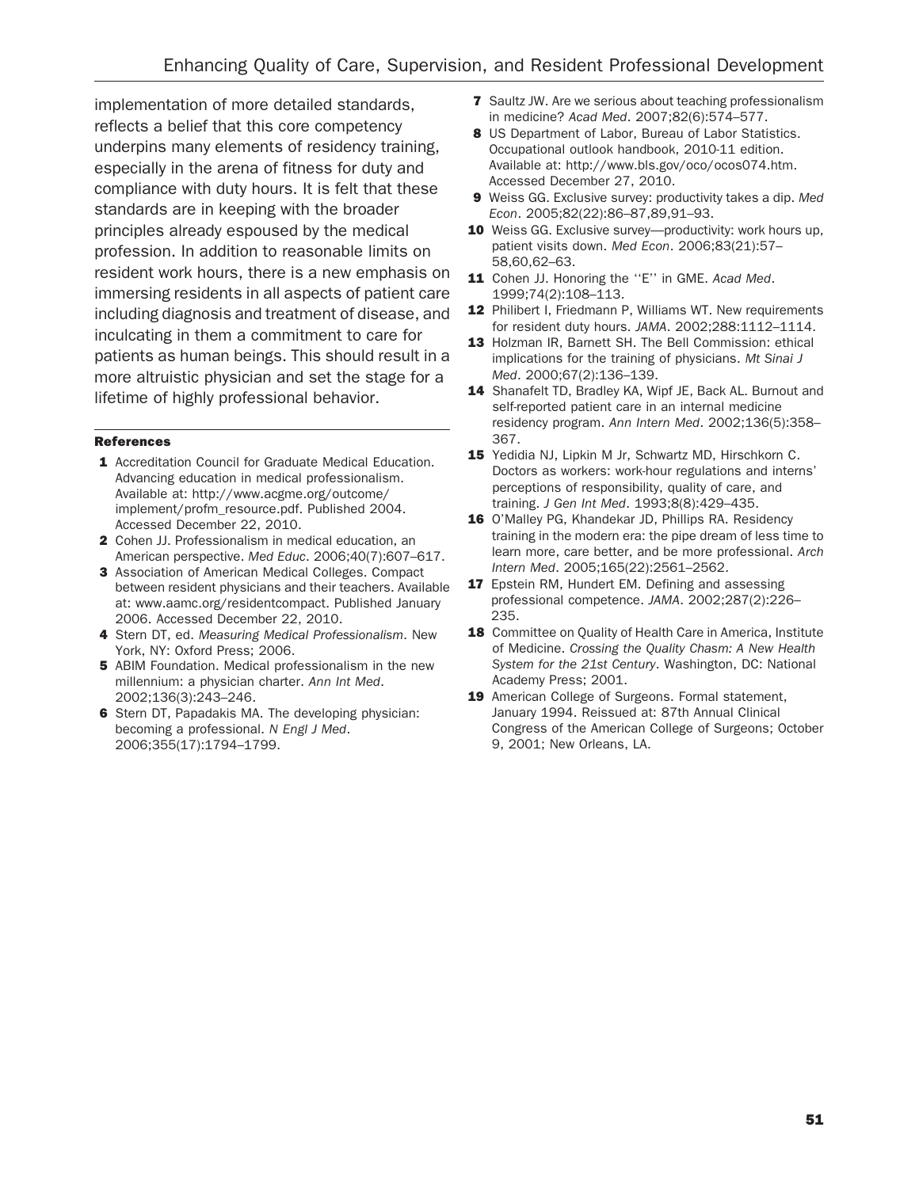implementation of more detailed standards, reflects a belief that this core competency underpins many elements of residency training, especially in the arena of fitness for duty and compliance with duty hours. It is felt that these standards are in keeping with the broader principles already espoused by the medical profession. In addition to reasonable limits on resident work hours, there is a new emphasis on immersing residents in all aspects of patient care including diagnosis and treatment of disease, and inculcating in them a commitment to care for patients as human beings. This should result in a more altruistic physician and set the stage for a lifetime of highly professional behavior.

### References

1. Accreditation Council for Graduate Medical Education. Advancing education in medical professionalism. Available at: http://www.acgme.org/outcome/implement/profm_resource.pdf. Published 2004. Accessed December 22, 2010.
2. Cohen JJ. Professionalism in medical education, an American perspective. *Med Educ*. 2006;40(7):607–617.
3. Association of American Medical Colleges. Compact between resident physicians and their teachers. Available at: www.aamc.org/residentcompact. Published January 2006. Accessed December 22, 2010.
4. Stern DT, ed. *Measuring Medical Professionalism*. New York, NY: Oxford Press; 2006.
5. ABIM Foundation. Medical professionalism in the new millennium: a physician charter. *Ann Int Med*. 2002;136(3):243–246.
6. Stern DT, Papadakis MA. The developing physician: becoming a professional. *N Engl J Med*. 2006;355(17):1794–1799.
7. Saultz JW. Are we serious about teaching professionalism in medicine? *Acad Med*. 2007;82(6):574–577.
8. US Department of Labor, Bureau of Labor Statistics. Occupational outlook handbook, 2010-11 edition. Available at: http://www.bls.gov/oco/ocos074.htm. Accessed December 27, 2010.
9. Weiss GG. Exclusive survey: productivity takes a dip. *Med Econ*. 2005;82(22):86–87,89,91–93.
10. Weiss GG. Exclusive survey—productivity: work hours up, patient visits down. *Med Econ*. 2006;83(21):57–58,60,62–63.
11. Cohen JJ. Honoring the ''E'' in GME. *Acad Med*. 1999;74(2):108–113.
12. Philibert I, Friedmann P, Williams WT. New requirements for resident duty hours. *JAMA*. 2002;288:1112–1114.
13. Holzman IR, Barnett SH. The Bell Commission: ethical implications for the training of physicians. *Mt Sinai J Med*. 2000;67(2):136–139.
14. Shanafelt TD, Bradley KA, Wipf JE, Back AL. Burnout and self-reported patient care in an internal medicine residency program. *Ann Intern Med*. 2002;136(5):358–367.
15. Yedidia NJ, Lipkin M Jr, Schwartz MD, Hirschkorn C. Doctors as workers: work-hour regulations and interns' perceptions of responsibility, quality of care, and training. *J Gen Int Med*. 1993;8(8):429–435.
16. O'Malley PG, Khandekar JD, Phillips RA. Residency training in the modern era: the pipe dream of less time to learn more, care better, and be more professional. *Arch Intern Med*. 2005;165(22):2561–2562.
17. Epstein RM, Hundert EM. Defining and assessing professional competence. *JAMA*. 2002;287(2):226–235.
18. Committee on Quality of Health Care in America, Institute of Medicine. *Crossing the Quality Chasm: A New Health System for the 21st Century*. Washington, DC: National Academy Press; 2001.
19. American College of Surgeons. Formal statement, January 1994. Reissued at: 87th Annual Clinical Congress of the American College of Surgeons; October 9, 2001; New Orleans, LA.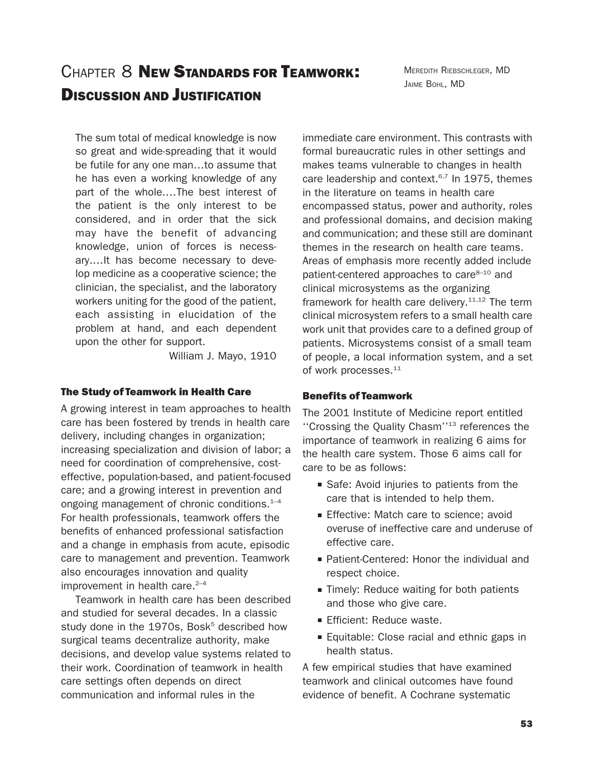# Chapter 8 New Standards for Teamwork: Discussion and Justification

Meredith Riebschleger, MD
Jaime Bohl, MD

> The sum total of medical knowledge is now so great and wide-spreading that it would be futile for any one man…to assume that he has even a working knowledge of any part of the whole….The best interest of the patient is the only interest to be considered, and in order that the sick may have the benefit of advancing knowledge, union of forces is necessary….It has become necessary to develop medicine as a cooperative science; the clinician, the specialist, and the laboratory workers uniting for the good of the patient, each assisting in elucidation of the problem at hand, and each dependent upon the other for support.
>
> William J. Mayo, 1910

### The Study of Teamwork in Health Care

A growing interest in team approaches to health care has been fostered by trends in health care delivery, including changes in organization; increasing specialization and division of labor; a need for coordination of comprehensive, cost-effective, population-based, and patient-focused care; and a growing interest in prevention and ongoing management of chronic conditions.[1–4] For health professionals, teamwork offers the benefits of enhanced professional satisfaction and a change in emphasis from acute, episodic care to management and prevention. Teamwork also encourages innovation and quality improvement in health care.[2–4]

Teamwork in health care has been described and studied for several decades. In a classic study done in the 1970s, Bosk[5] described how surgical teams decentralize authority, make decisions, and develop value systems related to their work. Coordination of teamwork in health care settings often depends on direct communication and informal rules in the immediate care environment. This contrasts with formal bureaucratic rules in other settings and makes teams vulnerable to changes in health care leadership and context.[6,7] In 1975, themes in the literature on teams in health care encompassed status, power and authority, roles and professional domains, and decision making and communication; and these still are dominant themes in the research on health care teams. Areas of emphasis more recently added include patient-centered approaches to care[8–10] and clinical microsystems as the organizing framework for health care delivery.[11,12] The term clinical microsystem refers to a small health care work unit that provides care to a defined group of patients. Microsystems consist of a small team of people, a local information system, and a set of work processes.[11]

### Benefits of Teamwork

The 2001 Institute of Medicine report entitled ''Crossing the Quality Chasm''[13] references the importance of teamwork in realizing 6 aims for the health care system. Those 6 aims call for care to be as follows:

- Safe: Avoid injuries to patients from the care that is intended to help them.
- Effective: Match care to science; avoid overuse of ineffective care and underuse of effective care.
- Patient-Centered: Honor the individual and respect choice.
- Timely: Reduce waiting for both patients and those who give care.
- Efficient: Reduce waste.
- Equitable: Close racial and ethnic gaps in health status.

A few empirical studies that have examined teamwork and clinical outcomes have found evidence of benefit. A Cochrane systematic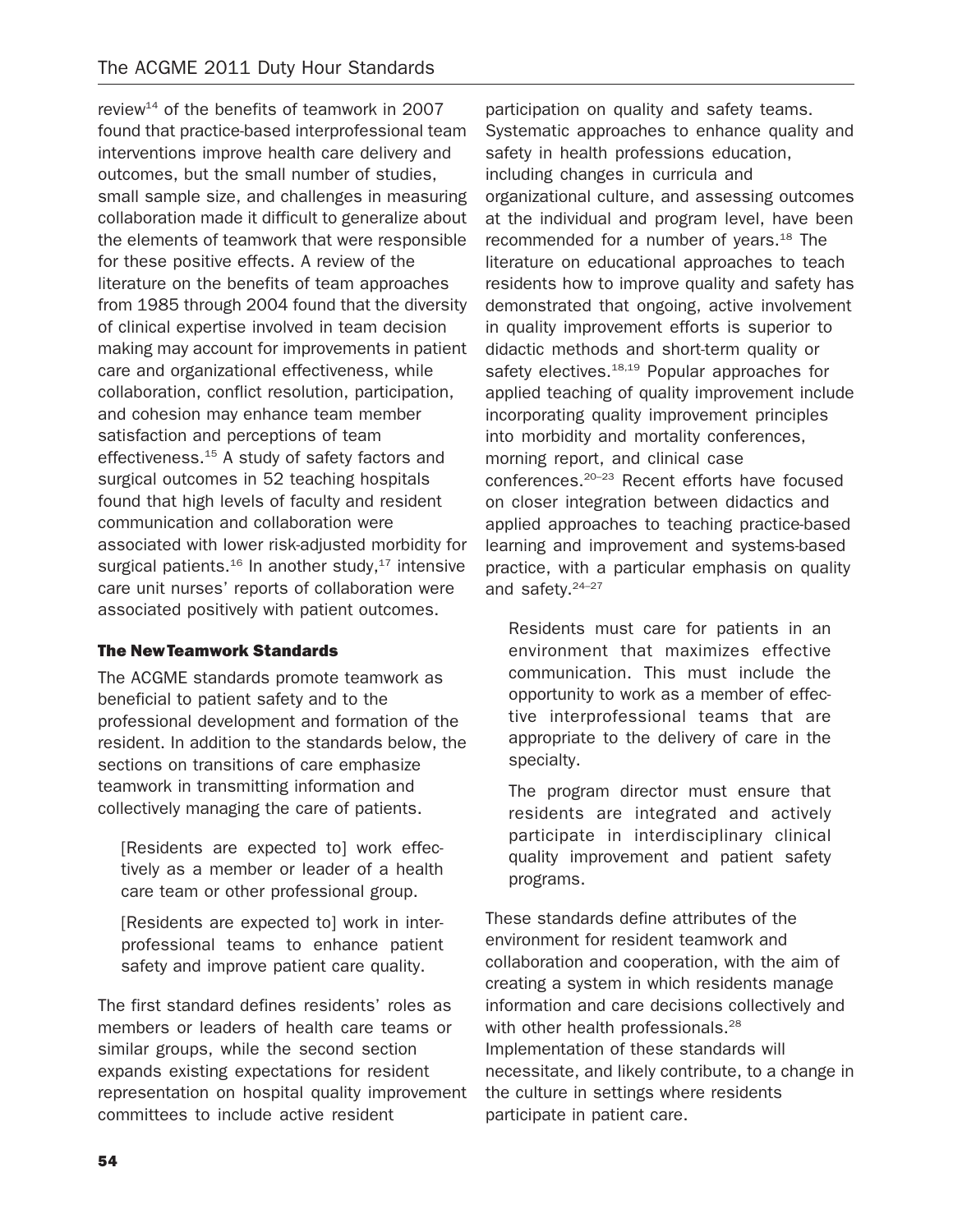review[14] of the benefits of teamwork in 2007 found that practice-based interprofessional team interventions improve health care delivery and outcomes, but the small number of studies, small sample size, and challenges in measuring collaboration made it difficult to generalize about the elements of teamwork that were responsible for these positive effects. A review of the literature on the benefits of team approaches from 1985 through 2004 found that the diversity of clinical expertise involved in team decision making may account for improvements in patient care and organizational effectiveness, while collaboration, conflict resolution, participation, and cohesion may enhance team member satisfaction and perceptions of team effectiveness.[15] A study of safety factors and surgical outcomes in 52 teaching hospitals found that high levels of faculty and resident communication and collaboration were associated with lower risk-adjusted morbidity for surgical patients.[16] In another study,[17] intensive care unit nurses' reports of collaboration were associated positively with patient outcomes.

### The New Teamwork Standards

The ACGME standards promote teamwork as beneficial to patient safety and to the professional development and formation of the resident. In addition to the standards below, the sections on transitions of care emphasize teamwork in transmitting information and collectively managing the care of patients.

> [Residents are expected to] work effectively as a member or leader of a health care team or other professional group.
>
> [Residents are expected to] work in interprofessional teams to enhance patient safety and improve patient care quality.

The first standard defines residents' roles as members or leaders of health care teams or similar groups, while the second section expands existing expectations for resident representation on hospital quality improvement committees to include active resident participation on quality and safety teams. Systematic approaches to enhance quality and safety in health professions education, including changes in curricula and organizational culture, and assessing outcomes at the individual and program level, have been recommended for a number of years.[18] The literature on educational approaches to teach residents how to improve quality and safety has demonstrated that ongoing, active involvement in quality improvement efforts is superior to didactic methods and short-term quality or safety electives.[18,19] Popular approaches for applied teaching of quality improvement include incorporating quality improvement principles into morbidity and mortality conferences, morning report, and clinical case conferences.[20–23] Recent efforts have focused on closer integration between didactics and applied approaches to teaching practice-based learning and improvement and systems-based practice, with a particular emphasis on quality and safety.[24–27]

> Residents must care for patients in an environment that maximizes effective communication. This must include the opportunity to work as a member of effective interprofessional teams that are appropriate to the delivery of care in the specialty.
>
> The program director must ensure that residents are integrated and actively participate in interdisciplinary clinical quality improvement and patient safety programs.

These standards define attributes of the environment for resident teamwork and collaboration and cooperation, with the aim of creating a system in which residents manage information and care decisions collectively and with other health professionals.[28] Implementation of these standards will necessitate, and likely contribute, to a change in the culture in settings where residents participate in patient care.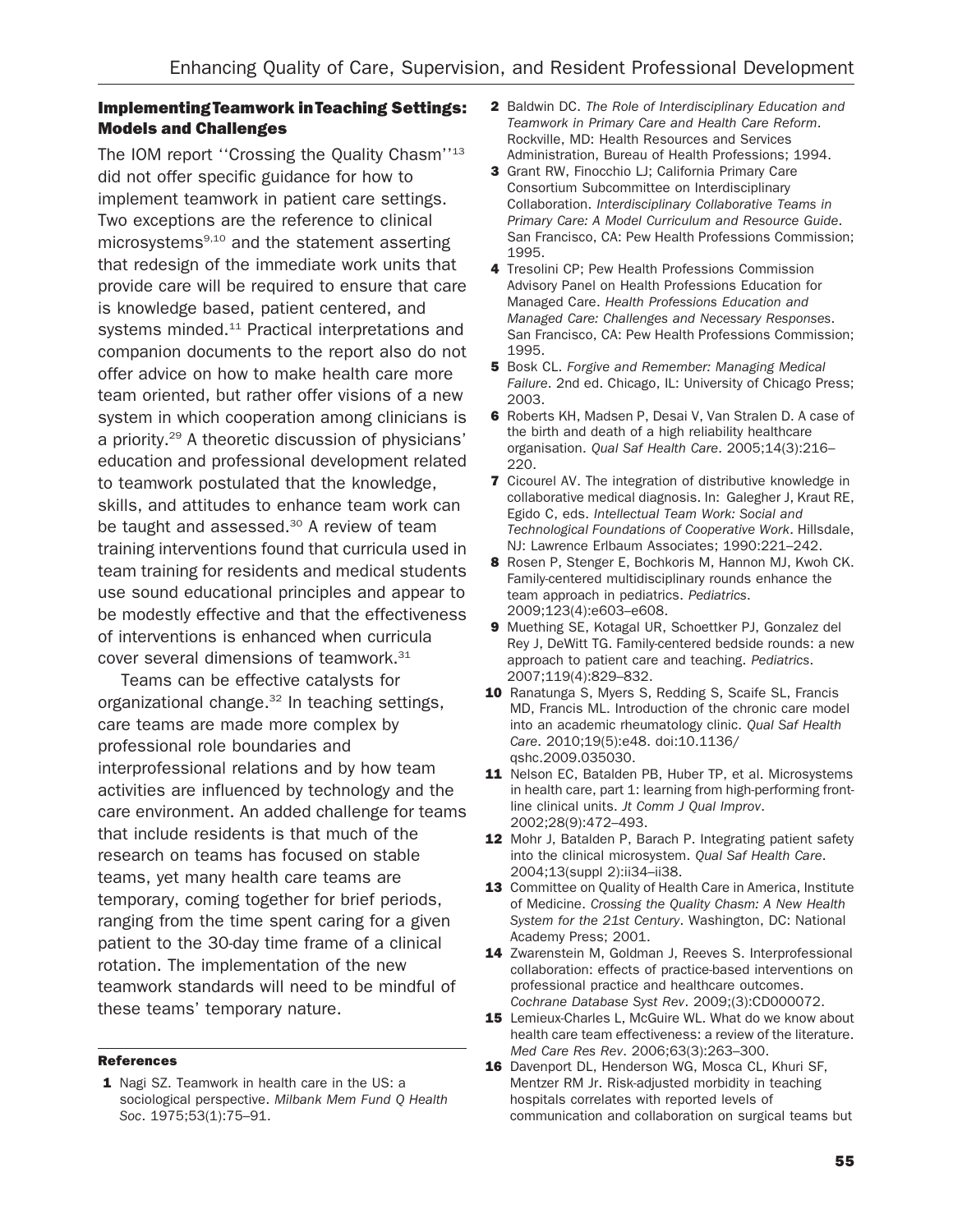### Implementing Teamwork in Teaching Settings: Models and Challenges

The IOM report ''Crossing the Quality Chasm''[13] did not offer specific guidance for how to implement teamwork in patient care settings. Two exceptions are the reference to clinical microsystems[9,10] and the statement asserting that redesign of the immediate work units that provide care will be required to ensure that care is knowledge based, patient centered, and systems minded.[11] Practical interpretations and companion documents to the report also do not offer advice on how to make health care more team oriented, but rather offer visions of a new system in which cooperation among clinicians is a priority.[29] A theoretic discussion of physicians' education and professional development related to teamwork postulated that the knowledge, skills, and attitudes to enhance team work can be taught and assessed.[30] A review of team training interventions found that curricula used in team training for residents and medical students use sound educational principles and appear to be modestly effective and that the effectiveness of interventions is enhanced when curricula cover several dimensions of teamwork.[31]

Teams can be effective catalysts for organizational change.[32] In teaching settings, care teams are made more complex by professional role boundaries and interprofessional relations and by how team activities are influenced by technology and the care environment. An added challenge for teams that include residents is that much of the research on teams has focused on stable teams, yet many health care teams are temporary, coming together for brief periods, ranging from the time spent caring for a given patient to the 30-day time frame of a clinical rotation. The implementation of the new teamwork standards will need to be mindful of these teams' temporary nature.

#### References

1. Nagi SZ. Teamwork in health care in the US: a sociological perspective. *Milbank Mem Fund Q Health Soc*. 1975;53(1):75–91.
2. Baldwin DC. *The Role of Interdisciplinary Education and Teamwork in Primary Care and Health Care Reform*. Rockville, MD: Health Resources and Services Administration, Bureau of Health Professions; 1994.
3. Grant RW, Finocchio LJ; California Primary Care Consortium Subcommittee on Interdisciplinary Collaboration. *Interdisciplinary Collaborative Teams in Primary Care: A Model Curriculum and Resource Guide*. San Francisco, CA: Pew Health Professions Commission; 1995.
4. Tresolini CP; Pew Health Professions Commission Advisory Panel on Health Professions Education for Managed Care. *Health Professions Education and Managed Care: Challenges and Necessary Responses*. San Francisco, CA: Pew Health Professions Commission; 1995.
5. Bosk CL. *Forgive and Remember: Managing Medical Failure*. 2nd ed. Chicago, IL: University of Chicago Press; 2003.
6. Roberts KH, Madsen P, Desai V, Van Stralen D. A case of the birth and death of a high reliability healthcare organisation. *Qual Saf Health Care*. 2005;14(3):216–220.
7. Cicourel AV. The integration of distributive knowledge in collaborative medical diagnosis. In: Galegher J, Kraut RE, Egido C, eds. *Intellectual Team Work: Social and Technological Foundations of Cooperative Work*. Hillsdale, NJ: Lawrence Erlbaum Associates; 1990:221–242.
8. Rosen P, Stenger E, Bochkoris M, Hannon MJ, Kwoh CK. Family-centered multidisciplinary rounds enhance the team approach in pediatrics. *Pediatrics*. 2009;123(4):e603–e608.
9. Muething SE, Kotagal UR, Schoettker PJ, Gonzalez del Rey J, DeWitt TG. Family-centered bedside rounds: a new approach to patient care and teaching. *Pediatrics*. 2007;119(4):829–832.
10. Ranatunga S, Myers S, Redding S, Scaife SL, Francis MD, Francis ML. Introduction of the chronic care model into an academic rheumatology clinic. *Qual Saf Health Care*. 2010;19(5):e48. doi:10.1136/qshc.2009.035030.
11. Nelson EC, Batalden PB, Huber TP, et al. Microsystems in health care, part 1: learning from high-performing front-line clinical units. *Jt Comm J Qual Improv*. 2002;28(9):472–493.
12. Mohr J, Batalden P, Barach P. Integrating patient safety into the clinical microsystem. *Qual Saf Health Care*. 2004;13(suppl 2):ii34–ii38.
13. Committee on Quality of Health Care in America, Institute of Medicine. *Crossing the Quality Chasm: A New Health System for the 21st Century*. Washington, DC: National Academy Press; 2001.
14. Zwarenstein M, Goldman J, Reeves S. Interprofessional collaboration: effects of practice-based interventions on professional practice and healthcare outcomes. *Cochrane Database Syst Rev*. 2009;(3):CD000072.
15. Lemieux-Charles L, McGuire WL. What do we know about health care team effectiveness: a review of the literature. *Med Care Res Rev*. 2006;63(3):263–300.
16. Davenport DL, Henderson WG, Mosca CL, Khuri SF, Mentzer RM Jr. Risk-adjusted morbidity in teaching hospitals correlates with reported levels of communication and collaboration on surgical teams but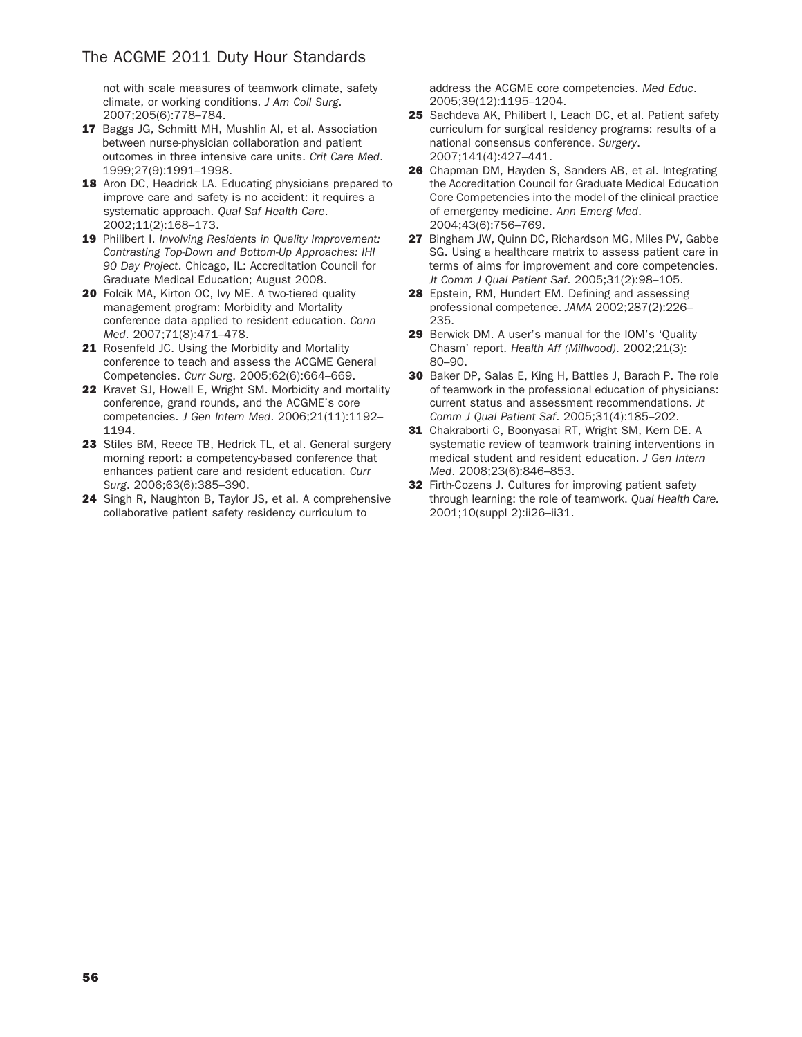not with scale measures of teamwork climate, safety climate, or working conditions. *J Am Coll Surg*. 2007;205(6):778–784.

**17** Baggs JG, Schmitt MH, Mushlin AI, et al. Association between nurse-physician collaboration and patient outcomes in three intensive care units. *Crit Care Med*. 1999;27(9):1991–1998.

**18** Aron DC, Headrick LA. Educating physicians prepared to improve care and safety is no accident: it requires a systematic approach. *Qual Saf Health Care*. 2002;11(2):168–173.

**19** Philibert I. *Involving Residents in Quality Improvement: Contrasting Top-Down and Bottom-Up Approaches: IHI 90 Day Project*. Chicago, IL: Accreditation Council for Graduate Medical Education; August 2008.

**20** Folcik MA, Kirton OC, Ivy ME. A two-tiered quality management program: Morbidity and Mortality conference data applied to resident education. *Conn Med*. 2007;71(8):471–478.

**21** Rosenfeld JC. Using the Morbidity and Mortality conference to teach and assess the ACGME General Competencies. *Curr Surg*. 2005;62(6):664–669.

**22** Kravet SJ, Howell E, Wright SM. Morbidity and mortality conference, grand rounds, and the ACGME's core competencies. *J Gen Intern Med*. 2006;21(11):1192–1194.

**23** Stiles BM, Reece TB, Hedrick TL, et al. General surgery morning report: a competency-based conference that enhances patient care and resident education. *Curr Surg*. 2006;63(6):385–390.

**24** Singh R, Naughton B, Taylor JS, et al. A comprehensive collaborative patient safety residency curriculum to address the ACGME core competencies. *Med Educ*. 2005;39(12):1195–1204.

**25** Sachdeva AK, Philibert I, Leach DC, et al. Patient safety curriculum for surgical residency programs: results of a national consensus conference. *Surgery*. 2007;141(4):427–441.

**26** Chapman DM, Hayden S, Sanders AB, et al. Integrating the Accreditation Council for Graduate Medical Education Core Competencies into the model of the clinical practice of emergency medicine. *Ann Emerg Med*. 2004;43(6):756–769.

**27** Bingham JW, Quinn DC, Richardson MG, Miles PV, Gabbe SG. Using a healthcare matrix to assess patient care in terms of aims for improvement and core competencies. *Jt Comm J Qual Patient Saf*. 2005;31(2):98–105.

**28** Epstein, RM, Hundert EM. Defining and assessing professional competence. *JAMA* 2002;287(2):226–235.

**29** Berwick DM. A user's manual for the IOM's 'Quality Chasm' report. *Health Aff (Millwood)*. 2002;21(3): 80–90.

**30** Baker DP, Salas E, King H, Battles J, Barach P. The role of teamwork in the professional education of physicians: current status and assessment recommendations. *Jt Comm J Qual Patient Saf*. 2005;31(4):185–202.

**31** Chakraborti C, Boonyasai RT, Wright SM, Kern DE. A systematic review of teamwork training interventions in medical student and resident education. *J Gen Intern Med*. 2008;23(6):846–853.

**32** Firth-Cozens J. Cultures for improving patient safety through learning: the role of teamwork. *Qual Health Care.* 2001;10(suppl 2):ii26–ii31.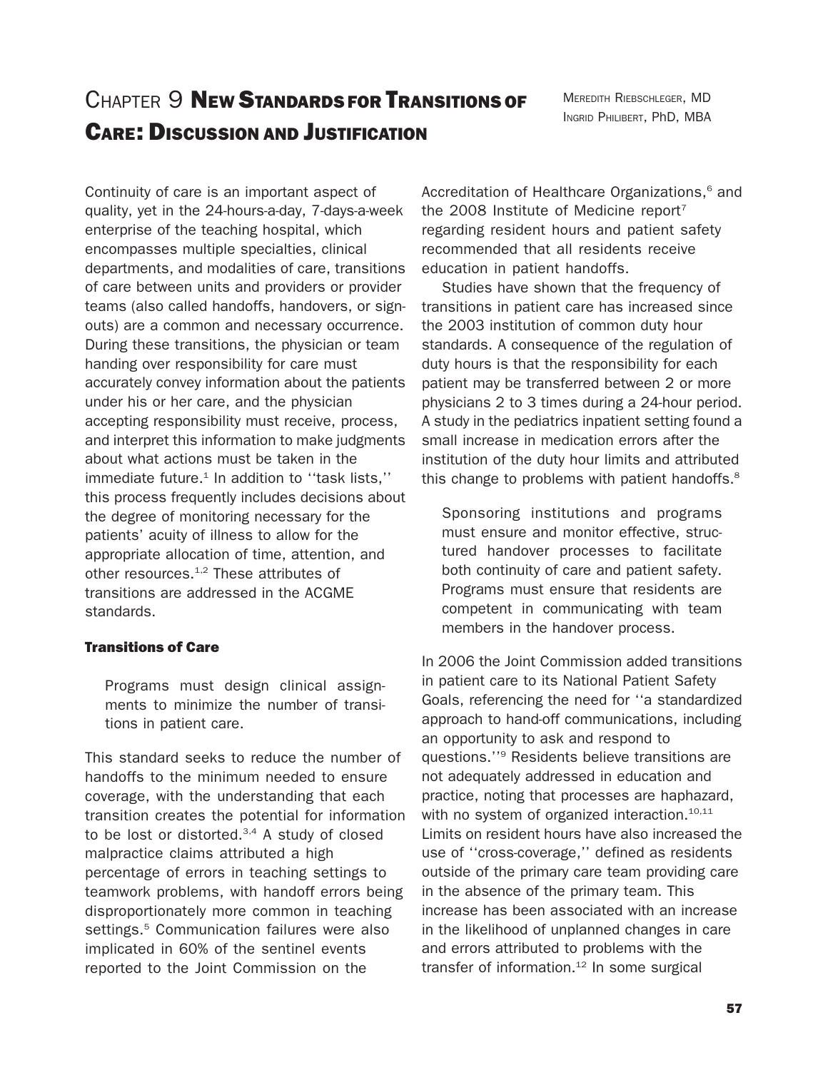# Chapter 9 New Standards for Transitions of Care: Discussion and Justification

Meredith Riebschleger, MD
Ingrid Philibert, PhD, MBA

Continuity of care is an important aspect of quality, yet in the 24-hours-a-day, 7-days-a-week enterprise of the teaching hospital, which encompasses multiple specialties, clinical departments, and modalities of care, transitions of care between units and providers or provider teams (also called handoffs, handovers, or sign-outs) are a common and necessary occurrence. During these transitions, the physician or team handing over responsibility for care must accurately convey information about the patients under his or her care, and the physician accepting responsibility must receive, process, and interpret this information to make judgments about what actions must be taken in the immediate future.[1] In addition to ''task lists,'' this process frequently includes decisions about the degree of monitoring necessary for the patients' acuity of illness to allow for the appropriate allocation of time, attention, and other resources.[1,2] These attributes of transitions are addressed in the ACGME standards.

### Transitions of Care

> Programs must design clinical assignments to minimize the number of transitions in patient care.

This standard seeks to reduce the number of handoffs to the minimum needed to ensure coverage, with the understanding that each transition creates the potential for information to be lost or distorted.[3,4] A study of closed malpractice claims attributed a high percentage of errors in teaching settings to teamwork problems, with handoff errors being disproportionately more common in teaching settings.[5] Communication failures were also implicated in 60% of the sentinel events reported to the Joint Commission on the Accreditation of Healthcare Organizations,[6] and the 2008 Institute of Medicine report[7] regarding resident hours and patient safety recommended that all residents receive education in patient handoffs.

Studies have shown that the frequency of transitions in patient care has increased since the 2003 institution of common duty hour standards. A consequence of the regulation of duty hours is that the responsibility for each patient may be transferred between 2 or more physicians 2 to 3 times during a 24-hour period. A study in the pediatrics inpatient setting found a small increase in medication errors after the institution of the duty hour limits and attributed this change to problems with patient handoffs.[8]

> Sponsoring institutions and programs must ensure and monitor effective, structured handover processes to facilitate both continuity of care and patient safety. Programs must ensure that residents are competent in communicating with team members in the handover process.

In 2006 the Joint Commission added transitions in patient care to its National Patient Safety Goals, referencing the need for ''a standardized approach to hand-off communications, including an opportunity to ask and respond to questions.''[9] Residents believe transitions are not adequately addressed in education and practice, noting that processes are haphazard, with no system of organized interaction.[10,11] Limits on resident hours have also increased the use of ''cross-coverage,'' defined as residents outside of the primary care team providing care in the absence of the primary team. This increase has been associated with an increase in the likelihood of unplanned changes in care and errors attributed to problems with the transfer of information.[12] In some surgical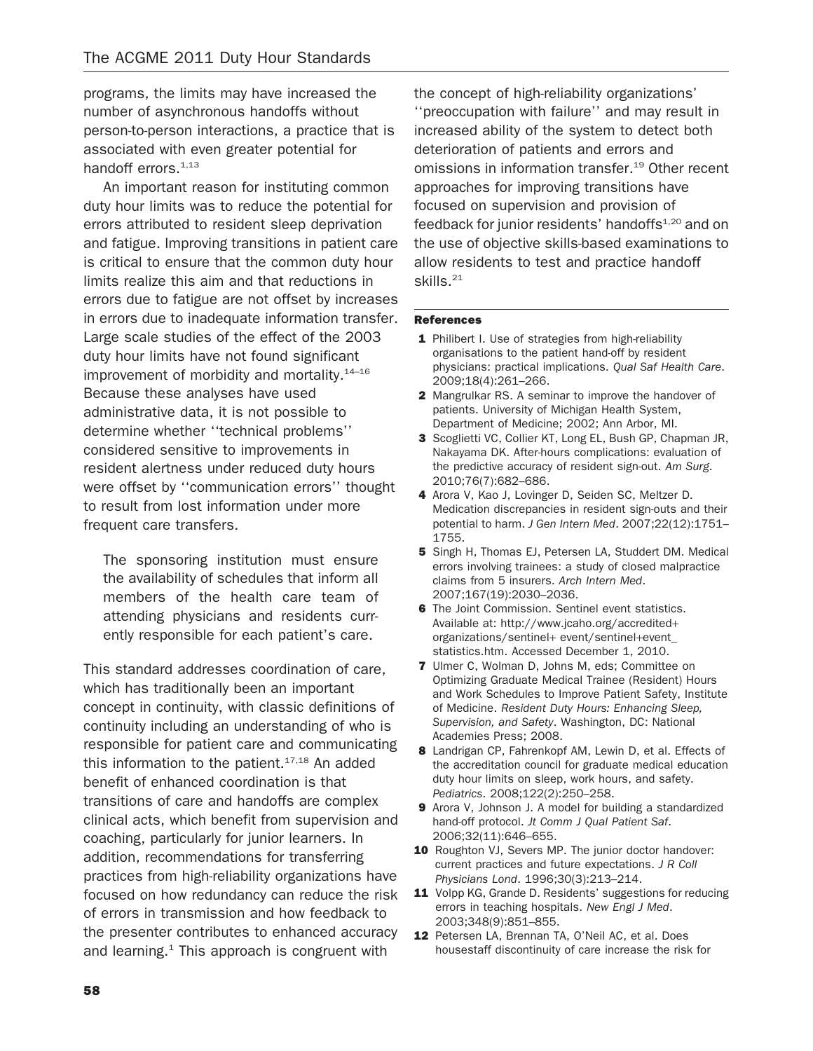programs, the limits may have increased the number of asynchronous handoffs without person-to-person interactions, a practice that is associated with even greater potential for handoff errors.[1,13]

An important reason for instituting common duty hour limits was to reduce the potential for errors attributed to resident sleep deprivation and fatigue. Improving transitions in patient care is critical to ensure that the common duty hour limits realize this aim and that reductions in errors due to fatigue are not offset by increases in errors due to inadequate information transfer. Large scale studies of the effect of the 2003 duty hour limits have not found significant improvement of morbidity and mortality.[14–16] Because these analyses have used administrative data, it is not possible to determine whether ''technical problems'' considered sensitive to improvements in resident alertness under reduced duty hours were offset by ''communication errors'' thought to result from lost information under more frequent care transfers.

> The sponsoring institution must ensure the availability of schedules that inform all members of the health care team of attending physicians and residents currently responsible for each patient's care.

This standard addresses coordination of care, which has traditionally been an important concept in continuity, with classic definitions of continuity including an understanding of who is responsible for patient care and communicating this information to the patient.[17,18] An added benefit of enhanced coordination is that transitions of care and handoffs are complex clinical acts, which benefit from supervision and coaching, particularly for junior learners. In addition, recommendations for transferring practices from high-reliability organizations have focused on how redundancy can reduce the risk of errors in transmission and how feedback to the presenter contributes to enhanced accuracy and learning.[1] This approach is congruent with the concept of high-reliability organizations' ''preoccupation with failure'' and may result in increased ability of the system to detect both deterioration of patients and errors and omissions in information transfer.[19] Other recent approaches for improving transitions have focused on supervision and provision of feedback for junior residents' handoffs[1,20] and on the use of objective skills-based examinations to allow residents to test and practice handoff skills.[21]

## References

1. Philibert I. Use of strategies from high-reliability organisations to the patient hand-off by resident physicians: practical implications. *Qual Saf Health Care*. 2009;18(4):261–266.
2. Mangrulkar RS. A seminar to improve the handover of patients. University of Michigan Health System, Department of Medicine; 2002; Ann Arbor, MI.
3. Scoglietti VC, Collier KT, Long EL, Bush GP, Chapman JR, Nakayama DK. After-hours complications: evaluation of the predictive accuracy of resident sign-out. *Am Surg*. 2010;76(7):682–686.
4. Arora V, Kao J, Lovinger D, Seiden SC, Meltzer D. Medication discrepancies in resident sign-outs and their potential to harm. *J Gen Intern Med*. 2007;22(12):1751–1755.
5. Singh H, Thomas EJ, Petersen LA, Studdert DM. Medical errors involving trainees: a study of closed malpractice claims from 5 insurers. *Arch Intern Med*. 2007;167(19):2030–2036.
6. The Joint Commission. Sentinel event statistics. Available at: http://www.jcaho.org/accredited+organizations/sentinel+ event/sentinel+event_statistics.htm. Accessed December 1, 2010.
7. Ulmer C, Wolman D, Johns M, eds; Committee on Optimizing Graduate Medical Trainee (Resident) Hours and Work Schedules to Improve Patient Safety, Institute of Medicine. *Resident Duty Hours: Enhancing Sleep, Supervision, and Safety*. Washington, DC: National Academies Press; 2008.
8. Landrigan CP, Fahrenkopf AM, Lewin D, et al. Effects of the accreditation council for graduate medical education duty hour limits on sleep, work hours, and safety. *Pediatrics*. 2008;122(2):250–258.
9. Arora V, Johnson J. A model for building a standardized hand-off protocol. *Jt Comm J Qual Patient Saf*. 2006;32(11):646–655.
10. Roughton VJ, Severs MP. The junior doctor handover: current practices and future expectations. *J R Coll Physicians Lond*. 1996;30(3):213–214.
11. Volpp KG, Grande D. Residents' suggestions for reducing errors in teaching hospitals. *New Engl J Med*. 2003;348(9):851–855.
12. Petersen LA, Brennan TA, O'Neil AC, et al. Does housestaff discontinuity of care increase the risk for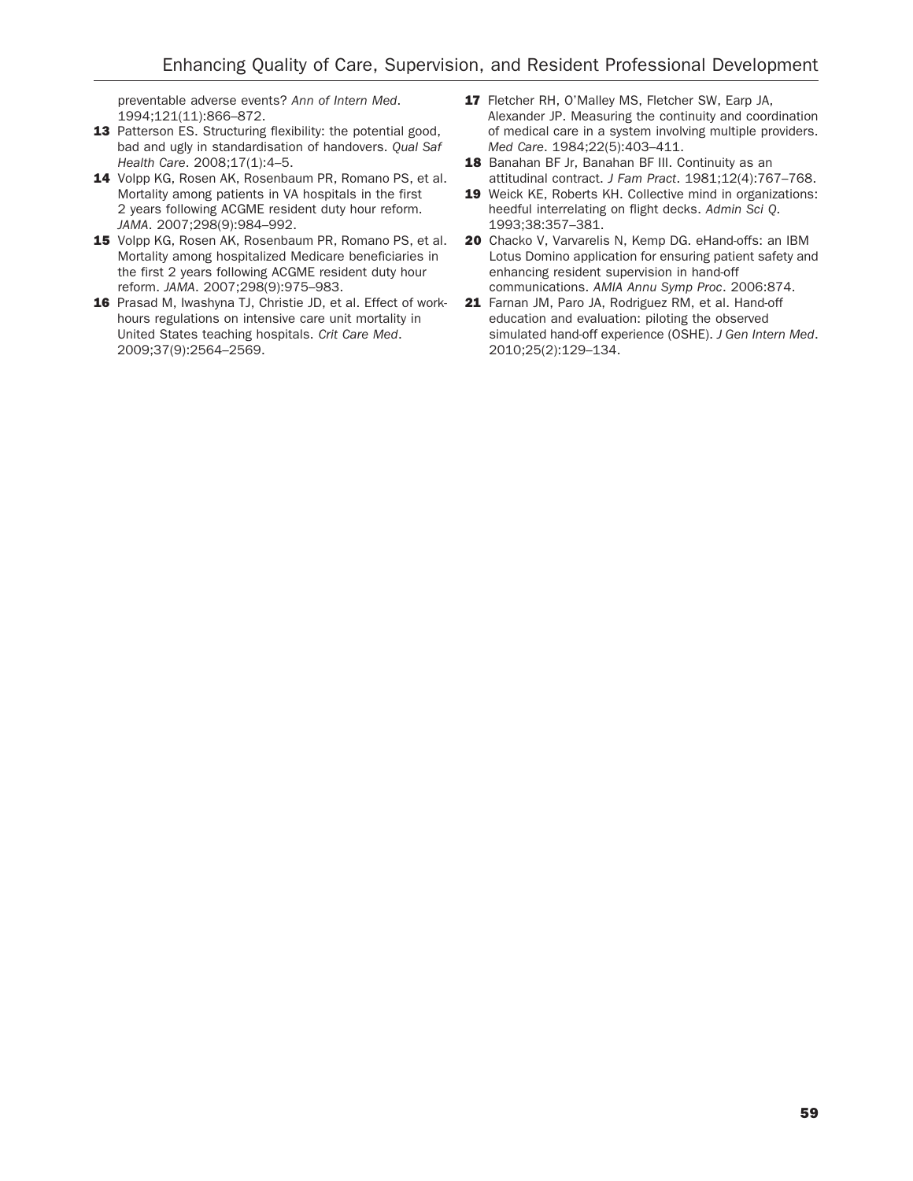preventable adverse events? *Ann of Intern Med*. 1994;121(11):866–872.

**13** Patterson ES. Structuring flexibility: the potential good, bad and ugly in standardisation of handovers. *Qual Saf Health Care*. 2008;17(1):4–5.

**14** Volpp KG, Rosen AK, Rosenbaum PR, Romano PS, et al. Mortality among patients in VA hospitals in the first 2 years following ACGME resident duty hour reform. *JAMA*. 2007;298(9):984–992.

**15** Volpp KG, Rosen AK, Rosenbaum PR, Romano PS, et al. Mortality among hospitalized Medicare beneficiaries in the first 2 years following ACGME resident duty hour reform. *JAMA*. 2007;298(9):975–983.

**16** Prasad M, Iwashyna TJ, Christie JD, et al. Effect of work-hours regulations on intensive care unit mortality in United States teaching hospitals. *Crit Care Med*. 2009;37(9):2564–2569.

**17** Fletcher RH, O'Malley MS, Fletcher SW, Earp JA, Alexander JP. Measuring the continuity and coordination of medical care in a system involving multiple providers. *Med Care*. 1984;22(5):403–411.

**18** Banahan BF Jr, Banahan BF III. Continuity as an attitudinal contract. *J Fam Pract*. 1981;12(4):767–768.

**19** Weick KE, Roberts KH. Collective mind in organizations: heedful interrelating on flight decks. *Admin Sci Q*. 1993;38:357–381.

**20** Chacko V, Varvarelis N, Kemp DG. eHand-offs: an IBM Lotus Domino application for ensuring patient safety and enhancing resident supervision in hand-off communications. *AMIA Annu Symp Proc*. 2006:874.

**21** Farnan JM, Paro JA, Rodriguez RM, et al. Hand-off education and evaluation: piloting the observed simulated hand-off experience (OSHE). *J Gen Intern Med*. 2010;25(2):129–134.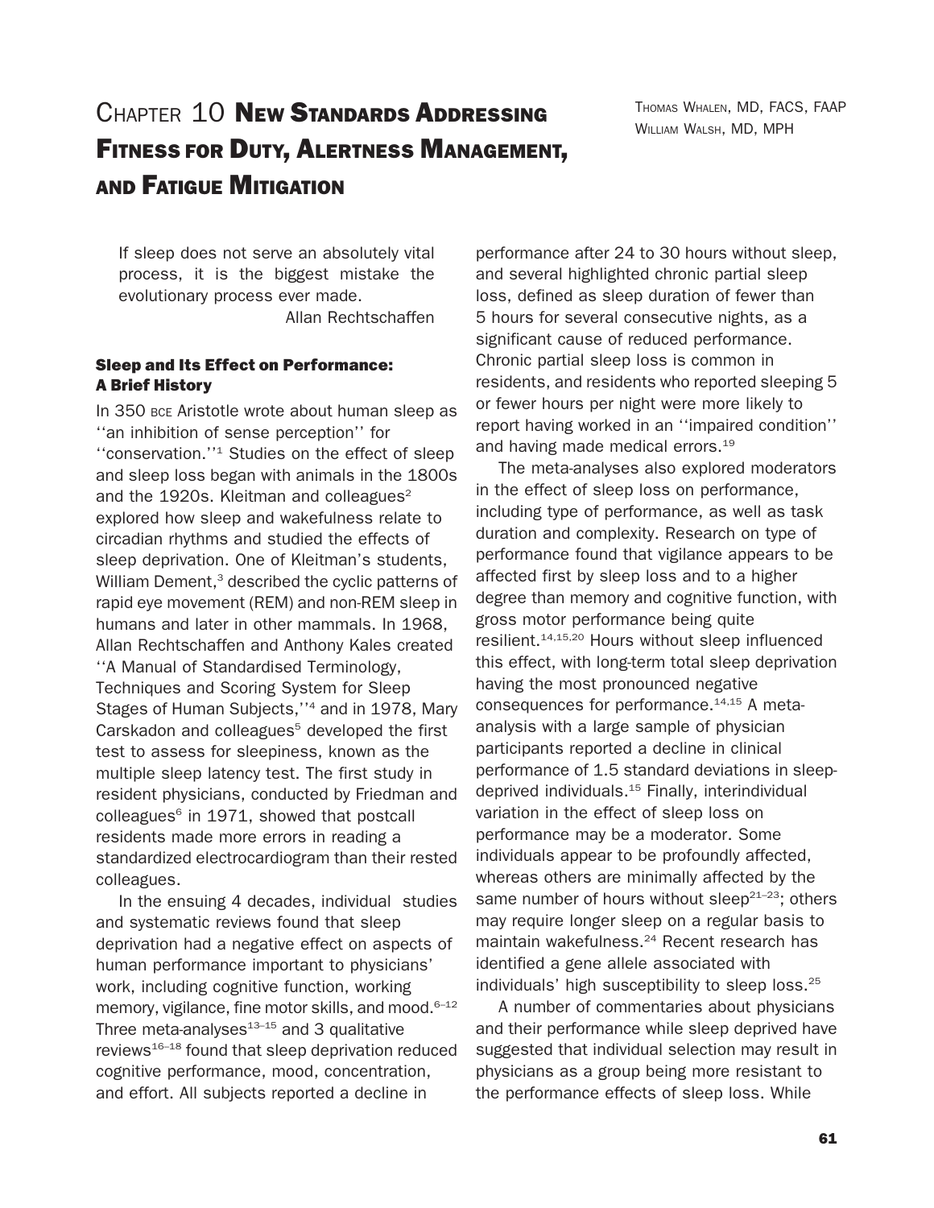# Chapter 10 New Standards Addressing Fitness for Duty, Alertness Management, and Fatigue Mitigation

Thomas Whalen, MD, FACS, FAAP
William Walsh, MD, MPH

> If sleep does not serve an absolutely vital process, it is the biggest mistake the evolutionary process ever made.
>
> Allan Rechtschaffen

## Sleep and Its Effect on Performance: A Brief History

In 350 BCE Aristotle wrote about human sleep as ''an inhibition of sense perception'' for ''conservation.''[1] Studies on the effect of sleep and sleep loss began with animals in the 1800s and the 1920s. Kleitman and colleagues[2] explored how sleep and wakefulness relate to circadian rhythms and studied the effects of sleep deprivation. One of Kleitman's students, William Dement,[3] described the cyclic patterns of rapid eye movement (REM) and non-REM sleep in humans and later in other mammals. In 1968, Allan Rechtschaffen and Anthony Kales created ''A Manual of Standardised Terminology, Techniques and Scoring System for Sleep Stages of Human Subjects,''[4] and in 1978, Mary Carskadon and colleagues[5] developed the first test to assess for sleepiness, known as the multiple sleep latency test. The first study in resident physicians, conducted by Friedman and colleagues[6] in 1971, showed that postcall residents made more errors in reading a standardized electrocardiogram than their rested colleagues.

In the ensuing 4 decades, individual studies and systematic reviews found that sleep deprivation had a negative effect on aspects of human performance important to physicians' work, including cognitive function, working memory, vigilance, fine motor skills, and mood.[6–12] Three meta-analyses[13–15] and 3 qualitative reviews[16–18] found that sleep deprivation reduced cognitive performance, mood, concentration, and effort. All subjects reported a decline in performance after 24 to 30 hours without sleep, and several highlighted chronic partial sleep loss, defined as sleep duration of fewer than 5 hours for several consecutive nights, as a significant cause of reduced performance. Chronic partial sleep loss is common in residents, and residents who reported sleeping 5 or fewer hours per night were more likely to report having worked in an ''impaired condition'' and having made medical errors.[19]

The meta-analyses also explored moderators in the effect of sleep loss on performance, including type of performance, as well as task duration and complexity. Research on type of performance found that vigilance appears to be affected first by sleep loss and to a higher degree than memory and cognitive function, with gross motor performance being quite resilient.[14,15,20] Hours without sleep influenced this effect, with long-term total sleep deprivation having the most pronounced negative consequences for performance.[14,15] A meta-analysis with a large sample of physician participants reported a decline in clinical performance of 1.5 standard deviations in sleep-deprived individuals.[15] Finally, interindividual variation in the effect of sleep loss on performance may be a moderator. Some individuals appear to be profoundly affected, whereas others are minimally affected by the same number of hours without sleep[21–23]; others may require longer sleep on a regular basis to maintain wakefulness.[24] Recent research has identified a gene allele associated with individuals' high susceptibility to sleep loss.[25]

A number of commentaries about physicians and their performance while sleep deprived have suggested that individual selection may result in physicians as a group being more resistant to the performance effects of sleep loss. While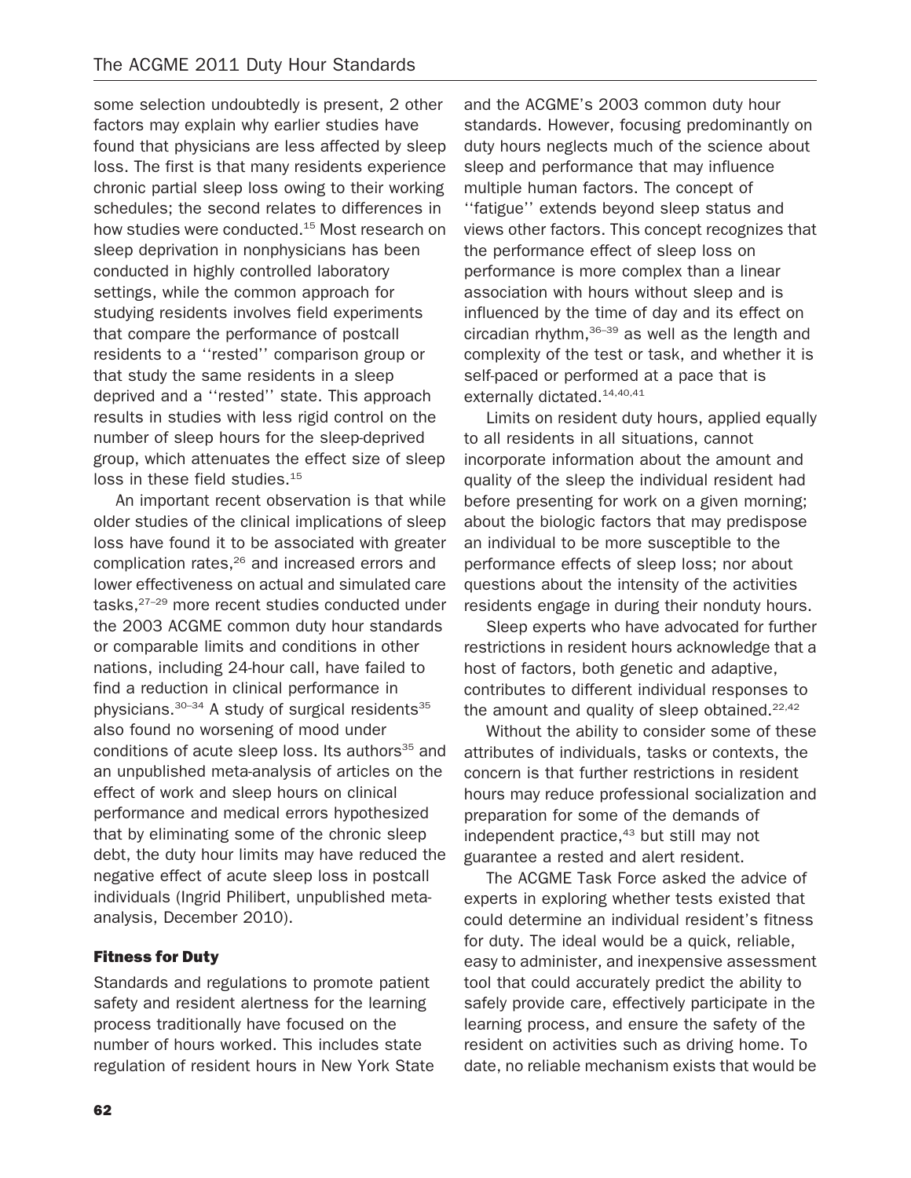some selection undoubtedly is present, 2 other factors may explain why earlier studies have found that physicians are less affected by sleep loss. The first is that many residents experience chronic partial sleep loss owing to their working schedules; the second relates to differences in how studies were conducted.[15] Most research on sleep deprivation in nonphysicians has been conducted in highly controlled laboratory settings, while the common approach for studying residents involves field experiments that compare the performance of postcall residents to a ''rested'' comparison group or that study the same residents in a sleep deprived and a ''rested'' state. This approach results in studies with less rigid control on the number of sleep hours for the sleep-deprived group, which attenuates the effect size of sleep loss in these field studies.[15]

An important recent observation is that while older studies of the clinical implications of sleep loss have found it to be associated with greater complication rates,[26] and increased errors and lower effectiveness on actual and simulated care tasks,[27–29] more recent studies conducted under the 2003 ACGME common duty hour standards or comparable limits and conditions in other nations, including 24-hour call, have failed to find a reduction in clinical performance in physicians.[30–34] A study of surgical residents[35] also found no worsening of mood under conditions of acute sleep loss. Its authors[35] and an unpublished meta-analysis of articles on the effect of work and sleep hours on clinical performance and medical errors hypothesized that by eliminating some of the chronic sleep debt, the duty hour limits may have reduced the negative effect of acute sleep loss in postcall individuals (Ingrid Philibert, unpublished meta-analysis, December 2010).

## Fitness for Duty

Standards and regulations to promote patient safety and resident alertness for the learning process traditionally have focused on the number of hours worked. This includes state regulation of resident hours in New York State and the ACGME's 2003 common duty hour standards. However, focusing predominantly on duty hours neglects much of the science about sleep and performance that may influence multiple human factors. The concept of ''fatigue'' extends beyond sleep status and views other factors. This concept recognizes that the performance effect of sleep loss on performance is more complex than a linear association with hours without sleep and is influenced by the time of day and its effect on circadian rhythm,[36–39] as well as the length and complexity of the test or task, and whether it is self-paced or performed at a pace that is externally dictated.[14,40,41]

Limits on resident duty hours, applied equally to all residents in all situations, cannot incorporate information about the amount and quality of the sleep the individual resident had before presenting for work on a given morning; about the biologic factors that may predispose an individual to be more susceptible to the performance effects of sleep loss; nor about questions about the intensity of the activities residents engage in during their nonduty hours.

Sleep experts who have advocated for further restrictions in resident hours acknowledge that a host of factors, both genetic and adaptive, contributes to different individual responses to the amount and quality of sleep obtained.[22,42]

Without the ability to consider some of these attributes of individuals, tasks or contexts, the concern is that further restrictions in resident hours may reduce professional socialization and preparation for some of the demands of independent practice,[43] but still may not guarantee a rested and alert resident.

The ACGME Task Force asked the advice of experts in exploring whether tests existed that could determine an individual resident's fitness for duty. The ideal would be a quick, reliable, easy to administer, and inexpensive assessment tool that could accurately predict the ability to safely provide care, effectively participate in the learning process, and ensure the safety of the resident on activities such as driving home. To date, no reliable mechanism exists that would be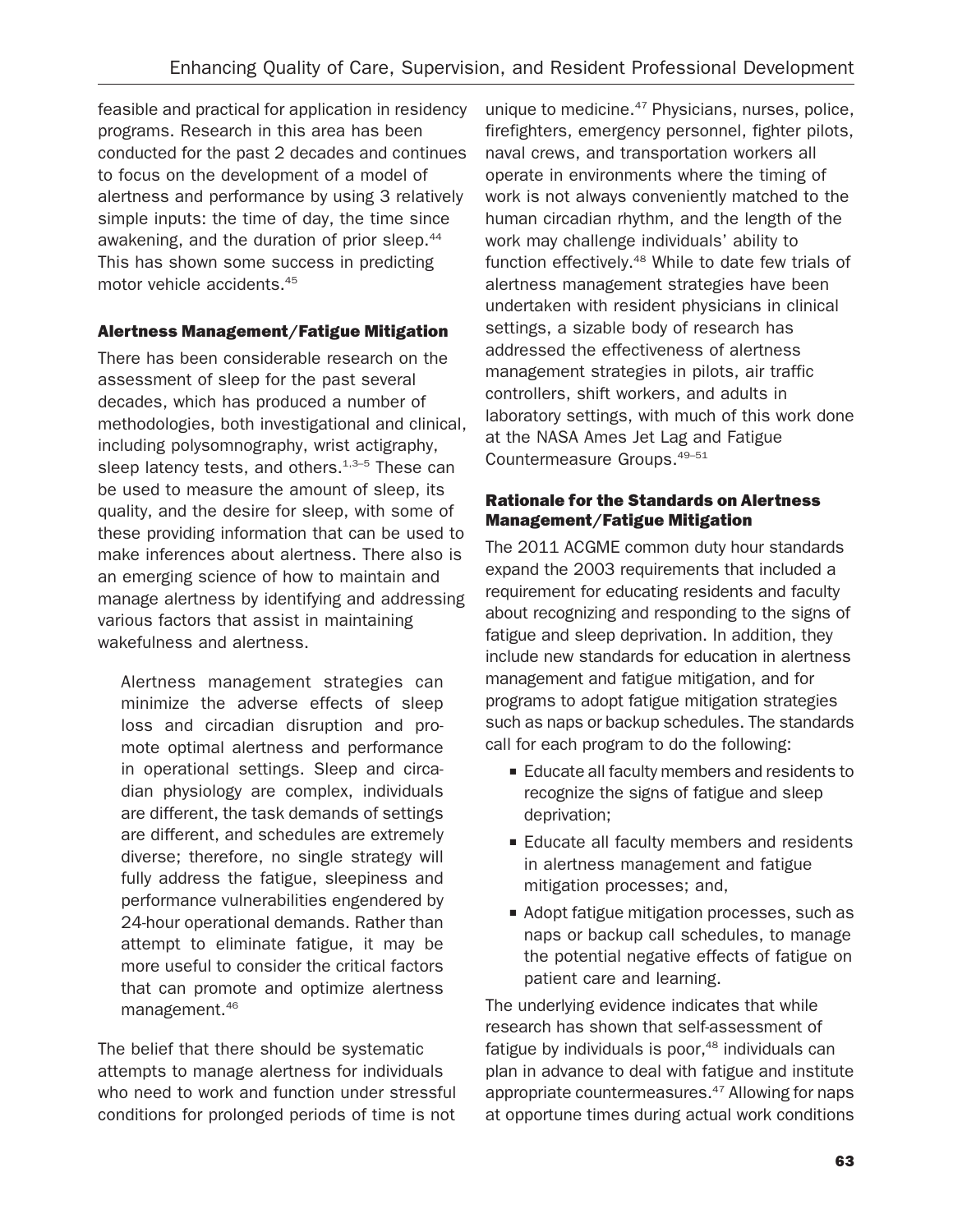feasible and practical for application in residency programs. Research in this area has been conducted for the past 2 decades and continues to focus on the development of a model of alertness and performance by using 3 relatively simple inputs: the time of day, the time since awakening, and the duration of prior sleep.[44] This has shown some success in predicting motor vehicle accidents.[45]

### Alertness Management/Fatigue Mitigation

There has been considerable research on the assessment of sleep for the past several decades, which has produced a number of methodologies, both investigational and clinical, including polysomnography, wrist actigraphy, sleep latency tests, and others.[1,3–5] These can be used to measure the amount of sleep, its quality, and the desire for sleep, with some of these providing information that can be used to make inferences about alertness. There also is an emerging science of how to maintain and manage alertness by identifying and addressing various factors that assist in maintaining wakefulness and alertness.

> Alertness management strategies can minimize the adverse effects of sleep loss and circadian disruption and promote optimal alertness and performance in operational settings. Sleep and circadian physiology are complex, individuals are different, the task demands of settings are different, and schedules are extremely diverse; therefore, no single strategy will fully address the fatigue, sleepiness and performance vulnerabilities engendered by 24-hour operational demands. Rather than attempt to eliminate fatigue, it may be more useful to consider the critical factors that can promote and optimize alertness management.[46]

The belief that there should be systematic attempts to manage alertness for individuals who need to work and function under stressful conditions for prolonged periods of time is not unique to medicine.[47] Physicians, nurses, police, firefighters, emergency personnel, fighter pilots, naval crews, and transportation workers all operate in environments where the timing of work is not always conveniently matched to the human circadian rhythm, and the length of the work may challenge individuals' ability to function effectively.[48] While to date few trials of alertness management strategies have been undertaken with resident physicians in clinical settings, a sizable body of research has addressed the effectiveness of alertness management strategies in pilots, air traffic controllers, shift workers, and adults in laboratory settings, with much of this work done at the NASA Ames Jet Lag and Fatigue Countermeasure Groups.[49–51]

### Rationale for the Standards on Alertness Management/Fatigue Mitigation

The 2011 ACGME common duty hour standards expand the 2003 requirements that included a requirement for educating residents and faculty about recognizing and responding to the signs of fatigue and sleep deprivation. In addition, they include new standards for education in alertness management and fatigue mitigation, and for programs to adopt fatigue mitigation strategies such as naps or backup schedules. The standards call for each program to do the following:

- Educate all faculty members and residents to recognize the signs of fatigue and sleep deprivation;
- Educate all faculty members and residents in alertness management and fatigue mitigation processes; and,
- Adopt fatigue mitigation processes, such as naps or backup call schedules, to manage the potential negative effects of fatigue on patient care and learning.

The underlying evidence indicates that while research has shown that self-assessment of fatigue by individuals is poor,[48] individuals can plan in advance to deal with fatigue and institute appropriate countermeasures.[47] Allowing for naps at opportune times during actual work conditions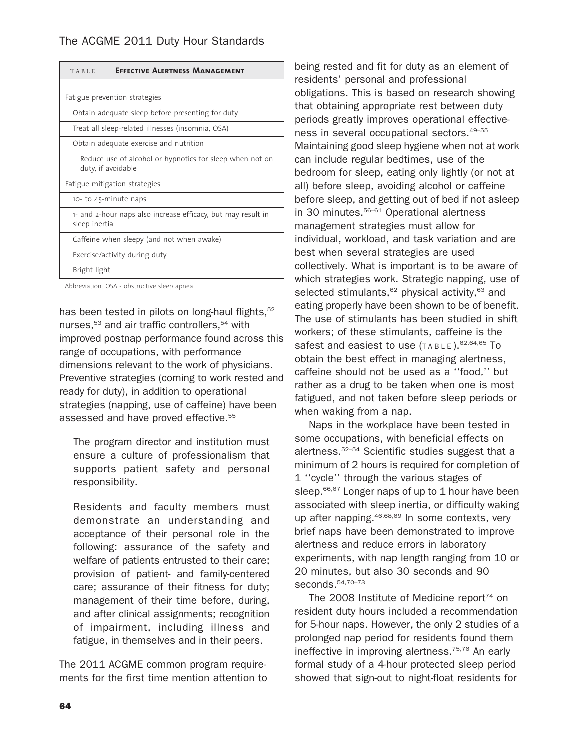| TABLE | Effective Alertness Management |
|---|---|
| Fatigue prevention strategies | |
| Obtain adequate sleep before presenting for duty | |
| Treat all sleep-related illnesses (insomnia, OSA) | |
| Obtain adequate exercise and nutrition | |
| Reduce use of alcohol or hypnotics for sleep when not on duty, if avoidable | |
| Fatigue mitigation strategies | |
| 10- to 45-minute naps | |
| 1- and 2-hour naps also increase efficacy, but may result in sleep inertia | |
| Caffeine when sleepy (and not when awake) | |
| Exercise/activity during duty | |
| Bright light | |

Abbreviation: OSA - obstructive sleep apnea

has been tested in pilots on long-haul flights,[52] nurses,[53] and air traffic controllers,[54] with improved postnap performance found across this range of occupations, with performance dimensions relevant to the work of physicians. Preventive strategies (coming to work rested and ready for duty), in addition to operational strategies (napping, use of caffeine) have been assessed and have proved effective.[55]

> The program director and institution must ensure a culture of professionalism that supports patient safety and personal responsibility.
>
> Residents and faculty members must demonstrate an understanding and acceptance of their personal role in the following: assurance of the safety and welfare of patients entrusted to their care; provision of patient- and family-centered care; assurance of their fitness for duty; management of their time before, during, and after clinical assignments; recognition of impairment, including illness and fatigue, in themselves and in their peers.

The 2011 ACGME common program requirements for the first time mention attention to being rested and fit for duty as an element of residents' personal and professional obligations. This is based on research showing that obtaining appropriate rest between duty periods greatly improves operational effectiveness in several occupational sectors.[49–55] Maintaining good sleep hygiene when not at work can include regular bedtimes, use of the bedroom for sleep, eating only lightly (or not at all) before sleep, avoiding alcohol or caffeine before sleep, and getting out of bed if not asleep in 30 minutes.[56–61] Operational alertness management strategies must allow for individual, workload, and task variation and are best when several strategies are used collectively. What is important is to be aware of which strategies work. Strategic napping, use of selected stimulants,[62] physical activity,[63] and eating properly have been shown to be of benefit. The use of stimulants has been studied in shift workers; of these stimulants, caffeine is the safest and easiest to use (TABLE).[62,64,65] To obtain the best effect in managing alertness, caffeine should not be used as a ''food,'' but rather as a drug to be taken when one is most fatigued, and not taken before sleep periods or when waking from a nap.

Naps in the workplace have been tested in some occupations, with beneficial effects on alertness.[52–54] Scientific studies suggest that a minimum of 2 hours is required for completion of 1 ''cycle'' through the various stages of sleep.[66,67] Longer naps of up to 1 hour have been associated with sleep inertia, or difficulty waking up after napping.[46,68,69] In some contexts, very brief naps have been demonstrated to improve alertness and reduce errors in laboratory experiments, with nap length ranging from 10 or 20 minutes, but also 30 seconds and 90 seconds.[54,70–73]

The 2008 Institute of Medicine report[74] on resident duty hours included a recommendation for 5-hour naps. However, the only 2 studies of a prolonged nap period for residents found them ineffective in improving alertness.[75,76] An early formal study of a 4-hour protected sleep period showed that sign-out to night-float residents for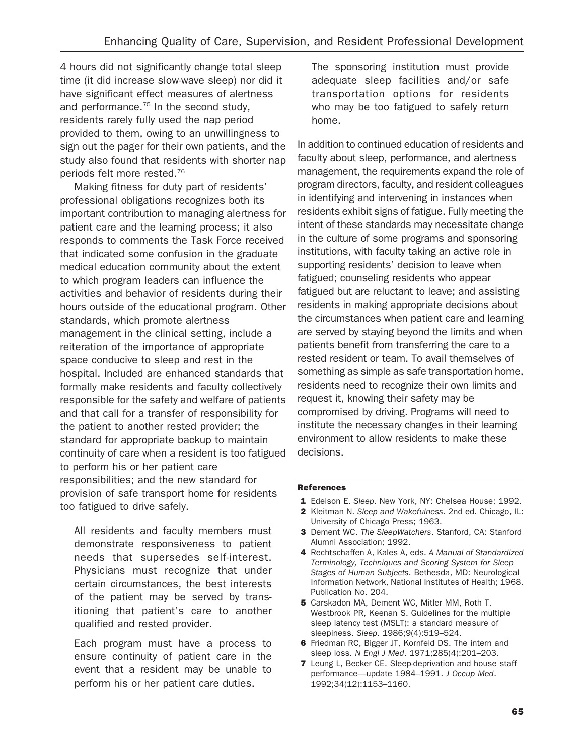4 hours did not significantly change total sleep time (it did increase slow-wave sleep) nor did it have significant effect measures of alertness and performance.[75] In the second study, residents rarely fully used the nap period provided to them, owing to an unwillingness to sign out the pager for their own patients, and the study also found that residents with shorter nap periods felt more rested.[76]

Making fitness for duty part of residents' professional obligations recognizes both its important contribution to managing alertness for patient care and the learning process; it also responds to comments the Task Force received that indicated some confusion in the graduate medical education community about the extent to which program leaders can influence the activities and behavior of residents during their hours outside of the educational program. Other standards, which promote alertness management in the clinical setting, include a reiteration of the importance of appropriate space conducive to sleep and rest in the hospital. Included are enhanced standards that formally make residents and faculty collectively responsible for the safety and welfare of patients and that call for a transfer of responsibility for the patient to another rested provider; the standard for appropriate backup to maintain continuity of care when a resident is too fatigued to perform his or her patient care responsibilities; and the new standard for provision of safe transport home for residents too fatigued to drive safely.

> All residents and faculty members must demonstrate responsiveness to patient needs that supersedes self-interest. Physicians must recognize that under certain circumstances, the best interests of the patient may be served by transitioning that patient's care to another qualified and rested provider.
>
> Each program must have a process to ensure continuity of patient care in the event that a resident may be unable to perform his or her patient care duties.
>
> The sponsoring institution must provide adequate sleep facilities and/or safe transportation options for residents who may be too fatigued to safely return home.

In addition to continued education of residents and faculty about sleep, performance, and alertness management, the requirements expand the role of program directors, faculty, and resident colleagues in identifying and intervening in instances when residents exhibit signs of fatigue. Fully meeting the intent of these standards may necessitate change in the culture of some programs and sponsoring institutions, with faculty taking an active role in supporting residents' decision to leave when fatigued; counseling residents who appear fatigued but are reluctant to leave; and assisting residents in making appropriate decisions about the circumstances when patient care and learning are served by staying beyond the limits and when patients benefit from transferring the care to a rested resident or team. To avail themselves of something as simple as safe transportation home, residents need to recognize their own limits and request it, knowing their safety may be compromised by driving. Programs will need to institute the necessary changes in their learning environment to allow residents to make these decisions.

#### References

1. Edelson E. *Sleep*. New York, NY: Chelsea House; 1992.
2. Kleitman N. *Sleep and Wakefulness*. 2nd ed. Chicago, IL: University of Chicago Press; 1963.
3. Dement WC. *The SleepWatchers*. Stanford, CA: Stanford Alumni Association; 1992.
4. Rechtschaffen A, Kales A, eds. *A Manual of Standardized Terminology, Techniques and Scoring System for Sleep Stages of Human Subjects*. Bethesda, MD: Neurological Information Network, National Institutes of Health; 1968. Publication No. 204.
5. Carskadon MA, Dement WC, Mitler MM, Roth T, Westbrook PR, Keenan S. Guidelines for the multiple sleep latency test (MSLT): a standard measure of sleepiness. *Sleep*. 1986;9(4):519–524.
6. Friedman RC, Bigger JT, Kornfeld DS. The intern and sleep loss. *N Engl J Med*. 1971;285(4):201–203.
7. Leung L, Becker CE. Sleep-deprivation and house staff performance—update 1984–1991. *J Occup Med*. 1992;34(12):1153–1160.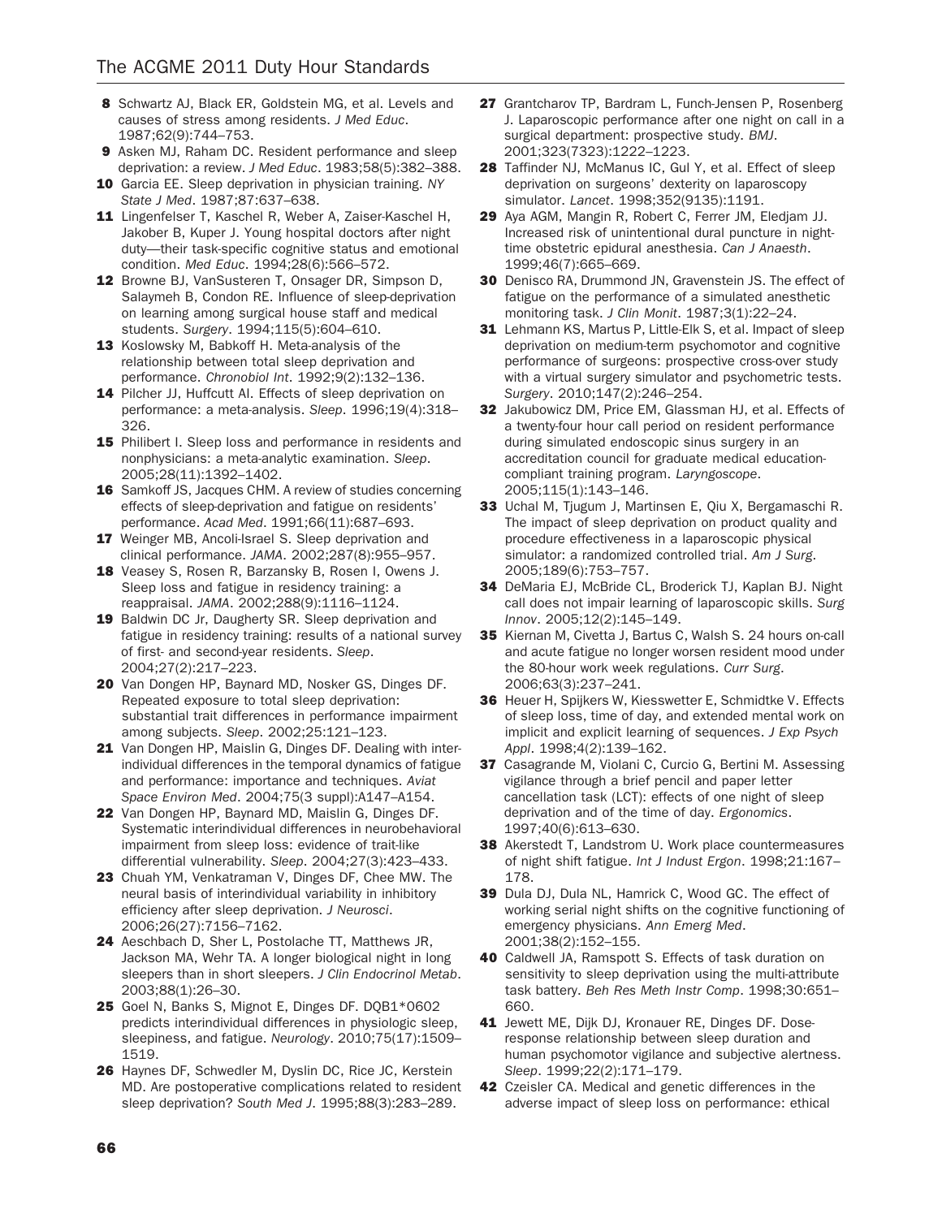8 Schwartz AJ, Black ER, Goldstein MG, et al. Levels and causes of stress among residents. *J Med Educ*. 1987;62(9):744–753.

9 Asken MJ, Raham DC. Resident performance and sleep deprivation: a review. *J Med Educ*. 1983;58(5):382–388.

10 Garcia EE. Sleep deprivation in physician training. *NY State J Med*. 1987;87:637–638.

11 Lingenfelser T, Kaschel R, Weber A, Zaiser-Kaschel H, Jakober B, Kuper J. Young hospital doctors after night duty—their task-specific cognitive status and emotional condition. *Med Educ*. 1994;28(6):566–572.

12 Browne BJ, VanSusteren T, Onsager DR, Simpson D, Salaymeh B, Condon RE. Influence of sleep-deprivation on learning among surgical house staff and medical students. *Surgery*. 1994;115(5):604–610.

13 Koslowsky M, Babkoff H. Meta-analysis of the relationship between total sleep deprivation and performance. *Chronobiol Int*. 1992;9(2):132–136.

14 Pilcher JJ, Huffcutt AI. Effects of sleep deprivation on performance: a meta-analysis. *Sleep*. 1996;19(4):318–326.

15 Philibert I. Sleep loss and performance in residents and nonphysicians: a meta-analytic examination. *Sleep*. 2005;28(11):1392–1402.

16 Samkoff JS, Jacques CHM. A review of studies concerning effects of sleep-deprivation and fatigue on residents' performance. *Acad Med*. 1991;66(11):687–693.

17 Weinger MB, Ancoli-Israel S. Sleep deprivation and clinical performance. *JAMA*. 2002;287(8):955–957.

18 Veasey S, Rosen R, Barzansky B, Rosen I, Owens J. Sleep loss and fatigue in residency training: a reappraisal. *JAMA*. 2002;288(9):1116–1124.

19 Baldwin DC Jr, Daugherty SR. Sleep deprivation and fatigue in residency training: results of a national survey of first- and second-year residents. *Sleep*. 2004;27(2):217–223.

20 Van Dongen HP, Baynard MD, Nosker GS, Dinges DF. Repeated exposure to total sleep deprivation: substantial trait differences in performance impairment among subjects. *Sleep*. 2002;25:121–123.

21 Van Dongen HP, Maislin G, Dinges DF. Dealing with inter-individual differences in the temporal dynamics of fatigue and performance: importance and techniques. *Aviat Space Environ Med*. 2004;75(3 suppl):A147–A154.

22 Van Dongen HP, Baynard MD, Maislin G, Dinges DF. Systematic interindividual differences in neurobehavioral impairment from sleep loss: evidence of trait-like differential vulnerability. *Sleep*. 2004;27(3):423–433.

23 Chuah YM, Venkatraman V, Dinges DF, Chee MW. The neural basis of interindividual variability in inhibitory efficiency after sleep deprivation. *J Neurosci*. 2006;26(27):7156–7162.

24 Aeschbach D, Sher L, Postolache TT, Matthews JR, Jackson MA, Wehr TA. A longer biological night in long sleepers than in short sleepers. *J Clin Endocrinol Metab*. 2003;88(1):26–30.

25 Goel N, Banks S, Mignot E, Dinges DF. DQB1*0602 predicts interindividual differences in physiologic sleep, sleepiness, and fatigue. *Neurology*. 2010;75(17):1509–1519.

26 Haynes DF, Schwedler M, Dyslin DC, Rice JC, Kerstein MD. Are postoperative complications related to resident sleep deprivation? *South Med J*. 1995;88(3):283–289.

27 Grantcharov TP, Bardram L, Funch-Jensen P, Rosenberg J. Laparoscopic performance after one night on call in a surgical department: prospective study. *BMJ*. 2001;323(7323):1222–1223.

28 Taffinder NJ, McManus IC, Gul Y, et al. Effect of sleep deprivation on surgeons' dexterity on laparoscopy simulator. *Lancet*. 1998;352(9135):1191.

29 Aya AGM, Mangin R, Robert C, Ferrer JM, Eledjam JJ. Increased risk of unintentional dural puncture in night-time obstetric epidural anesthesia. *Can J Anaesth*. 1999;46(7):665–669.

30 Denisco RA, Drummond JN, Gravenstein JS. The effect of fatigue on the performance of a simulated anesthetic monitoring task. *J Clin Monit*. 1987;3(1):22–24.

31 Lehmann KS, Martus P, Little-Elk S, et al. Impact of sleep deprivation on medium-term psychomotor and cognitive performance of surgeons: prospective cross-over study with a virtual surgery simulator and psychometric tests. *Surgery*. 2010;147(2):246–254.

32 Jakubowicz DM, Price EM, Glassman HJ, et al. Effects of a twenty-four hour call period on resident performance during simulated endoscopic sinus surgery in an accreditation council for graduate medical education-compliant training program. *Laryngoscope*. 2005;115(1):143–146.

33 Uchal M, Tjugum J, Martinsen E, Qiu X, Bergamaschi R. The impact of sleep deprivation on product quality and procedure effectiveness in a laparoscopic physical simulator: a randomized controlled trial. *Am J Surg*. 2005;189(6):753–757.

34 DeMaria EJ, McBride CL, Broderick TJ, Kaplan BJ. Night call does not impair learning of laparoscopic skills. *Surg Innov*. 2005;12(2):145–149.

35 Kiernan M, Civetta J, Bartus C, Walsh S. 24 hours on-call and acute fatigue no longer worsen resident mood under the 80-hour work week regulations. *Curr Surg*. 2006;63(3):237–241.

36 Heuer H, Spijkers W, Kiesswetter E, Schmidtke V. Effects of sleep loss, time of day, and extended mental work on implicit and explicit learning of sequences. *J Exp Psych Appl*. 1998;4(2):139–162.

37 Casagrande M, Violani C, Curcio G, Bertini M. Assessing vigilance through a brief pencil and paper letter cancellation task (LCT): effects of one night of sleep deprivation and of the time of day. *Ergonomics*. 1997;40(6):613–630.

38 Akerstedt T, Landstrom U. Work place countermeasures of night shift fatigue. *Int J Indust Ergon*. 1998;21:167–178.

39 Dula DJ, Dula NL, Hamrick C, Wood GC. The effect of working serial night shifts on the cognitive functioning of emergency physicians. *Ann Emerg Med*. 2001;38(2):152–155.

40 Caldwell JA, Ramspott S. Effects of task duration on sensitivity to sleep deprivation using the multi-attribute task battery. *Beh Res Meth Instr Comp*. 1998;30:651–660.

41 Jewett ME, Dijk DJ, Kronauer RE, Dinges DF. Dose-response relationship between sleep duration and human psychomotor vigilance and subjective alertness. *Sleep*. 1999;22(2):171–179.

42 Czeisler CA. Medical and genetic differences in the adverse impact of sleep loss on performance: ethical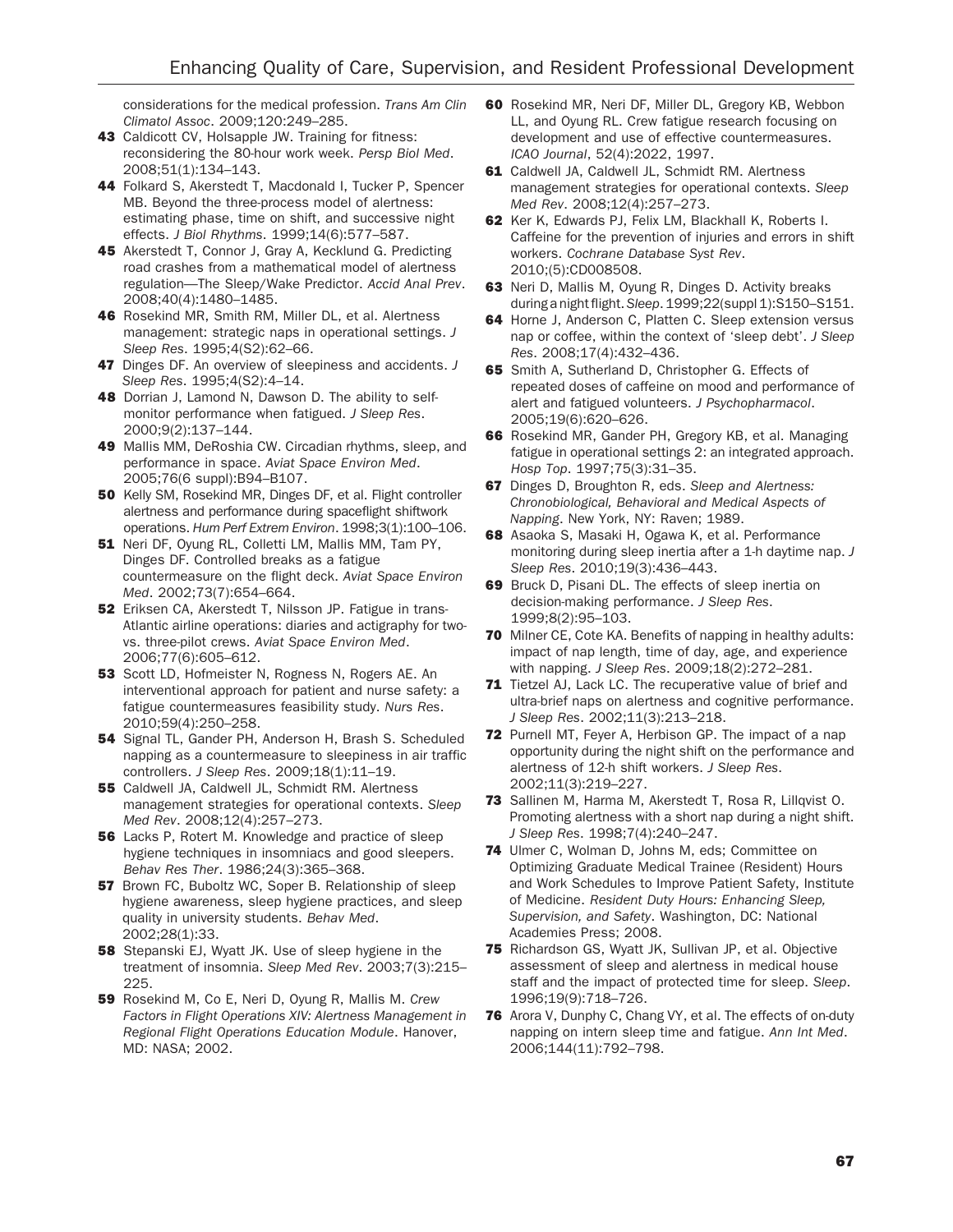considerations for the medical profession. *Trans Am Clin Climatol Assoc*. 2009;120:249–285.

43. Caldicott CV, Holsapple JW. Training for fitness: reconsidering the 80-hour work week. *Persp Biol Med*. 2008;51(1):134–143.
44. Folkard S, Akerstedt T, Macdonald I, Tucker P, Spencer MB. Beyond the three-process model of alertness: estimating phase, time on shift, and successive night effects. *J Biol Rhythms*. 1999;14(6):577–587.
45. Akerstedt T, Connor J, Gray A, Kecklund G. Predicting road crashes from a mathematical model of alertness regulation—The Sleep/Wake Predictor. *Accid Anal Prev*. 2008;40(4):1480–1485.
46. Rosekind MR, Smith RM, Miller DL, et al. Alertness management: strategic naps in operational settings. *J Sleep Res*. 1995;4(S2):62–66.
47. Dinges DF. An overview of sleepiness and accidents. *J Sleep Res*. 1995;4(S2):4–14.
48. Dorrian J, Lamond N, Dawson D. The ability to self-monitor performance when fatigued. *J Sleep Res*. 2000;9(2):137–144.
49. Mallis MM, DeRoshia CW. Circadian rhythms, sleep, and performance in space. *Aviat Space Environ Med*. 2005;76(6 suppl):B94–B107.
50. Kelly SM, Rosekind MR, Dinges DF, et al. Flight controller alertness and performance during spaceflight shiftwork operations. *Hum Perf Extrem Environ*. 1998;3(1):100–106.
51. Neri DF, Oyung RL, Colletti LM, Mallis MM, Tam PY, Dinges DF. Controlled breaks as a fatigue countermeasure on the flight deck. *Aviat Space Environ Med*. 2002;73(7):654–664.
52. Eriksen CA, Akerstedt T, Nilsson JP. Fatigue in trans-Atlantic airline operations: diaries and actigraphy for two- vs. three-pilot crews. *Aviat Space Environ Med*. 2006;77(6):605–612.
53. Scott LD, Hofmeister N, Rogness N, Rogers AE. An interventional approach for patient and nurse safety: a fatigue countermeasures feasibility study. *Nurs Res*. 2010;59(4):250–258.
54. Signal TL, Gander PH, Anderson H, Brash S. Scheduled napping as a countermeasure to sleepiness in air traffic controllers. *J Sleep Res*. 2009;18(1):11–19.
55. Caldwell JA, Caldwell JL, Schmidt RM. Alertness management strategies for operational contexts. *Sleep Med Rev*. 2008;12(4):257–273.
56. Lacks P, Rotert M. Knowledge and practice of sleep hygiene techniques in insomniacs and good sleepers. *Behav Res Ther*. 1986;24(3):365–368.
57. Brown FC, Buboltz WC, Soper B. Relationship of sleep hygiene awareness, sleep hygiene practices, and sleep quality in university students. *Behav Med*. 2002;28(1):33.
58. Stepanski EJ, Wyatt JK. Use of sleep hygiene in the treatment of insomnia. *Sleep Med Rev*. 2003;7(3):215–225.
59. Rosekind M, Co E, Neri D, Oyung R, Mallis M. *Crew Factors in Flight Operations XIV: Alertness Management in Regional Flight Operations Education Module*. Hanover, MD: NASA; 2002.
60. Rosekind MR, Neri DF, Miller DL, Gregory KB, Webbon LL, and Oyung RL. Crew fatigue research focusing on development and use of effective countermeasures. *ICAO Journal*, 52(4):2022, 1997.
61. Caldwell JA, Caldwell JL, Schmidt RM. Alertness management strategies for operational contexts. *Sleep Med Rev*. 2008;12(4):257–273.
62. Ker K, Edwards PJ, Felix LM, Blackhall K, Roberts I. Caffeine for the prevention of injuries and errors in shift workers. *Cochrane Database Syst Rev*. 2010;(5):CD008508.
63. Neri D, Mallis M, Oyung R, Dinges D. Activity breaks during a night flight. *Sleep*. 1999;22(suppl 1):S150–S151.
64. Horne J, Anderson C, Platten C. Sleep extension versus nap or coffee, within the context of 'sleep debt'. *J Sleep Res*. 2008;17(4):432–436.
65. Smith A, Sutherland D, Christopher G. Effects of repeated doses of caffeine on mood and performance of alert and fatigued volunteers. *J Psychopharmacol*. 2005;19(6):620–626.
66. Rosekind MR, Gander PH, Gregory KB, et al. Managing fatigue in operational settings 2: an integrated approach. *Hosp Top*. 1997;75(3):31–35.
67. Dinges D, Broughton R, eds. *Sleep and Alertness: Chronobiological, Behavioral and Medical Aspects of Napping*. New York, NY: Raven; 1989.
68. Asaoka S, Masaki H, Ogawa K, et al. Performance monitoring during sleep inertia after a 1-h daytime nap. *J Sleep Res*. 2010;19(3):436–443.
69. Bruck D, Pisani DL. The effects of sleep inertia on decision-making performance. *J Sleep Res*. 1999;8(2):95–103.
70. Milner CE, Cote KA. Benefits of napping in healthy adults: impact of nap length, time of day, age, and experience with napping. *J Sleep Res*. 2009;18(2):272–281.
71. Tietzel AJ, Lack LC. The recuperative value of brief and ultra-brief naps on alertness and cognitive performance. *J Sleep Res*. 2002;11(3):213–218.
72. Purnell MT, Feyer A, Herbison GP. The impact of a nap opportunity during the night shift on the performance and alertness of 12-h shift workers. *J Sleep Res*. 2002;11(3):219–227.
73. Sallinen M, Harma M, Akerstedt T, Rosa R, Lillqvist O. Promoting alertness with a short nap during a night shift. *J Sleep Res*. 1998;7(4):240–247.
74. Ulmer C, Wolman D, Johns M, eds; Committee on Optimizing Graduate Medical Trainee (Resident) Hours and Work Schedules to Improve Patient Safety, Institute of Medicine. *Resident Duty Hours: Enhancing Sleep, Supervision, and Safety*. Washington, DC: National Academies Press; 2008.
75. Richardson GS, Wyatt JK, Sullivan JP, et al. Objective assessment of sleep and alertness in medical house staff and the impact of protected time for sleep. *Sleep*. 1996;19(9):718–726.
76. Arora V, Dunphy C, Chang VY, et al. The effects of on-duty napping on intern sleep time and fatigue. *Ann Int Med*. 2006;144(11):792–798.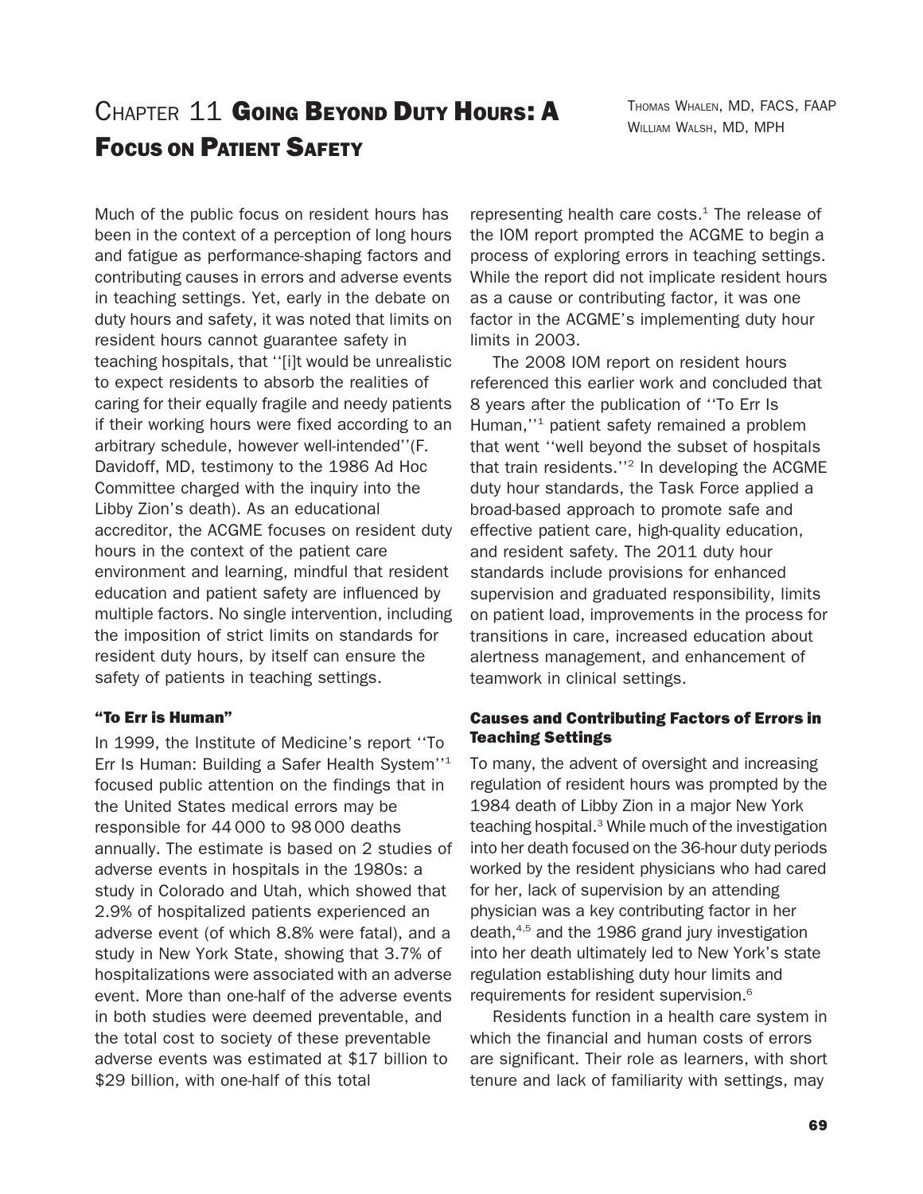# Chapter 11 Going Beyond Duty Hours: A Focus on Patient Safety

Thomas Whalen, MD, FACS, FAAP
William Walsh, MD, MPH

Much of the public focus on resident hours has been in the context of a perception of long hours and fatigue as performance-shaping factors and contributing causes in errors and adverse events in teaching settings. Yet, early in the debate on duty hours and safety, it was noted that limits on resident hours cannot guarantee safety in teaching hospitals, that ''[i]t would be unrealistic to expect residents to absorb the realities of caring for their equally fragile and needy patients if their working hours were fixed according to an arbitrary schedule, however well-intended''(F. Davidoff, MD, testimony to the 1986 Ad Hoc Committee charged with the inquiry into the Libby Zion's death). As an educational accreditor, the ACGME focuses on resident duty hours in the context of the patient care environment and learning, mindful that resident education and patient safety are influenced by multiple factors. No single intervention, including the imposition of strict limits on standards for resident duty hours, by itself can ensure the safety of patients in teaching settings.

## "To Err is Human"

In 1999, the Institute of Medicine's report ''To Err Is Human: Building a Safer Health System''[1] focused public attention on the findings that in the United States medical errors may be responsible for 44 000 to 98 000 deaths annually. The estimate is based on 2 studies of adverse events in hospitals in the 1980s: a study in Colorado and Utah, which showed that 2.9% of hospitalized patients experienced an adverse event (of which 8.8% were fatal), and a study in New York State, showing that 3.7% of hospitalizations were associated with an adverse event. More than one-half of the adverse events in both studies were deemed preventable, and the total cost to society of these preventable adverse events was estimated at $17 billion to $29 billion, with one-half of this total representing health care costs.[1] The release of the IOM report prompted the ACGME to begin a process of exploring errors in teaching settings. While the report did not implicate resident hours as a cause or contributing factor, it was one factor in the ACGME's implementing duty hour limits in 2003.

The 2008 IOM report on resident hours referenced this earlier work and concluded that 8 years after the publication of ''To Err Is Human,''[1] patient safety remained a problem that went ''well beyond the subset of hospitals that train residents.''[2] In developing the ACGME duty hour standards, the Task Force applied a broad-based approach to promote safe and effective patient care, high-quality education, and resident safety. The 2011 duty hour standards include provisions for enhanced supervision and graduated responsibility, limits on patient load, improvements in the process for transitions in care, increased education about alertness management, and enhancement of teamwork in clinical settings.

## Causes and Contributing Factors of Errors in Teaching Settings

To many, the advent of oversight and increasing regulation of resident hours was prompted by the 1984 death of Libby Zion in a major New York teaching hospital.[3] While much of the investigation into her death focused on the 36-hour duty periods worked by the resident physicians who had cared for her, lack of supervision by an attending physician was a key contributing factor in her death,[4,5] and the 1986 grand jury investigation into her death ultimately led to New York's state regulation establishing duty hour limits and requirements for resident supervision.[6]

Residents function in a health care system in which the financial and human costs of errors are significant. Their role as learners, with short tenure and lack of familiarity with settings, may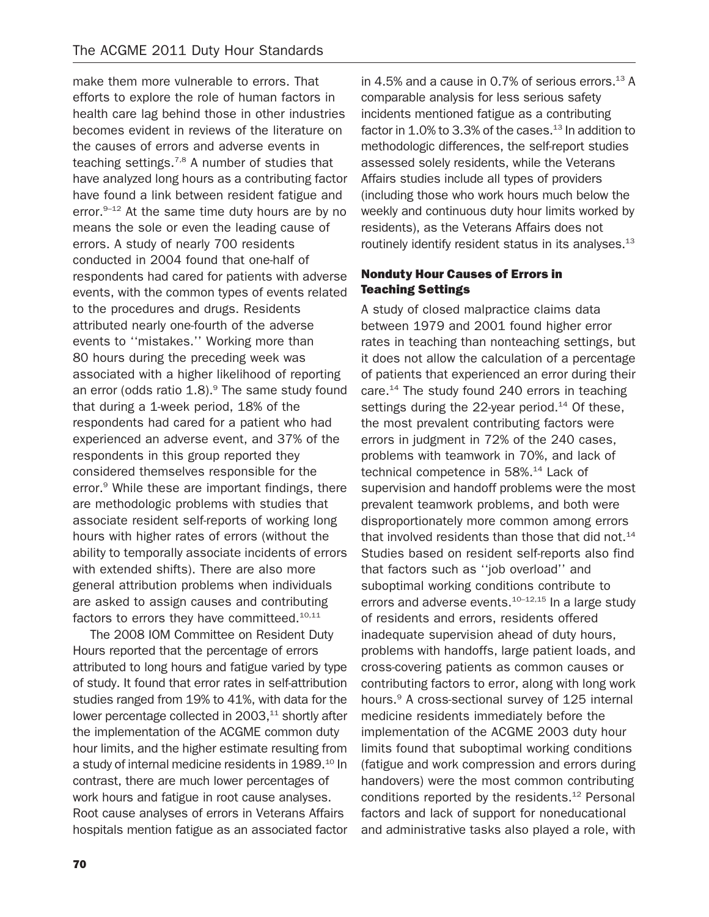make them more vulnerable to errors. That efforts to explore the role of human factors in health care lag behind those in other industries becomes evident in reviews of the literature on the causes of errors and adverse events in teaching settings.[7,8] A number of studies that have analyzed long hours as a contributing factor have found a link between resident fatigue and error.[9–12] At the same time duty hours are by no means the sole or even the leading cause of errors. A study of nearly 700 residents conducted in 2004 found that one-half of respondents had cared for patients with adverse events, with the common types of events related to the procedures and drugs. Residents attributed nearly one-fourth of the adverse events to ''mistakes.'' Working more than 80 hours during the preceding week was associated with a higher likelihood of reporting an error (odds ratio 1.8).[9] The same study found that during a 1-week period, 18% of the respondents had cared for a patient who had experienced an adverse event, and 37% of the respondents in this group reported they considered themselves responsible for the error.[9] While these are important findings, there are methodologic problems with studies that associate resident self-reports of working long hours with higher rates of errors (without the ability to temporally associate incidents of errors with extended shifts). There are also more general attribution problems when individuals are asked to assign causes and contributing factors to errors they have committeed.[10,11]

The 2008 IOM Committee on Resident Duty Hours reported that the percentage of errors attributed to long hours and fatigue varied by type of study. It found that error rates in self-attribution studies ranged from 19% to 41%, with data for the lower percentage collected in 2003,[11] shortly after the implementation of the ACGME common duty hour limits, and the higher estimate resulting from a study of internal medicine residents in 1989.[10] In contrast, there are much lower percentages of work hours and fatigue in root cause analyses. Root cause analyses of errors in Veterans Affairs hospitals mention fatigue as an associated factor in 4.5% and a cause in 0.7% of serious errors.[13] A comparable analysis for less serious safety incidents mentioned fatigue as a contributing factor in 1.0% to 3.3% of the cases.[13] In addition to methodologic differences, the self-report studies assessed solely residents, while the Veterans Affairs studies include all types of providers (including those who work hours much below the weekly and continuous duty hour limits worked by residents), as the Veterans Affairs does not routinely identify resident status in its analyses.[13]

## Nonduty Hour Causes of Errors in Teaching Settings

A study of closed malpractice claims data between 1979 and 2001 found higher error rates in teaching than nonteaching settings, but it does not allow the calculation of a percentage of patients that experienced an error during their care.[14] The study found 240 errors in teaching settings during the 22-year period.[14] Of these, the most prevalent contributing factors were errors in judgment in 72% of the 240 cases, problems with teamwork in 70%, and lack of technical competence in 58%.[14] Lack of supervision and handoff problems were the most prevalent teamwork problems, and both were disproportionately more common among errors that involved residents than those that did not.[14] Studies based on resident self-reports also find that factors such as ''job overload'' and suboptimal working conditions contribute to errors and adverse events.[10–12,15] In a large study of residents and errors, residents offered inadequate supervision ahead of duty hours, problems with handoffs, large patient loads, and cross-covering patients as common causes or contributing factors to error, along with long work hours.[9] A cross-sectional survey of 125 internal medicine residents immediately before the implementation of the ACGME 2003 duty hour limits found that suboptimal working conditions (fatigue and work compression and errors during handovers) were the most common contributing conditions reported by the residents.[12] Personal factors and lack of support for noneducational and administrative tasks also played a role, with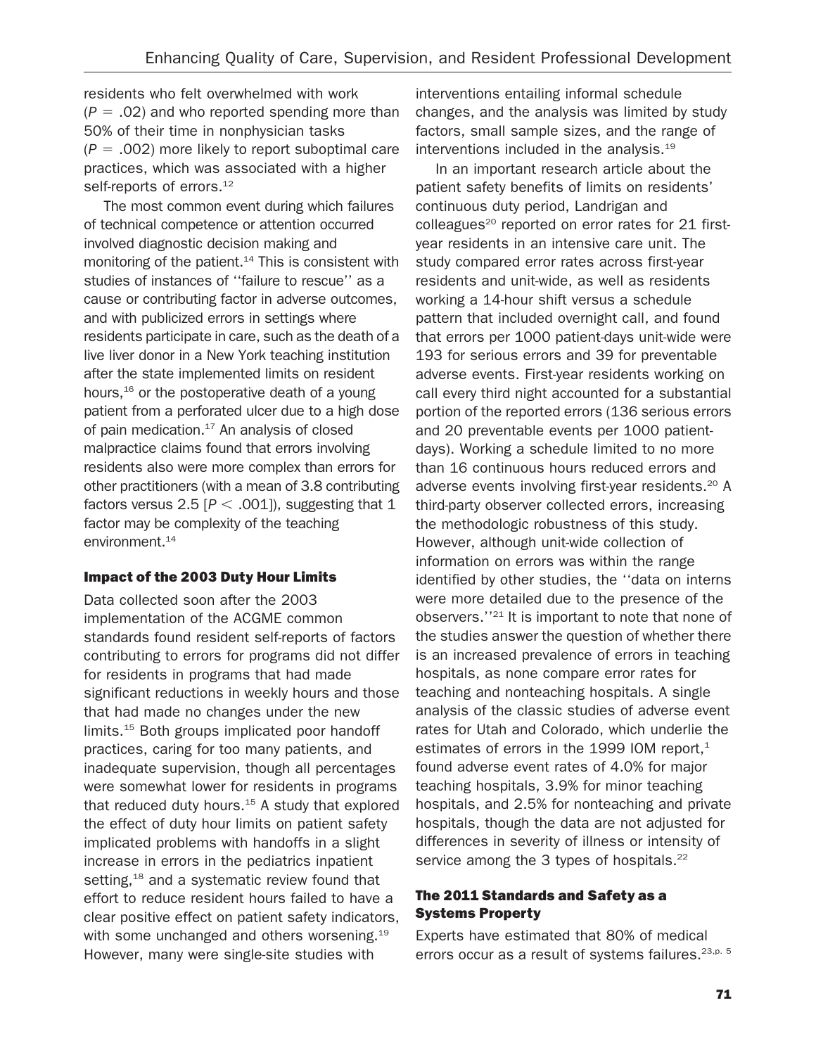residents who felt overwhelmed with work ($P = .02$) and who reported spending more than 50% of their time in nonphysician tasks ($P = .002$) more likely to report suboptimal care practices, which was associated with a higher self-reports of errors.[12]

The most common event during which failures of technical competence or attention occurred involved diagnostic decision making and monitoring of the patient.[14] This is consistent with studies of instances of ''failure to rescue'' as a cause or contributing factor in adverse outcomes, and with publicized errors in settings where residents participate in care, such as the death of a live liver donor in a New York teaching institution after the state implemented limits on resident hours,[16] or the postoperative death of a young patient from a perforated ulcer due to a high dose of pain medication.[17] An analysis of closed malpractice claims found that errors involving residents also were more complex than errors for other practitioners (with a mean of 3.8 contributing factors versus 2.5 [$P < .001$]), suggesting that 1 factor may be complexity of the teaching environment.[14]

### Impact of the 2003 Duty Hour Limits

Data collected soon after the 2003 implementation of the ACGME common standards found resident self-reports of factors contributing to errors for programs did not differ for residents in programs that had made significant reductions in weekly hours and those that had made no changes under the new limits.[15] Both groups implicated poor handoff practices, caring for too many patients, and inadequate supervision, though all percentages were somewhat lower for residents in programs that reduced duty hours.[15] A study that explored the effect of duty hour limits on patient safety implicated problems with handoffs in a slight increase in errors in the pediatrics inpatient setting,[18] and a systematic review found that effort to reduce resident hours failed to have a clear positive effect on patient safety indicators, with some unchanged and others worsening.[19] However, many were single-site studies with interventions entailing informal schedule changes, and the analysis was limited by study factors, small sample sizes, and the range of interventions included in the analysis.[19]

In an important research article about the patient safety benefits of limits on residents' continuous duty period, Landrigan and colleagues[20] reported on error rates for 21 first-year residents in an intensive care unit. The study compared error rates across first-year residents and unit-wide, as well as residents working a 14-hour shift versus a schedule pattern that included overnight call, and found that errors per 1000 patient-days unit-wide were 193 for serious errors and 39 for preventable adverse events. First-year residents working on call every third night accounted for a substantial portion of the reported errors (136 serious errors and 20 preventable events per 1000 patient-days). Working a schedule limited to no more than 16 continuous hours reduced errors and adverse events involving first-year residents.[20] A third-party observer collected errors, increasing the methodologic robustness of this study. However, although unit-wide collection of information on errors was within the range identified by other studies, the ''data on interns were more detailed due to the presence of the observers.''[21] It is important to note that none of the studies answer the question of whether there is an increased prevalence of errors in teaching hospitals, as none compare error rates for teaching and nonteaching hospitals. A single analysis of the classic studies of adverse event rates for Utah and Colorado, which underlie the estimates of errors in the 1999 IOM report,[1] found adverse event rates of 4.0% for major teaching hospitals, 3.9% for minor teaching hospitals, and 2.5% for nonteaching and private hospitals, though the data are not adjusted for differences in severity of illness or intensity of service among the 3 types of hospitals.[22]

### The 2011 Standards and Safety as a Systems Property

Experts have estimated that 80% of medical errors occur as a result of systems failures.[23,p. 5]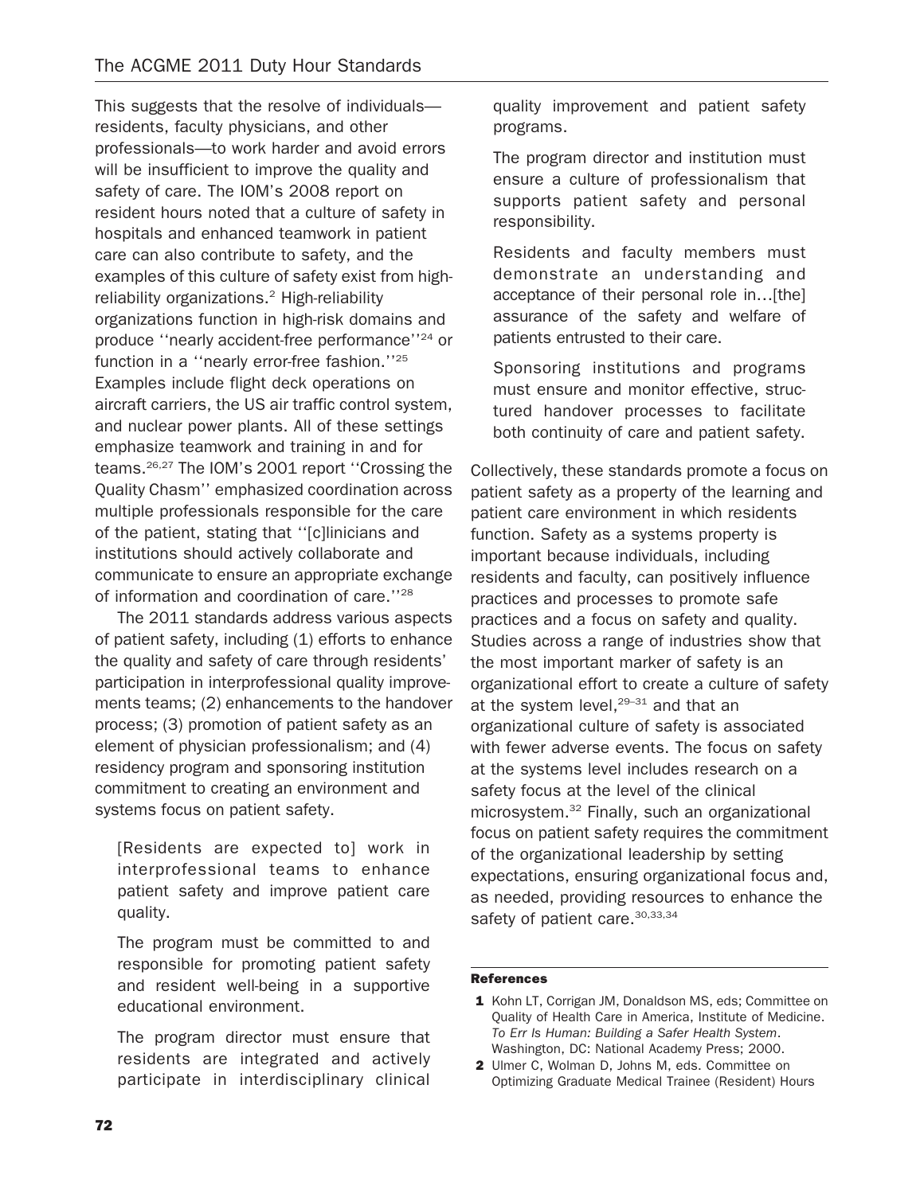This suggests that the resolve of individuals—residents, faculty physicians, and other professionals—to work harder and avoid errors will be insufficient to improve the quality and safety of care. The IOM's 2008 report on resident hours noted that a culture of safety in hospitals and enhanced teamwork in patient care can also contribute to safety, and the examples of this culture of safety exist from high-reliability organizations.[2] High-reliability organizations function in high-risk domains and produce ''nearly accident-free performance''[24] or function in a ''nearly error-free fashion.''[25] Examples include flight deck operations on aircraft carriers, the US air traffic control system, and nuclear power plants. All of these settings emphasize teamwork and training in and for teams.[26,27] The IOM's 2001 report ''Crossing the Quality Chasm'' emphasized coordination across multiple professionals responsible for the care of the patient, stating that ''[c]linicians and institutions should actively collaborate and communicate to ensure an appropriate exchange of information and coordination of care.''[28]

The 2011 standards address various aspects of patient safety, including (1) efforts to enhance the quality and safety of care through residents' participation in interprofessional quality improvements teams; (2) enhancements to the handover process; (3) promotion of patient safety as an element of physician professionalism; and (4) residency program and sponsoring institution commitment to creating an environment and systems focus on patient safety.

> [Residents are expected to] work in interprofessional teams to enhance patient safety and improve patient care quality.
>
> The program must be committed to and responsible for promoting patient safety and resident well-being in a supportive educational environment.
>
> The program director must ensure that residents are integrated and actively participate in interdisciplinary clinical quality improvement and patient safety programs.
>
> The program director and institution must ensure a culture of professionalism that supports patient safety and personal responsibility.
>
> Residents and faculty members must demonstrate an understanding and acceptance of their personal role in…[the] assurance of the safety and welfare of patients entrusted to their care.
>
> Sponsoring institutions and programs must ensure and monitor effective, structured handover processes to facilitate both continuity of care and patient safety.

Collectively, these standards promote a focus on patient safety as a property of the learning and patient care environment in which residents function. Safety as a systems property is important because individuals, including residents and faculty, can positively influence practices and processes to promote safe practices and a focus on safety and quality. Studies across a range of industries show that the most important marker of safety is an organizational effort to create a culture of safety at the system level,[29–31] and that an organizational culture of safety is associated with fewer adverse events. The focus on safety at the systems level includes research on a safety focus at the level of the clinical microsystem.[32] Finally, such an organizational focus on patient safety requires the commitment of the organizational leadership by setting expectations, ensuring organizational focus and, as needed, providing resources to enhance the safety of patient care.[30,33,34]

#### References

1. Kohn LT, Corrigan JM, Donaldson MS, eds; Committee on Quality of Health Care in America, Institute of Medicine. *To Err Is Human: Building a Safer Health System*. Washington, DC: National Academy Press; 2000.
2. Ulmer C, Wolman D, Johns M, eds. Committee on Optimizing Graduate Medical Trainee (Resident) Hours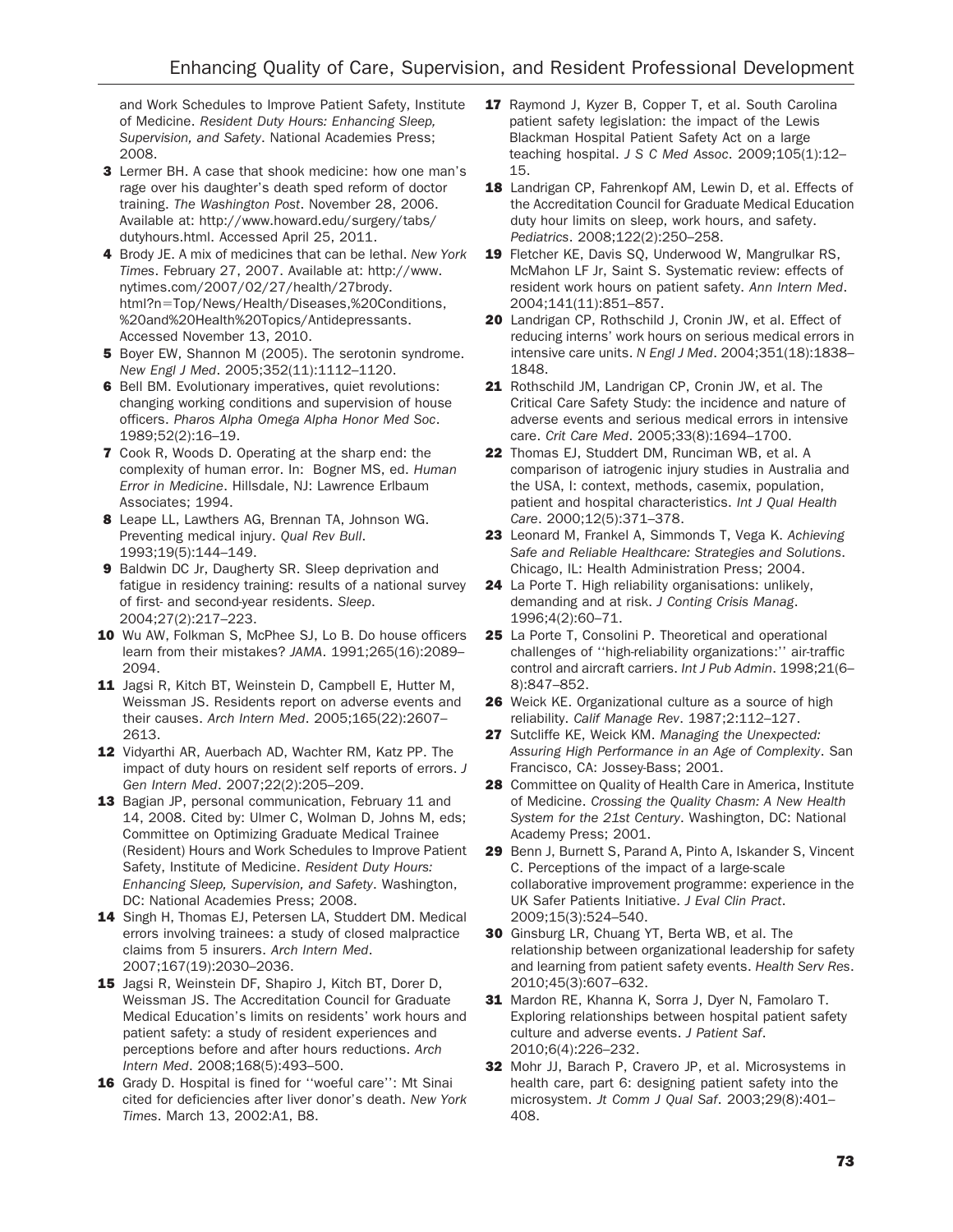and Work Schedules to Improve Patient Safety, Institute of Medicine. *Resident Duty Hours: Enhancing Sleep, Supervision, and Safety*. National Academies Press; 2008.

**3** Lermer BH. A case that shook medicine: how one man's rage over his daughter's death sped reform of doctor training. *The Washington Post*. November 28, 2006. Available at: http://www.howard.edu/surgery/tabs/dutyhours.html. Accessed April 25, 2011.

**4** Brody JE. A mix of medicines that can be lethal. *New York Times*. February 27, 2007. Available at: http://www.nytimes.com/2007/02/27/health/27brody.html?n=Top/News/Health/Diseases,%20Conditions,%20and%20Health%20Topics/Antidepressants. Accessed November 13, 2010.

**5** Boyer EW, Shannon M (2005). The serotonin syndrome. *New Engl J Med*. 2005;352(11):1112–1120.

**6** Bell BM. Evolutionary imperatives, quiet revolutions: changing working conditions and supervision of house officers. *Pharos Alpha Omega Alpha Honor Med Soc*. 1989;52(2):16–19.

**7** Cook R, Woods D. Operating at the sharp end: the complexity of human error. In: Bogner MS, ed. *Human Error in Medicine*. Hillsdale, NJ: Lawrence Erlbaum Associates; 1994.

**8** Leape LL, Lawthers AG, Brennan TA, Johnson WG. Preventing medical injury. *Qual Rev Bull*. 1993;19(5):144–149.

**9** Baldwin DC Jr, Daugherty SR. Sleep deprivation and fatigue in residency training: results of a national survey of first- and second-year residents. *Sleep*. 2004;27(2):217–223.

**10** Wu AW, Folkman S, McPhee SJ, Lo B. Do house officers learn from their mistakes? *JAMA*. 1991;265(16):2089–2094.

**11** Jagsi R, Kitch BT, Weinstein D, Campbell E, Hutter M, Weissman JS. Residents report on adverse events and their causes. *Arch Intern Med*. 2005;165(22):2607–2613.

**12** Vidyarthi AR, Auerbach AD, Wachter RM, Katz PP. The impact of duty hours on resident self reports of errors. *J Gen Intern Med*. 2007;22(2):205–209.

**13** Bagian JP, personal communication, February 11 and 14, 2008. Cited by: Ulmer C, Wolman D, Johns M, eds; Committee on Optimizing Graduate Medical Trainee (Resident) Hours and Work Schedules to Improve Patient Safety, Institute of Medicine. *Resident Duty Hours: Enhancing Sleep, Supervision, and Safety*. Washington, DC: National Academies Press; 2008.

**14** Singh H, Thomas EJ, Petersen LA, Studdert DM. Medical errors involving trainees: a study of closed malpractice claims from 5 insurers. *Arch Intern Med*. 2007;167(19):2030–2036.

**15** Jagsi R, Weinstein DF, Shapiro J, Kitch BT, Dorer D, Weissman JS. The Accreditation Council for Graduate Medical Education's limits on residents' work hours and patient safety: a study of resident experiences and perceptions before and after hours reductions. *Arch Intern Med*. 2008;168(5):493–500.

**16** Grady D. Hospital is fined for ''woeful care'': Mt Sinai cited for deficiencies after liver donor's death. *New York Times*. March 13, 2002:A1, B8.

**17** Raymond J, Kyzer B, Copper T, et al. South Carolina patient safety legislation: the impact of the Lewis Blackman Hospital Patient Safety Act on a large teaching hospital. *J S C Med Assoc*. 2009;105(1):12–15.

**18** Landrigan CP, Fahrenkopf AM, Lewin D, et al. Effects of the Accreditation Council for Graduate Medical Education duty hour limits on sleep, work hours, and safety. *Pediatrics*. 2008;122(2):250–258.

**19** Fletcher KE, Davis SQ, Underwood W, Mangrulkar RS, McMahon LF Jr, Saint S. Systematic review: effects of resident work hours on patient safety. *Ann Intern Med*. 2004;141(11):851–857.

**20** Landrigan CP, Rothschild J, Cronin JW, et al. Effect of reducing interns' work hours on serious medical errors in intensive care units. *N Engl J Med*. 2004;351(18):1838–1848.

**21** Rothschild JM, Landrigan CP, Cronin JW, et al. The Critical Care Safety Study: the incidence and nature of adverse events and serious medical errors in intensive care. *Crit Care Med*. 2005;33(8):1694–1700.

**22** Thomas EJ, Studdert DM, Runciman WB, et al. A comparison of iatrogenic injury studies in Australia and the USA, I: context, methods, casemix, population, patient and hospital characteristics. *Int J Qual Health Care*. 2000;12(5):371–378.

**23** Leonard M, Frankel A, Simmonds T, Vega K. *Achieving Safe and Reliable Healthcare: Strategies and Solutions*. Chicago, IL: Health Administration Press; 2004.

**24** La Porte T. High reliability organisations: unlikely, demanding and at risk. *J Conting Crisis Manag*. 1996;4(2):60–71.

**25** La Porte T, Consolini P. Theoretical and operational challenges of ''high-reliability organizations:'' air-traffic control and aircraft carriers. *Int J Pub Admin*. 1998;21(6–8):847–852.

**26** Weick KE. Organizational culture as a source of high reliability. *Calif Manage Rev*. 1987;2:112–127.

**27** Sutcliffe KE, Weick KM. *Managing the Unexpected: Assuring High Performance in an Age of Complexity*. San Francisco, CA: Jossey-Bass; 2001.

**28** Committee on Quality of Health Care in America, Institute of Medicine. *Crossing the Quality Chasm: A New Health System for the 21st Century*. Washington, DC: National Academy Press; 2001.

**29** Benn J, Burnett S, Parand A, Pinto A, Iskander S, Vincent C. Perceptions of the impact of a large-scale collaborative improvement programme: experience in the UK Safer Patients Initiative. *J Eval Clin Pract*. 2009;15(3):524–540.

**30** Ginsburg LR, Chuang YT, Berta WB, et al. The relationship between organizational leadership for safety and learning from patient safety events. *Health Serv Res*. 2010;45(3):607–632.

**31** Mardon RE, Khanna K, Sorra J, Dyer N, Famolaro T. Exploring relationships between hospital patient safety culture and adverse events. *J Patient Saf*. 2010;6(4):226–232.

**32** Mohr JJ, Barach P, Cravero JP, et al. Microsystems in health care, part 6: designing patient safety into the microsystem. *Jt Comm J Qual Saf*. 2003;29(8):401–408.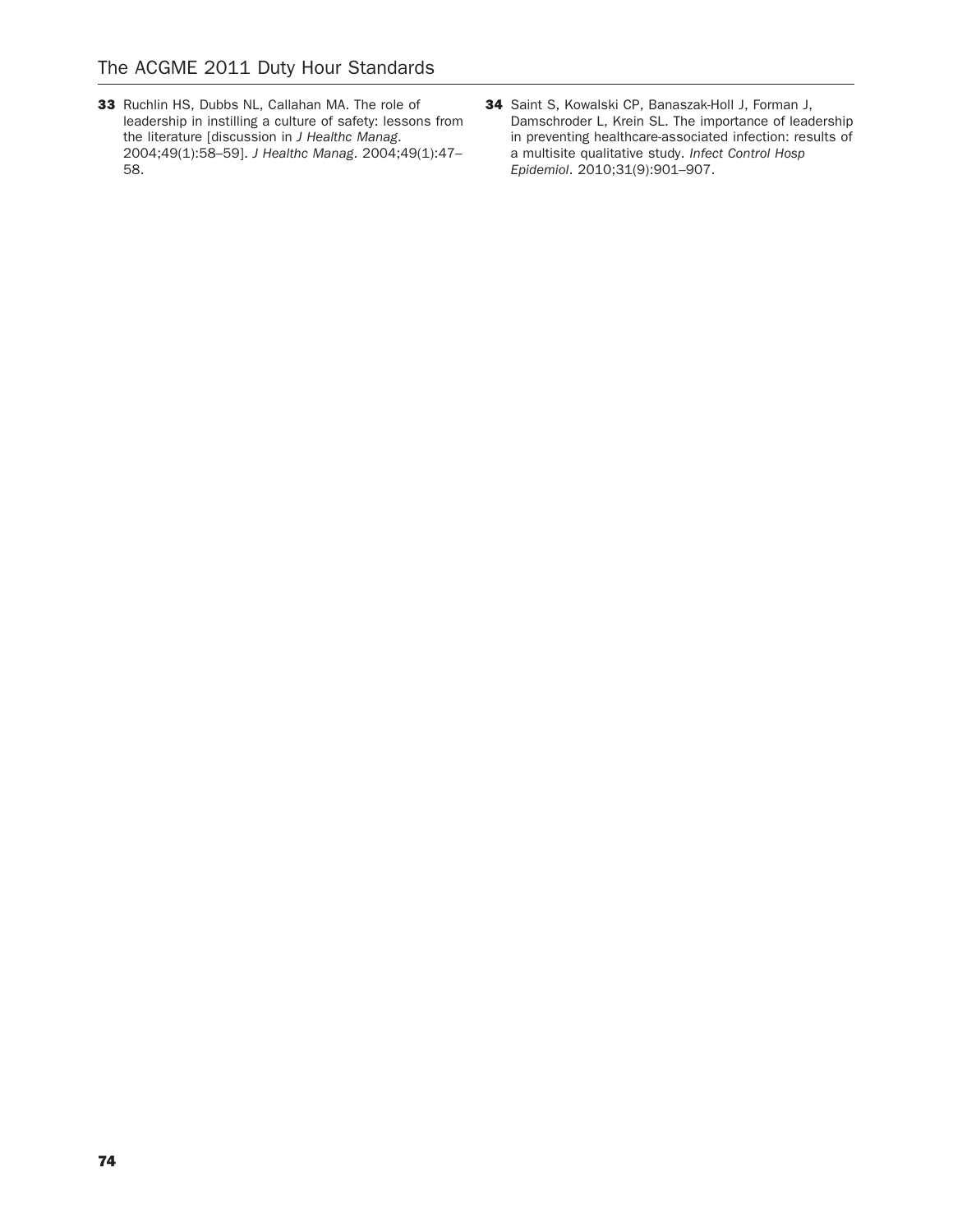33 Ruchlin HS, Dubbs NL, Callahan MA. The role of leadership in instilling a culture of safety: lessons from the literature [discussion in *J Healthc Manag*. 2004;49(1):58–59]. *J Healthc Manag*. 2004;49(1):47–58.

34 Saint S, Kowalski CP, Banaszak-Holl J, Forman J, Damschroder L, Krein SL. The importance of leadership in preventing healthcare-associated infection: results of a multisite qualitative study. *Infect Control Hosp Epidemiol*. 2010;31(9):901–907.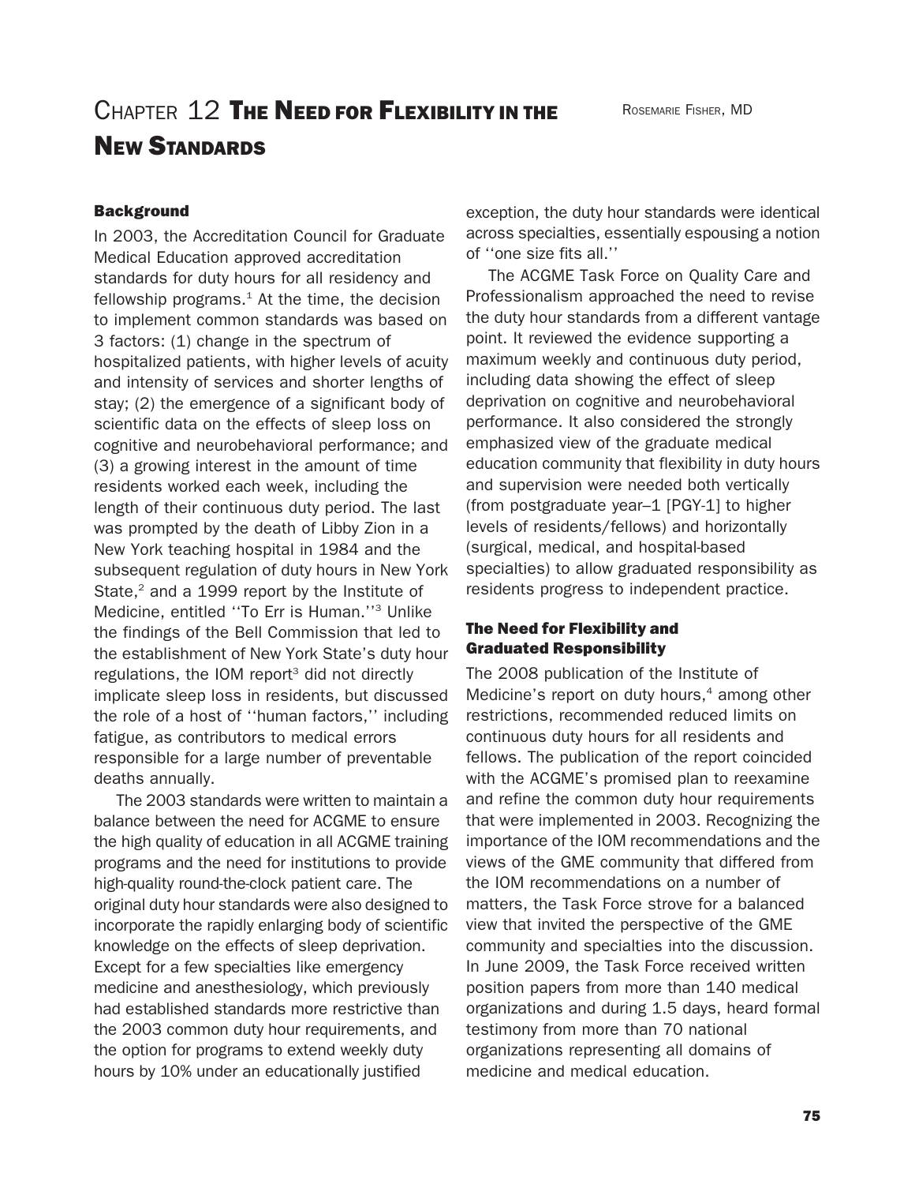# Chapter 12 The Need for Flexibility in the New Standards

Rosemarie Fisher, MD

## Background

In 2003, the Accreditation Council for Graduate Medical Education approved accreditation standards for duty hours for all residency and fellowship programs.[1] At the time, the decision to implement common standards was based on 3 factors: (1) change in the spectrum of hospitalized patients, with higher levels of acuity and intensity of services and shorter lengths of stay; (2) the emergence of a significant body of scientific data on the effects of sleep loss on cognitive and neurobehavioral performance; and (3) a growing interest in the amount of time residents worked each week, including the length of their continuous duty period. The last was prompted by the death of Libby Zion in a New York teaching hospital in 1984 and the subsequent regulation of duty hours in New York State,[2] and a 1999 report by the Institute of Medicine, entitled ''To Err is Human.''[3] Unlike the findings of the Bell Commission that led to the establishment of New York State's duty hour regulations, the IOM report[3] did not directly implicate sleep loss in residents, but discussed the role of a host of ''human factors,'' including fatigue, as contributors to medical errors responsible for a large number of preventable deaths annually.

The 2003 standards were written to maintain a balance between the need for ACGME to ensure the high quality of education in all ACGME training programs and the need for institutions to provide high-quality round-the-clock patient care. The original duty hour standards were also designed to incorporate the rapidly enlarging body of scientific knowledge on the effects of sleep deprivation. Except for a few specialties like emergency medicine and anesthesiology, which previously had established standards more restrictive than the 2003 common duty hour requirements, and the option for programs to extend weekly duty hours by 10% under an educationally justified exception, the duty hour standards were identical across specialties, essentially espousing a notion of ''one size fits all.''

The ACGME Task Force on Quality Care and Professionalism approached the need to revise the duty hour standards from a different vantage point. It reviewed the evidence supporting a maximum weekly and continuous duty period, including data showing the effect of sleep deprivation on cognitive and neurobehavioral performance. It also considered the strongly emphasized view of the graduate medical education community that flexibility in duty hours and supervision were needed both vertically (from postgraduate year–1 [PGY-1] to higher levels of residents/fellows) and horizontally (surgical, medical, and hospital-based specialties) to allow graduated responsibility as residents progress to independent practice.

## The Need for Flexibility and Graduated Responsibility

The 2008 publication of the Institute of Medicine's report on duty hours,[4] among other restrictions, recommended reduced limits on continuous duty hours for all residents and fellows. The publication of the report coincided with the ACGME's promised plan to reexamine and refine the common duty hour requirements that were implemented in 2003. Recognizing the importance of the IOM recommendations and the views of the GME community that differed from the IOM recommendations on a number of matters, the Task Force strove for a balanced view that invited the perspective of the GME community and specialties into the discussion. In June 2009, the Task Force received written position papers from more than 140 medical organizations and during 1.5 days, heard formal testimony from more than 70 national organizations representing all domains of medicine and medical education.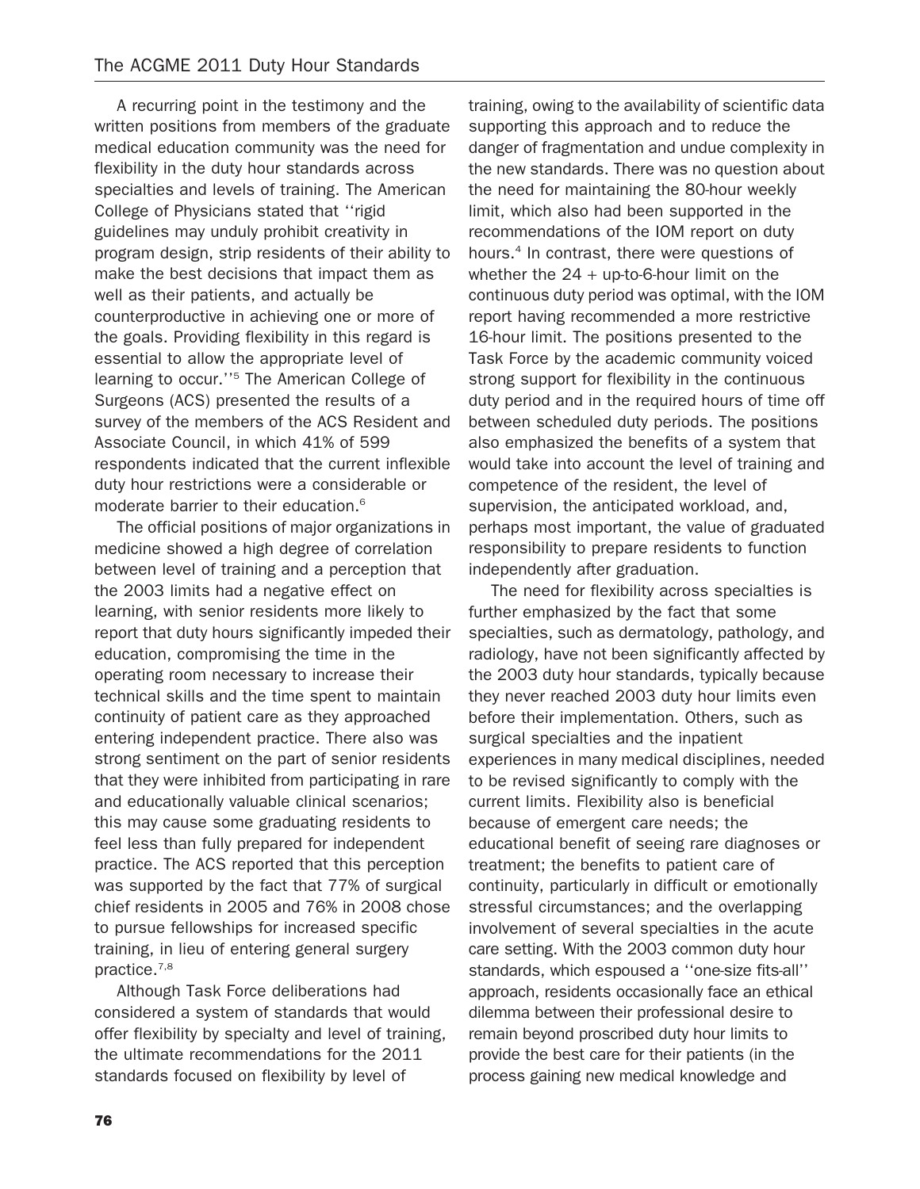A recurring point in the testimony and the written positions from members of the graduate medical education community was the need for flexibility in the duty hour standards across specialties and levels of training. The American College of Physicians stated that ''rigid guidelines may unduly prohibit creativity in program design, strip residents of their ability to make the best decisions that impact them as well as their patients, and actually be counterproductive in achieving one or more of the goals. Providing flexibility in this regard is essential to allow the appropriate level of learning to occur.''[5] The American College of Surgeons (ACS) presented the results of a survey of the members of the ACS Resident and Associate Council, in which 41% of 599 respondents indicated that the current inflexible duty hour restrictions were a considerable or moderate barrier to their education.[6]

The official positions of major organizations in medicine showed a high degree of correlation between level of training and a perception that the 2003 limits had a negative effect on learning, with senior residents more likely to report that duty hours significantly impeded their education, compromising the time in the operating room necessary to increase their technical skills and the time spent to maintain continuity of patient care as they approached entering independent practice. There also was strong sentiment on the part of senior residents that they were inhibited from participating in rare and educationally valuable clinical scenarios; this may cause some graduating residents to feel less than fully prepared for independent practice. The ACS reported that this perception was supported by the fact that 77% of surgical chief residents in 2005 and 76% in 2008 chose to pursue fellowships for increased specific training, in lieu of entering general surgery practice.[7,8]

Although Task Force deliberations had considered a system of standards that would offer flexibility by specialty and level of training, the ultimate recommendations for the 2011 standards focused on flexibility by level of training, owing to the availability of scientific data supporting this approach and to reduce the danger of fragmentation and undue complexity in the new standards. There was no question about the need for maintaining the 80-hour weekly limit, which also had been supported in the recommendations of the IOM report on duty hours.[4] In contrast, there were questions of whether the 24 + up-to-6-hour limit on the continuous duty period was optimal, with the IOM report having recommended a more restrictive 16-hour limit. The positions presented to the Task Force by the academic community voiced strong support for flexibility in the continuous duty period and in the required hours of time off between scheduled duty periods. The positions also emphasized the benefits of a system that would take into account the level of training and competence of the resident, the level of supervision, the anticipated workload, and, perhaps most important, the value of graduated responsibility to prepare residents to function independently after graduation.

The need for flexibility across specialties is further emphasized by the fact that some specialties, such as dermatology, pathology, and radiology, have not been significantly affected by the 2003 duty hour standards, typically because they never reached 2003 duty hour limits even before their implementation. Others, such as surgical specialties and the inpatient experiences in many medical disciplines, needed to be revised significantly to comply with the current limits. Flexibility also is beneficial because of emergent care needs; the educational benefit of seeing rare diagnoses or treatment; the benefits to patient care of continuity, particularly in difficult or emotionally stressful circumstances; and the overlapping involvement of several specialties in the acute care setting. With the 2003 common duty hour standards, which espoused a ''one-size fits-all'' approach, residents occasionally face an ethical dilemma between their professional desire to remain beyond proscribed duty hour limits to provide the best care for their patients (in the process gaining new medical knowledge and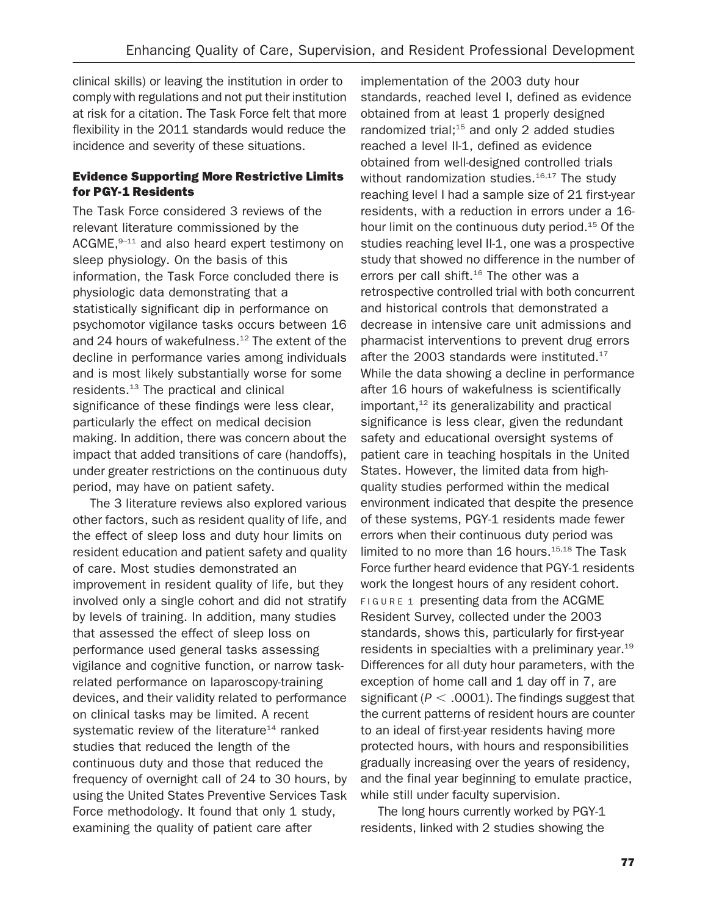clinical skills) or leaving the institution in order to comply with regulations and not put their institution at risk for a citation. The Task Force felt that more flexibility in the 2011 standards would reduce the incidence and severity of these situations.

### Evidence Supporting More Restrictive Limits for PGY-1 Residents

The Task Force considered 3 reviews of the relevant literature commissioned by the ACGME,[9–11] and also heard expert testimony on sleep physiology. On the basis of this information, the Task Force concluded there is physiologic data demonstrating that a statistically significant dip in performance on psychomotor vigilance tasks occurs between 16 and 24 hours of wakefulness.[12] The extent of the decline in performance varies among individuals and is most likely substantially worse for some residents.[13] The practical and clinical significance of these findings were less clear, particularly the effect on medical decision making. In addition, there was concern about the impact that added transitions of care (handoffs), under greater restrictions on the continuous duty period, may have on patient safety.

The 3 literature reviews also explored various other factors, such as resident quality of life, and the effect of sleep loss and duty hour limits on resident education and patient safety and quality of care. Most studies demonstrated an improvement in resident quality of life, but they involved only a single cohort and did not stratify by levels of training. In addition, many studies that assessed the effect of sleep loss on performance used general tasks assessing vigilance and cognitive function, or narrow task-related performance on laparoscopy-training devices, and their validity related to performance on clinical tasks may be limited. A recent systematic review of the literature[14] ranked studies that reduced the length of the continuous duty and those that reduced the frequency of overnight call of 24 to 30 hours, by using the United States Preventive Services Task Force methodology. It found that only 1 study, examining the quality of patient care after implementation of the 2003 duty hour standards, reached level I, defined as evidence obtained from at least 1 properly designed randomized trial;[15] and only 2 added studies reached a level II-1, defined as evidence obtained from well-designed controlled trials without randomization studies.[16,17] The study reaching level I had a sample size of 21 first-year residents, with a reduction in errors under a 16-hour limit on the continuous duty period.[15] Of the studies reaching level II-1, one was a prospective study that showed no difference in the number of errors per call shift.[16] The other was a retrospective controlled trial with both concurrent and historical controls that demonstrated a decrease in intensive care unit admissions and pharmacist interventions to prevent drug errors after the 2003 standards were instituted.[17] While the data showing a decline in performance after 16 hours of wakefulness is scientifically important,[12] its generalizability and practical significance is less clear, given the redundant safety and educational oversight systems of patient care in teaching hospitals in the United States. However, the limited data from high-quality studies performed within the medical environment indicated that despite the presence of these systems, PGY-1 residents made fewer errors when their continuous duty period was limited to no more than 16 hours.[15,18] The Task Force further heard evidence that PGY-1 residents work the longest hours of any resident cohort. FIGURE 1 presenting data from the ACGME Resident Survey, collected under the 2003 standards, shows this, particularly for first-year residents in specialties with a preliminary year.[19] Differences for all duty hour parameters, with the exception of home call and 1 day off in 7, are significant ($P < .0001$). The findings suggest that the current patterns of resident hours are counter to an ideal of first-year residents having more protected hours, with hours and responsibilities gradually increasing over the years of residency, and the final year beginning to emulate practice, while still under faculty supervision.

The long hours currently worked by PGY-1 residents, linked with 2 studies showing the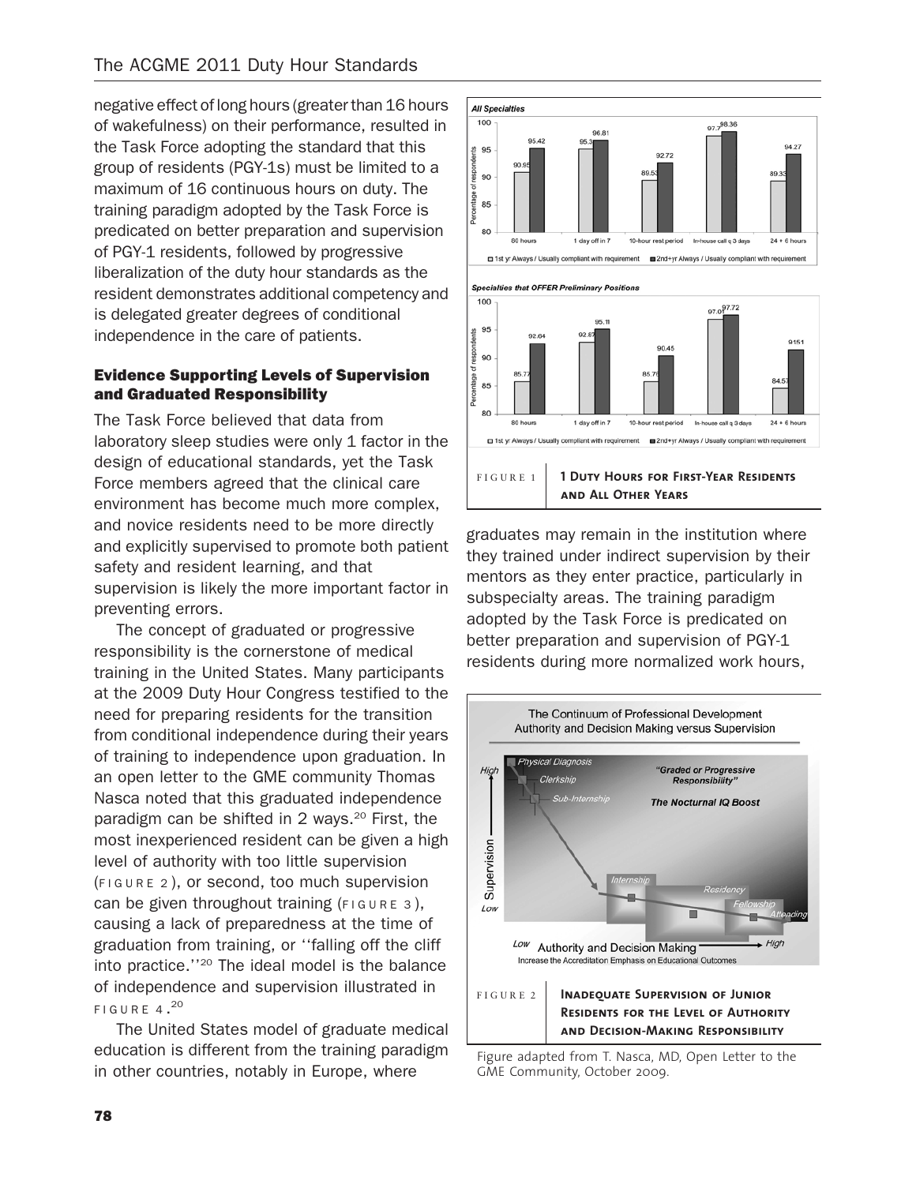negative effect of long hours (greater than 16 hours of wakefulness) on their performance, resulted in the Task Force adopting the standard that this group of residents (PGY-1s) must be limited to a maximum of 16 continuous hours on duty. The training paradigm adopted by the Task Force is predicated on better preparation and supervision of PGY-1 residents, followed by progressive liberalization of the duty hour standards as the resident demonstrates additional competency and is delegated greater degrees of conditional independence in the care of patients.

### Evidence Supporting Levels of Supervision and Graduated Responsibility

The Task Force believed that data from laboratory sleep studies were only 1 factor in the design of educational standards, yet the Task Force members agreed that the clinical care environment has become much more complex, and novice residents need to be more directly and explicitly supervised to promote both patient safety and resident learning, and that supervision is likely the more important factor in preventing errors.

The concept of graduated or progressive responsibility is the cornerstone of medical training in the United States. Many participants at the 2009 Duty Hour Congress testified to the need for preparing residents for the transition from conditional independence during their years of training to independence upon graduation. In an open letter to the GME community Thomas Nasca noted that this graduated independence paradigm can be shifted in 2 ways.[20] First, the most inexperienced resident can be given a high level of authority with too little supervision (FIGURE 2), or second, too much supervision can be given throughout training (FIGURE 3), causing a lack of preparedness at the time of graduation from training, or ''falling off the cliff into practice.''[20] The ideal model is the balance of independence and supervision illustrated in FIGURE 4.[20]

The United States model of graduate medical education is different from the training paradigm in other countries, notably in Europe, where graduates may remain in the institution where they trained under indirect supervision by their mentors as they enter practice, particularly in subspecialty areas. The training paradigm adopted by the Task Force is predicated on better preparation and supervision of PGY-1 residents during more normalized work hours,

**All Specialties**

| Requirement | 1st yr Always / Usually compliant with requirement | 2nd+yr Always / Usually compliant with requirement |
|---|---|---|
| 80 hours | 90.95 | 95.42 |
| 1 day off in 7 | 95.3 | 96.81 |
| 10-hour rest period | 89.53 | 92.72 |
| In-house call q 3 days | 97.7 | 98.36 |
| 24 + 6 hours | 89.33 | 94.27 |

**Specialties that OFFER Preliminary Positions**

| Requirement | 1st yr Always / Usually compliant with requirement | 2nd+yr Always / Usually compliant with requirement |
|---|---|---|
| 80 hours | 85.77 | 92.64 |
| 1 day off in 7 | 92.87 | 95.11 |
| 10-hour rest period | 85.76 | 90.45 |
| In-house call q 3 days | 97.01 | 97.72 |
| 24 + 6 hours | 84.57 | 91.51 |

FIGURE 1 **1 Duty Hours for First-Year Residents and All Other Years**

The Continuum of Professional Development Authority and Decision Making versus Supervision

FIGURE 2 **Inadequate Supervision of Junior Residents for the Level of Authority and Decision-Making Responsibility**

Figure adapted from T. Nasca, MD, Open Letter to the GME Community, October 2009.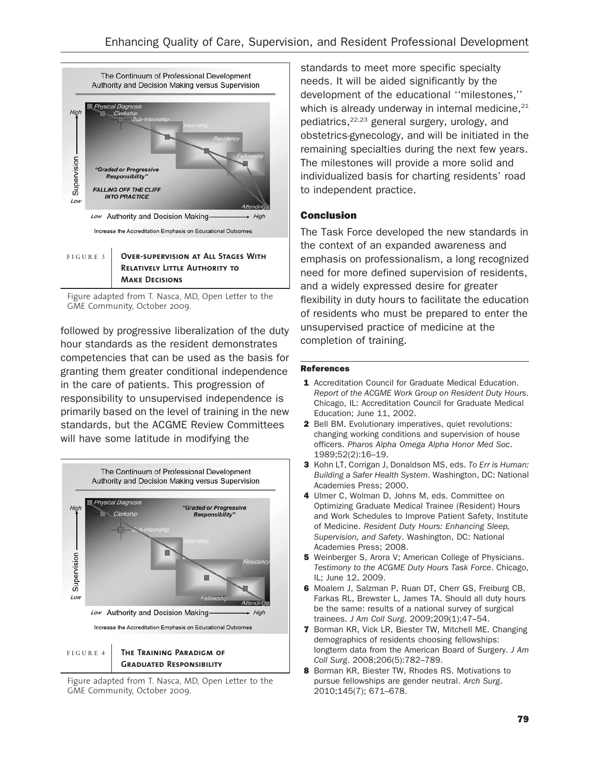FIGURE 3 **Over-supervision at All Stages With Relatively Little Authority to Make Decisions**

Figure adapted from T. Nasca, MD, Open Letter to the GME Community, October 2009.

followed by progressive liberalization of the duty hour standards as the resident demonstrates competencies that can be used as the basis for granting them greater conditional independence in the care of patients. This progression of responsibility to unsupervised independence is primarily based on the level of training in the new standards, but the ACGME Review Committees will have some latitude in modifying the standards to meet more specific specialty needs. It will be aided significantly by the development of the educational ''milestones,'' which is already underway in internal medicine,[21] pediatrics,[22,23] general surgery, urology, and obstetrics-gynecology, and will be initiated in the remaining specialties during the next few years. The milestones will provide a more solid and individualized basis for charting residents' road to independent practice.

FIGURE 4 **The Training Paradigm of Graduated Responsibility**

Figure adapted from T. Nasca, MD, Open Letter to the GME Community, October 2009.

## Conclusion

The Task Force developed the new standards in the context of an expanded awareness and emphasis on professionalism, a long recognized need for more defined supervision of residents, and a widely expressed desire for greater flexibility in duty hours to facilitate the education of residents who must be prepared to enter the unsupervised practice of medicine at the completion of training.

### References

1. Accreditation Council for Graduate Medical Education. *Report of the ACGME Work Group on Resident Duty Hours*. Chicago, IL: Accreditation Council for Graduate Medical Education; June 11, 2002.
2. Bell BM. Evolutionary imperatives, quiet revolutions: changing working conditions and supervision of house officers. *Pharos Alpha Omega Alpha Honor Med Soc*. 1989;52(2):16–19.
3. Kohn LT, Corrigan J, Donaldson MS, eds. *To Err is Human: Building a Safer Health System*. Washington, DC: National Academies Press; 2000.
4. Ulmer C, Wolman D, Johns M, eds. Committee on Optimizing Graduate Medical Trainee (Resident) Hours and Work Schedules to Improve Patient Safety, Institute of Medicine. *Resident Duty Hours: Enhancing Sleep, Supervision, and Safety*. Washington, DC: National Academies Press; 2008.
5. Weinberger S, Arora V; American College of Physicians. *Testimony to the ACGME Duty Hours Task Force*. Chicago, IL; June 12, 2009.
6. Moalem J, Salzman P, Ruan DT, Cherr GS, Freiburg CB, Farkas RL, Brewster L, James TA. Should all duty hours be the same: results of a national survey of surgical trainees. *J Am Coll Surg*. 2009;209(1):47–54.
7. Borman KR, Vick LR, Biester TW, Mitchell ME. Changing demographics of residents choosing fellowships: longterm data from the American Board of Surgery. *J Am Coll Surg*. 2008;206(5):782–789.
8. Borman KR, Biester TW, Rhodes RS. Motivations to pursue fellowships are gender neutral. *Arch Surg*. 2010;145(7); 671–678.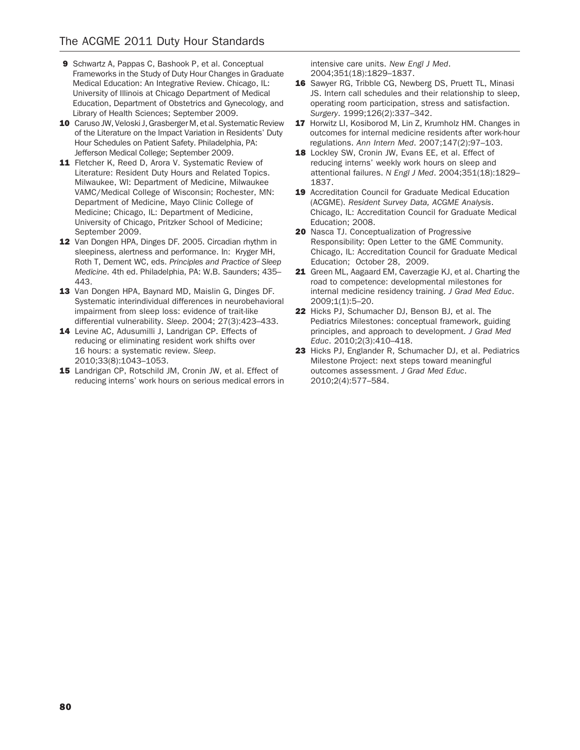9. Schwartz A, Pappas C, Bashook P, et al. Conceptual Frameworks in the Study of Duty Hour Changes in Graduate Medical Education: An Integrative Review. Chicago, IL: University of Illinois at Chicago Department of Medical Education, Department of Obstetrics and Gynecology, and Library of Health Sciences; September 2009.
10. Caruso JW, Veloski J, Grasberger M, et al. Systematic Review of the Literature on the Impact Variation in Residents' Duty Hour Schedules on Patient Safety. Philadelphia, PA: Jefferson Medical College; September 2009.
11. Fletcher K, Reed D, Arora V. Systematic Review of Literature: Resident Duty Hours and Related Topics. Milwaukee, WI: Department of Medicine, Milwaukee VAMC/Medical College of Wisconsin; Rochester, MN: Department of Medicine, Mayo Clinic College of Medicine; Chicago, IL: Department of Medicine, University of Chicago, Pritzker School of Medicine; September 2009.
12. Van Dongen HPA, Dinges DF. 2005. Circadian rhythm in sleepiness, alertness and performance. In: Kryger MH, Roth T, Dement WC, eds. *Principles and Practice of Sleep Medicine*. 4th ed. Philadelphia, PA: W.B. Saunders; 435–443.
13. Van Dongen HPA, Baynard MD, Maislin G, Dinges DF. Systematic interindividual differences in neurobehavioral impairment from sleep loss: evidence of trait-like differential vulnerability. *Sleep*. 2004; 27(3):423–433.
14. Levine AC, Adusumilli J, Landrigan CP. Effects of reducing or eliminating resident work shifts over 16 hours: a systematic review. *Sleep*. 2010;33(8):1043–1053.
15. Landrigan CP, Rotschild JM, Cronin JW, et al. Effect of reducing interns' work hours on serious medical errors in intensive care units. *New Engl J Med*. 2004;351(18):1829–1837.
16. Sawyer RG, Tribble CG, Newberg DS, Pruett TL, Minasi JS. Intern call schedules and their relationship to sleep, operating room participation, stress and satisfaction. *Surgery*. 1999;126(2):337–342.
17. Horwitz LI, Kosiborod M, Lin Z, Krumholz HM. Changes in outcomes for internal medicine residents after work-hour regulations. *Ann Intern Med*. 2007;147(2):97–103.
18. Lockley SW, Cronin JW, Evans EE, et al. Effect of reducing interns' weekly work hours on sleep and attentional failures. *N Engl J Med*. 2004;351(18):1829–1837.
19. Accreditation Council for Graduate Medical Education (ACGME). *Resident Survey Data, ACGME Analysis*. Chicago, IL: Accreditation Council for Graduate Medical Education; 2008.
20. Nasca TJ. Conceptualization of Progressive Responsibility: Open Letter to the GME Community. Chicago, IL: Accreditation Council for Graduate Medical Education; October 28, 2009.
21. Green ML, Aagaard EM, Caverzagie KJ, et al. Charting the road to competence: developmental milestones for internal medicine residency training. *J Grad Med Educ*. 2009;1(1):5–20.
22. Hicks PJ, Schumacher DJ, Benson BJ, et al. The Pediatrics Milestones: conceptual framework, guiding principles, and approach to development. *J Grad Med Educ*. 2010;2(3):410–418.
23. Hicks PJ, Englander R, Schumacher DJ, et al. Pediatrics Milestone Project: next steps toward meaningful outcomes assessment. *J Grad Med Educ*. 2010;2(4):577–584.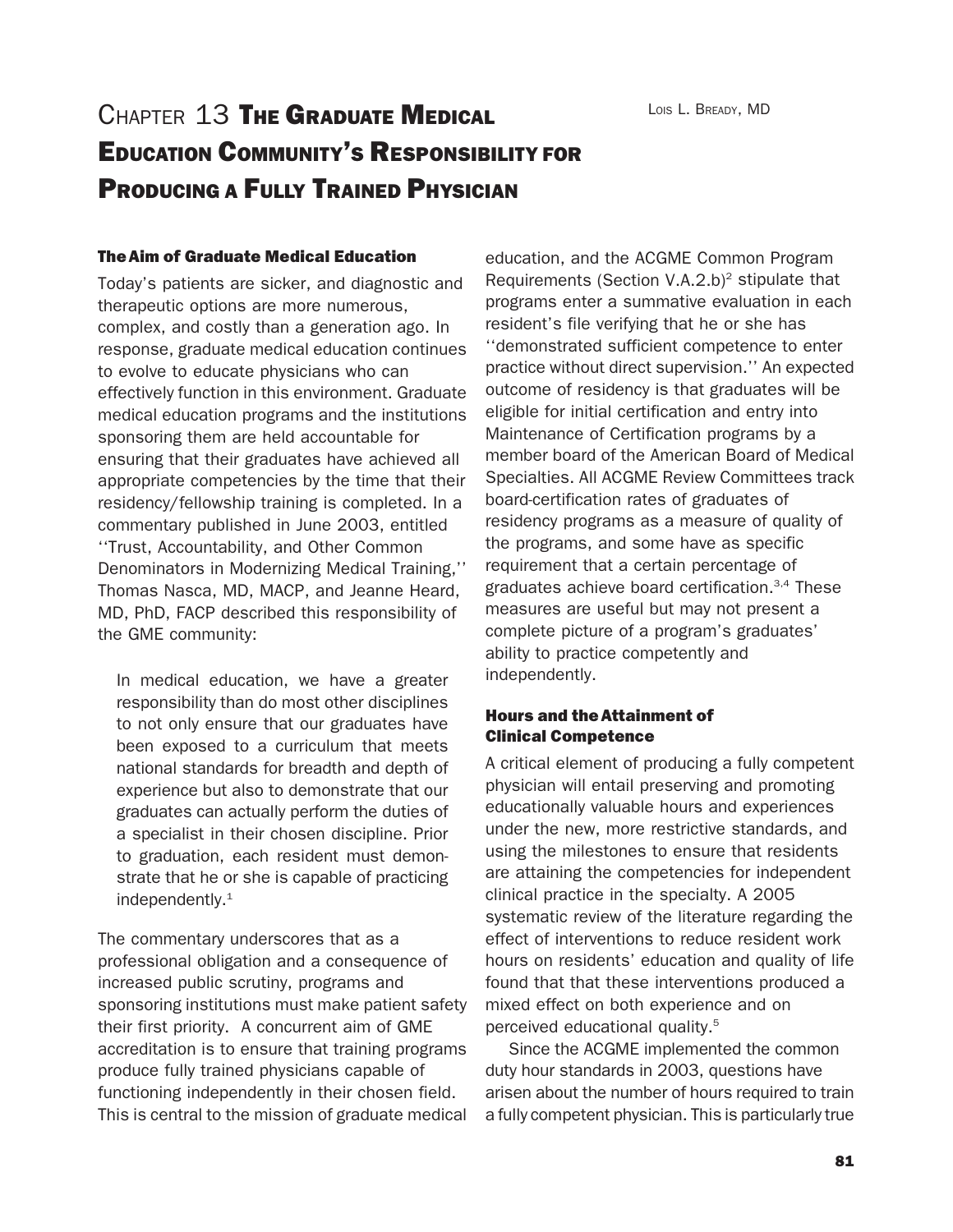# Chapter 13 The Graduate Medical Education Community's Responsibility for Producing a Fully Trained Physician

Lois L. Bready, MD

## The Aim of Graduate Medical Education

Today's patients are sicker, and diagnostic and therapeutic options are more numerous, complex, and costly than a generation ago. In response, graduate medical education continues to evolve to educate physicians who can effectively function in this environment. Graduate medical education programs and the institutions sponsoring them are held accountable for ensuring that their graduates have achieved all appropriate competencies by the time that their residency/fellowship training is completed. In a commentary published in June 2003, entitled ''Trust, Accountability, and Other Common Denominators in Modernizing Medical Training,'' Thomas Nasca, MD, MACP, and Jeanne Heard, MD, PhD, FACP described this responsibility of the GME community:

> In medical education, we have a greater responsibility than do most other disciplines to not only ensure that our graduates have been exposed to a curriculum that meets national standards for breadth and depth of experience but also to demonstrate that our graduates can actually perform the duties of a specialist in their chosen discipline. Prior to graduation, each resident must demonstrate that he or she is capable of practicing independently.[1]

The commentary underscores that as a professional obligation and a consequence of increased public scrutiny, programs and sponsoring institutions must make patient safety their first priority. A concurrent aim of GME accreditation is to ensure that training programs produce fully trained physicians capable of functioning independently in their chosen field. This is central to the mission of graduate medical education, and the ACGME Common Program Requirements (Section V.A.2.b)[2] stipulate that programs enter a summative evaluation in each resident's file verifying that he or she has ''demonstrated sufficient competence to enter practice without direct supervision.'' An expected outcome of residency is that graduates will be eligible for initial certification and entry into Maintenance of Certification programs by a member board of the American Board of Medical Specialties. All ACGME Review Committees track board-certification rates of graduates of residency programs as a measure of quality of the programs, and some have as specific requirement that a certain percentage of graduates achieve board certification.[3,4] These measures are useful but may not present a complete picture of a program's graduates' ability to practice competently and independently.

## Hours and the Attainment of Clinical Competence

A critical element of producing a fully competent physician will entail preserving and promoting educationally valuable hours and experiences under the new, more restrictive standards, and using the milestones to ensure that residents are attaining the competencies for independent clinical practice in the specialty. A 2005 systematic review of the literature regarding the effect of interventions to reduce resident work hours on residents' education and quality of life found that that these interventions produced a mixed effect on both experience and on perceived educational quality.[5]

Since the ACGME implemented the common duty hour standards in 2003, questions have arisen about the number of hours required to train a fully competent physician. This is particularly true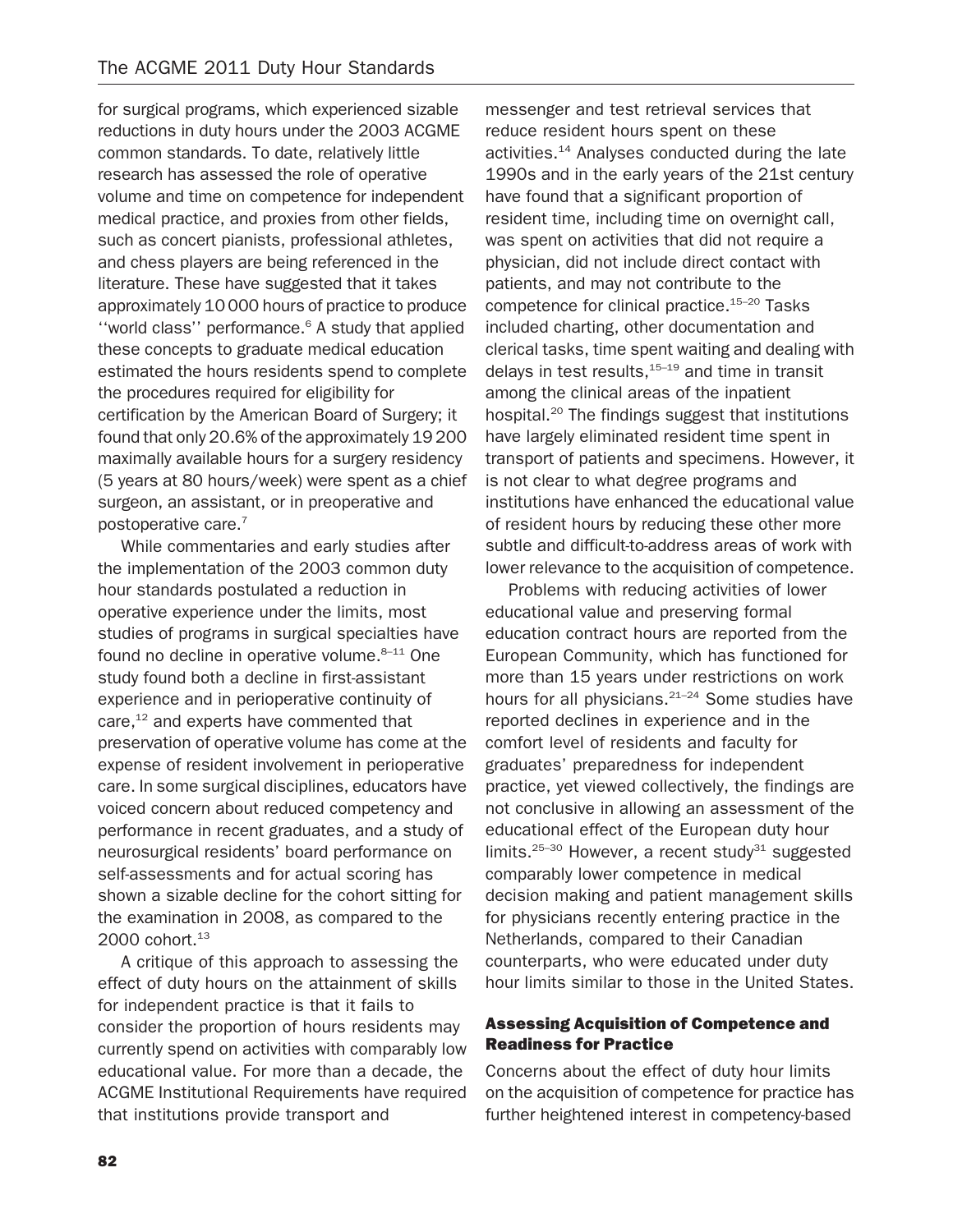for surgical programs, which experienced sizable reductions in duty hours under the 2003 ACGME common standards. To date, relatively little research has assessed the role of operative volume and time on competence for independent medical practice, and proxies from other fields, such as concert pianists, professional athletes, and chess players are being referenced in the literature. These have suggested that it takes approximately 10 000 hours of practice to produce ''world class'' performance.[6] A study that applied these concepts to graduate medical education estimated the hours residents spend to complete the procedures required for eligibility for certification by the American Board of Surgery; it found that only 20.6% of the approximately 19 200 maximally available hours for a surgery residency (5 years at 80 hours/week) were spent as a chief surgeon, an assistant, or in preoperative and postoperative care.[7]

While commentaries and early studies after the implementation of the 2003 common duty hour standards postulated a reduction in operative experience under the limits, most studies of programs in surgical specialties have found no decline in operative volume.[8–11] One study found both a decline in first-assistant experience and in perioperative continuity of care,[12] and experts have commented that preservation of operative volume has come at the expense of resident involvement in perioperative care. In some surgical disciplines, educators have voiced concern about reduced competency and performance in recent graduates, and a study of neurosurgical residents' board performance on self-assessments and for actual scoring has shown a sizable decline for the cohort sitting for the examination in 2008, as compared to the 2000 cohort.[13]

A critique of this approach to assessing the effect of duty hours on the attainment of skills for independent practice is that it fails to consider the proportion of hours residents may currently spend on activities with comparably low educational value. For more than a decade, the ACGME Institutional Requirements have required that institutions provide transport and messenger and test retrieval services that reduce resident hours spent on these activities.[14] Analyses conducted during the late 1990s and in the early years of the 21st century have found that a significant proportion of resident time, including time on overnight call, was spent on activities that did not require a physician, did not include direct contact with patients, and may not contribute to the competence for clinical practice.[15–20] Tasks included charting, other documentation and clerical tasks, time spent waiting and dealing with delays in test results,[15–19] and time in transit among the clinical areas of the inpatient hospital.[20] The findings suggest that institutions have largely eliminated resident time spent in transport of patients and specimens. However, it is not clear to what degree programs and institutions have enhanced the educational value of resident hours by reducing these other more subtle and difficult-to-address areas of work with lower relevance to the acquisition of competence.

Problems with reducing activities of lower educational value and preserving formal education contract hours are reported from the European Community, which has functioned for more than 15 years under restrictions on work hours for all physicians.[21–24] Some studies have reported declines in experience and in the comfort level of residents and faculty for graduates' preparedness for independent practice, yet viewed collectively, the findings are not conclusive in allowing an assessment of the educational effect of the European duty hour limits.[25–30] However, a recent study[31] suggested comparably lower competence in medical decision making and patient management skills for physicians recently entering practice in the Netherlands, compared to their Canadian counterparts, who were educated under duty hour limits similar to those in the United States.

## Assessing Acquisition of Competence and Readiness for Practice

Concerns about the effect of duty hour limits on the acquisition of competence for practice has further heightened interest in competency-based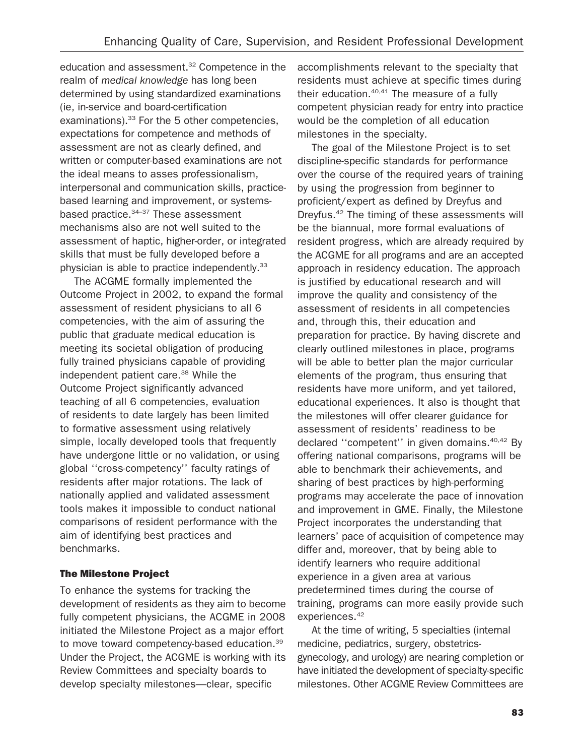education and assessment.[32] Competence in the realm of *medical knowledge* has long been determined by using standardized examinations (ie, in-service and board-certification examinations).[33] For the 5 other competencies, expectations for competence and methods of assessment are not as clearly defined, and written or computer-based examinations are not the ideal means to asses professionalism, interpersonal and communication skills, practice-based learning and improvement, or systems-based practice.[34–37] These assessment mechanisms also are not well suited to the assessment of haptic, higher-order, or integrated skills that must be fully developed before a physician is able to practice independently.[33]

The ACGME formally implemented the Outcome Project in 2002, to expand the formal assessment of resident physicians to all 6 competencies, with the aim of assuring the public that graduate medical education is meeting its societal obligation of producing fully trained physicians capable of providing independent patient care.[38] While the Outcome Project significantly advanced teaching of all 6 competencies, evaluation of residents to date largely has been limited to formative assessment using relatively simple, locally developed tools that frequently have undergone little or no validation, or using global ''cross-competency'' faculty ratings of residents after major rotations. The lack of nationally applied and validated assessment tools makes it impossible to conduct national comparisons of resident performance with the aim of identifying best practices and benchmarks.

### The Milestone Project

To enhance the systems for tracking the development of residents as they aim to become fully competent physicians, the ACGME in 2008 initiated the Milestone Project as a major effort to move toward competency-based education.[39] Under the Project, the ACGME is working with its Review Committees and specialty boards to develop specialty milestones—clear, specific accomplishments relevant to the specialty that residents must achieve at specific times during their education.[40,41] The measure of a fully competent physician ready for entry into practice would be the completion of all education milestones in the specialty.

The goal of the Milestone Project is to set discipline-specific standards for performance over the course of the required years of training by using the progression from beginner to proficient/expert as defined by Dreyfus and Dreyfus.[42] The timing of these assessments will be the biannual, more formal evaluations of resident progress, which are already required by the ACGME for all programs and are an accepted approach in residency education. The approach is justified by educational research and will improve the quality and consistency of the assessment of residents in all competencies and, through this, their education and preparation for practice. By having discrete and clearly outlined milestones in place, programs will be able to better plan the major curricular elements of the program, thus ensuring that residents have more uniform, and yet tailored, educational experiences. It also is thought that the milestones will offer clearer guidance for assessment of residents' readiness to be declared ''competent'' in given domains.[40,42] By offering national comparisons, programs will be able to benchmark their achievements, and sharing of best practices by high-performing programs may accelerate the pace of innovation and improvement in GME. Finally, the Milestone Project incorporates the understanding that learners' pace of acquisition of competence may differ and, moreover, that by being able to identify learners who require additional experience in a given area at various predetermined times during the course of training, programs can more easily provide such experiences.[42]

At the time of writing, 5 specialties (internal medicine, pediatrics, surgery, obstetrics-gynecology, and urology) are nearing completion or have initiated the development of specialty-specific milestones. Other ACGME Review Committees are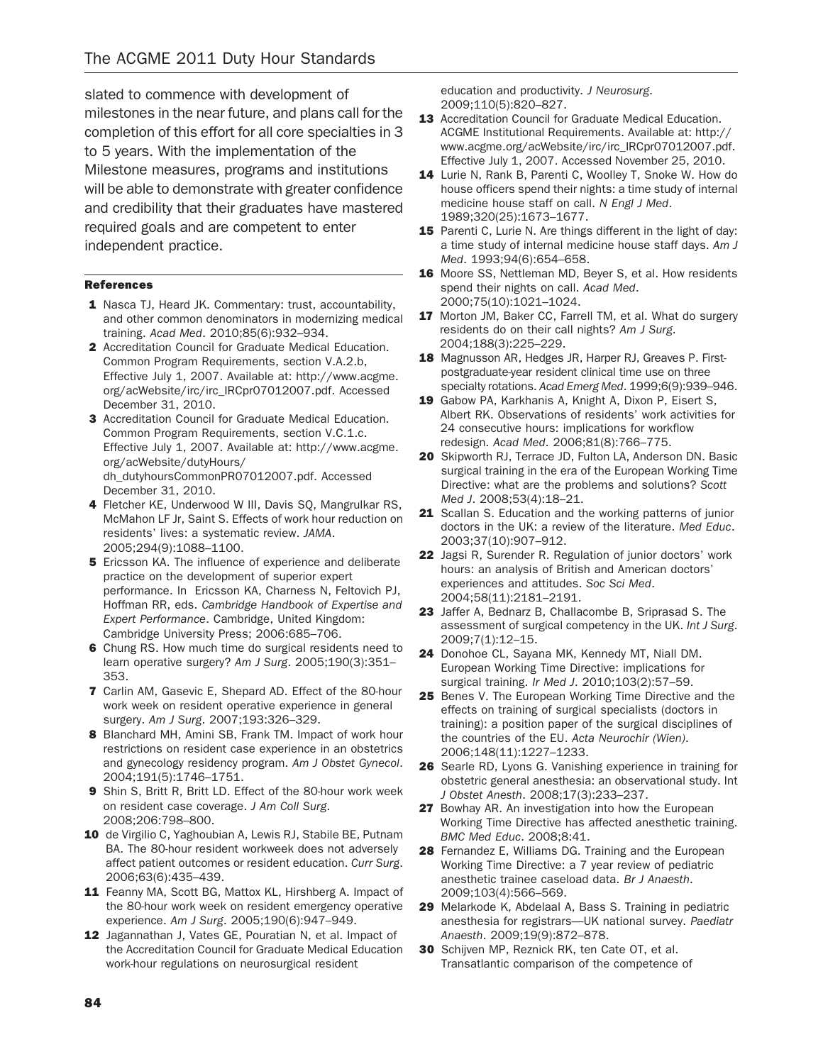slated to commence with development of milestones in the near future, and plans call for the completion of this effort for all core specialties in 3 to 5 years. With the implementation of the Milestone measures, programs and institutions will be able to demonstrate with greater confidence and credibility that their graduates have mastered required goals and are competent to enter independent practice.

## References

1. Nasca TJ, Heard JK. Commentary: trust, accountability, and other common denominators in modernizing medical training. *Acad Med*. 2010;85(6):932–934.
2. Accreditation Council for Graduate Medical Education. Common Program Requirements, section V.A.2.b, Effective July 1, 2007. Available at: http://www.acgme.org/acWebsite/irc/irc_IRCpr07012007.pdf. Accessed December 31, 2010.
3. Accreditation Council for Graduate Medical Education. Common Program Requirements, section V.C.1.c. Effective July 1, 2007. Available at: http://www.acgme.org/acWebsite/dutyHours/dh_dutyhoursCommonPR07012007.pdf. Accessed December 31, 2010.
4. Fletcher KE, Underwood W III, Davis SQ, Mangrulkar RS, McMahon LF Jr, Saint S. Effects of work hour reduction on residents' lives: a systematic review. *JAMA*. 2005;294(9):1088–1100.
5. Ericsson KA. The influence of experience and deliberate practice on the development of superior expert performance. In Ericsson KA, Charness N, Feltovich PJ, Hoffman RR, eds. *Cambridge Handbook of Expertise and Expert Performance*. Cambridge, United Kingdom: Cambridge University Press; 2006:685–706.
6. Chung RS. How much time do surgical residents need to learn operative surgery? *Am J Surg*. 2005;190(3):351–353.
7. Carlin AM, Gasevic E, Shepard AD. Effect of the 80-hour work week on resident operative experience in general surgery. *Am J Surg*. 2007;193:326–329.
8. Blanchard MH, Amini SB, Frank TM. Impact of work hour restrictions on resident case experience in an obstetrics and gynecology residency program. *Am J Obstet Gynecol*. 2004;191(5):1746–1751.
9. Shin S, Britt R, Britt LD. Effect of the 80-hour work week on resident case coverage. *J Am Coll Surg*. 2008;206:798–800.
10. de Virgilio C, Yaghoubian A, Lewis RJ, Stabile BE, Putnam BA. The 80-hour resident workweek does not adversely affect patient outcomes or resident education. *Curr Surg*. 2006;63(6):435–439.
11. Feanny MA, Scott BG, Mattox KL, Hirshberg A. Impact of the 80-hour work week on resident emergency operative experience. *Am J Surg*. 2005;190(6):947–949.
12. Jagannathan J, Vates GE, Pouratian N, et al. Impact of the Accreditation Council for Graduate Medical Education work-hour regulations on neurosurgical resident education and productivity. *J Neurosurg*. 2009;110(5):820–827.
13. Accreditation Council for Graduate Medical Education. ACGME Institutional Requirements. Available at: http://www.acgme.org/acWebsite/irc/irc_IRCpr07012007.pdf. Effective July 1, 2007. Accessed November 25, 2010.
14. Lurie N, Rank B, Parenti C, Woolley T, Snoke W. How do house officers spend their nights: a time study of internal medicine house staff on call. *N Engl J Med*. 1989;320(25):1673–1677.
15. Parenti C, Lurie N. Are things different in the light of day: a time study of internal medicine house staff days. *Am J Med*. 1993;94(6):654–658.
16. Moore SS, Nettleman MD, Beyer S, et al. How residents spend their nights on call. *Acad Med*. 2000;75(10):1021–1024.
17. Morton JM, Baker CC, Farrell TM, et al. What do surgery residents do on their call nights? *Am J Surg*. 2004;188(3):225–229.
18. Magnusson AR, Hedges JR, Harper RJ, Greaves P. First-postgraduate-year resident clinical time use on three specialty rotations. *Acad Emerg Med*. 1999;6(9):939–946.
19. Gabow PA, Karkhanis A, Knight A, Dixon P, Eisert S, Albert RK. Observations of residents' work activities for 24 consecutive hours: implications for workflow redesign. *Acad Med*. 2006;81(8):766–775.
20. Skipworth RJ, Terrace JD, Fulton LA, Anderson DN. Basic surgical training in the era of the European Working Time Directive: what are the problems and solutions? *Scott Med J*. 2008;53(4):18–21.
21. Scallan S. Education and the working patterns of junior doctors in the UK: a review of the literature. *Med Educ*. 2003;37(10):907–912.
22. Jagsi R, Surender R. Regulation of junior doctors' work hours: an analysis of British and American doctors' experiences and attitudes. *Soc Sci Med*. 2004;58(11):2181–2191.
23. Jaffer A, Bednarz B, Challacombe B, Sriprasad S. The assessment of surgical competency in the UK. *Int J Surg*. 2009;7(1):12–15.
24. Donohoe CL, Sayana MK, Kennedy MT, Niall DM. European Working Time Directive: implications for surgical training. *Ir Med J*. 2010;103(2):57–59.
25. Benes V. The European Working Time Directive and the effects on training of surgical specialists (doctors in training): a position paper of the surgical disciplines of the countries of the EU. *Acta Neurochir (Wien)*. 2006;148(11):1227–1233.
26. Searle RD, Lyons G. Vanishing experience in training for obstetric general anesthesia: an observational study. Int *J Obstet Anesth*. 2008;17(3):233–237.
27. Bowhay AR. An investigation into how the European Working Time Directive has affected anesthetic training. *BMC Med Educ*. 2008;8:41.
28. Fernandez E, Williams DG. Training and the European Working Time Directive: a 7 year review of pediatric anesthetic trainee caseload data. *Br J Anaesth*. 2009;103(4):566–569.
29. Melarkode K, Abdelaal A, Bass S. Training in pediatric anesthesia for registrars—UK national survey. *Paediatr Anaesth*. 2009;19(9):872–878.
30. Schijven MP, Reznick RK, ten Cate OT, et al. Transatlantic comparison of the competence of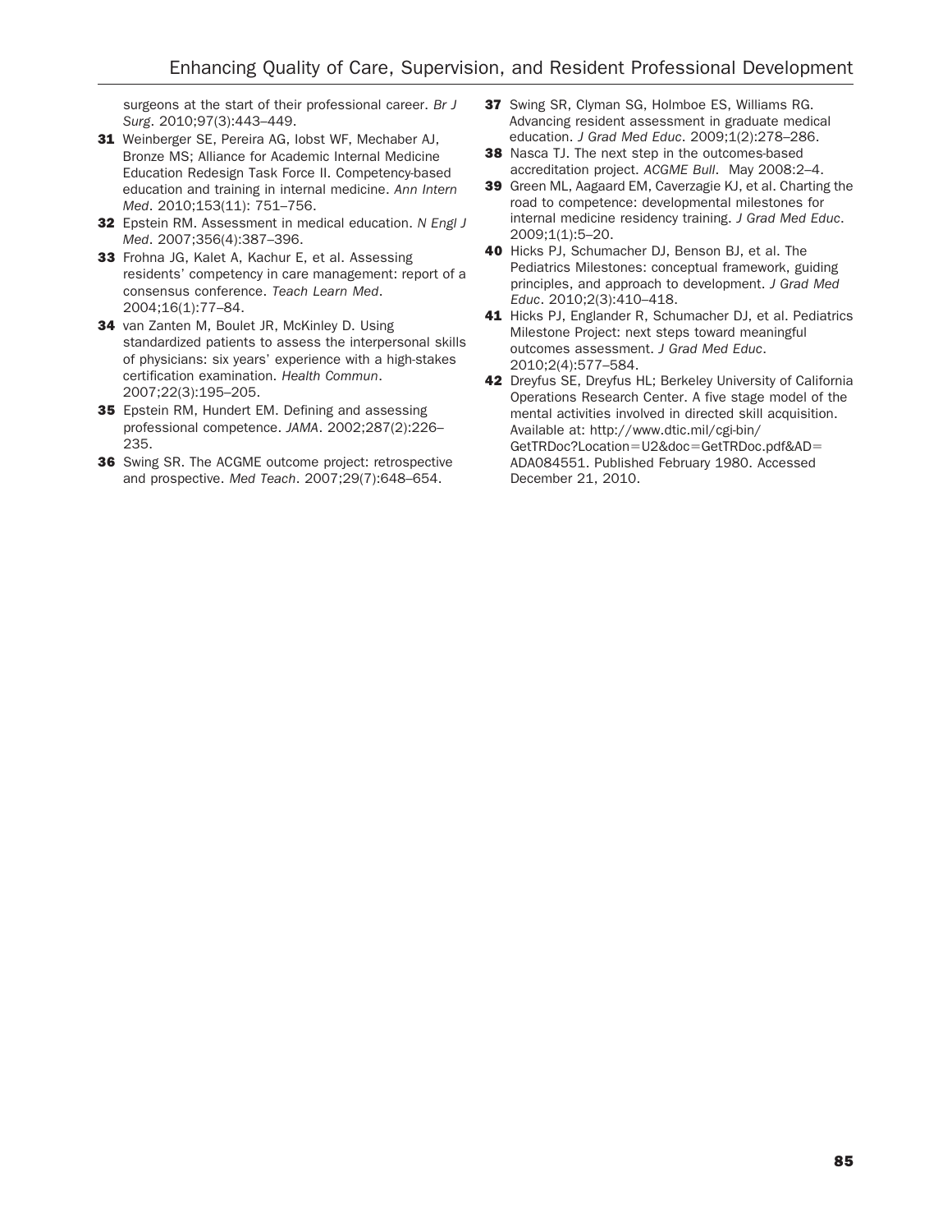surgeons at the start of their professional career. *Br J Surg*. 2010;97(3):443–449.

**31** Weinberger SE, Pereira AG, Iobst WF, Mechaber AJ, Bronze MS; Alliance for Academic Internal Medicine Education Redesign Task Force II. Competency-based education and training in internal medicine. *Ann Intern Med*. 2010;153(11): 751–756.

**32** Epstein RM. Assessment in medical education. *N Engl J Med*. 2007;356(4):387–396.

**33** Frohna JG, Kalet A, Kachur E, et al. Assessing residents' competency in care management: report of a consensus conference. *Teach Learn Med*. 2004;16(1):77–84.

**34** van Zanten M, Boulet JR, McKinley D. Using standardized patients to assess the interpersonal skills of physicians: six years' experience with a high-stakes certification examination. *Health Commun*. 2007;22(3):195–205.

**35** Epstein RM, Hundert EM. Defining and assessing professional competence. *JAMA*. 2002;287(2):226–235.

**36** Swing SR. The ACGME outcome project: retrospective and prospective. *Med Teach*. 2007;29(7):648–654.

**37** Swing SR, Clyman SG, Holmboe ES, Williams RG. Advancing resident assessment in graduate medical education. *J Grad Med Educ*. 2009;1(2):278–286.

**38** Nasca TJ. The next step in the outcomes-based accreditation project. *ACGME Bull*. May 2008:2–4.

**39** Green ML, Aagaard EM, Caverzagie KJ, et al. Charting the road to competence: developmental milestones for internal medicine residency training. *J Grad Med Educ*. 2009;1(1):5–20.

**40** Hicks PJ, Schumacher DJ, Benson BJ, et al. The Pediatrics Milestones: conceptual framework, guiding principles, and approach to development. *J Grad Med Educ*. 2010;2(3):410–418.

**41** Hicks PJ, Englander R, Schumacher DJ, et al. Pediatrics Milestone Project: next steps toward meaningful outcomes assessment. *J Grad Med Educ*. 2010;2(4):577–584.

**42** Dreyfus SE, Dreyfus HL; Berkeley University of California Operations Research Center. A five stage model of the mental activities involved in directed skill acquisition. Available at: http://www.dtic.mil/cgi-bin/GetTRDoc?Location=U2&doc=GetTRDoc.pdf&AD=ADA084551. Published February 1980. Accessed December 21, 2010.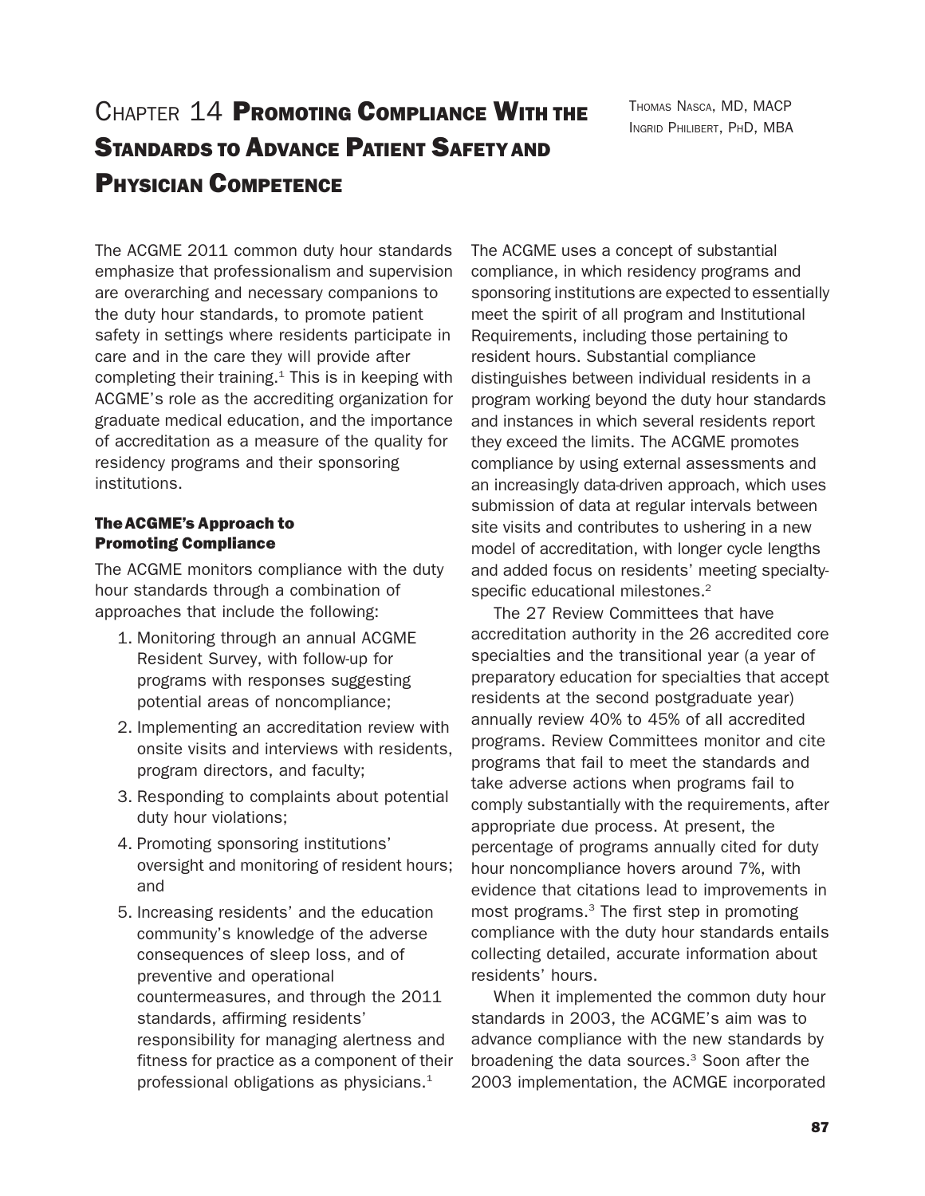# Chapter 14 Promoting Compliance With the Standards to Advance Patient Safety and Physician Competence

Thomas Nasca, MD, MACP
Ingrid Philibert, PhD, MBA

The ACGME 2011 common duty hour standards emphasize that professionalism and supervision are overarching and necessary companions to the duty hour standards, to promote patient safety in settings where residents participate in care and in the care they will provide after completing their training.[1] This is in keeping with ACGME's role as the accrediting organization for graduate medical education, and the importance of accreditation as a measure of the quality for residency programs and their sponsoring institutions.

## The ACGME's Approach to Promoting Compliance

The ACGME monitors compliance with the duty hour standards through a combination of approaches that include the following:

1. Monitoring through an annual ACGME Resident Survey, with follow-up for programs with responses suggesting potential areas of noncompliance;
2. Implementing an accreditation review with onsite visits and interviews with residents, program directors, and faculty;
3. Responding to complaints about potential duty hour violations;
4. Promoting sponsoring institutions' oversight and monitoring of resident hours; and
5. Increasing residents' and the education community's knowledge of the adverse consequences of sleep loss, and of preventive and operational countermeasures, and through the 2011 standards, affirming residents' responsibility for managing alertness and fitness for practice as a component of their professional obligations as physicians.[1]

The ACGME uses a concept of substantial compliance, in which residency programs and sponsoring institutions are expected to essentially meet the spirit of all program and Institutional Requirements, including those pertaining to resident hours. Substantial compliance distinguishes between individual residents in a program working beyond the duty hour standards and instances in which several residents report they exceed the limits. The ACGME promotes compliance by using external assessments and an increasingly data-driven approach, which uses submission of data at regular intervals between site visits and contributes to ushering in a new model of accreditation, with longer cycle lengths and added focus on residents' meeting specialty-specific educational milestones.[2]

The 27 Review Committees that have accreditation authority in the 26 accredited core specialties and the transitional year (a year of preparatory education for specialties that accept residents at the second postgraduate year) annually review 40% to 45% of all accredited programs. Review Committees monitor and cite programs that fail to meet the standards and take adverse actions when programs fail to comply substantially with the requirements, after appropriate due process. At present, the percentage of programs annually cited for duty hour noncompliance hovers around 7%, with evidence that citations lead to improvements in most programs.[3] The first step in promoting compliance with the duty hour standards entails collecting detailed, accurate information about residents' hours.

When it implemented the common duty hour standards in 2003, the ACGME's aim was to advance compliance with the new standards by broadening the data sources.[3] Soon after the 2003 implementation, the ACMGE incorporated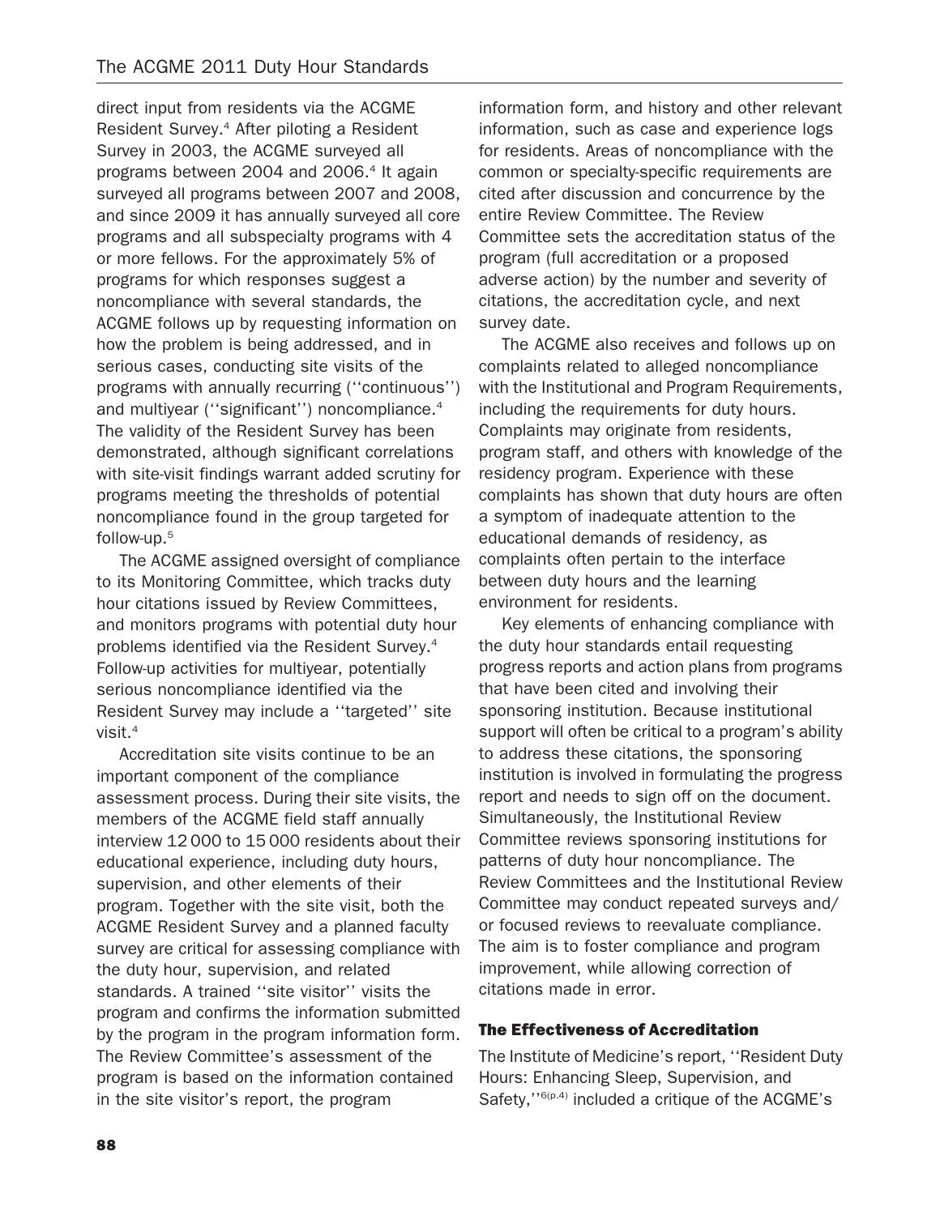direct input from residents via the ACGME Resident Survey.[4] After piloting a Resident Survey in 2003, the ACGME surveyed all programs between 2004 and 2006.[4] It again surveyed all programs between 2007 and 2008, and since 2009 it has annually surveyed all core programs and all subspecialty programs with 4 or more fellows. For the approximately 5% of programs for which responses suggest a noncompliance with several standards, the ACGME follows up by requesting information on how the problem is being addressed, and in serious cases, conducting site visits of the programs with annually recurring (''continuous'') and multiyear (''significant'') noncompliance.[4] The validity of the Resident Survey has been demonstrated, although significant correlations with site-visit findings warrant added scrutiny for programs meeting the thresholds of potential noncompliance found in the group targeted for follow-up.[5]

The ACGME assigned oversight of compliance to its Monitoring Committee, which tracks duty hour citations issued by Review Committees, and monitors programs with potential duty hour problems identified via the Resident Survey.[4] Follow-up activities for multiyear, potentially serious noncompliance identified via the Resident Survey may include a ''targeted'' site visit.[4]

Accreditation site visits continue to be an important component of the compliance assessment process. During their site visits, the members of the ACGME field staff annually interview 12 000 to 15 000 residents about their educational experience, including duty hours, supervision, and other elements of their program. Together with the site visit, both the ACGME Resident Survey and a planned faculty survey are critical for assessing compliance with the duty hour, supervision, and related standards. A trained ''site visitor'' visits the program and confirms the information submitted by the program in the program information form. The Review Committee's assessment of the program is based on the information contained in the site visitor's report, the program information form, and history and other relevant information, such as case and experience logs for residents. Areas of noncompliance with the common or specialty-specific requirements are cited after discussion and concurrence by the entire Review Committee. The Review Committee sets the accreditation status of the program (full accreditation or a proposed adverse action) by the number and severity of citations, the accreditation cycle, and next survey date.

The ACGME also receives and follows up on complaints related to alleged noncompliance with the Institutional and Program Requirements, including the requirements for duty hours. Complaints may originate from residents, program staff, and others with knowledge of the residency program. Experience with these complaints has shown that duty hours are often a symptom of inadequate attention to the educational demands of residency, as complaints often pertain to the interface between duty hours and the learning environment for residents.

Key elements of enhancing compliance with the duty hour standards entail requesting progress reports and action plans from programs that have been cited and involving their sponsoring institution. Because institutional support will often be critical to a program's ability to address these citations, the sponsoring institution is involved in formulating the progress report and needs to sign off on the document. Simultaneously, the Institutional Review Committee reviews sponsoring institutions for patterns of duty hour noncompliance. The Review Committees and the Institutional Review Committee may conduct repeated surveys and/or focused reviews to reevaluate compliance. The aim is to foster compliance and program improvement, while allowing correction of citations made in error.

### The Effectiveness of Accreditation

The Institute of Medicine's report, ''Resident Duty Hours: Enhancing Sleep, Supervision, and Safety,''[6(p.4)] included a critique of the ACGME's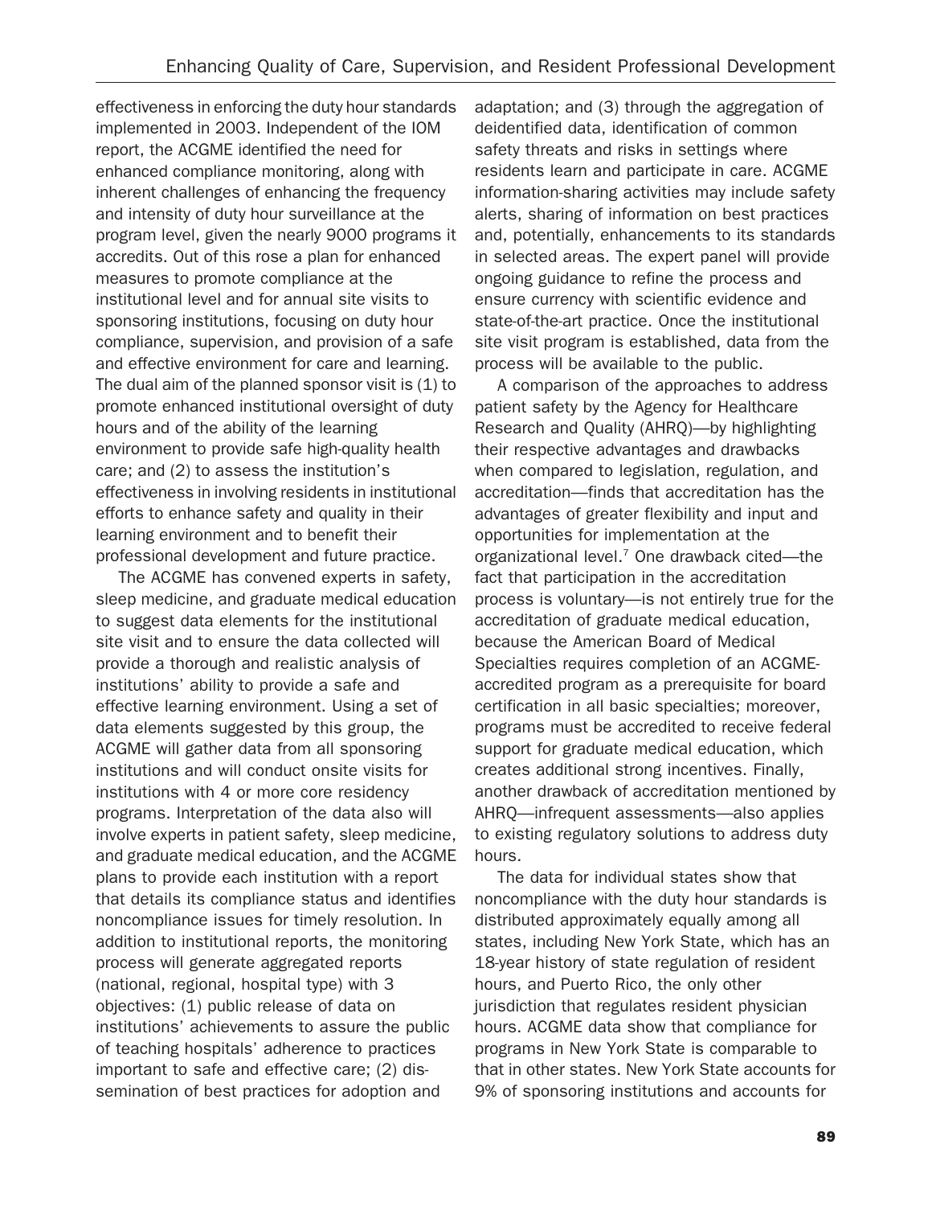effectiveness in enforcing the duty hour standards implemented in 2003. Independent of the IOM report, the ACGME identified the need for enhanced compliance monitoring, along with inherent challenges of enhancing the frequency and intensity of duty hour surveillance at the program level, given the nearly 9000 programs it accredits. Out of this rose a plan for enhanced measures to promote compliance at the institutional level and for annual site visits to sponsoring institutions, focusing on duty hour compliance, supervision, and provision of a safe and effective environment for care and learning. The dual aim of the planned sponsor visit is (1) to promote enhanced institutional oversight of duty hours and of the ability of the learning environment to provide safe high-quality health care; and (2) to assess the institution's effectiveness in involving residents in institutional efforts to enhance safety and quality in their learning environment and to benefit their professional development and future practice.

The ACGME has convened experts in safety, sleep medicine, and graduate medical education to suggest data elements for the institutional site visit and to ensure the data collected will provide a thorough and realistic analysis of institutions' ability to provide a safe and effective learning environment. Using a set of data elements suggested by this group, the ACGME will gather data from all sponsoring institutions and will conduct onsite visits for institutions with 4 or more core residency programs. Interpretation of the data also will involve experts in patient safety, sleep medicine, and graduate medical education, and the ACGME plans to provide each institution with a report that details its compliance status and identifies noncompliance issues for timely resolution. In addition to institutional reports, the monitoring process will generate aggregated reports (national, regional, hospital type) with 3 objectives: (1) public release of data on institutions' achievements to assure the public of teaching hospitals' adherence to practices important to safe and effective care; (2) dissemination of best practices for adoption and adaptation; and (3) through the aggregation of deidentified data, identification of common safety threats and risks in settings where residents learn and participate in care. ACGME information-sharing activities may include safety alerts, sharing of information on best practices and, potentially, enhancements to its standards in selected areas. The expert panel will provide ongoing guidance to refine the process and ensure currency with scientific evidence and state-of-the-art practice. Once the institutional site visit program is established, data from the process will be available to the public.

A comparison of the approaches to address patient safety by the Agency for Healthcare Research and Quality (AHRQ)—by highlighting their respective advantages and drawbacks when compared to legislation, regulation, and accreditation—finds that accreditation has the advantages of greater flexibility and input and opportunities for implementation at the organizational level.[7] One drawback cited—the fact that participation in the accreditation process is voluntary—is not entirely true for the accreditation of graduate medical education, because the American Board of Medical Specialties requires completion of an ACGME-accredited program as a prerequisite for board certification in all basic specialties; moreover, programs must be accredited to receive federal support for graduate medical education, which creates additional strong incentives. Finally, another drawback of accreditation mentioned by AHRQ—infrequent assessments—also applies to existing regulatory solutions to address duty hours.

The data for individual states show that noncompliance with the duty hour standards is distributed approximately equally among all states, including New York State, which has an 18-year history of state regulation of resident hours, and Puerto Rico, the only other jurisdiction that regulates resident physician hours. ACGME data show that compliance for programs in New York State is comparable to that in other states. New York State accounts for 9% of sponsoring institutions and accounts for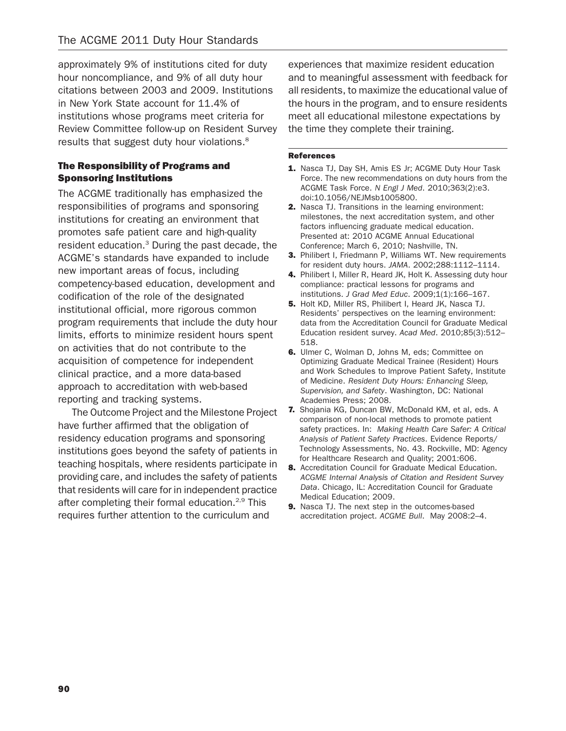approximately 9% of institutions cited for duty hour noncompliance, and 9% of all duty hour citations between 2003 and 2009. Institutions in New York State account for 11.4% of institutions whose programs meet criteria for Review Committee follow-up on Resident Survey results that suggest duty hour violations.[8]

### The Responsibility of Programs and Sponsoring Institutions

The ACGME traditionally has emphasized the responsibilities of programs and sponsoring institutions for creating an environment that promotes safe patient care and high-quality resident education.[3] During the past decade, the ACGME's standards have expanded to include new important areas of focus, including competency-based education, development and codification of the role of the designated institutional official, more rigorous common program requirements that include the duty hour limits, efforts to minimize resident hours spent on activities that do not contribute to the acquisition of competence for independent clinical practice, and a more data-based approach to accreditation with web-based reporting and tracking systems.

The Outcome Project and the Milestone Project have further affirmed that the obligation of residency education programs and sponsoring institutions goes beyond the safety of patients in teaching hospitals, where residents participate in providing care, and includes the safety of patients that residents will care for in independent practice after completing their formal education.[2,9] This requires further attention to the curriculum and experiences that maximize resident education and to meaningful assessment with feedback for all residents, to maximize the educational value of the hours in the program, and to ensure residents meet all educational milestone expectations by the time they complete their training.

#### References

1. Nasca TJ, Day SH, Amis ES Jr; ACGME Duty Hour Task Force. The new recommendations on duty hours from the ACGME Task Force. *N Engl J Med*. 2010;363(2):e3. doi:10.1056/NEJMsb1005800.
2. Nasca TJ. Transitions in the learning environment: milestones, the next accreditation system, and other factors influencing graduate medical education. Presented at: 2010 ACGME Annual Educational Conference; March 6, 2010; Nashville, TN.
3. Philibert I, Friedmann P, Williams WT. New requirements for resident duty hours. *JAMA*. 2002;288:1112–1114.
4. Philibert I, Miller R, Heard JK, Holt K. Assessing duty hour compliance: practical lessons for programs and institutions. *J Grad Med Educ*. 2009;1(1):166–167.
5. Holt KD, Miller RS, Philibert I, Heard JK, Nasca TJ. Residents' perspectives on the learning environment: data from the Accreditation Council for Graduate Medical Education resident survey. *Acad Med*. 2010;85(3):512–518.
6. Ulmer C, Wolman D, Johns M, eds; Committee on Optimizing Graduate Medical Trainee (Resident) Hours and Work Schedules to Improve Patient Safety, Institute of Medicine. *Resident Duty Hours: Enhancing Sleep, Supervision, and Safety*. Washington, DC: National Academies Press; 2008.
7. Shojania KG, Duncan BW, McDonald KM, et al, eds. A comparison of non-local methods to promote patient safety practices. In: *Making Health Care Safer: A Critical Analysis of Patient Safety Practices*. Evidence Reports/ Technology Assessments, No. 43. Rockville, MD: Agency for Healthcare Research and Quality; 2001:606.
8. Accreditation Council for Graduate Medical Education. *ACGME Internal Analysis of Citation and Resident Survey Data*. Chicago, IL: Accreditation Council for Graduate Medical Education; 2009.
9. Nasca TJ. The next step in the outcomes-based accreditation project. *ACGME Bull*. May 2008:2–4.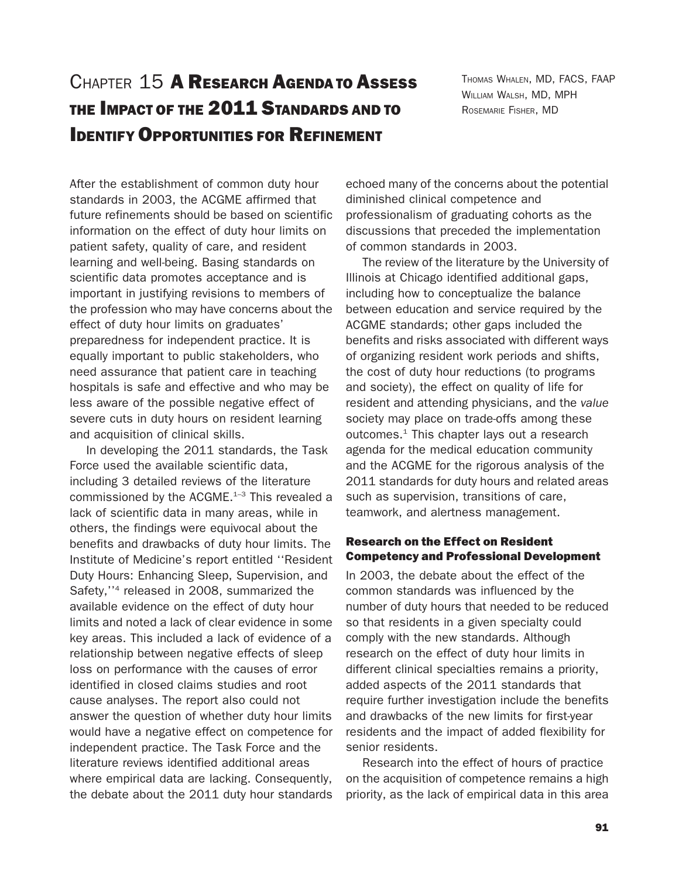# Chapter 15 A Research Agenda to Assess the Impact of the 2011 Standards and to Identify Opportunities for Refinement

Thomas Whalen, MD, FACS, FAAP
William Walsh, MD, MPH
Rosemarie Fisher, MD

After the establishment of common duty hour standards in 2003, the ACGME affirmed that future refinements should be based on scientific information on the effect of duty hour limits on patient safety, quality of care, and resident learning and well-being. Basing standards on scientific data promotes acceptance and is important in justifying revisions to members of the profession who may have concerns about the effect of duty hour limits on graduates' preparedness for independent practice. It is equally important to public stakeholders, who need assurance that patient care in teaching hospitals is safe and effective and who may be less aware of the possible negative effect of severe cuts in duty hours on resident learning and acquisition of clinical skills.

In developing the 2011 standards, the Task Force used the available scientific data, including 3 detailed reviews of the literature commissioned by the ACGME.[1–3] This revealed a lack of scientific data in many areas, while in others, the findings were equivocal about the benefits and drawbacks of duty hour limits. The Institute of Medicine's report entitled ''Resident Duty Hours: Enhancing Sleep, Supervision, and Safety,''[4] released in 2008, summarized the available evidence on the effect of duty hour limits and noted a lack of clear evidence in some key areas. This included a lack of evidence of a relationship between negative effects of sleep loss on performance with the causes of error identified in closed claims studies and root cause analyses. The report also could not answer the question of whether duty hour limits would have a negative effect on competence for independent practice. The Task Force and the literature reviews identified additional areas where empirical data are lacking. Consequently, the debate about the 2011 duty hour standards echoed many of the concerns about the potential diminished clinical competence and professionalism of graduating cohorts as the discussions that preceded the implementation of common standards in 2003.

The review of the literature by the University of Illinois at Chicago identified additional gaps, including how to conceptualize the balance between education and service required by the ACGME standards; other gaps included the benefits and risks associated with different ways of organizing resident work periods and shifts, the cost of duty hour reductions (to programs and society), the effect on quality of life for resident and attending physicians, and the *value* society may place on trade-offs among these outcomes.[1] This chapter lays out a research agenda for the medical education community and the ACGME for the rigorous analysis of the 2011 standards for duty hours and related areas such as supervision, transitions of care, teamwork, and alertness management.

## Research on the Effect on Resident Competency and Professional Development

In 2003, the debate about the effect of the common standards was influenced by the number of duty hours that needed to be reduced so that residents in a given specialty could comply with the new standards. Although research on the effect of duty hour limits in different clinical specialties remains a priority, added aspects of the 2011 standards that require further investigation include the benefits and drawbacks of the new limits for first-year residents and the impact of added flexibility for senior residents.

Research into the effect of hours of practice on the acquisition of competence remains a high priority, as the lack of empirical data in this area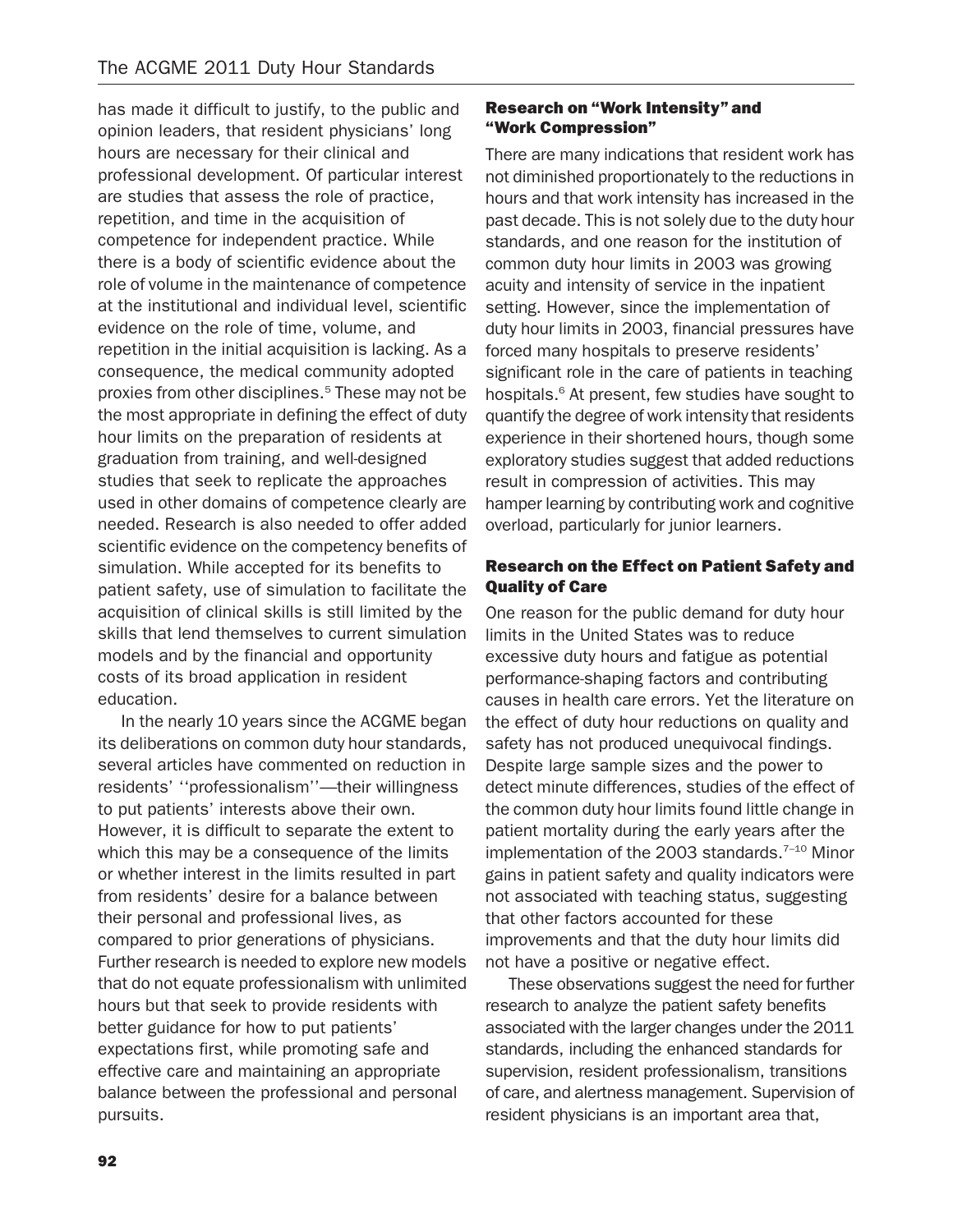has made it difficult to justify, to the public and opinion leaders, that resident physicians' long hours are necessary for their clinical and professional development. Of particular interest are studies that assess the role of practice, repetition, and time in the acquisition of competence for independent practice. While there is a body of scientific evidence about the role of volume in the maintenance of competence at the institutional and individual level, scientific evidence on the role of time, volume, and repetition in the initial acquisition is lacking. As a consequence, the medical community adopted proxies from other disciplines.[5] These may not be the most appropriate in defining the effect of duty hour limits on the preparation of residents at graduation from training, and well-designed studies that seek to replicate the approaches used in other domains of competence clearly are needed. Research is also needed to offer added scientific evidence on the competency benefits of simulation. While accepted for its benefits to patient safety, use of simulation to facilitate the acquisition of clinical skills is still limited by the skills that lend themselves to current simulation models and by the financial and opportunity costs of its broad application in resident education.

In the nearly 10 years since the ACGME began its deliberations on common duty hour standards, several articles have commented on reduction in residents' ''professionalism''—their willingness to put patients' interests above their own. However, it is difficult to separate the extent to which this may be a consequence of the limits or whether interest in the limits resulted in part from residents' desire for a balance between their personal and professional lives, as compared to prior generations of physicians. Further research is needed to explore new models that do not equate professionalism with unlimited hours but that seek to provide residents with better guidance for how to put patients' expectations first, while promoting safe and effective care and maintaining an appropriate balance between the professional and personal pursuits.

### Research on "Work Intensity" and "Work Compression"

There are many indications that resident work has not diminished proportionately to the reductions in hours and that work intensity has increased in the past decade. This is not solely due to the duty hour standards, and one reason for the institution of common duty hour limits in 2003 was growing acuity and intensity of service in the inpatient setting. However, since the implementation of duty hour limits in 2003, financial pressures have forced many hospitals to preserve residents' significant role in the care of patients in teaching hospitals.[6] At present, few studies have sought to quantify the degree of work intensity that residents experience in their shortened hours, though some exploratory studies suggest that added reductions result in compression of activities. This may hamper learning by contributing work and cognitive overload, particularly for junior learners.

### Research on the Effect on Patient Safety and Quality of Care

One reason for the public demand for duty hour limits in the United States was to reduce excessive duty hours and fatigue as potential performance-shaping factors and contributing causes in health care errors. Yet the literature on the effect of duty hour reductions on quality and safety has not produced unequivocal findings. Despite large sample sizes and the power to detect minute differences, studies of the effect of the common duty hour limits found little change in patient mortality during the early years after the implementation of the 2003 standards.[7–10] Minor gains in patient safety and quality indicators were not associated with teaching status, suggesting that other factors accounted for these improvements and that the duty hour limits did not have a positive or negative effect.

These observations suggest the need for further research to analyze the patient safety benefits associated with the larger changes under the 2011 standards, including the enhanced standards for supervision, resident professionalism, transitions of care, and alertness management. Supervision of resident physicians is an important area that,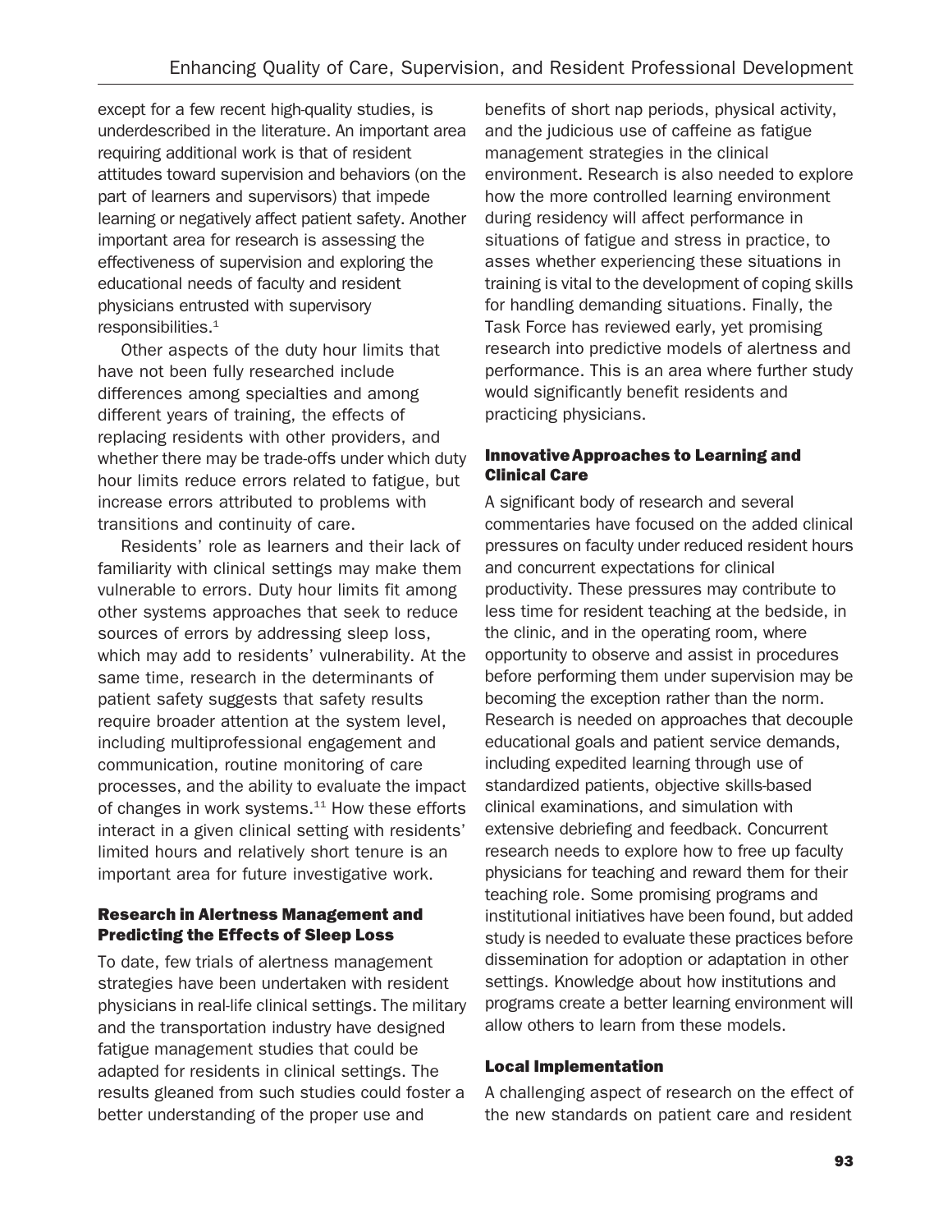except for a few recent high-quality studies, is underdescribed in the literature. An important area requiring additional work is that of resident attitudes toward supervision and behaviors (on the part of learners and supervisors) that impede learning or negatively affect patient safety. Another important area for research is assessing the effectiveness of supervision and exploring the educational needs of faculty and resident physicians entrusted with supervisory responsibilities.[1]

Other aspects of the duty hour limits that have not been fully researched include differences among specialties and among different years of training, the effects of replacing residents with other providers, and whether there may be trade-offs under which duty hour limits reduce errors related to fatigue, but increase errors attributed to problems with transitions and continuity of care.

Residents' role as learners and their lack of familiarity with clinical settings may make them vulnerable to errors. Duty hour limits fit among other systems approaches that seek to reduce sources of errors by addressing sleep loss, which may add to residents' vulnerability. At the same time, research in the determinants of patient safety suggests that safety results require broader attention at the system level, including multiprofessional engagement and communication, routine monitoring of care processes, and the ability to evaluate the impact of changes in work systems.[11] How these efforts interact in a given clinical setting with residents' limited hours and relatively short tenure is an important area for future investigative work.

### Research in Alertness Management and Predicting the Effects of Sleep Loss

To date, few trials of alertness management strategies have been undertaken with resident physicians in real-life clinical settings. The military and the transportation industry have designed fatigue management studies that could be adapted for residents in clinical settings. The results gleaned from such studies could foster a better understanding of the proper use and benefits of short nap periods, physical activity, and the judicious use of caffeine as fatigue management strategies in the clinical environment. Research is also needed to explore how the more controlled learning environment during residency will affect performance in situations of fatigue and stress in practice, to asses whether experiencing these situations in training is vital to the development of coping skills for handling demanding situations. Finally, the Task Force has reviewed early, yet promising research into predictive models of alertness and performance. This is an area where further study would significantly benefit residents and practicing physicians.

### Innovative Approaches to Learning and Clinical Care

A significant body of research and several commentaries have focused on the added clinical pressures on faculty under reduced resident hours and concurrent expectations for clinical productivity. These pressures may contribute to less time for resident teaching at the bedside, in the clinic, and in the operating room, where opportunity to observe and assist in procedures before performing them under supervision may be becoming the exception rather than the norm. Research is needed on approaches that decouple educational goals and patient service demands, including expedited learning through use of standardized patients, objective skills-based clinical examinations, and simulation with extensive debriefing and feedback. Concurrent research needs to explore how to free up faculty physicians for teaching and reward them for their teaching role. Some promising programs and institutional initiatives have been found, but added study is needed to evaluate these practices before dissemination for adoption or adaptation in other settings. Knowledge about how institutions and programs create a better learning environment will allow others to learn from these models.

### Local Implementation

A challenging aspect of research on the effect of the new standards on patient care and resident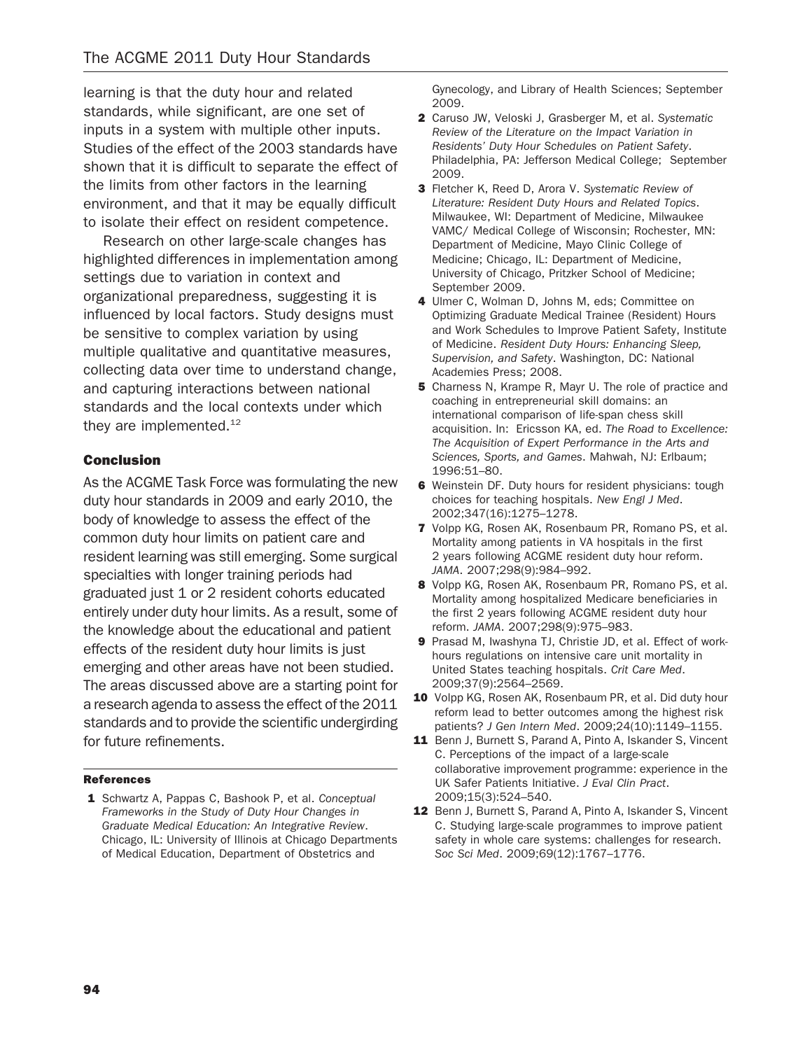learning is that the duty hour and related standards, while significant, are one set of inputs in a system with multiple other inputs. Studies of the effect of the 2003 standards have shown that it is difficult to separate the effect of the limits from other factors in the learning environment, and that it may be equally difficult to isolate their effect on resident competence.

Research on other large-scale changes has highlighted differences in implementation among settings due to variation in context and organizational preparedness, suggesting it is influenced by local factors. Study designs must be sensitive to complex variation by using multiple qualitative and quantitative measures, collecting data over time to understand change, and capturing interactions between national standards and the local contexts under which they are implemented.[12]

### Conclusion

As the ACGME Task Force was formulating the new duty hour standards in 2009 and early 2010, the body of knowledge to assess the effect of the common duty hour limits on patient care and resident learning was still emerging. Some surgical specialties with longer training periods had graduated just 1 or 2 resident cohorts educated entirely under duty hour limits. As a result, some of the knowledge about the educational and patient effects of the resident duty hour limits is just emerging and other areas have not been studied. The areas discussed above are a starting point for a research agenda to assess the effect of the 2011 standards and to provide the scientific undergirding for future refinements.

#### References

1. Schwartz A, Pappas C, Bashook P, et al. *Conceptual Frameworks in the Study of Duty Hour Changes in Graduate Medical Education: An Integrative Review*. Chicago, IL: University of Illinois at Chicago Departments of Medical Education, Department of Obstetrics and Gynecology, and Library of Health Sciences; September 2009.
2. Caruso JW, Veloski J, Grasberger M, et al. *Systematic Review of the Literature on the Impact Variation in Residents' Duty Hour Schedules on Patient Safety*. Philadelphia, PA: Jefferson Medical College; September 2009.
3. Fletcher K, Reed D, Arora V. *Systematic Review of Literature: Resident Duty Hours and Related Topics*. Milwaukee, WI: Department of Medicine, Milwaukee VAMC/ Medical College of Wisconsin; Rochester, MN: Department of Medicine, Mayo Clinic College of Medicine; Chicago, IL: Department of Medicine, University of Chicago, Pritzker School of Medicine; September 2009.
4. Ulmer C, Wolman D, Johns M, eds; Committee on Optimizing Graduate Medical Trainee (Resident) Hours and Work Schedules to Improve Patient Safety, Institute of Medicine. *Resident Duty Hours: Enhancing Sleep, Supervision, and Safety*. Washington, DC: National Academies Press; 2008.
5. Charness N, Krampe R, Mayr U. The role of practice and coaching in entrepreneurial skill domains: an international comparison of life-span chess skill acquisition. In: Ericsson KA, ed. *The Road to Excellence: The Acquisition of Expert Performance in the Arts and Sciences, Sports, and Games*. Mahwah, NJ: Erlbaum; 1996:51–80.
6. Weinstein DF. Duty hours for resident physicians: tough choices for teaching hospitals. *New Engl J Med*. 2002;347(16):1275–1278.
7. Volpp KG, Rosen AK, Rosenbaum PR, Romano PS, et al. Mortality among patients in VA hospitals in the first 2 years following ACGME resident duty hour reform. *JAMA*. 2007;298(9):984–992.
8. Volpp KG, Rosen AK, Rosenbaum PR, Romano PS, et al. Mortality among hospitalized Medicare beneficiaries in the first 2 years following ACGME resident duty hour reform. *JAMA*. 2007;298(9):975–983.
9. Prasad M, Iwashyna TJ, Christie JD, et al. Effect of work-hours regulations on intensive care unit mortality in United States teaching hospitals. *Crit Care Med*. 2009;37(9):2564–2569.
10. Volpp KG, Rosen AK, Rosenbaum PR, et al. Did duty hour reform lead to better outcomes among the highest risk patients? *J Gen Intern Med*. 2009;24(10):1149–1155.
11. Benn J, Burnett S, Parand A, Pinto A, Iskander S, Vincent C. Perceptions of the impact of a large-scale collaborative improvement programme: experience in the UK Safer Patients Initiative. *J Eval Clin Pract*. 2009;15(3):524–540.
12. Benn J, Burnett S, Parand A, Pinto A, Iskander S, Vincent C. Studying large-scale programmes to improve patient safety in whole care systems: challenges for research. *Soc Sci Med*. 2009;69(12):1767–1776.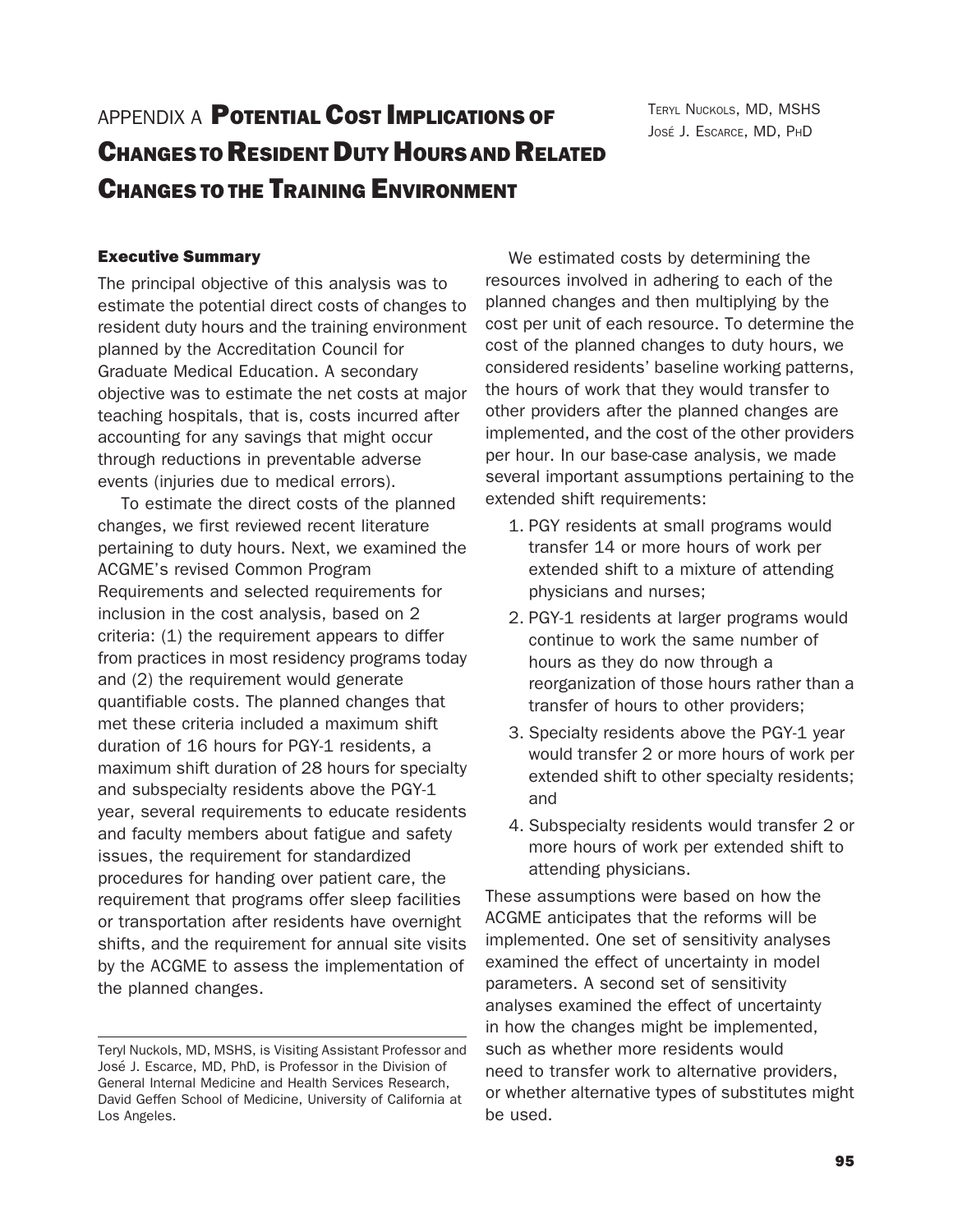# APPENDIX A Potential Cost Implications of Changes to Resident Duty Hours and Related Changes to the Training Environment

Teryl Nuckols, MD, MSHS
José J. Escarce, MD, PhD

### Executive Summary

The principal objective of this analysis was to estimate the potential direct costs of changes to resident duty hours and the training environment planned by the Accreditation Council for Graduate Medical Education. A secondary objective was to estimate the net costs at major teaching hospitals, that is, costs incurred after accounting for any savings that might occur through reductions in preventable adverse events (injuries due to medical errors).

To estimate the direct costs of the planned changes, we first reviewed recent literature pertaining to duty hours. Next, we examined the ACGME's revised Common Program Requirements and selected requirements for inclusion in the cost analysis, based on 2 criteria: (1) the requirement appears to differ from practices in most residency programs today and (2) the requirement would generate quantifiable costs. The planned changes that met these criteria included a maximum shift duration of 16 hours for PGY-1 residents, a maximum shift duration of 28 hours for specialty and subspecialty residents above the PGY-1 year, several requirements to educate residents and faculty members about fatigue and safety issues, the requirement for standardized procedures for handing over patient care, the requirement that programs offer sleep facilities or transportation after residents have overnight shifts, and the requirement for annual site visits by the ACGME to assess the implementation of the planned changes.

We estimated costs by determining the resources involved in adhering to each of the planned changes and then multiplying by the cost per unit of each resource. To determine the cost of the planned changes to duty hours, we considered residents' baseline working patterns, the hours of work that they would transfer to other providers after the planned changes are implemented, and the cost of the other providers per hour. In our base-case analysis, we made several important assumptions pertaining to the extended shift requirements:

1. PGY residents at small programs would transfer 14 or more hours of work per extended shift to a mixture of attending physicians and nurses;
2. PGY-1 residents at larger programs would continue to work the same number of hours as they do now through a reorganization of those hours rather than a transfer of hours to other providers;
3. Specialty residents above the PGY-1 year would transfer 2 or more hours of work per extended shift to other specialty residents; and
4. Subspecialty residents would transfer 2 or more hours of work per extended shift to attending physicians.

These assumptions were based on how the ACGME anticipates that the reforms will be implemented. One set of sensitivity analyses examined the effect of uncertainty in model parameters. A second set of sensitivity analyses examined the effect of uncertainty in how the changes might be implemented, such as whether more residents would need to transfer work to alternative providers, or whether alternative types of substitutes might be used.

Teryl Nuckols, MD, MSHS, is Visiting Assistant Professor and José J. Escarce, MD, PhD, is Professor in the Division of General Internal Medicine and Health Services Research, David Geffen School of Medicine, University of California at Los Angeles.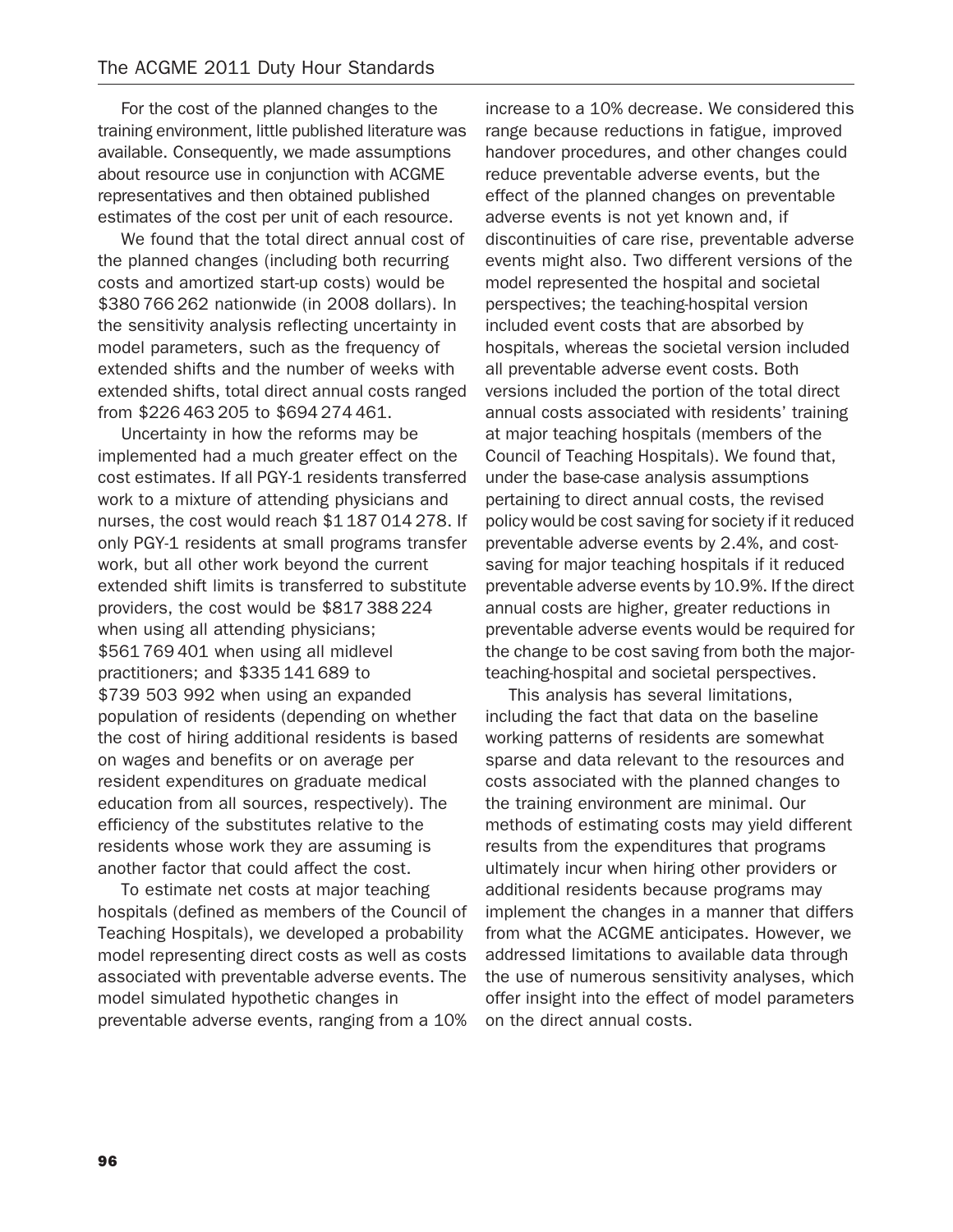For the cost of the planned changes to the training environment, little published literature was available. Consequently, we made assumptions about resource use in conjunction with ACGME representatives and then obtained published estimates of the cost per unit of each resource.

We found that the total direct annual cost of the planned changes (including both recurring costs and amortized start-up costs) would be \$380 766 262 nationwide (in 2008 dollars). In the sensitivity analysis reflecting uncertainty in model parameters, such as the frequency of extended shifts and the number of weeks with extended shifts, total direct annual costs ranged from \$226 463 205 to \$694 274 461.

Uncertainty in how the reforms may be implemented had a much greater effect on the cost estimates. If all PGY-1 residents transferred work to a mixture of attending physicians and nurses, the cost would reach \$1 187 014 278. If only PGY-1 residents at small programs transfer work, but all other work beyond the current extended shift limits is transferred to substitute providers, the cost would be \$817 388 224 when using all attending physicians; \$561 769 401 when using all midlevel practitioners; and \$335 141 689 to \$739 503 992 when using an expanded population of residents (depending on whether the cost of hiring additional residents is based on wages and benefits or on average per resident expenditures on graduate medical education from all sources, respectively). The efficiency of the substitutes relative to the residents whose work they are assuming is another factor that could affect the cost.

To estimate net costs at major teaching hospitals (defined as members of the Council of Teaching Hospitals), we developed a probability model representing direct costs as well as costs associated with preventable adverse events. The model simulated hypothetic changes in preventable adverse events, ranging from a 10% increase to a 10% decrease. We considered this range because reductions in fatigue, improved handover procedures, and other changes could reduce preventable adverse events, but the effect of the planned changes on preventable adverse events is not yet known and, if discontinuities of care rise, preventable adverse events might also. Two different versions of the model represented the hospital and societal perspectives; the teaching-hospital version included event costs that are absorbed by hospitals, whereas the societal version included all preventable adverse event costs. Both versions included the portion of the total direct annual costs associated with residents' training at major teaching hospitals (members of the Council of Teaching Hospitals). We found that, under the base-case analysis assumptions pertaining to direct annual costs, the revised policy would be cost saving for society if it reduced preventable adverse events by 2.4%, and cost-saving for major teaching hospitals if it reduced preventable adverse events by 10.9%. If the direct annual costs are higher, greater reductions in preventable adverse events would be required for the change to be cost saving from both the major-teaching-hospital and societal perspectives.

This analysis has several limitations, including the fact that data on the baseline working patterns of residents are somewhat sparse and data relevant to the resources and costs associated with the planned changes to the training environment are minimal. Our methods of estimating costs may yield different results from the expenditures that programs ultimately incur when hiring other providers or additional residents because programs may implement the changes in a manner that differs from what the ACGME anticipates. However, we addressed limitations to available data through the use of numerous sensitivity analyses, which offer insight into the effect of model parameters on the direct annual costs.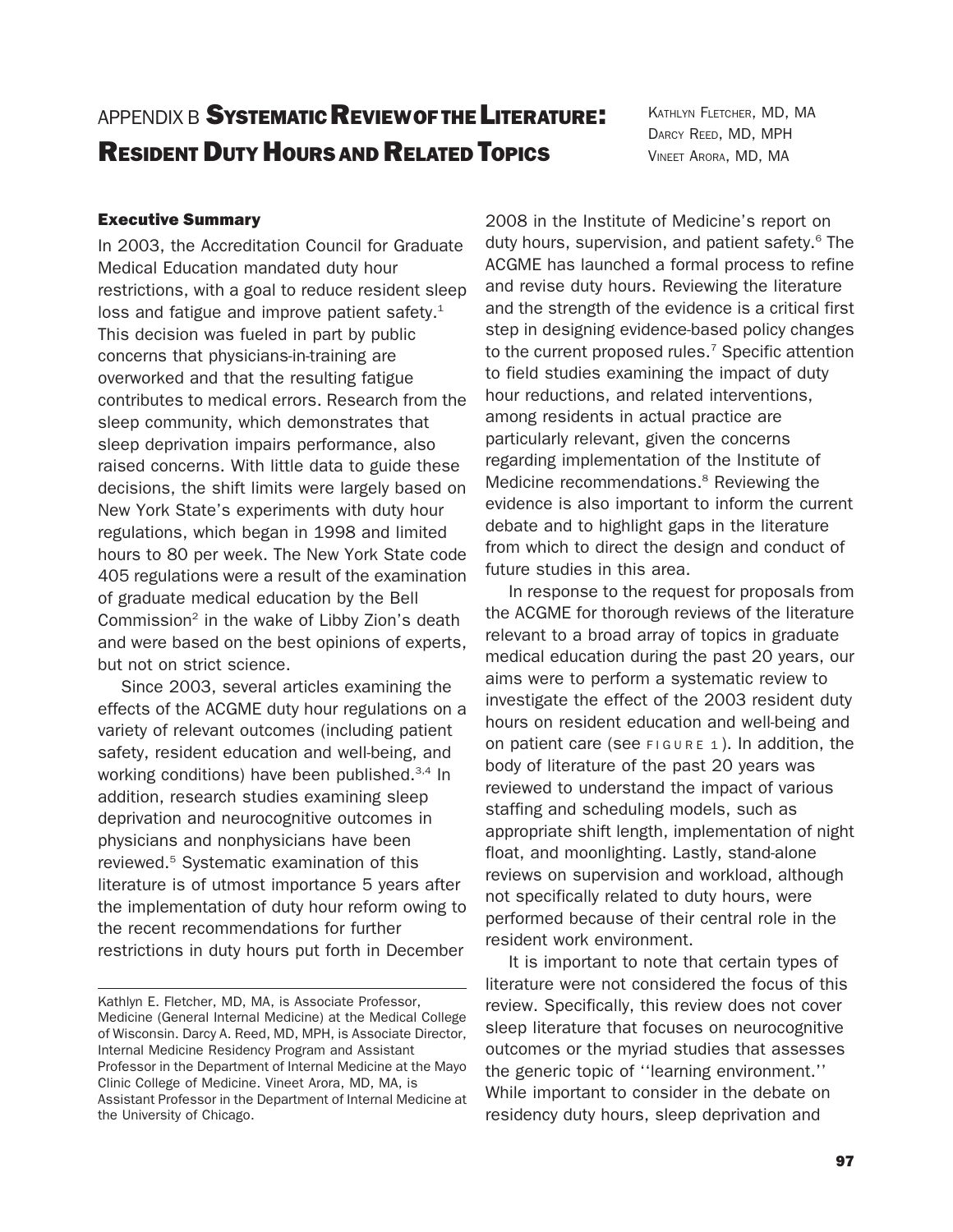# APPENDIX B Systematic Review of the Literature: Resident Duty Hours and Related Topics

Kathlyn Fletcher, MD, MA
Darcy Reed, MD, MPH
Vineet Arora, MD, MA

## Executive Summary

In 2003, the Accreditation Council for Graduate Medical Education mandated duty hour restrictions, with a goal to reduce resident sleep loss and fatigue and improve patient safety.[1] This decision was fueled in part by public concerns that physicians-in-training are overworked and that the resulting fatigue contributes to medical errors. Research from the sleep community, which demonstrates that sleep deprivation impairs performance, also raised concerns. With little data to guide these decisions, the shift limits were largely based on New York State's experiments with duty hour regulations, which began in 1998 and limited hours to 80 per week. The New York State code 405 regulations were a result of the examination of graduate medical education by the Bell Commission[2] in the wake of Libby Zion's death and were based on the best opinions of experts, but not on strict science.

Since 2003, several articles examining the effects of the ACGME duty hour regulations on a variety of relevant outcomes (including patient safety, resident education and well-being, and working conditions) have been published.[3,4] In addition, research studies examining sleep deprivation and neurocognitive outcomes in physicians and nonphysicians have been reviewed.[5] Systematic examination of this literature is of utmost importance 5 years after the implementation of duty hour reform owing to the recent recommendations for further restrictions in duty hours put forth in December 2008 in the Institute of Medicine's report on duty hours, supervision, and patient safety.[6] The ACGME has launched a formal process to refine and revise duty hours. Reviewing the literature and the strength of the evidence is a critical first step in designing evidence-based policy changes to the current proposed rules.[7] Specific attention to field studies examining the impact of duty hour reductions, and related interventions, among residents in actual practice are particularly relevant, given the concerns regarding implementation of the Institute of Medicine recommendations.[8] Reviewing the evidence is also important to inform the current debate and to highlight gaps in the literature from which to direct the design and conduct of future studies in this area.

In response to the request for proposals from the ACGME for thorough reviews of the literature relevant to a broad array of topics in graduate medical education during the past 20 years, our aims were to perform a systematic review to investigate the effect of the 2003 resident duty hours on resident education and well-being and on patient care (see FIGURE 1). In addition, the body of literature of the past 20 years was reviewed to understand the impact of various staffing and scheduling models, such as appropriate shift length, implementation of night float, and moonlighting. Lastly, stand-alone reviews on supervision and workload, although not specifically related to duty hours, were performed because of their central role in the resident work environment.

It is important to note that certain types of literature were not considered the focus of this review. Specifically, this review does not cover sleep literature that focuses on neurocognitive outcomes or the myriad studies that assesses the generic topic of ''learning environment.'' While important to consider in the debate on residency duty hours, sleep deprivation and

Kathlyn E. Fletcher, MD, MA, is Associate Professor, Medicine (General Internal Medicine) at the Medical College of Wisconsin. Darcy A. Reed, MD, MPH, is Associate Director, Internal Medicine Residency Program and Assistant Professor in the Department of Internal Medicine at the Mayo Clinic College of Medicine. Vineet Arora, MD, MA, is Assistant Professor in the Department of Internal Medicine at the University of Chicago.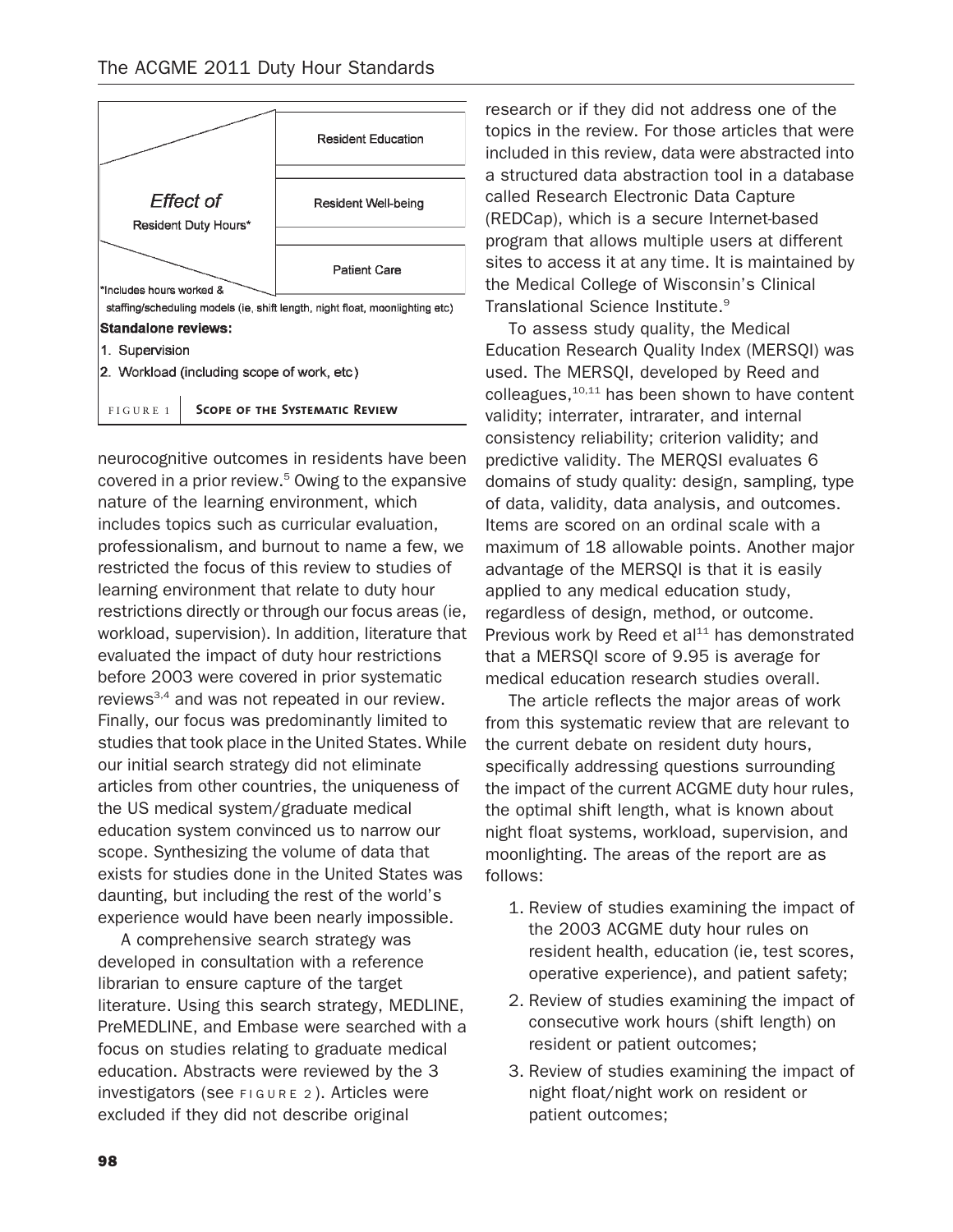| | Resident Education |
|---|---|
| *Effect of* Resident Duty Hours* | Resident Well-being |
| | Patient Care |

*Includes hours worked & staffing/scheduling models (ie, shift length, night float, moonlighting etc)

**Standalone reviews:**

1. Supervision
2. Workload (including scope of work, etc)

FIGURE 1 **Scope of the Systematic Review**

neurocognitive outcomes in residents have been covered in a prior review.[5] Owing to the expansive nature of the learning environment, which includes topics such as curricular evaluation, professionalism, and burnout to name a few, we restricted the focus of this review to studies of learning environment that relate to duty hour restrictions directly or through our focus areas (ie, workload, supervision). In addition, literature that evaluated the impact of duty hour restrictions before 2003 were covered in prior systematic reviews[3,4] and was not repeated in our review. Finally, our focus was predominantly limited to studies that took place in the United States. While our initial search strategy did not eliminate articles from other countries, the uniqueness of the US medical system/graduate medical education system convinced us to narrow our scope. Synthesizing the volume of data that exists for studies done in the United States was daunting, but including the rest of the world's experience would have been nearly impossible.

A comprehensive search strategy was developed in consultation with a reference librarian to ensure capture of the target literature. Using this search strategy, MEDLINE, PreMEDLINE, and Embase were searched with a focus on studies relating to graduate medical education. Abstracts were reviewed by the 3 investigators (see FIGURE 2). Articles were excluded if they did not describe original research or if they did not address one of the topics in the review. For those articles that were included in this review, data were abstracted into a structured data abstraction tool in a database called Research Electronic Data Capture (REDCap), which is a secure Internet-based program that allows multiple users at different sites to access it at any time. It is maintained by the Medical College of Wisconsin's Clinical Translational Science Institute.[9]

To assess study quality, the Medical Education Research Quality Index (MERSQI) was used. The MERSQI, developed by Reed and colleagues,[10,11] has been shown to have content validity; interrater, intrarater, and internal consistency reliability; criterion validity; and predictive validity. The MERQSI evaluates 6 domains of study quality: design, sampling, type of data, validity, data analysis, and outcomes. Items are scored on an ordinal scale with a maximum of 18 allowable points. Another major advantage of the MERSQI is that it is easily applied to any medical education study, regardless of design, method, or outcome. Previous work by Reed et al[11] has demonstrated that a MERSQI score of 9.95 is average for medical education research studies overall.

The article reflects the major areas of work from this systematic review that are relevant to the current debate on resident duty hours, specifically addressing questions surrounding the impact of the current ACGME duty hour rules, the optimal shift length, what is known about night float systems, workload, supervision, and moonlighting. The areas of the report are as follows:

1. Review of studies examining the impact of the 2003 ACGME duty hour rules on resident health, education (ie, test scores, operative experience), and patient safety;
2. Review of studies examining the impact of consecutive work hours (shift length) on resident or patient outcomes;
3. Review of studies examining the impact of night float/night work on resident or patient outcomes;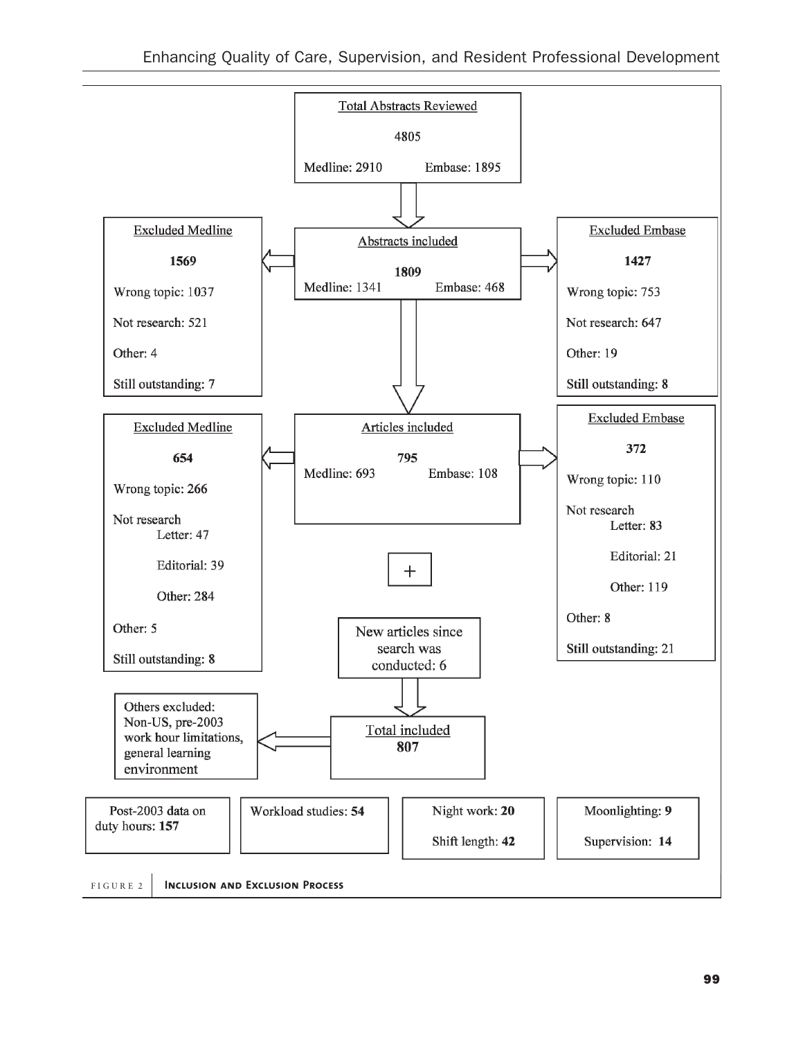**Total Abstracts Reviewed**

4805

Medline: 2910 Embase: 1895

**Excluded Medline**

**1569**

Wrong topic: 1037

Not research: 521

Other: 4

Still outstanding: **7**

**Abstracts included**

**1809**

Medline: 1341 Embase: 468

**Excluded Embase**

**1427**

Wrong topic: 753

Not research: 647

Other: 19

Still outstanding: **8**

**Excluded Medline**

**654**

Wrong topic: **266**

Not research

- Letter: 47
- Editorial: 39
- Other: 284

Other: 5

Still outstanding: **8**

**Articles included**

**795**

Medline: 693 Embase: 108

+

New articles since search was conducted: 6

**Excluded Embase**

**372**

Wrong topic: 110

Not research

- Letter: **83**
- Editorial: 21
- Other: 119

Other: **8**

Still outstanding: 21

Others excluded: Non-US, pre-2003 work hour limitations, general learning environment

**Total included**

**807**

Post-2003 data on duty hours: **157**

Workload studies: **54**

Night work: **20**

Shift length: **42**

Moonlighting: **9**

Supervision: **14**

FIGURE 2 **Inclusion and Exclusion Process**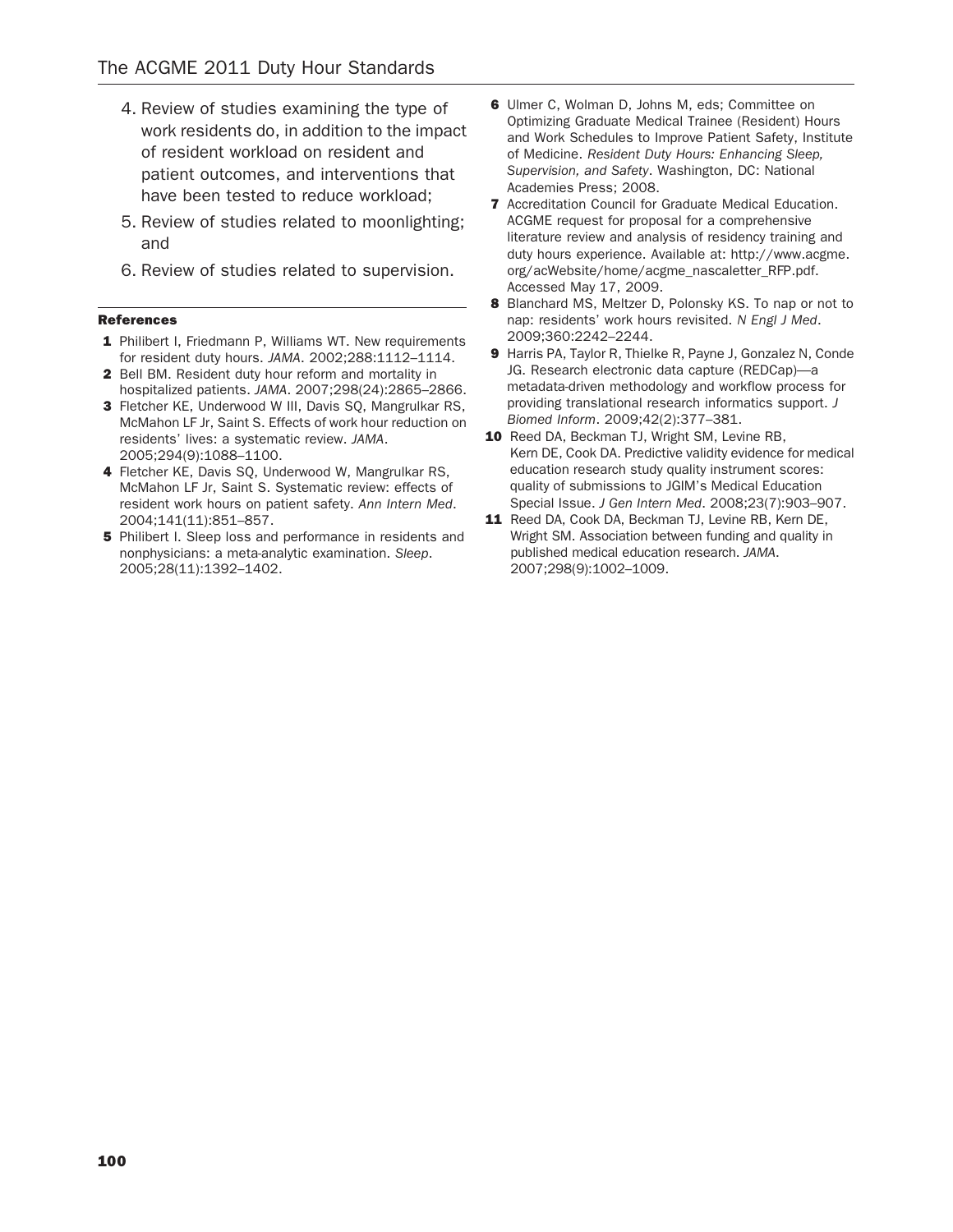4. Review of studies examining the type of work residents do, in addition to the impact of resident workload on resident and patient outcomes, and interventions that have been tested to reduce workload;
5. Review of studies related to moonlighting; and
6. Review of studies related to supervision.

---

### References

1. Philibert I, Friedmann P, Williams WT. New requirements for resident duty hours. *JAMA*. 2002;288:1112–1114.
2. Bell BM. Resident duty hour reform and mortality in hospitalized patients. *JAMA*. 2007;298(24):2865–2866.
3. Fletcher KE, Underwood W III, Davis SQ, Mangrulkar RS, McMahon LF Jr, Saint S. Effects of work hour reduction on residents' lives: a systematic review. *JAMA*. 2005;294(9):1088–1100.
4. Fletcher KE, Davis SQ, Underwood W, Mangrulkar RS, McMahon LF Jr, Saint S. Systematic review: effects of resident work hours on patient safety. *Ann Intern Med*. 2004;141(11):851–857.
5. Philibert I. Sleep loss and performance in residents and nonphysicians: a meta-analytic examination. *Sleep*. 2005;28(11):1392–1402.
6. Ulmer C, Wolman D, Johns M, eds; Committee on Optimizing Graduate Medical Trainee (Resident) Hours and Work Schedules to Improve Patient Safety, Institute of Medicine. *Resident Duty Hours: Enhancing Sleep, Supervision, and Safety*. Washington, DC: National Academies Press; 2008.
7. Accreditation Council for Graduate Medical Education. ACGME request for proposal for a comprehensive literature review and analysis of residency training and duty hours experience. Available at: http://www.acgme.org/acWebsite/home/acgme_nascaletter_RFP.pdf. Accessed May 17, 2009.
8. Blanchard MS, Meltzer D, Polonsky KS. To nap or not to nap: residents' work hours revisited. *N Engl J Med*. 2009;360:2242–2244.
9. Harris PA, Taylor R, Thielke R, Payne J, Gonzalez N, Conde JG. Research electronic data capture (REDCap)—a metadata-driven methodology and workflow process for providing translational research informatics support. *J Biomed Inform*. 2009;42(2):377–381.
10. Reed DA, Beckman TJ, Wright SM, Levine RB, Kern DE, Cook DA. Predictive validity evidence for medical education research study quality instrument scores: quality of submissions to JGIM's Medical Education Special Issue. *J Gen Intern Med*. 2008;23(7):903–907.
11. Reed DA, Cook DA, Beckman TJ, Levine RB, Kern DE, Wright SM. Association between funding and quality in published medical education research. *JAMA*. 2007;298(9):1002–1009.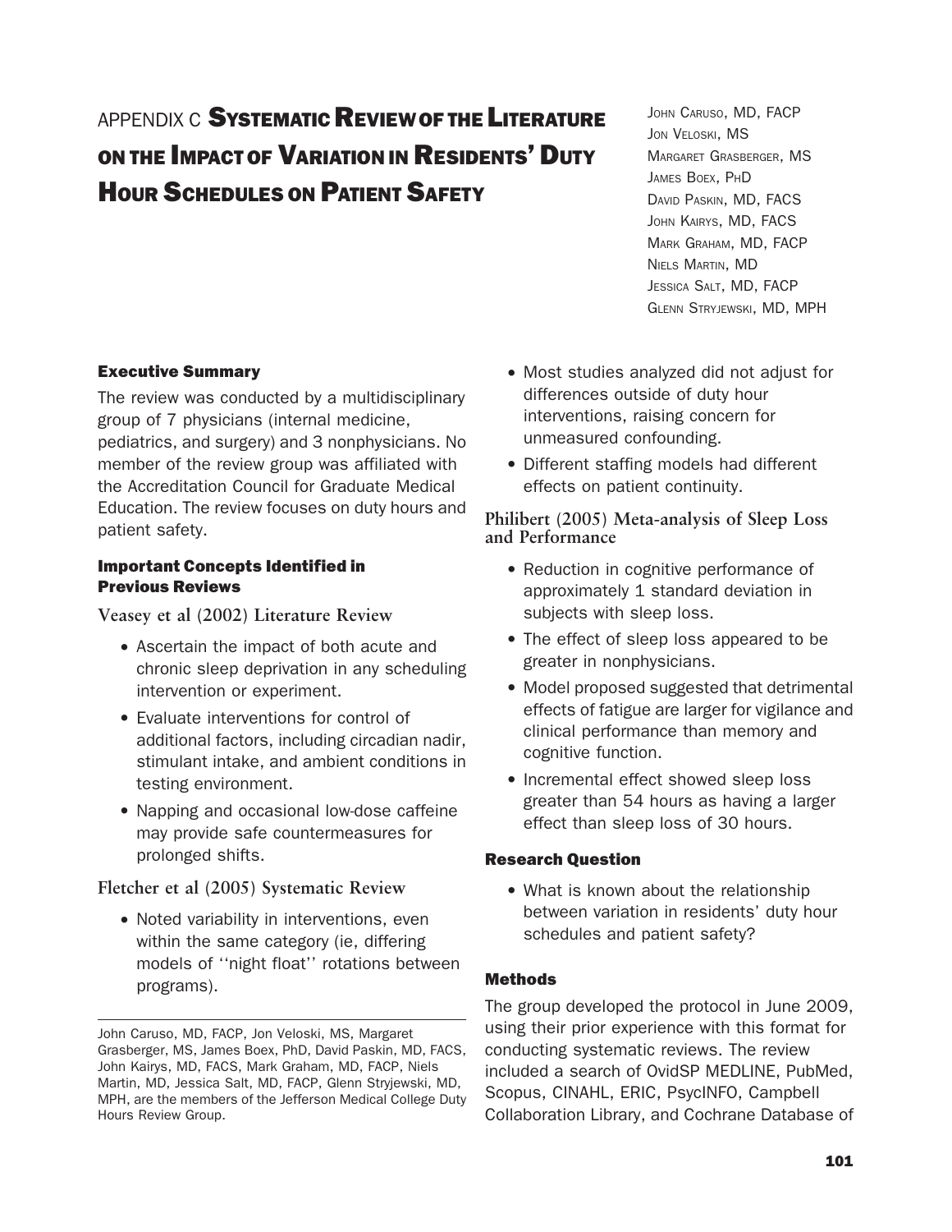# APPENDIX C Systematic Review of the Literature on the Impact of Variation in Residents' Duty Hour Schedules on Patient Safety

John Caruso, MD, FACP
Jon Veloski, MS
Margaret Grasberger, MS
James Boex, PhD
David Paskin, MD, FACS
John Kairys, MD, FACS
Mark Graham, MD, FACP
Niels Martin, MD
Jessica Salt, MD, FACP
Glenn Stryjewski, MD, MPH

## Executive Summary

The review was conducted by a multidisciplinary group of 7 physicians (internal medicine, pediatrics, and surgery) and 3 nonphysicians. No member of the review group was affiliated with the Accreditation Council for Graduate Medical Education. The review focuses on duty hours and patient safety.

### Important Concepts Identified in Previous Reviews

#### Veasey et al (2002) Literature Review

- Ascertain the impact of both acute and chronic sleep deprivation in any scheduling intervention or experiment.
- Evaluate interventions for control of additional factors, including circadian nadir, stimulant intake, and ambient conditions in testing environment.
- Napping and occasional low-dose caffeine may provide safe countermeasures for prolonged shifts.

#### Fletcher et al (2005) Systematic Review

- Noted variability in interventions, even within the same category (ie, differing models of ''night float'' rotations between programs).
- Most studies analyzed did not adjust for differences outside of duty hour interventions, raising concern for unmeasured confounding.
- Different staffing models had different effects on patient continuity.

#### Philibert (2005) Meta-analysis of Sleep Loss and Performance

- Reduction in cognitive performance of approximately 1 standard deviation in subjects with sleep loss.
- The effect of sleep loss appeared to be greater in nonphysicians.
- Model proposed suggested that detrimental effects of fatigue are larger for vigilance and clinical performance than memory and cognitive function.
- Incremental effect showed sleep loss greater than 54 hours as having a larger effect than sleep loss of 30 hours.

### Research Question

- What is known about the relationship between variation in residents' duty hour schedules and patient safety?

### Methods

The group developed the protocol in June 2009, using their prior experience with this format for conducting systematic reviews. The review included a search of OvidSP MEDLINE, PubMed, Scopus, CINAHL, ERIC, PsycINFO, Campbell Collaboration Library, and Cochrane Database of

---

John Caruso, MD, FACP, Jon Veloski, MS, Margaret Grasberger, MS, James Boex, PhD, David Paskin, MD, FACS, John Kairys, MD, FACS, Mark Graham, MD, FACP, Niels Martin, MD, Jessica Salt, MD, FACP, Glenn Stryjewski, MD, MPH, are the members of the Jefferson Medical College Duty Hours Review Group.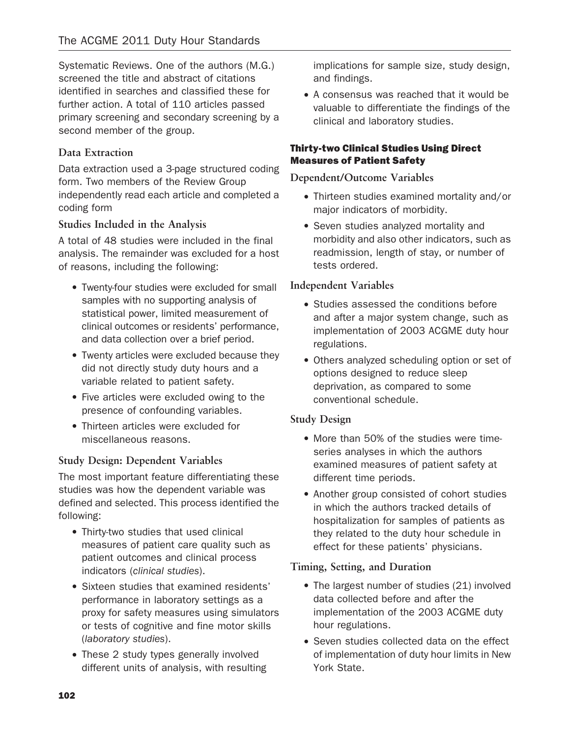Systematic Reviews. One of the authors (M.G.) screened the title and abstract of citations identified in searches and classified these for further action. A total of 110 articles passed primary screening and secondary screening by a second member of the group.

### Data Extraction

Data extraction used a 3-page structured coding form. Two members of the Review Group independently read each article and completed a coding form

### Studies Included in the Analysis

A total of 48 studies were included in the final analysis. The remainder was excluded for a host of reasons, including the following:

- Twenty-four studies were excluded for small samples with no supporting analysis of statistical power, limited measurement of clinical outcomes or residents' performance, and data collection over a brief period.
- Twenty articles were excluded because they did not directly study duty hours and a variable related to patient safety.
- Five articles were excluded owing to the presence of confounding variables.
- Thirteen articles were excluded for miscellaneous reasons.

### Study Design: Dependent Variables

The most important feature differentiating these studies was how the dependent variable was defined and selected. This process identified the following:

- Thirty-two studies that used clinical measures of patient care quality such as patient outcomes and clinical process indicators (*clinical studies*).
- Sixteen studies that examined residents' performance in laboratory settings as a proxy for safety measures using simulators or tests of cognitive and fine motor skills (*laboratory studies*).
- These 2 study types generally involved different units of analysis, with resulting implications for sample size, study design, and findings.
- A consensus was reached that it would be valuable to differentiate the findings of the clinical and laboratory studies.

## Thirty-two Clinical Studies Using Direct Measures of Patient Safety

### Dependent/Outcome Variables

- Thirteen studies examined mortality and/or major indicators of morbidity.
- Seven studies analyzed mortality and morbidity and also other indicators, such as readmission, length of stay, or number of tests ordered.

### Independent Variables

- Studies assessed the conditions before and after a major system change, such as implementation of 2003 ACGME duty hour regulations.
- Others analyzed scheduling option or set of options designed to reduce sleep deprivation, as compared to some conventional schedule.

### Study Design

- More than 50% of the studies were time-series analyses in which the authors examined measures of patient safety at different time periods.
- Another group consisted of cohort studies in which the authors tracked details of hospitalization for samples of patients as they related to the duty hour schedule in effect for these patients' physicians.

### Timing, Setting, and Duration

- The largest number of studies (21) involved data collected before and after the implementation of the 2003 ACGME duty hour regulations.
- Seven studies collected data on the effect of implementation of duty hour limits in New York State.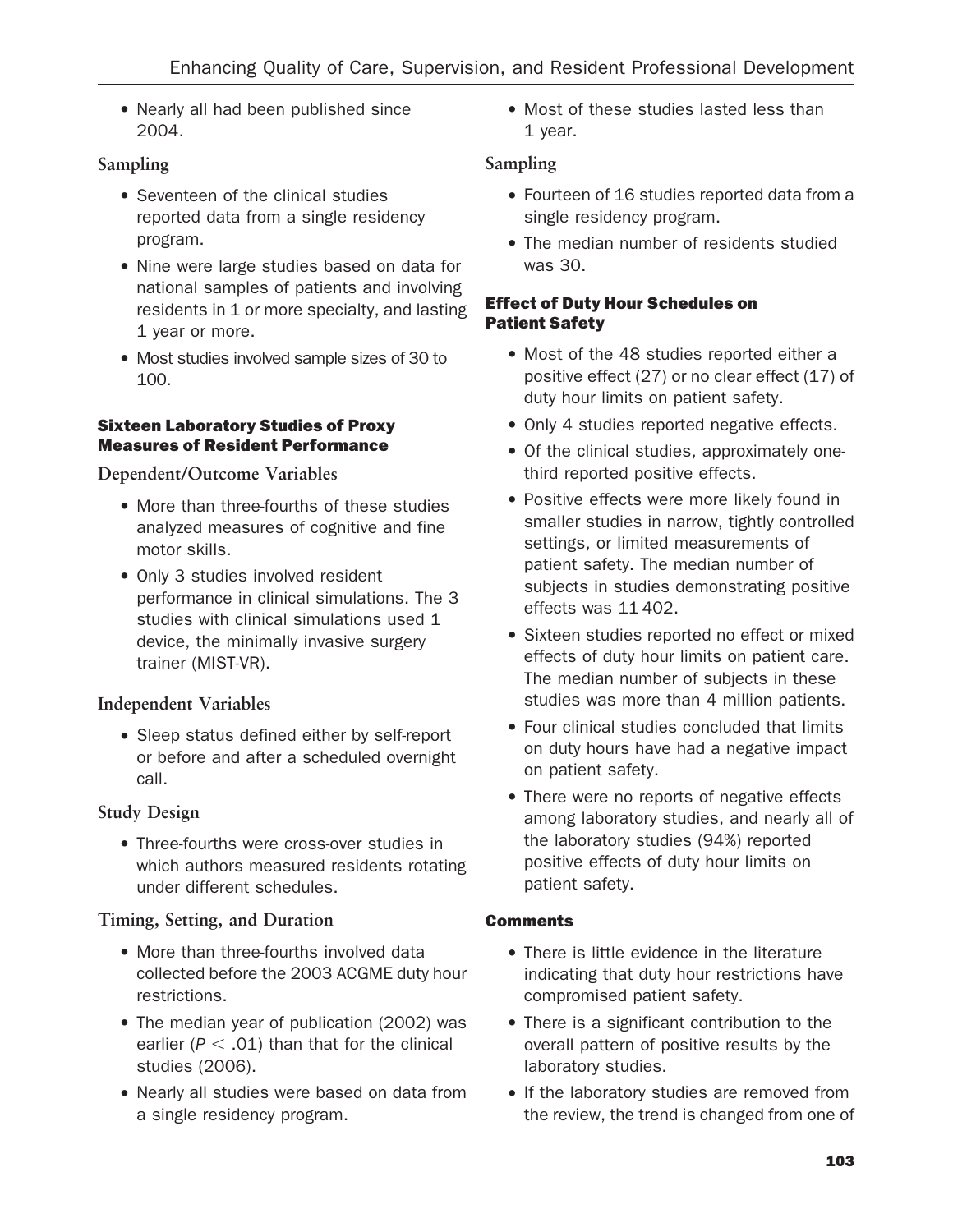- Nearly all had been published since 2004.

### Sampling

- Seventeen of the clinical studies reported data from a single residency program.
- Nine were large studies based on data for national samples of patients and involving residents in 1 or more specialty, and lasting 1 year or more.
- Most studies involved sample sizes of 30 to 100.

## Sixteen Laboratory Studies of Proxy Measures of Resident Performance

### Dependent/Outcome Variables

- More than three-fourths of these studies analyzed measures of cognitive and fine motor skills.
- Only 3 studies involved resident performance in clinical simulations. The 3 studies with clinical simulations used 1 device, the minimally invasive surgery trainer (MIST-VR).

### Independent Variables

- Sleep status defined either by self-report or before and after a scheduled overnight call.

### Study Design

- Three-fourths were cross-over studies in which authors measured residents rotating under different schedules.

### Timing, Setting, and Duration

- More than three-fourths involved data collected before the 2003 ACGME duty hour restrictions.
- The median year of publication (2002) was earlier ($P < .01$) than that for the clinical studies (2006).
- Nearly all studies were based on data from a single residency program.
- Most of these studies lasted less than 1 year.

### Sampling

- Fourteen of 16 studies reported data from a single residency program.
- The median number of residents studied was 30.

## Effect of Duty Hour Schedules on Patient Safety

- Most of the 48 studies reported either a positive effect (27) or no clear effect (17) of duty hour limits on patient safety.
- Only 4 studies reported negative effects.
- Of the clinical studies, approximately one-third reported positive effects.
- Positive effects were more likely found in smaller studies in narrow, tightly controlled settings, or limited measurements of patient safety. The median number of subjects in studies demonstrating positive effects was 11 402.
- Sixteen studies reported no effect or mixed effects of duty hour limits on patient care. The median number of subjects in these studies was more than 4 million patients.
- Four clinical studies concluded that limits on duty hours have had a negative impact on patient safety.
- There were no reports of negative effects among laboratory studies, and nearly all of the laboratory studies (94%) reported positive effects of duty hour limits on patient safety.

## Comments

- There is little evidence in the literature indicating that duty hour restrictions have compromised patient safety.
- There is a significant contribution to the overall pattern of positive results by the laboratory studies.
- If the laboratory studies are removed from the review, the trend is changed from one of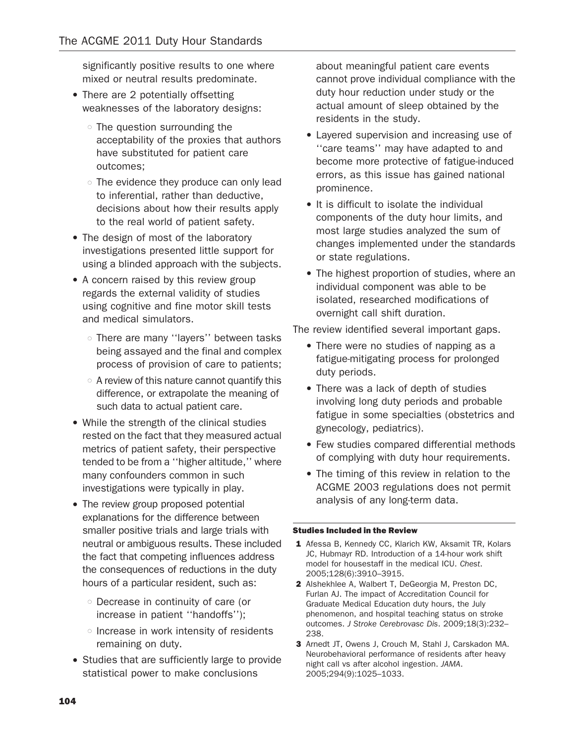significantly positive results to one where mixed or neutral results predominate.

- There are 2 potentially offsetting weaknesses of the laboratory designs:
  - The question surrounding the acceptability of the proxies that authors have substituted for patient care outcomes;
  - The evidence they produce can only lead to inferential, rather than deductive, decisions about how their results apply to the real world of patient safety.
- The design of most of the laboratory investigations presented little support for using a blinded approach with the subjects.
- A concern raised by this review group regards the external validity of studies using cognitive and fine motor skill tests and medical simulators.
  - There are many ''layers'' between tasks being assayed and the final and complex process of provision of care to patients;
  - A review of this nature cannot quantify this difference, or extrapolate the meaning of such data to actual patient care.
- While the strength of the clinical studies rested on the fact that they measured actual metrics of patient safety, their perspective tended to be from a ''higher altitude,'' where many confounders common in such investigations were typically in play.
- The review group proposed potential explanations for the difference between smaller positive trials and large trials with neutral or ambiguous results. These included the fact that competing influences address the consequences of reductions in the duty hours of a particular resident, such as:
  - Decrease in continuity of care (or increase in patient ''handoffs'');
  - Increase in work intensity of residents remaining on duty.
- Studies that are sufficiently large to provide statistical power to make conclusions about meaningful patient care events cannot prove individual compliance with the duty hour reduction under study or the actual amount of sleep obtained by the residents in the study.
- Layered supervision and increasing use of ''care teams'' may have adapted to and become more protective of fatigue-induced errors, as this issue has gained national prominence.
- It is difficult to isolate the individual components of the duty hour limits, and most large studies analyzed the sum of changes implemented under the standards or state regulations.
- The highest proportion of studies, where an individual component was able to be isolated, researched modifications of overnight call shift duration.

The review identified several important gaps.

- There were no studies of napping as a fatigue-mitigating process for prolonged duty periods.
- There was a lack of depth of studies involving long duty periods and probable fatigue in some specialties (obstetrics and gynecology, pediatrics).
- Few studies compared differential methods of complying with duty hour requirements.
- The timing of this review in relation to the ACGME 2003 regulations does not permit analysis of any long-term data.

#### Studies Included in the Review

1. Afessa B, Kennedy CC, Klarich KW, Aksamit TR, Kolars JC, Hubmayr RD. Introduction of a 14-hour work shift model for housestaff in the medical ICU. *Chest*. 2005;128(6):3910–3915.
2. Alshekhlee A, Walbert T, DeGeorgia M, Preston DC, Furlan AJ. The impact of Accreditation Council for Graduate Medical Education duty hours, the July phenomenon, and hospital teaching status on stroke outcomes. *J Stroke Cerebrovasc Dis*. 2009;18(3):232–238.
3. Arnedt JT, Owens J, Crouch M, Stahl J, Carskadon MA. Neurobehavioral performance of residents after heavy night call vs after alcohol ingestion. *JAMA*. 2005;294(9):1025–1033.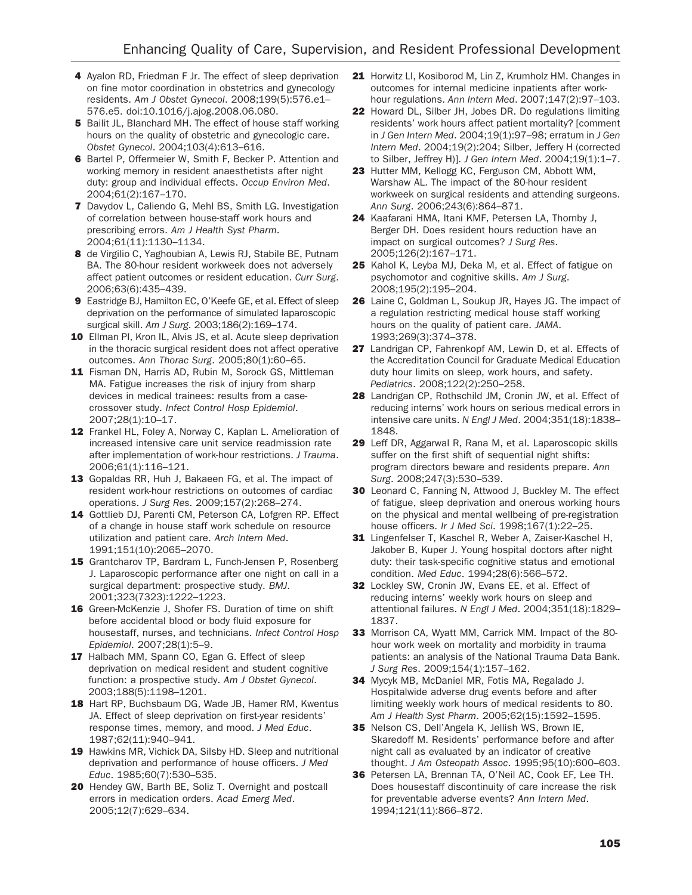4 Ayalon RD, Friedman F Jr. The effect of sleep deprivation on fine motor coordination in obstetrics and gynecology residents. *Am J Obstet Gynecol*. 2008;199(5):576.e1–576.e5. doi:10.1016/j.ajog.2008.06.080.

5 Bailit JL, Blanchard MH. The effect of house staff working hours on the quality of obstetric and gynecologic care. *Obstet Gynecol*. 2004;103(4):613–616.

6 Bartel P, Offermeier W, Smith F, Becker P. Attention and working memory in resident anaesthetists after night duty: group and individual effects. *Occup Environ Med*. 2004;61(2):167–170.

7 Davydov L, Caliendo G, Mehl BS, Smith LG. Investigation of correlation between house-staff work hours and prescribing errors. *Am J Health Syst Pharm*. 2004;61(11):1130–1134.

8 de Virgilio C, Yaghoubian A, Lewis RJ, Stabile BE, Putnam BA. The 80-hour resident workweek does not adversely affect patient outcomes or resident education. *Curr Surg*. 2006;63(6):435–439.

9 Eastridge BJ, Hamilton EC, O'Keefe GE, et al. Effect of sleep deprivation on the performance of simulated laparoscopic surgical skill. *Am J Surg*. 2003;186(2):169–174.

10 Ellman PI, Kron IL, Alvis JS, et al. Acute sleep deprivation in the thoracic surgical resident does not affect operative outcomes. *Ann Thorac Surg*. 2005;80(1):60–65.

11 Fisman DN, Harris AD, Rubin M, Sorock GS, Mittleman MA. Fatigue increases the risk of injury from sharp devices in medical trainees: results from a case-crossover study. *Infect Control Hosp Epidemiol*. 2007;28(1):10–17.

12 Frankel HL, Foley A, Norway C, Kaplan L. Amelioration of increased intensive care unit service readmission rate after implementation of work-hour restrictions. *J Trauma*. 2006;61(1):116–121.

13 Gopaldas RR, Huh J, Bakaeen FG, et al. The impact of resident work-hour restrictions on outcomes of cardiac operations. *J Surg Res*. 2009;157(2):268–274.

14 Gottlieb DJ, Parenti CM, Peterson CA, Lofgren RP. Effect of a change in house staff work schedule on resource utilization and patient care. *Arch Intern Med*. 1991;151(10):2065–2070.

15 Grantcharov TP, Bardram L, Funch-Jensen P, Rosenberg J. Laparoscopic performance after one night on call in a surgical department: prospective study. *BMJ*. 2001;323(7323):1222–1223.

16 Green-McKenzie J, Shofer FS. Duration of time on shift before accidental blood or body fluid exposure for housestaff, nurses, and technicians. *Infect Control Hosp Epidemiol*. 2007;28(1):5–9.

17 Halbach MM, Spann CO, Egan G. Effect of sleep deprivation on medical resident and student cognitive function: a prospective study. *Am J Obstet Gynecol*. 2003;188(5):1198–1201.

18 Hart RP, Buchsbaum DG, Wade JB, Hamer RM, Kwentus JA. Effect of sleep deprivation on first-year residents' response times, memory, and mood. *J Med Educ*. 1987;62(11):940–941.

19 Hawkins MR, Vichick DA, Silsby HD. Sleep and nutritional deprivation and performance of house officers. *J Med Educ*. 1985;60(7):530–535.

20 Hendey GW, Barth BE, Soliz T. Overnight and postcall errors in medication orders. *Acad Emerg Med*. 2005;12(7):629–634.

21 Horwitz LI, Kosiborod M, Lin Z, Krumholz HM. Changes in outcomes for internal medicine inpatients after work-hour regulations. *Ann Intern Med*. 2007;147(2):97–103.

22 Howard DL, Silber JH, Jobes DR. Do regulations limiting residents' work hours affect patient mortality? [comment in *J Gen Intern Med*. 2004;19(1):97–98; erratum in *J Gen Intern Med*. 2004;19(2):204; Silber, Jeffery H (corrected to Silber, Jeffrey H)]. *J Gen Intern Med*. 2004;19(1):1–7.

23 Hutter MM, Kellogg KC, Ferguson CM, Abbott WM, Warshaw AL. The impact of the 80-hour resident workweek on surgical residents and attending surgeons. *Ann Surg*. 2006;243(6):864–871.

24 Kaafarani HMA, Itani KMF, Petersen LA, Thornby J, Berger DH. Does resident hours reduction have an impact on surgical outcomes? *J Surg Res*. 2005;126(2):167–171.

25 Kahol K, Leyba MJ, Deka M, et al. Effect of fatigue on psychomotor and cognitive skills. *Am J Surg*. 2008;195(2):195–204.

26 Laine C, Goldman L, Soukup JR, Hayes JG. The impact of a regulation restricting medical house staff working hours on the quality of patient care. *JAMA*. 1993;269(3):374–378.

27 Landrigan CP, Fahrenkopf AM, Lewin D, et al. Effects of the Accreditation Council for Graduate Medical Education duty hour limits on sleep, work hours, and safety. *Pediatrics*. 2008;122(2):250–258.

28 Landrigan CP, Rothschild JM, Cronin JW, et al. Effect of reducing interns' work hours on serious medical errors in intensive care units. *N Engl J Med*. 2004;351(18):1838–1848.

29 Leff DR, Aggarwal R, Rana M, et al. Laparoscopic skills suffer on the first shift of sequential night shifts: program directors beware and residents prepare. *Ann Surg*. 2008;247(3):530–539.

30 Leonard C, Fanning N, Attwood J, Buckley M. The effect of fatigue, sleep deprivation and onerous working hours on the physical and mental wellbeing of pre-registration house officers. *Ir J Med Sci*. 1998;167(1):22–25.

31 Lingenfelser T, Kaschel R, Weber A, Zaiser-Kaschel H, Jakober B, Kuper J. Young hospital doctors after night duty: their task-specific cognitive status and emotional condition. *Med Educ*. 1994;28(6):566–572.

32 Lockley SW, Cronin JW, Evans EE, et al. Effect of reducing interns' weekly work hours on sleep and attentional failures. *N Engl J Med*. 2004;351(18):1829–1837.

33 Morrison CA, Wyatt MM, Carrick MM. Impact of the 80-hour work week on mortality and morbidity in trauma patients: an analysis of the National Trauma Data Bank. *J Surg Res*. 2009;154(1):157–162.

34 Mycyk MB, McDaniel MR, Fotis MA, Regalado J. Hospitalwide adverse drug events before and after limiting weekly work hours of medical residents to 80. *Am J Health Syst Pharm*. 2005;62(15):1592–1595.

35 Nelson CS, Dell'Angela K, Jellish WS, Brown IE, Skaredoff M. Residents' performance before and after night call as evaluated by an indicator of creative thought. *J Am Osteopath Assoc*. 1995;95(10):600–603.

36 Petersen LA, Brennan TA, O'Neil AC, Cook EF, Lee TH. Does housestaff discontinuity of care increase the risk for preventable adverse events? *Ann Intern Med*. 1994;121(11):866–872.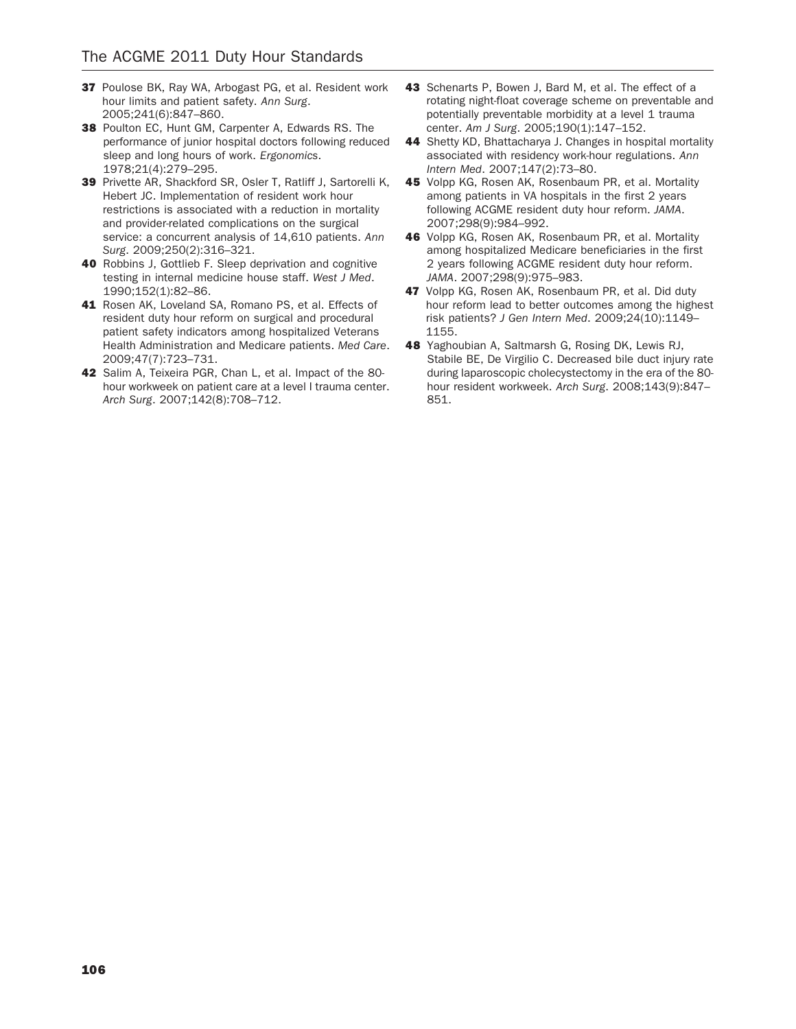37 Poulose BK, Ray WA, Arbogast PG, et al. Resident work hour limits and patient safety. *Ann Surg*. 2005;241(6):847–860.

38 Poulton EC, Hunt GM, Carpenter A, Edwards RS. The performance of junior hospital doctors following reduced sleep and long hours of work. *Ergonomics*. 1978;21(4):279–295.

39 Privette AR, Shackford SR, Osler T, Ratliff J, Sartorelli K, Hebert JC. Implementation of resident work hour restrictions is associated with a reduction in mortality and provider-related complications on the surgical service: a concurrent analysis of 14,610 patients. *Ann Surg*. 2009;250(2):316–321.

40 Robbins J, Gottlieb F. Sleep deprivation and cognitive testing in internal medicine house staff. *West J Med*. 1990;152(1):82–86.

41 Rosen AK, Loveland SA, Romano PS, et al. Effects of resident duty hour reform on surgical and procedural patient safety indicators among hospitalized Veterans Health Administration and Medicare patients. *Med Care*. 2009;47(7):723–731.

42 Salim A, Teixeira PGR, Chan L, et al. Impact of the 80-hour workweek on patient care at a level I trauma center. *Arch Surg*. 2007;142(8):708–712.

43 Schenarts P, Bowen J, Bard M, et al. The effect of a rotating night-float coverage scheme on preventable and potentially preventable morbidity at a level 1 trauma center. *Am J Surg*. 2005;190(1):147–152.

44 Shetty KD, Bhattacharya J. Changes in hospital mortality associated with residency work-hour regulations. *Ann Intern Med*. 2007;147(2):73–80.

45 Volpp KG, Rosen AK, Rosenbaum PR, et al. Mortality among patients in VA hospitals in the first 2 years following ACGME resident duty hour reform. *JAMA*. 2007;298(9):984–992.

46 Volpp KG, Rosen AK, Rosenbaum PR, et al. Mortality among hospitalized Medicare beneficiaries in the first 2 years following ACGME resident duty hour reform. *JAMA*. 2007;298(9):975–983.

47 Volpp KG, Rosen AK, Rosenbaum PR, et al. Did duty hour reform lead to better outcomes among the highest risk patients? *J Gen Intern Med*. 2009;24(10):1149–1155.

48 Yaghoubian A, Saltmarsh G, Rosing DK, Lewis RJ, Stabile BE, De Virgilio C. Decreased bile duct injury rate during laparoscopic cholecystectomy in the era of the 80-hour resident workweek. *Arch Surg*. 2008;143(9):847–851.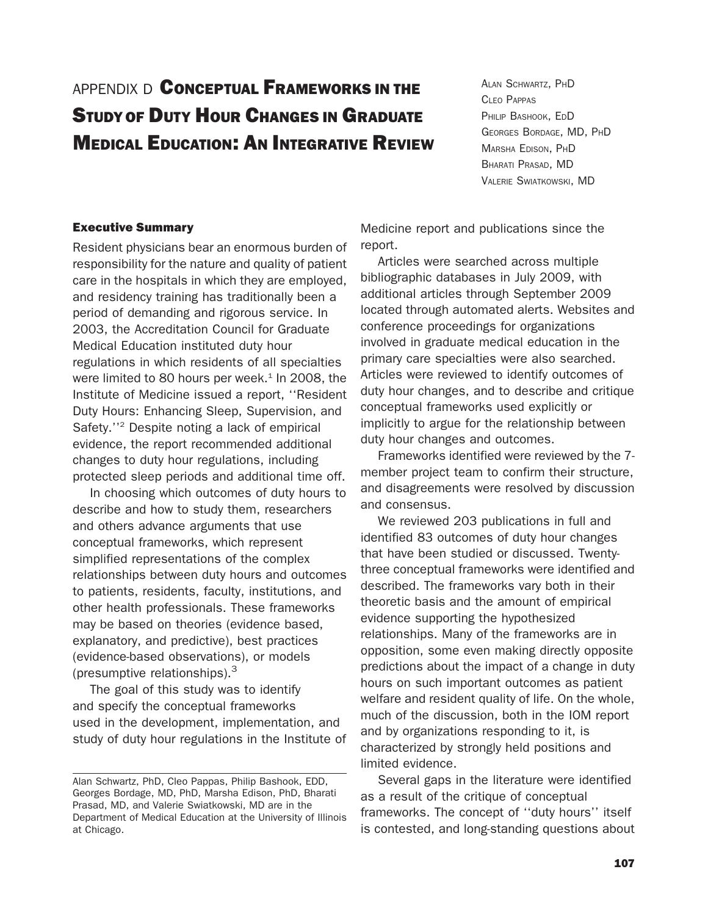# APPENDIX D Conceptual Frameworks in the Study of Duty Hour Changes in Graduate Medical Education: An Integrative Review

Alan Schwartz, PhD
Cleo Pappas
Philip Bashook, EdD
Georges Bordage, MD, PhD
Marsha Edison, PhD
Bharati Prasad, MD
Valerie Swiatkowski, MD

## Executive Summary

Resident physicians bear an enormous burden of responsibility for the nature and quality of patient care in the hospitals in which they are employed, and residency training has traditionally been a period of demanding and rigorous service. In 2003, the Accreditation Council for Graduate Medical Education instituted duty hour regulations in which residents of all specialties were limited to 80 hours per week.[1] In 2008, the Institute of Medicine issued a report, ''Resident Duty Hours: Enhancing Sleep, Supervision, and Safety.''[2] Despite noting a lack of empirical evidence, the report recommended additional changes to duty hour regulations, including protected sleep periods and additional time off.

In choosing which outcomes of duty hours to describe and how to study them, researchers and others advance arguments that use conceptual frameworks, which represent simplified representations of the complex relationships between duty hours and outcomes to patients, residents, faculty, institutions, and other health professionals. These frameworks may be based on theories (evidence based, explanatory, and predictive), best practices (evidence-based observations), or models (presumptive relationships).[3]

The goal of this study was to identify and specify the conceptual frameworks used in the development, implementation, and study of duty hour regulations in the Institute of Medicine report and publications since the report.

Articles were searched across multiple bibliographic databases in July 2009, with additional articles through September 2009 located through automated alerts. Websites and conference proceedings for organizations involved in graduate medical education in the primary care specialties were also searched. Articles were reviewed to identify outcomes of duty hour changes, and to describe and critique conceptual frameworks used explicitly or implicitly to argue for the relationship between duty hour changes and outcomes.

Frameworks identified were reviewed by the 7-member project team to confirm their structure, and disagreements were resolved by discussion and consensus.

We reviewed 203 publications in full and identified 83 outcomes of duty hour changes that have been studied or discussed. Twenty-three conceptual frameworks were identified and described. The frameworks vary both in their theoretic basis and the amount of empirical evidence supporting the hypothesized relationships. Many of the frameworks are in opposition, some even making directly opposite predictions about the impact of a change in duty hours on such important outcomes as patient welfare and resident quality of life. On the whole, much of the discussion, both in the IOM report and by organizations responding to it, is characterized by strongly held positions and limited evidence.

Several gaps in the literature were identified as a result of the critique of conceptual frameworks. The concept of ''duty hours'' itself is contested, and long-standing questions about

---

Alan Schwartz, PhD, Cleo Pappas, Philip Bashook, EDD, Georges Bordage, MD, PhD, Marsha Edison, PhD, Bharati Prasad, MD, and Valerie Swiatkowski, MD are in the Department of Medical Education at the University of Illinois at Chicago.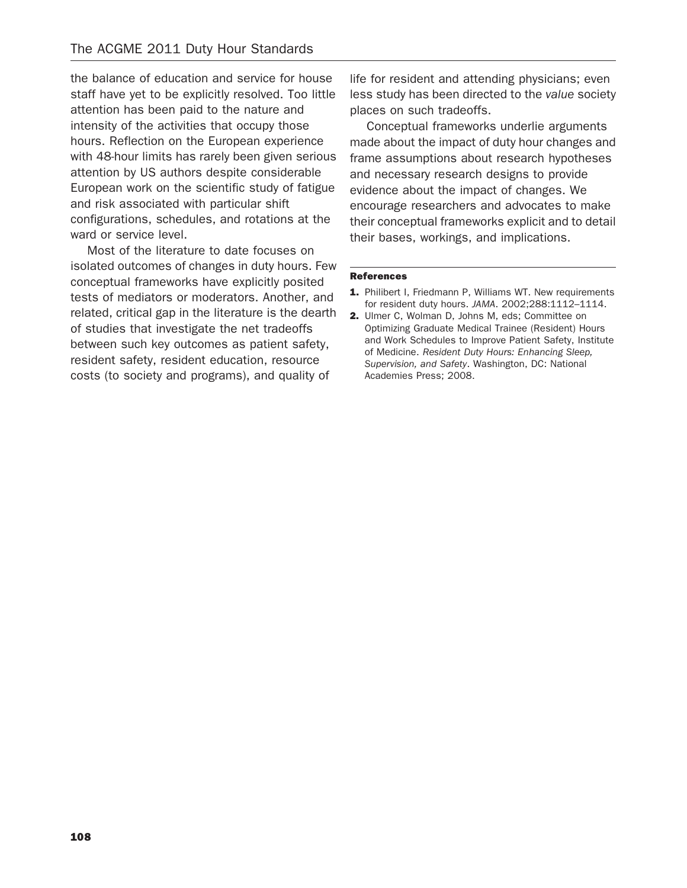the balance of education and service for house staff have yet to be explicitly resolved. Too little attention has been paid to the nature and intensity of the activities that occupy those hours. Reflection on the European experience with 48-hour limits has rarely been given serious attention by US authors despite considerable European work on the scientific study of fatigue and risk associated with particular shift configurations, schedules, and rotations at the ward or service level.

Most of the literature to date focuses on isolated outcomes of changes in duty hours. Few conceptual frameworks have explicitly posited tests of mediators or moderators. Another, and related, critical gap in the literature is the dearth of studies that investigate the net tradeoffs between such key outcomes as patient safety, resident safety, resident education, resource costs (to society and programs), and quality of life for resident and attending physicians; even less study has been directed to the *value* society places on such tradeoffs.

Conceptual frameworks underlie arguments made about the impact of duty hour changes and frame assumptions about research hypotheses and necessary research designs to provide evidence about the impact of changes. We encourage researchers and advocates to make their conceptual frameworks explicit and to detail their bases, workings, and implications.

**References**

1. Philibert I, Friedmann P, Williams WT. New requirements for resident duty hours. *JAMA*. 2002;288:1112–1114.
2. Ulmer C, Wolman D, Johns M, eds; Committee on Optimizing Graduate Medical Trainee (Resident) Hours and Work Schedules to Improve Patient Safety, Institute of Medicine. *Resident Duty Hours: Enhancing Sleep, Supervision, and Safety*. Washington, DC: National Academies Press; 2008.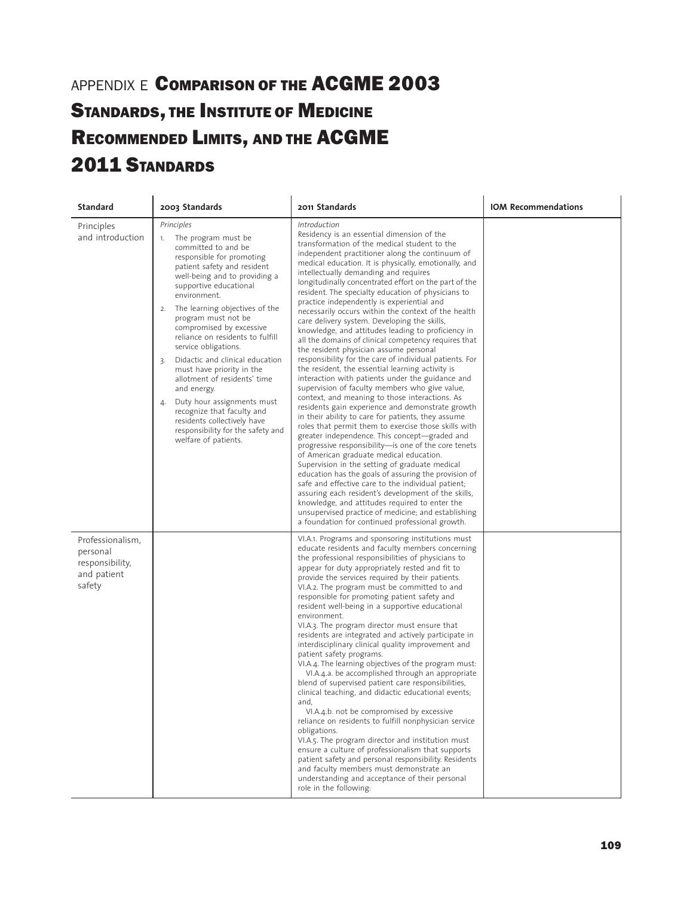# APPENDIX E Comparison of the ACGME 2003 Standards, the Institute of Medicine Recommended Limits, and the ACGME 2011 Standards

| Standard | 2003 Standards | 2011 Standards | IOM Recommendations |
|---|---|---|---|
| Principles and introduction | *Principles*<br>1. The program must be committed to and be responsible for promoting patient safety and resident well-being and to providing a supportive educational environment.<br>2. The learning objectives of the program must not be compromised by excessive reliance on residents to fulfill service obligations.<br>3. Didactic and clinical education must have priority in the allotment of residents' time and energy.<br>4. Duty hour assignments must recognize that faculty and residents collectively have responsibility for the safety and welfare of patients. | *Introduction*<br>Residency is an essential dimension of the transformation of the medical student to the independent practitioner along the continuum of medical education. It is physically, emotionally, and intellectually demanding and requires longitudinally concentrated effort on the part of the resident. The specialty education of physicians to practice independently is experiential and necessarily occurs within the context of the health care delivery system. Developing the skills, knowledge, and attitudes leading to proficiency in all the domains of clinical competency requires that the resident physician assume personal responsibility for the care of individual patients. For the resident, the essential learning activity is interaction with patients under the guidance and supervision of faculty members who give value, context, and meaning to those interactions. As residents gain experience and demonstrate growth in their ability to care for patients, they assume roles that permit them to exercise those skills with greater independence. This concept—graded and progressive responsibility—is one of the core tenets of American graduate medical education. Supervision in the setting of graduate medical education has the goals of assuring the provision of safe and effective care to the individual patient; assuring each resident's development of the skills, knowledge, and attitudes required to enter the unsupervised practice of medicine; and establishing a foundation for continued professional growth. | |
| Professionalism, personal responsibility, and patient safety | | VI.A.1. Programs and sponsoring institutions must educate residents and faculty members concerning the professional responsibilities of physicians to appear for duty appropriately rested and fit to provide the services required by their patients.<br>VI.A.2. The program must be committed to and responsible for promoting patient safety and resident well-being in a supportive educational environment.<br>VI.A.3. The program director must ensure that residents are integrated and actively participate in interdisciplinary clinical quality improvement and patient safety programs.<br>VI.A.4. The learning objectives of the program must:<br>VI.A.4.a. be accomplished through an appropriate blend of supervised patient care responsibilities, clinical teaching, and didactic educational events; and,<br>VI.A.4.b. not be compromised by excessive reliance on residents to fulfill nonphysician service obligations.<br>VI.A.5. The program director and institution must ensure a culture of professionalism that supports patient safety and personal responsibility. Residents and faculty members must demonstrate an understanding and acceptance of their personal role in the following: | |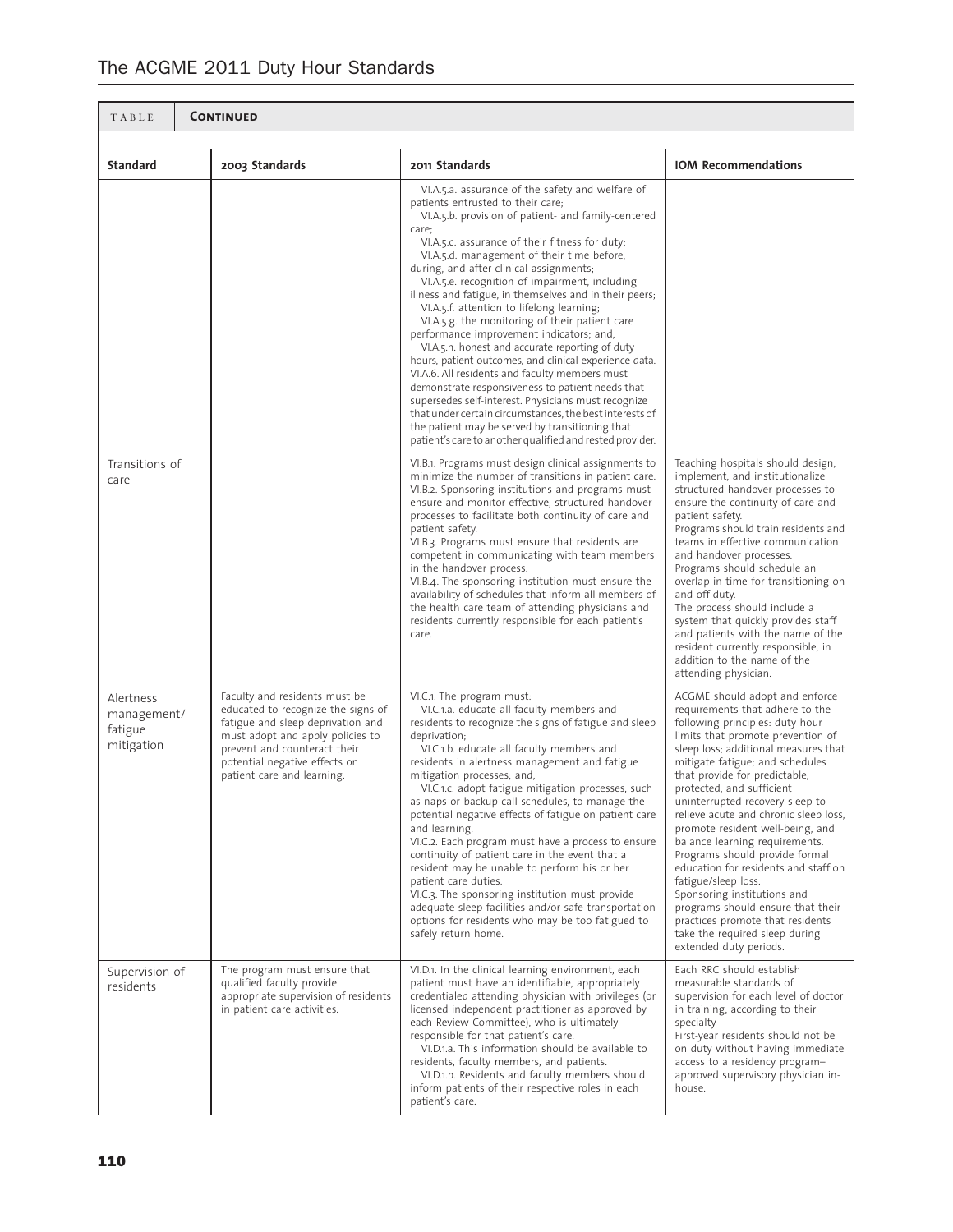TABLE **Continued**

| Standard | 2003 Standards | 2011 Standards | IOM Recommendations |
|---|---|---|---|
| | | VI.A.5.a. assurance of the safety and welfare of patients entrusted to their care; VI.A.5.b. provision of patient- and family-centered care; VI.A.5.c. assurance of their fitness for duty; VI.A.5.d. management of their time before, during, and after clinical assignments; VI.A.5.e. recognition of impairment, including illness and fatigue, in themselves and in their peers; VI.A.5.f. attention to lifelong learning; VI.A.5.g. the monitoring of their patient care performance improvement indicators; and, VI.A.5.h. honest and accurate reporting of duty hours, patient outcomes, and clinical experience data. VI.A.6. All residents and faculty members must demonstrate responsiveness to patient needs that supersedes self-interest. Physicians must recognize that under certain circumstances, the best interests of the patient may be served by transitioning that patient's care to another qualified and rested provider. | |
| Transitions of care | | VI.B.1. Programs must design clinical assignments to minimize the number of transitions in patient care. VI.B.2. Sponsoring institutions and programs must ensure and monitor effective, structured handover processes to facilitate both continuity of care and patient safety. VI.B.3. Programs must ensure that residents are competent in communicating with team members in the handover process. VI.B.4. The sponsoring institution must ensure the availability of schedules that inform all members of the health care team of attending physicians and residents currently responsible for each patient's care. | Teaching hospitals should design, implement, and institutionalize structured handover processes to ensure the continuity of care and patient safety. Programs should train residents and teams in effective communication and handover processes. Programs should schedule an overlap in time for transitioning on and off duty. The process should include a system that quickly provides staff and patients with the name of the resident currently responsible, in addition to the name of the attending physician. |
| Alertness management/ fatigue mitigation | Faculty and residents must be educated to recognize the signs of fatigue and sleep deprivation and must adopt and apply policies to prevent and counteract their potential negative effects on patient care and learning. | VI.C.1. The program must: VI.C.1.a. educate all faculty members and residents to recognize the signs of fatigue and sleep deprivation; VI.C.1.b. educate all faculty members and residents in alertness management and fatigue mitigation processes; and, VI.C.1.c. adopt fatigue mitigation processes, such as naps or backup call schedules, to manage the potential negative effects of fatigue on patient care and learning. VI.C.2. Each program must have a process to ensure continuity of patient care in the event that a resident may be unable to perform his or her patient care duties. VI.C.3. The sponsoring institution must provide adequate sleep facilities and/or safe transportation options for residents who may be too fatigued to safely return home. | ACGME should adopt and enforce requirements that adhere to the following principles: duty hour limits that promote prevention of sleep loss; additional measures that mitigate fatigue; and schedules that provide for predictable, protected, and sufficient uninterrupted recovery sleep to relieve acute and chronic sleep loss, promote resident well-being, and balance learning requirements. Programs should provide formal education for residents and staff on fatigue/sleep loss. Sponsoring institutions and programs should ensure that their practices promote that residents take the required sleep during extended duty periods. |
| Supervision of residents | The program must ensure that qualified faculty provide appropriate supervision of residents in patient care activities. | VI.D.1. In the clinical learning environment, each patient must have an identifiable, appropriately credentialed attending physician with privileges (or licensed independent practitioner as approved by each Review Committee), who is ultimately responsible for that patient's care. VI.D.1.a. This information should be available to residents, faculty members, and patients. VI.D.1.b. Residents and faculty members should inform patients of their respective roles in each patient's care. | Each RRC should establish measurable standards of supervision for each level of doctor in training, according to their specialty. First-year residents should not be on duty without having immediate access to a residency program–approved supervisory physician in-house. |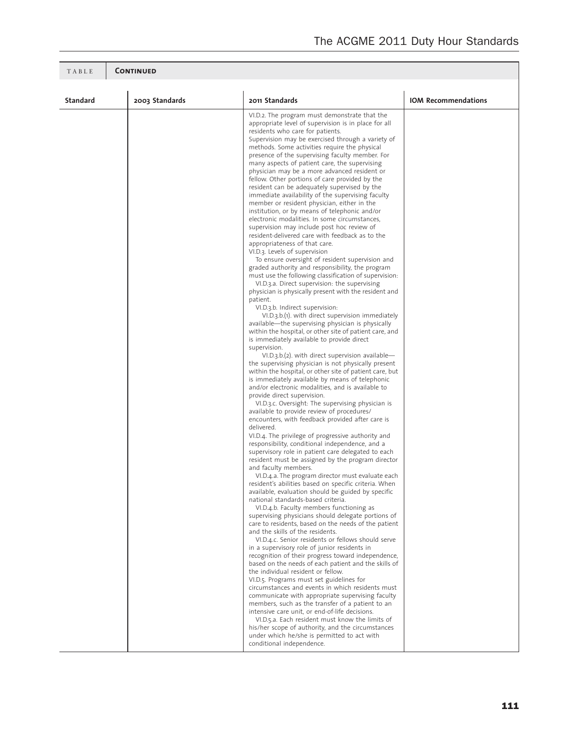**TABLE Continued**

| Standard | 2003 Standards | 2011 Standards | IOM Recommendations |
|---|---|---|---|
| | | VI.D.2. The program must demonstrate that the appropriate level of supervision is in place for all residents who care for patients.<br>Supervision may be exercised through a variety of methods. Some activities require the physical presence of the supervising faculty member. For many aspects of patient care, the supervising physician may be a more advanced resident or fellow. Other portions of care provided by the resident can be adequately supervised by the immediate availability of the supervising faculty member or resident physician, either in the institution, or by means of telephonic and/or electronic modalities. In some circumstances, supervision may include post hoc review of resident-delivered care with feedback as to the appropriateness of that care.<br>VI.D.3. Levels of supervision<br>To ensure oversight of resident supervision and graded authority and responsibility, the program must use the following classification of supervision:<br>VI.D.3.a. Direct supervision: the supervising physician is physically present with the resident and patient.<br>VI.D.3.b. Indirect supervision:<br>VI.D.3.b.(1). with direct supervision immediately available—the supervising physician is physically within the hospital, or other site of patient care, and is immediately available to provide direct supervision.<br>VI.D.3.b.(2). with direct supervision available—the supervising physician is not physically present within the hospital, or other site of patient care, but is immediately available by means of telephonic and/or electronic modalities, and is available to provide direct supervision.<br>VI.D.3.c. Oversight: The supervising physician is available to provide review of procedures/encounters, with feedback provided after care is delivered.<br>VI.D.4. The privilege of progressive authority and responsibility, conditional independence, and a supervisory role in patient care delegated to each resident must be assigned by the program director and faculty members.<br>VI.D.4.a. The program director must evaluate each resident's abilities based on specific criteria. When available, evaluation should be guided by specific national standards-based criteria.<br>VI.D.4.b. Faculty members functioning as supervising physicians should delegate portions of care to residents, based on the needs of the patient and the skills of the residents.<br>VI.D.4.c. Senior residents or fellows should serve in a supervisory role of junior residents in recognition of their progress toward independence, based on the needs of each patient and the skills of the individual resident or fellow.<br>VI.D.5. Programs must set guidelines for circumstances and events in which residents must communicate with appropriate supervising faculty members, such as the transfer of a patient to an intensive care unit, or end-of-life decisions.<br>VI.D.5.a. Each resident must know the limits of his/her scope of authority, and the circumstances under which he/she is permitted to act with conditional independence. | |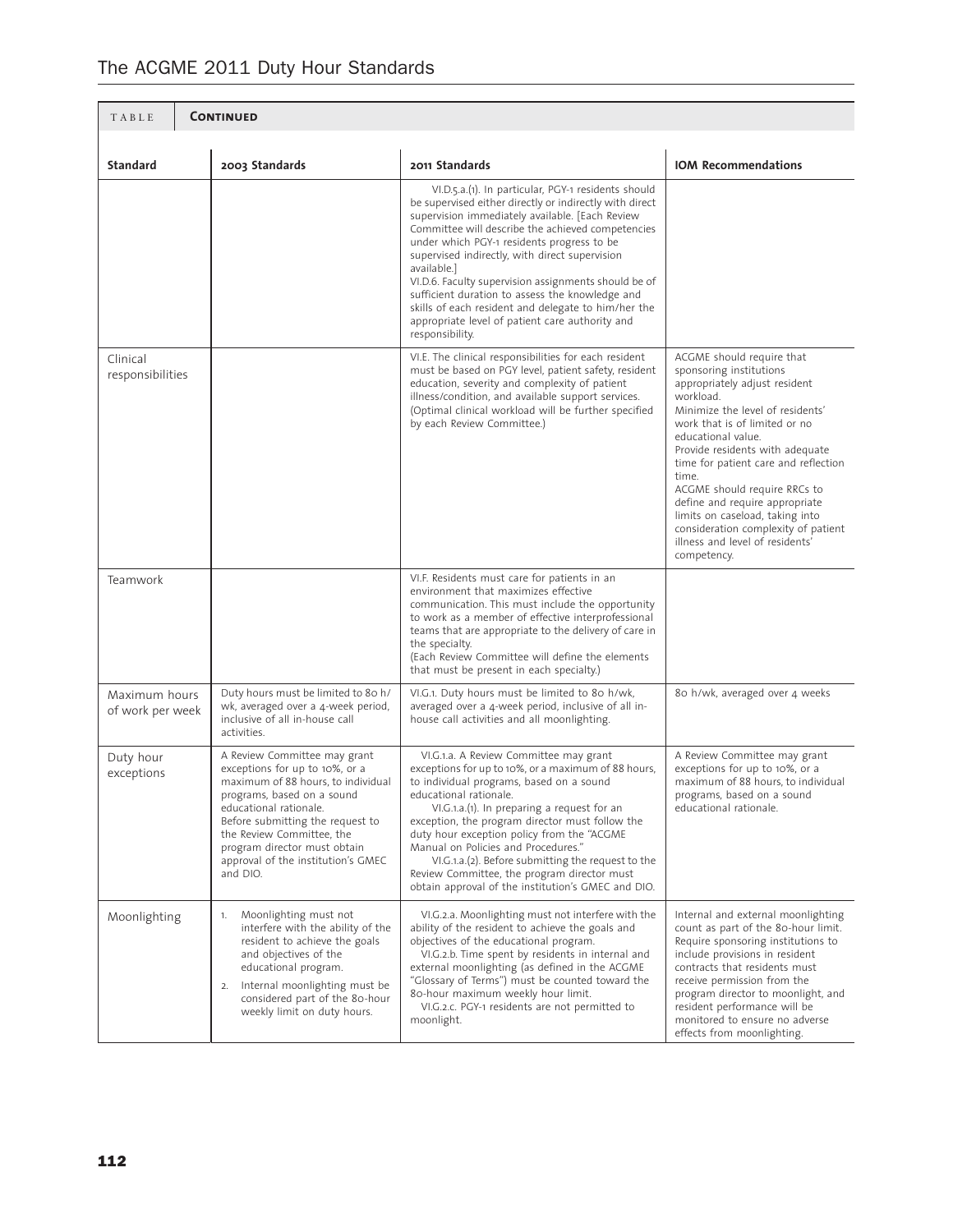TABLE **Continued**

| Standard | 2003 Standards | 2011 Standards | IOM Recommendations |
|---|---|---|---|
| | | VI.D.5.a.(1). In particular, PGY-1 residents should be supervised either directly or indirectly with direct supervision immediately available. [Each Review Committee will describe the achieved competencies under which PGY-1 residents progress to be supervised indirectly, with direct supervision available.] VI.D.6. Faculty supervision assignments should be of sufficient duration to assess the knowledge and skills of each resident and delegate to him/her the appropriate level of patient care authority and responsibility. | |
| Clinical responsibilities | | VI.E. The clinical responsibilities for each resident must be based on PGY level, patient safety, resident education, severity and complexity of patient illness/condition, and available support services. (Optimal clinical workload will be further specified by each Review Committee.) | ACGME should require that sponsoring institutions appropriately adjust resident workload. Minimize the level of residents' work that is of limited or no educational value. Provide residents with adequate time for patient care and reflection time. ACGME should require RRCs to define and require appropriate limits on caseload, taking into consideration complexity of patient illness and level of residents' competency. |
| Teamwork | | VI.F. Residents must care for patients in an environment that maximizes effective communication. This must include the opportunity to work as a member of effective interprofessional teams that are appropriate to the delivery of care in the specialty. (Each Review Committee will define the elements that must be present in each specialty.) | |
| Maximum hours of work per week | Duty hours must be limited to 80 h/wk, averaged over a 4-week period, inclusive of all in-house call activities. | VI.G.1. Duty hours must be limited to 80 h/wk, averaged over a 4-week period, inclusive of all in-house call activities and all moonlighting. | 80 h/wk, averaged over 4 weeks |
| Duty hour exceptions | A Review Committee may grant exceptions for up to 10%, or a maximum of 88 hours, to individual programs, based on a sound educational rationale. Before submitting the request to the Review Committee, the program director must obtain approval of the institution's GMEC and DIO. | VI.G.1.a. A Review Committee may grant exceptions for up to 10%, or a maximum of 88 hours, to individual programs, based on a sound educational rationale. VI.G.1.a.(1). In preparing a request for an exception, the program director must follow the duty hour exception policy from the "ACGME Manual on Policies and Procedures." VI.G.1.a.(2). Before submitting the request to the Review Committee, the program director must obtain approval of the institution's GMEC and DIO. | A Review Committee may grant exceptions for up to 10%, or a maximum of 88 hours, to individual programs, based on a sound educational rationale. |
| Moonlighting | 1. Moonlighting must not interfere with the ability of the resident to achieve the goals and objectives of the educational program. 2. Internal moonlighting must be considered part of the 80-hour weekly limit on duty hours. | VI.G.2.a. Moonlighting must not interfere with the ability of the resident to achieve the goals and objectives of the educational program. VI.G.2.b. Time spent by residents in internal and external moonlighting (as defined in the ACGME "Glossary of Terms") must be counted toward the 80-hour maximum weekly hour limit. VI.G.2.c. PGY-1 residents are not permitted to moonlight. | Internal and external moonlighting count as part of the 80-hour limit. Require sponsoring institutions to include provisions in resident contracts that residents must receive permission from the program director to moonlight, and resident performance will be monitored to ensure no adverse effects from moonlighting. |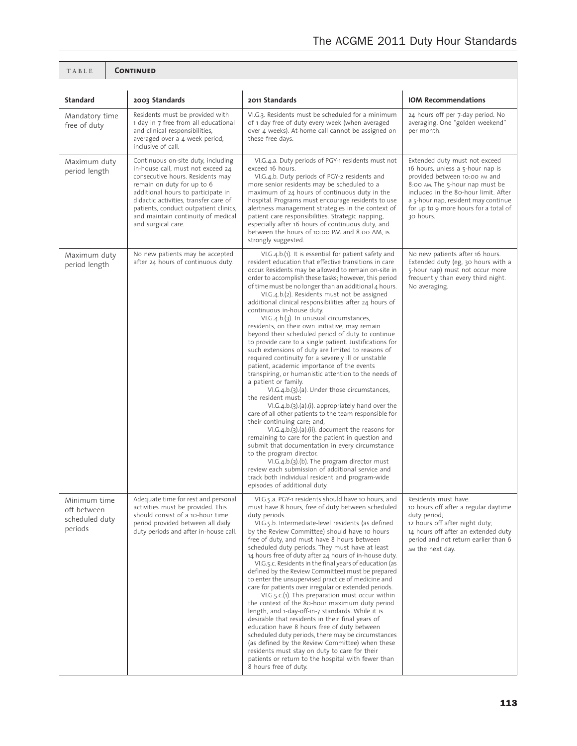**TABLE Continued**

| Standard | 2003 Standards | 2011 Standards | IOM Recommendations |
|---|---|---|---|
| Mandatory time free of duty | Residents must be provided with 1 day in 7 free from all educational and clinical responsibilities, averaged over a 4-week period, inclusive of call. | VI.G.3. Residents must be scheduled for a minimum of 1 day free of duty every week (when averaged over 4 weeks). At-home call cannot be assigned on these free days. | 24 hours off per 7-day period. No averaging. One "golden weekend" per month. |
| Maximum duty period length | Continuous on-site duty, including in-house call, must not exceed 24 consecutive hours. Residents may remain on duty for up to 6 additional hours to participate in didactic activities, transfer care of patients, conduct outpatient clinics, and maintain continuity of medical and surgical care. | VI.G.4.a. Duty periods of PGY-1 residents must not exceed 16 hours. VI.G.4.b. Duty periods of PGY-2 residents and more senior residents may be scheduled to a maximum of 24 hours of continuous duty in the hospital. Programs must encourage residents to use alertness management strategies in the context of patient care responsibilities. Strategic napping, especially after 16 hours of continuous duty, and between the hours of 10:00 PM and 8:00 AM, is strongly suggested. | Extended duty must not exceed 16 hours, unless a 5-hour nap is provided between 10:00 PM and 8:00 AM. The 5-hour nap must be included in the 80-hour limit. After a 5-hour nap, resident may continue for up to 9 more hours for a total of 30 hours. |
| Maximum duty period length | No new patients may be accepted after 24 hours of continuous duty. | VI.G.4.b.(1). It is essential for patient safety and resident education that effective transitions in care occur. Residents may be allowed to remain on-site in order to accomplish these tasks; however, this period of time must be no longer than an additional 4 hours. VI.G.4.b.(2). Residents must not be assigned additional clinical responsibilities after 24 hours of continuous in-house duty. VI.G.4.b.(3). In unusual circumstances, residents, on their own initiative, may remain beyond their scheduled period of duty to continue to provide care to a single patient. Justifications for such extensions of duty are limited to reasons of required continuity for a severely ill or unstable patient, academic importance of the events transpiring, or humanistic attention to the needs of a patient or family. VI.G.4.b.(3).(a). Under those circumstances, the resident must: VI.G.4.b.(3).(a).(i). appropriately hand over the care of all other patients to the team responsible for their continuing care; and, VI.G.4.b.(3).(a).(ii). document the reasons for remaining to care for the patient in question and submit that documentation in every circumstance to the program director. VI.G.4.b.(3).(b). The program director must review each submission of additional service and track both individual resident and program-wide episodes of additional duty. | No new patients after 16 hours. Extended duty (eg, 30 hours with a 5-hour nap) must not occur more frequently than every third night. No averaging. |
| Minimum time off between scheduled duty periods | Adequate time for rest and personal activities must be provided. This should consist of a 10-hour time period provided between all daily duty periods and after in-house call. | VI.G.5.a. PGY-1 residents should have 10 hours, and must have 8 hours, free of duty between scheduled duty periods. VI.G.5.b. Intermediate-level residents (as defined by the Review Committee) should have 10 hours free of duty, and must have 8 hours between scheduled duty periods. They must have at least 14 hours free of duty after 24 hours of in-house duty. VI.G.5.c. Residents in the final years of education (as defined by the Review Committee) must be prepared to enter the unsupervised practice of medicine and care for patients over irregular or extended periods. VI.G.5.c.(1). This preparation must occur within the context of the 80-hour maximum duty period length, and 1-day-off-in-7 standards. While it is desirable that residents in their final years of education have 8 hours free of duty between scheduled duty periods, there may be circumstances (as defined by the Review Committee) when these residents must stay on duty to care for their patients or return to the hospital with fewer than 8 hours free of duty. | Residents must have: 10 hours off after a regular daytime duty period; 12 hours off after night duty; 14 hours off after an extended duty period and not return earlier than 6 AM the next day. |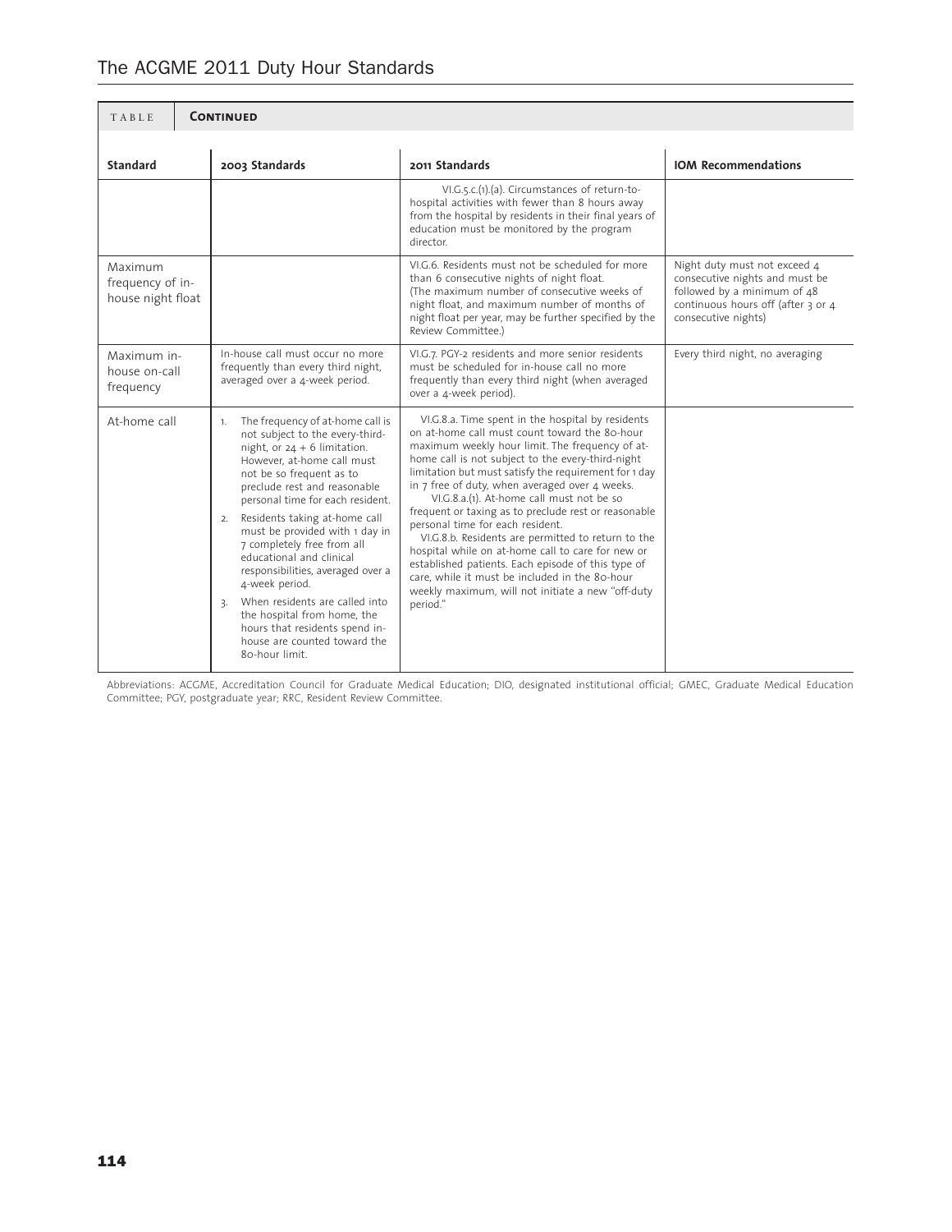TABLE **Continued**

| Standard | 2003 Standards | 2011 Standards | IOM Recommendations |
|---|---|---|---|
| | | VI.G.5.c.(1).(a). Circumstances of return-to-hospital activities with fewer than 8 hours away from the hospital by residents in their final years of education must be monitored by the program director. | |
| Maximum frequency of in-house night float | | VI.G.6. Residents must not be scheduled for more than 6 consecutive nights of night float. (The maximum number of consecutive weeks of night float, and maximum number of months of night float per year, may be further specified by the Review Committee.) | Night duty must not exceed 4 consecutive nights and must be followed by a minimum of 48 continuous hours off (after 3 or 4 consecutive nights) |
| Maximum in-house on-call frequency | In-house call must occur no more frequently than every third night, averaged over a 4-week period. | VI.G.7. PGY-2 residents and more senior residents must be scheduled for in-house call no more frequently than every third night (when averaged over a 4-week period). | Every third night, no averaging |
| At-home call | 1. The frequency of at-home call is not subject to the every-third-night, or 24 + 6 limitation. However, at-home call must not be so frequent as to preclude rest and reasonable personal time for each resident.<br>2. Residents taking at-home call must be provided with 1 day in 7 completely free from all educational and clinical responsibilities, averaged over a 4-week period.<br>3. When residents are called into the hospital from home, the hours that residents spend in-house are counted toward the 80-hour limit. | VI.G.8.a. Time spent in the hospital by residents on at-home call must count toward the 80-hour maximum weekly hour limit. The frequency of at-home call is not subject to the every-third-night limitation but must satisfy the requirement for 1 day in 7 free of duty, when averaged over 4 weeks.<br>VI.G.8.a.(1). At-home call must not be so frequent or taxing as to preclude rest or reasonable personal time for each resident.<br>VI.G.8.b. Residents are permitted to return to the hospital while on at-home call to care for new or established patients. Each episode of this type of care, while it must be included in the 80-hour weekly maximum, will not initiate a new "off-duty period." | |

Abbreviations: ACGME, Accreditation Council for Graduate Medical Education; DIO, designated institutional official; GMEC, Graduate Medical Education Committee; PGY, postgraduate year; RRC, Resident Review Committee.